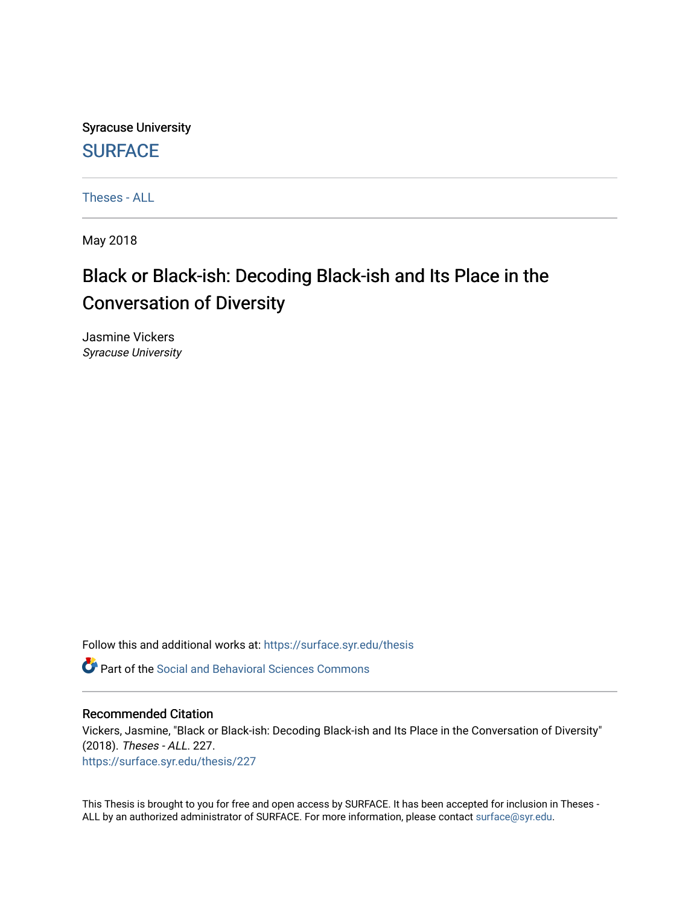Syracuse University

SURFACE

Theses - ALL

May 2018

# Black or Black-ish: Decoding Black-ish and Its Place in the Conversation of Diversity

Jasmine Vickers
*Syracuse University*

Follow this and additional works at: https://surface.syr.edu/thesis

Part of the Social and Behavioral Sciences Commons

## Recommended Citation

Vickers, Jasmine, "Black or Black-ish: Decoding Black-ish and Its Place in the Conversation of Diversity" (2018). *Theses - ALL*. 227.
https://surface.syr.edu/thesis/227

This Thesis is brought to you for free and open access by SURFACE. It has been accepted for inclusion in Theses - ALL by an authorized administrator of SURFACE. For more information, please contact surface@syr.edu.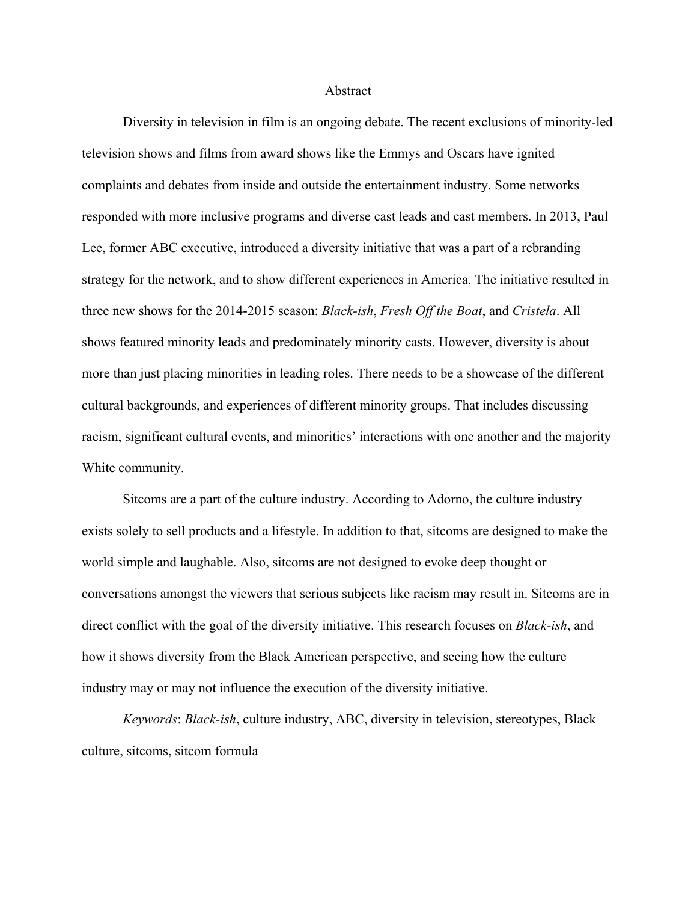# Abstract

Diversity in television in film is an ongoing debate. The recent exclusions of minority-led television shows and films from award shows like the Emmys and Oscars have ignited complaints and debates from inside and outside the entertainment industry. Some networks responded with more inclusive programs and diverse cast leads and cast members. In 2013, Paul Lee, former ABC executive, introduced a diversity initiative that was a part of a rebranding strategy for the network, and to show different experiences in America. The initiative resulted in three new shows for the 2014-2015 season: *Black-ish*, *Fresh Off the Boat*, and *Cristela*. All shows featured minority leads and predominately minority casts. However, diversity is about more than just placing minorities in leading roles. There needs to be a showcase of the different cultural backgrounds, and experiences of different minority groups. That includes discussing racism, significant cultural events, and minorities' interactions with one another and the majority White community.

Sitcoms are a part of the culture industry. According to Adorno, the culture industry exists solely to sell products and a lifestyle. In addition to that, sitcoms are designed to make the world simple and laughable. Also, sitcoms are not designed to evoke deep thought or conversations amongst the viewers that serious subjects like racism may result in. Sitcoms are in direct conflict with the goal of the diversity initiative. This research focuses on *Black-ish*, and how it shows diversity from the Black American perspective, and seeing how the culture industry may or may not influence the execution of the diversity initiative.

*Keywords*: *Black-ish*, culture industry, ABC, diversity in television, stereotypes, Black culture, sitcoms, sitcom formula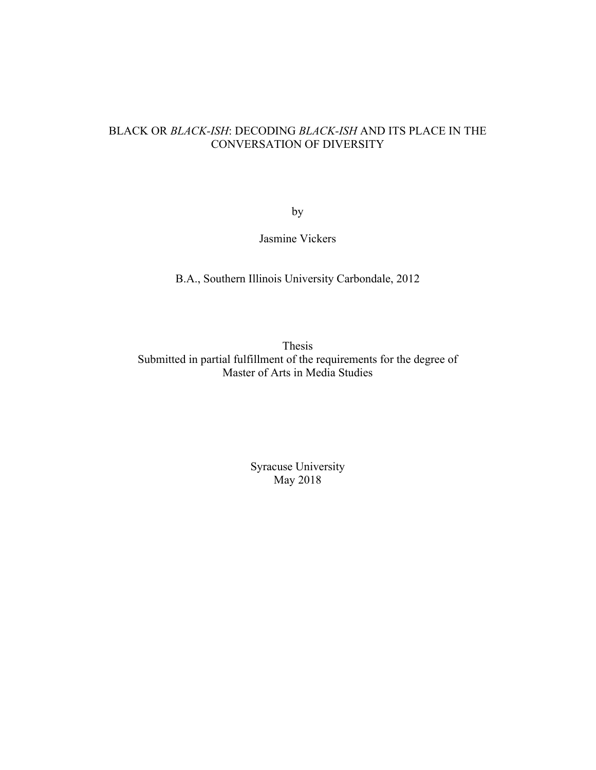# BLACK OR *BLACK-ISH*: DECODING *BLACK-ISH* AND ITS PLACE IN THE CONVERSATION OF DIVERSITY

by

Jasmine Vickers

B.A., Southern Illinois University Carbondale, 2012

Thesis
Submitted in partial fulfillment of the requirements for the degree of
Master of Arts in Media Studies

Syracuse University
May 2018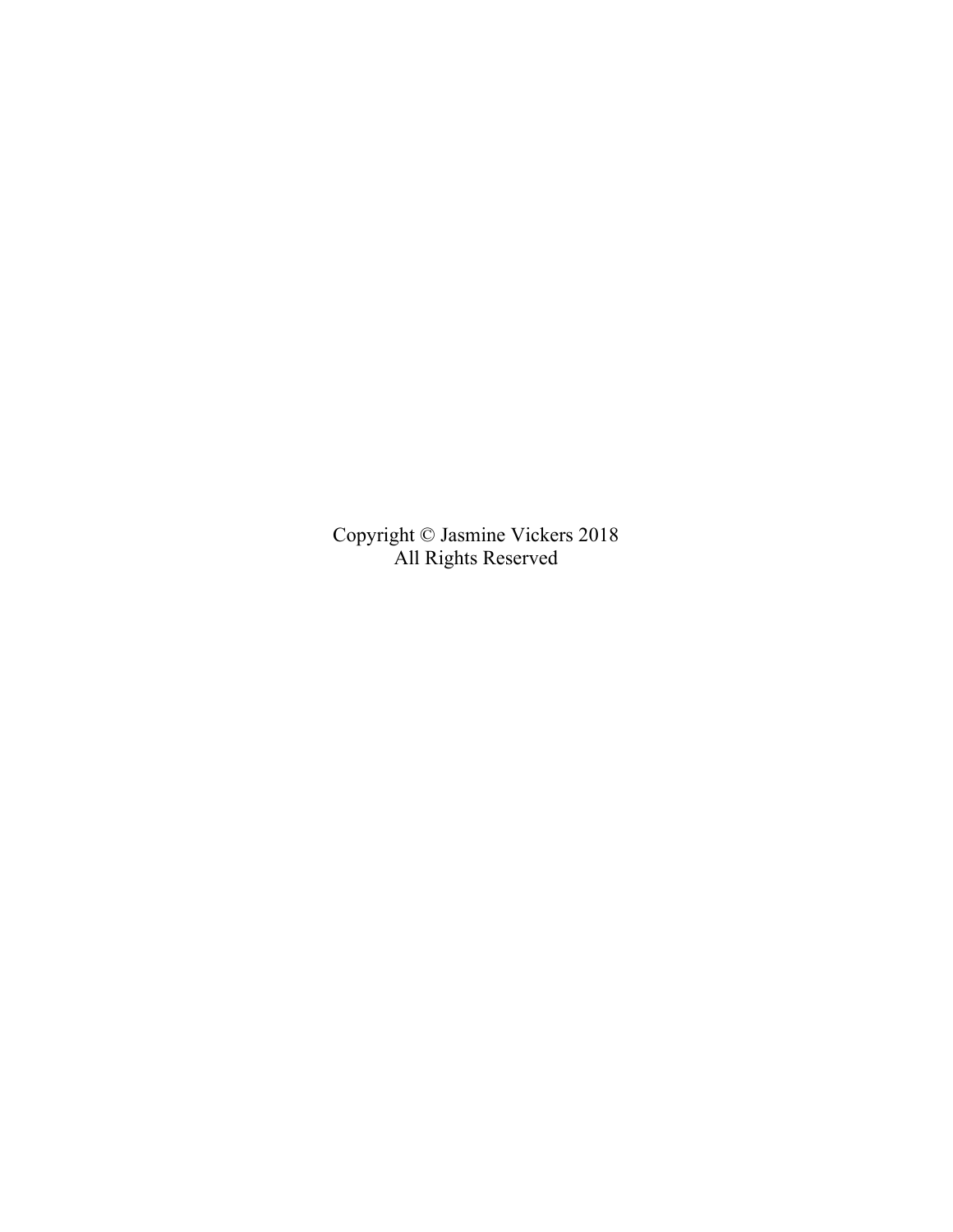Copyright © Jasmine Vickers 2018
All Rights Reserved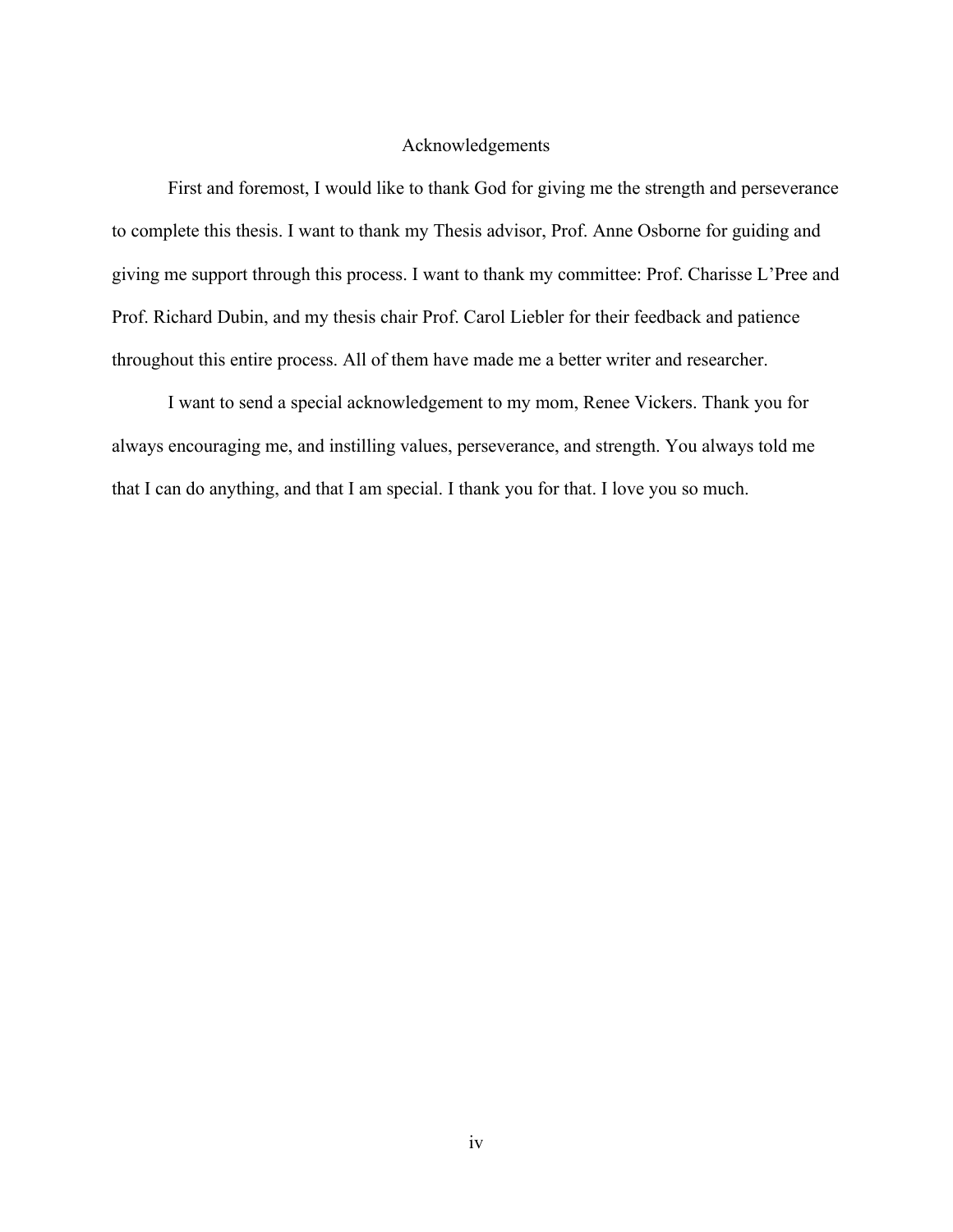# Acknowledgements

First and foremost, I would like to thank God for giving me the strength and perseverance to complete this thesis. I want to thank my Thesis advisor, Prof. Anne Osborne for guiding and giving me support through this process. I want to thank my committee: Prof. Charisse L'Pree and Prof. Richard Dubin, and my thesis chair Prof. Carol Liebler for their feedback and patience throughout this entire process. All of them have made me a better writer and researcher.

I want to send a special acknowledgement to my mom, Renee Vickers. Thank you for always encouraging me, and instilling values, perseverance, and strength. You always told me that I can do anything, and that I am special. I thank you for that. I love you so much.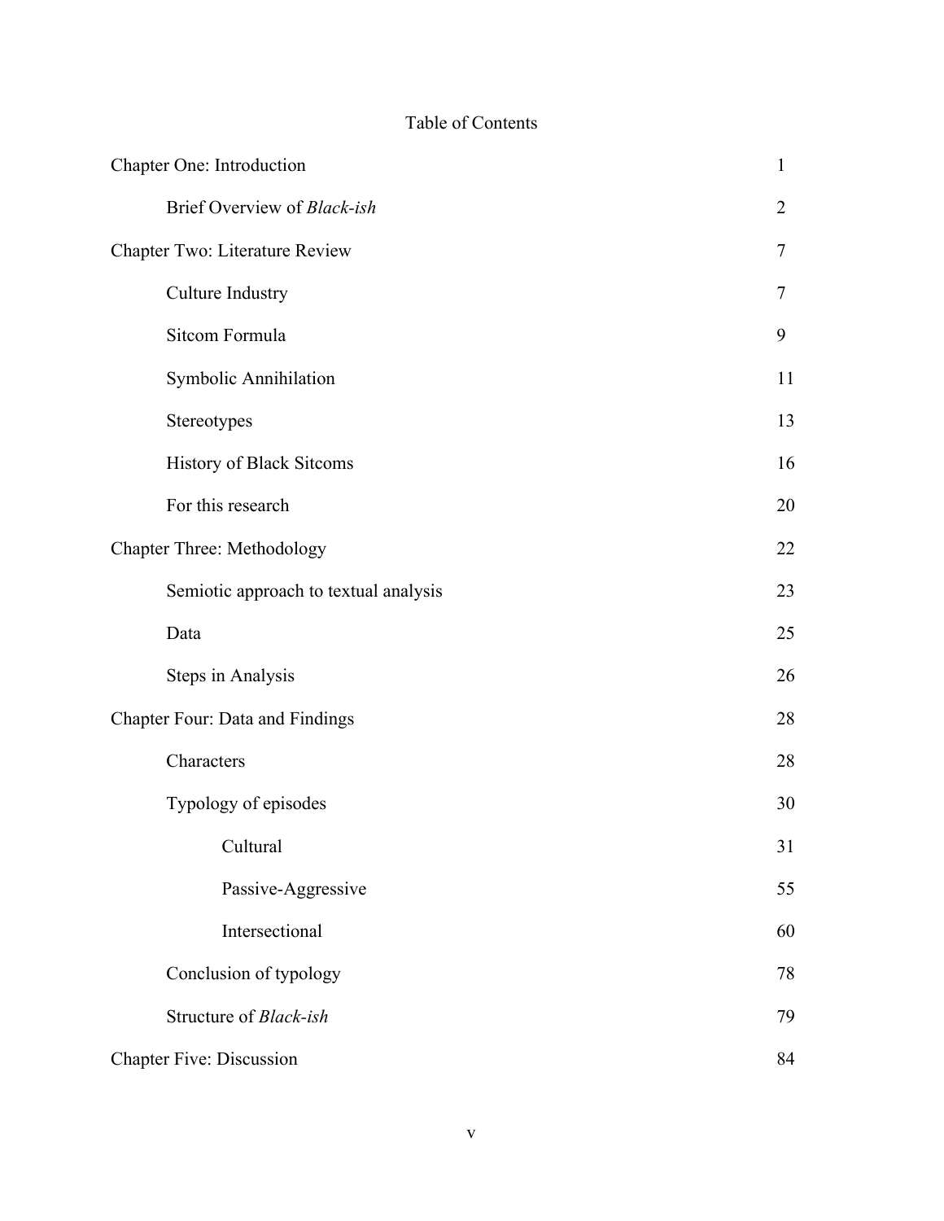# Table of Contents

| | |
|---|---|
| Chapter One: Introduction | 1 |
| Brief Overview of *Black-ish* | 2 |
| Chapter Two: Literature Review | 7 |
| Culture Industry | 7 |
| Sitcom Formula | 9 |
| Symbolic Annihilation | 11 |
| Stereotypes | 13 |
| History of Black Sitcoms | 16 |
| For this research | 20 |
| Chapter Three: Methodology | 22 |
| Semiotic approach to textual analysis | 23 |
| Data | 25 |
| Steps in Analysis | 26 |
| Chapter Four: Data and Findings | 28 |
| Characters | 28 |
| Typology of episodes | 30 |
| Cultural | 31 |
| Passive-Aggressive | 55 |
| Intersectional | 60 |
| Conclusion of typology | 78 |
| Structure of *Black-ish* | 79 |
| Chapter Five: Discussion | 84 |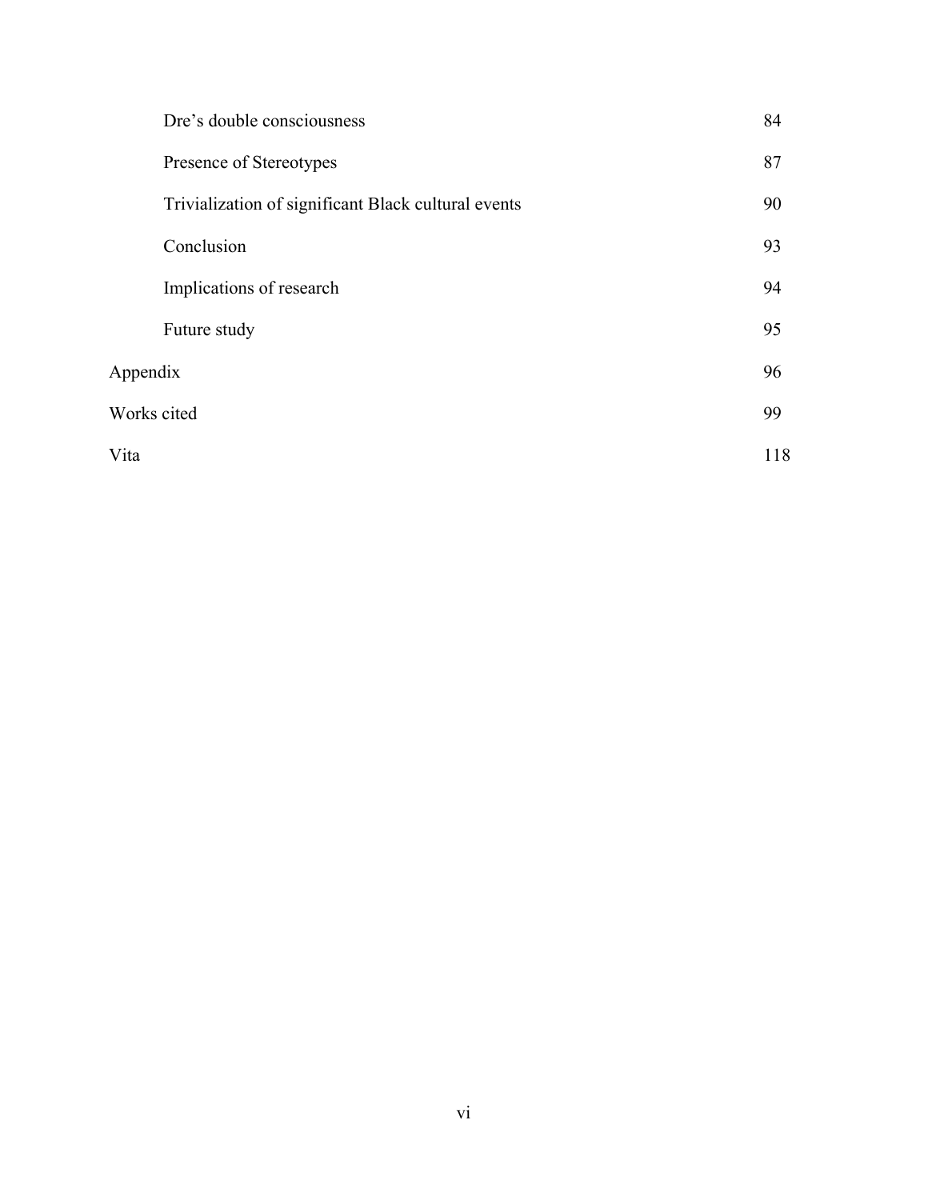| | |
|---|---|
| Dre's double consciousness | 84 |
| Presence of Stereotypes | 87 |
| Trivialization of significant Black cultural events | 90 |
| Conclusion | 93 |
| Implications of research | 94 |
| Future study | 95 |
| Appendix | 96 |
| Works cited | 99 |
| Vita | 118 |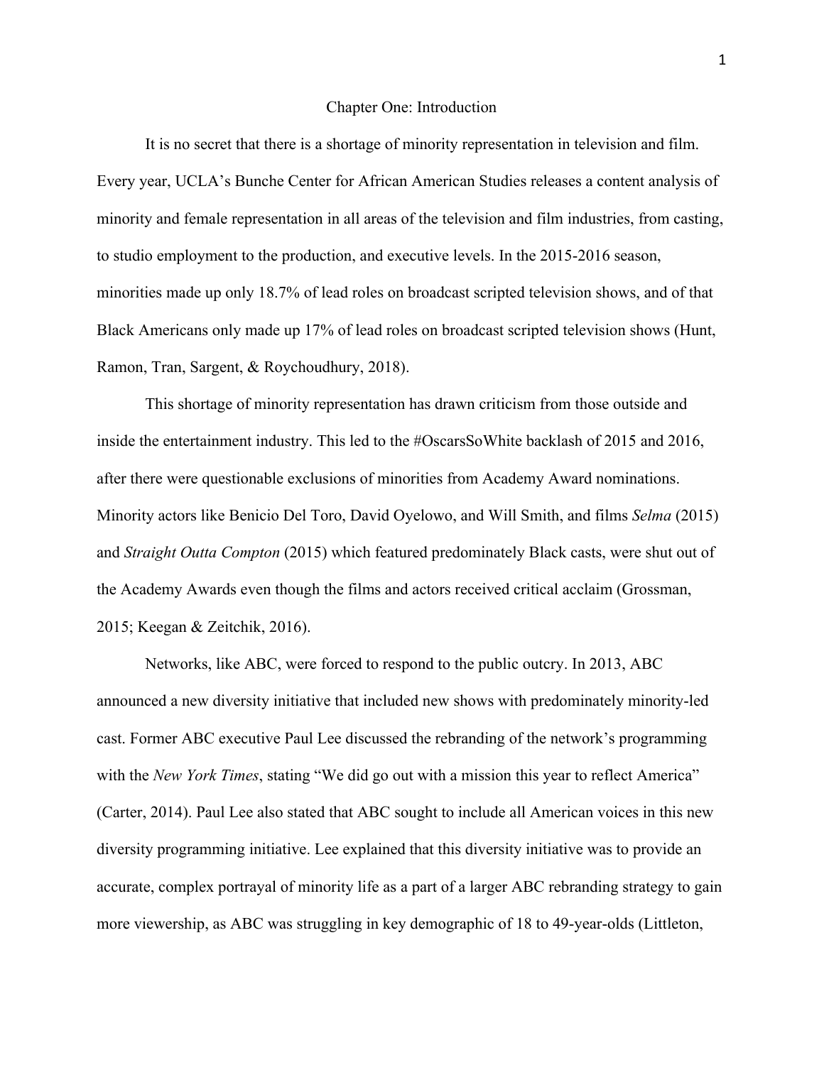# Chapter One: Introduction

It is no secret that there is a shortage of minority representation in television and film. Every year, UCLA's Bunche Center for African American Studies releases a content analysis of minority and female representation in all areas of the television and film industries, from casting, to studio employment to the production, and executive levels. In the 2015-2016 season, minorities made up only 18.7% of lead roles on broadcast scripted television shows, and of that Black Americans only made up 17% of lead roles on broadcast scripted television shows (Hunt, Ramon, Tran, Sargent, & Roychoudhury, 2018).

This shortage of minority representation has drawn criticism from those outside and inside the entertainment industry. This led to the #OscarsSoWhite backlash of 2015 and 2016, after there were questionable exclusions of minorities from Academy Award nominations. Minority actors like Benicio Del Toro, David Oyelowo, and Will Smith, and films *Selma* (2015) and *Straight Outta Compton* (2015) which featured predominately Black casts, were shut out of the Academy Awards even though the films and actors received critical acclaim (Grossman, 2015; Keegan & Zeitchik, 2016).

Networks, like ABC, were forced to respond to the public outcry. In 2013, ABC announced a new diversity initiative that included new shows with predominately minority-led cast. Former ABC executive Paul Lee discussed the rebranding of the network's programming with the *New York Times*, stating "We did go out with a mission this year to reflect America" (Carter, 2014). Paul Lee also stated that ABC sought to include all American voices in this new diversity programming initiative. Lee explained that this diversity initiative was to provide an accurate, complex portrayal of minority life as a part of a larger ABC rebranding strategy to gain more viewership, as ABC was struggling in key demographic of 18 to 49-year-olds (Littleton,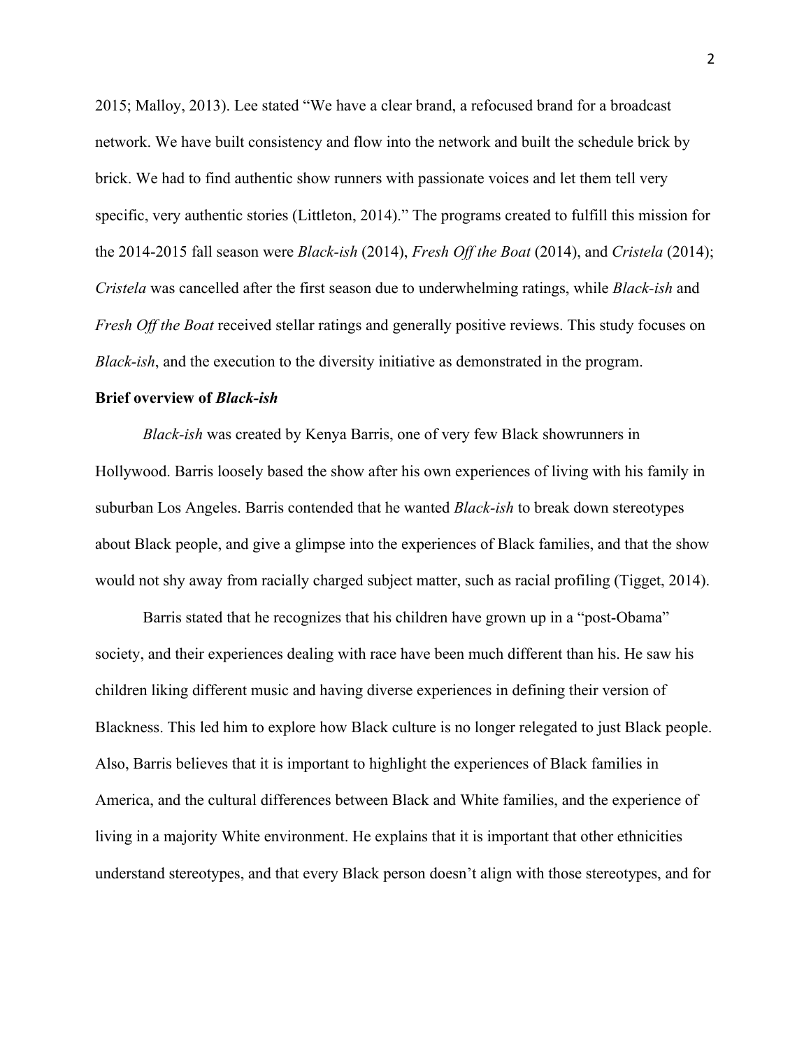2015; Malloy, 2013). Lee stated "We have a clear brand, a refocused brand for a broadcast network. We have built consistency and flow into the network and built the schedule brick by brick. We had to find authentic show runners with passionate voices and let them tell very specific, very authentic stories (Littleton, 2014)." The programs created to fulfill this mission for the 2014-2015 fall season were *Black-ish* (2014), *Fresh Off the Boat* (2014), and *Cristela* (2014); *Cristela* was cancelled after the first season due to underwhelming ratings, while *Black-ish* and *Fresh Off the Boat* received stellar ratings and generally positive reviews. This study focuses on *Black-ish*, and the execution to the diversity initiative as demonstrated in the program.

**Brief overview of *Black-ish***

*Black-ish* was created by Kenya Barris, one of very few Black showrunners in Hollywood. Barris loosely based the show after his own experiences of living with his family in suburban Los Angeles. Barris contended that he wanted *Black-ish* to break down stereotypes about Black people, and give a glimpse into the experiences of Black families, and that the show would not shy away from racially charged subject matter, such as racial profiling (Tigget, 2014).

Barris stated that he recognizes that his children have grown up in a "post-Obama" society, and their experiences dealing with race have been much different than his. He saw his children liking different music and having diverse experiences in defining their version of Blackness. This led him to explore how Black culture is no longer relegated to just Black people. Also, Barris believes that it is important to highlight the experiences of Black families in America, and the cultural differences between Black and White families, and the experience of living in a majority White environment. He explains that it is important that other ethnicities understand stereotypes, and that every Black person doesn't align with those stereotypes, and for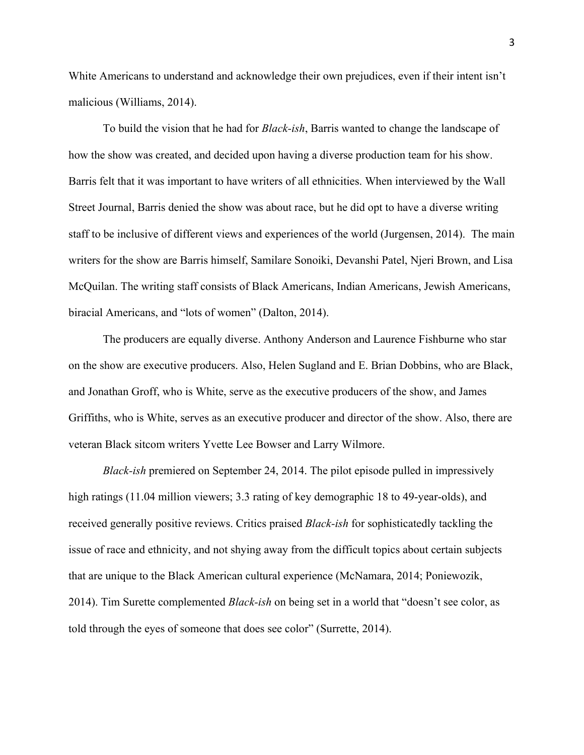White Americans to understand and acknowledge their own prejudices, even if their intent isn't malicious (Williams, 2014).

To build the vision that he had for *Black-ish*, Barris wanted to change the landscape of how the show was created, and decided upon having a diverse production team for his show. Barris felt that it was important to have writers of all ethnicities. When interviewed by the Wall Street Journal, Barris denied the show was about race, but he did opt to have a diverse writing staff to be inclusive of different views and experiences of the world (Jurgensen, 2014). The main writers for the show are Barris himself, Samilare Sonoiki, Devanshi Patel, Njeri Brown, and Lisa McQuilan. The writing staff consists of Black Americans, Indian Americans, Jewish Americans, biracial Americans, and "lots of women" (Dalton, 2014).

The producers are equally diverse. Anthony Anderson and Laurence Fishburne who star on the show are executive producers. Also, Helen Sugland and E. Brian Dobbins, who are Black, and Jonathan Groff, who is White, serve as the executive producers of the show, and James Griffiths, who is White, serves as an executive producer and director of the show. Also, there are veteran Black sitcom writers Yvette Lee Bowser and Larry Wilmore.

*Black-ish* premiered on September 24, 2014. The pilot episode pulled in impressively high ratings (11.04 million viewers; 3.3 rating of key demographic 18 to 49-year-olds), and received generally positive reviews. Critics praised *Black-ish* for sophisticatedly tackling the issue of race and ethnicity, and not shying away from the difficult topics about certain subjects that are unique to the Black American cultural experience (McNamara, 2014; Poniewozik, 2014). Tim Surette complemented *Black-ish* on being set in a world that "doesn't see color, as told through the eyes of someone that does see color" (Surrette, 2014).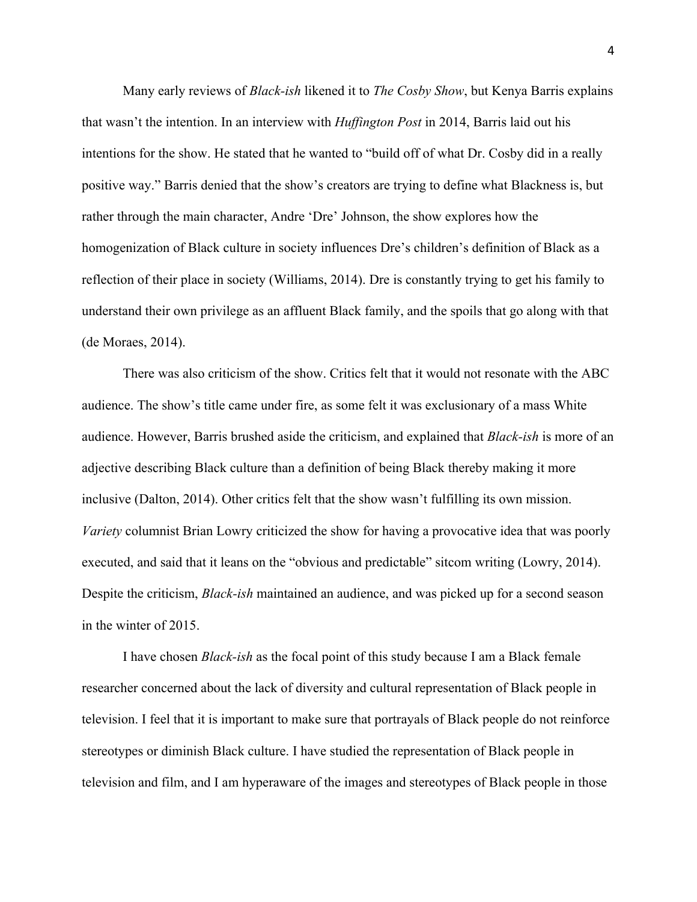Many early reviews of *Black-ish* likened it to *The Cosby Show*, but Kenya Barris explains that wasn't the intention. In an interview with *Huffington Post* in 2014, Barris laid out his intentions for the show. He stated that he wanted to "build off of what Dr. Cosby did in a really positive way." Barris denied that the show's creators are trying to define what Blackness is, but rather through the main character, Andre 'Dre' Johnson, the show explores how the homogenization of Black culture in society influences Dre's children's definition of Black as a reflection of their place in society (Williams, 2014). Dre is constantly trying to get his family to understand their own privilege as an affluent Black family, and the spoils that go along with that (de Moraes, 2014).

There was also criticism of the show. Critics felt that it would not resonate with the ABC audience. The show's title came under fire, as some felt it was exclusionary of a mass White audience. However, Barris brushed aside the criticism, and explained that *Black-ish* is more of an adjective describing Black culture than a definition of being Black thereby making it more inclusive (Dalton, 2014). Other critics felt that the show wasn't fulfilling its own mission. *Variety* columnist Brian Lowry criticized the show for having a provocative idea that was poorly executed, and said that it leans on the "obvious and predictable" sitcom writing (Lowry, 2014). Despite the criticism, *Black-ish* maintained an audience, and was picked up for a second season in the winter of 2015.

I have chosen *Black-ish* as the focal point of this study because I am a Black female researcher concerned about the lack of diversity and cultural representation of Black people in television. I feel that it is important to make sure that portrayals of Black people do not reinforce stereotypes or diminish Black culture. I have studied the representation of Black people in television and film, and I am hyperaware of the images and stereotypes of Black people in those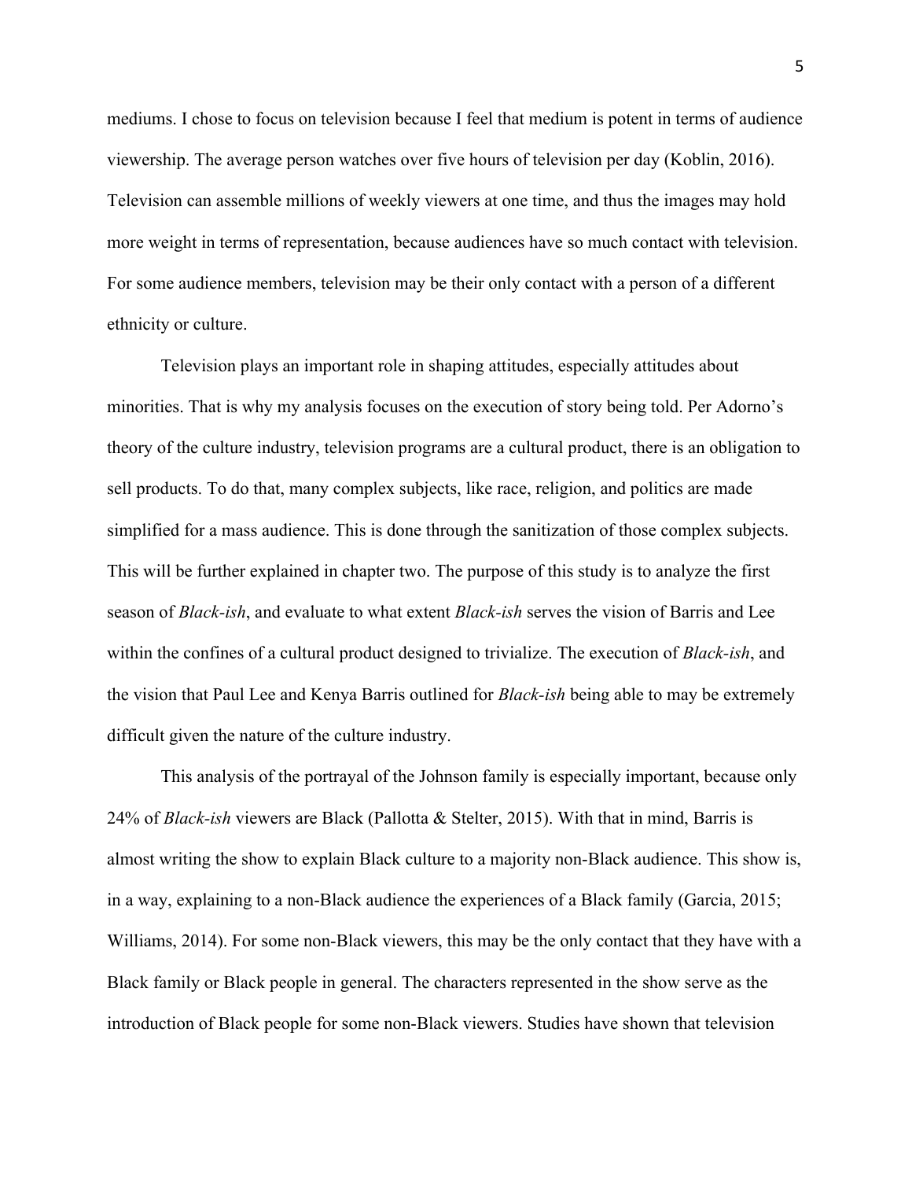mediums. I chose to focus on television because I feel that medium is potent in terms of audience viewership. The average person watches over five hours of television per day (Koblin, 2016). Television can assemble millions of weekly viewers at one time, and thus the images may hold more weight in terms of representation, because audiences have so much contact with television. For some audience members, television may be their only contact with a person of a different ethnicity or culture.

Television plays an important role in shaping attitudes, especially attitudes about minorities. That is why my analysis focuses on the execution of story being told. Per Adorno's theory of the culture industry, television programs are a cultural product, there is an obligation to sell products. To do that, many complex subjects, like race, religion, and politics are made simplified for a mass audience. This is done through the sanitization of those complex subjects. This will be further explained in chapter two. The purpose of this study is to analyze the first season of *Black-ish*, and evaluate to what extent *Black-ish* serves the vision of Barris and Lee within the confines of a cultural product designed to trivialize. The execution of *Black-ish*, and the vision that Paul Lee and Kenya Barris outlined for *Black-ish* being able to may be extremely difficult given the nature of the culture industry.

This analysis of the portrayal of the Johnson family is especially important, because only 24% of *Black-ish* viewers are Black (Pallotta & Stelter, 2015). With that in mind, Barris is almost writing the show to explain Black culture to a majority non-Black audience. This show is, in a way, explaining to a non-Black audience the experiences of a Black family (Garcia, 2015; Williams, 2014). For some non-Black viewers, this may be the only contact that they have with a Black family or Black people in general. The characters represented in the show serve as the introduction of Black people for some non-Black viewers. Studies have shown that television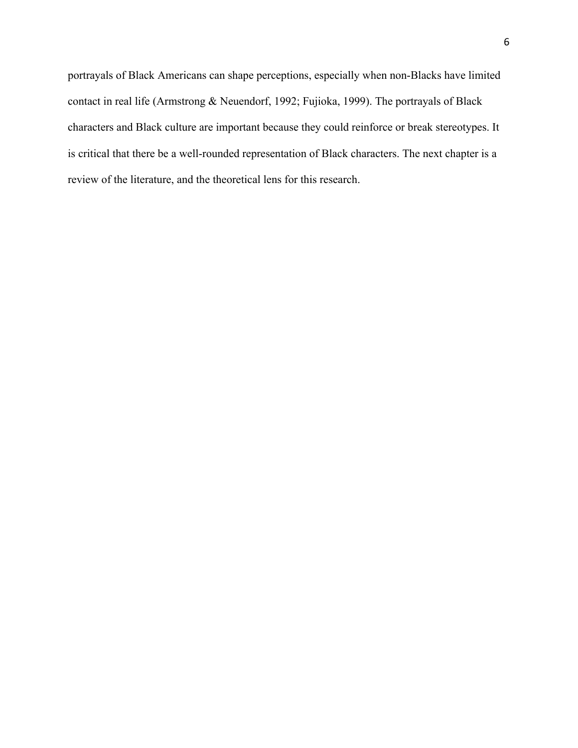portrayals of Black Americans can shape perceptions, especially when non-Blacks have limited contact in real life (Armstrong & Neuendorf, 1992; Fujioka, 1999). The portrayals of Black characters and Black culture are important because they could reinforce or break stereotypes. It is critical that there be a well-rounded representation of Black characters. The next chapter is a review of the literature, and the theoretical lens for this research.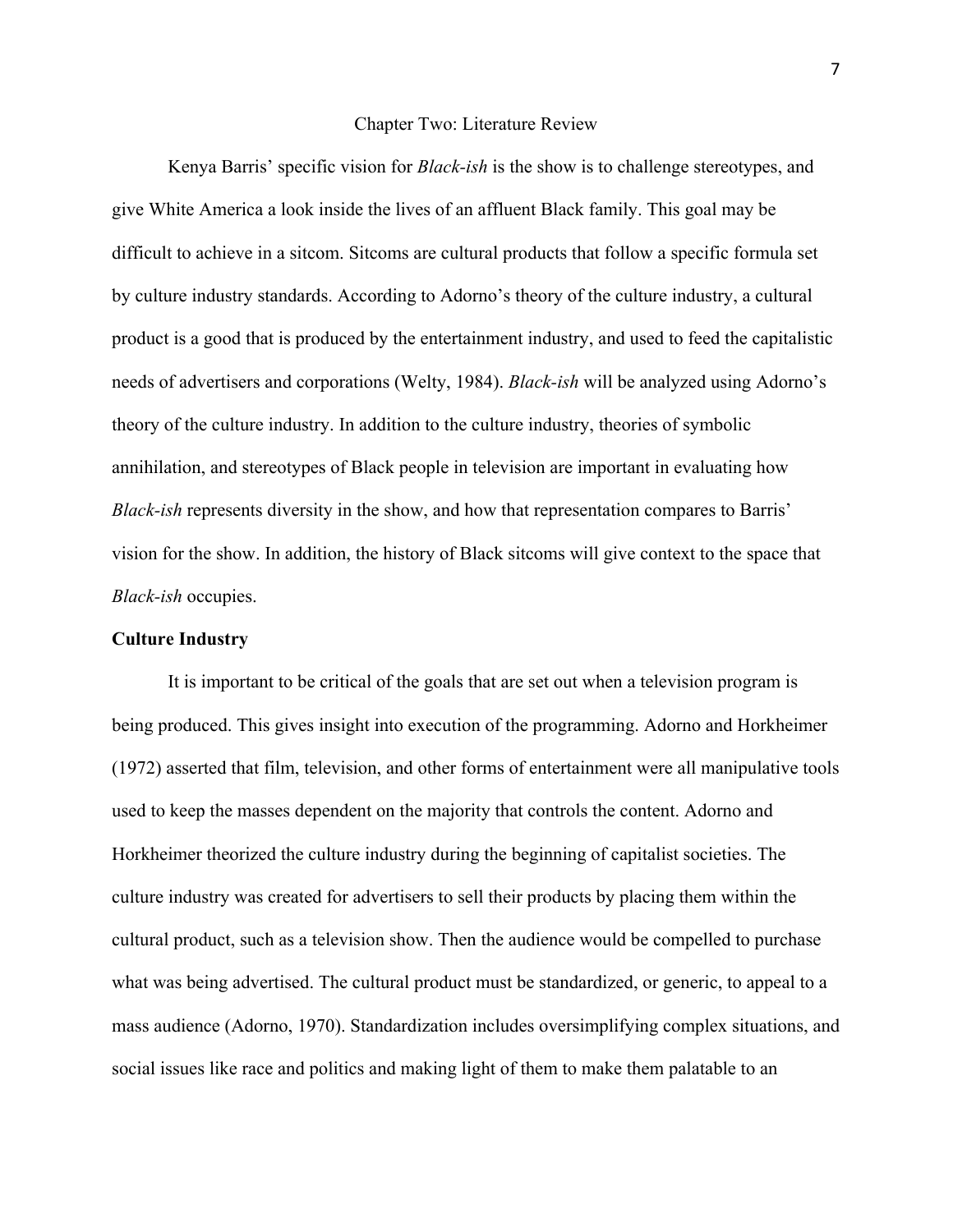# Chapter Two: Literature Review

Kenya Barris' specific vision for *Black-ish* is the show is to challenge stereotypes, and give White America a look inside the lives of an affluent Black family. This goal may be difficult to achieve in a sitcom. Sitcoms are cultural products that follow a specific formula set by culture industry standards. According to Adorno's theory of the culture industry, a cultural product is a good that is produced by the entertainment industry, and used to feed the capitalistic needs of advertisers and corporations (Welty, 1984). *Black-ish* will be analyzed using Adorno's theory of the culture industry. In addition to the culture industry, theories of symbolic annihilation, and stereotypes of Black people in television are important in evaluating how *Black-ish* represents diversity in the show, and how that representation compares to Barris' vision for the show. In addition, the history of Black sitcoms will give context to the space that *Black-ish* occupies.

## Culture Industry

It is important to be critical of the goals that are set out when a television program is being produced. This gives insight into execution of the programming. Adorno and Horkheimer (1972) asserted that film, television, and other forms of entertainment were all manipulative tools used to keep the masses dependent on the majority that controls the content. Adorno and Horkheimer theorized the culture industry during the beginning of capitalist societies. The culture industry was created for advertisers to sell their products by placing them within the cultural product, such as a television show. Then the audience would be compelled to purchase what was being advertised. The cultural product must be standardized, or generic, to appeal to a mass audience (Adorno, 1970). Standardization includes oversimplifying complex situations, and social issues like race and politics and making light of them to make them palatable to an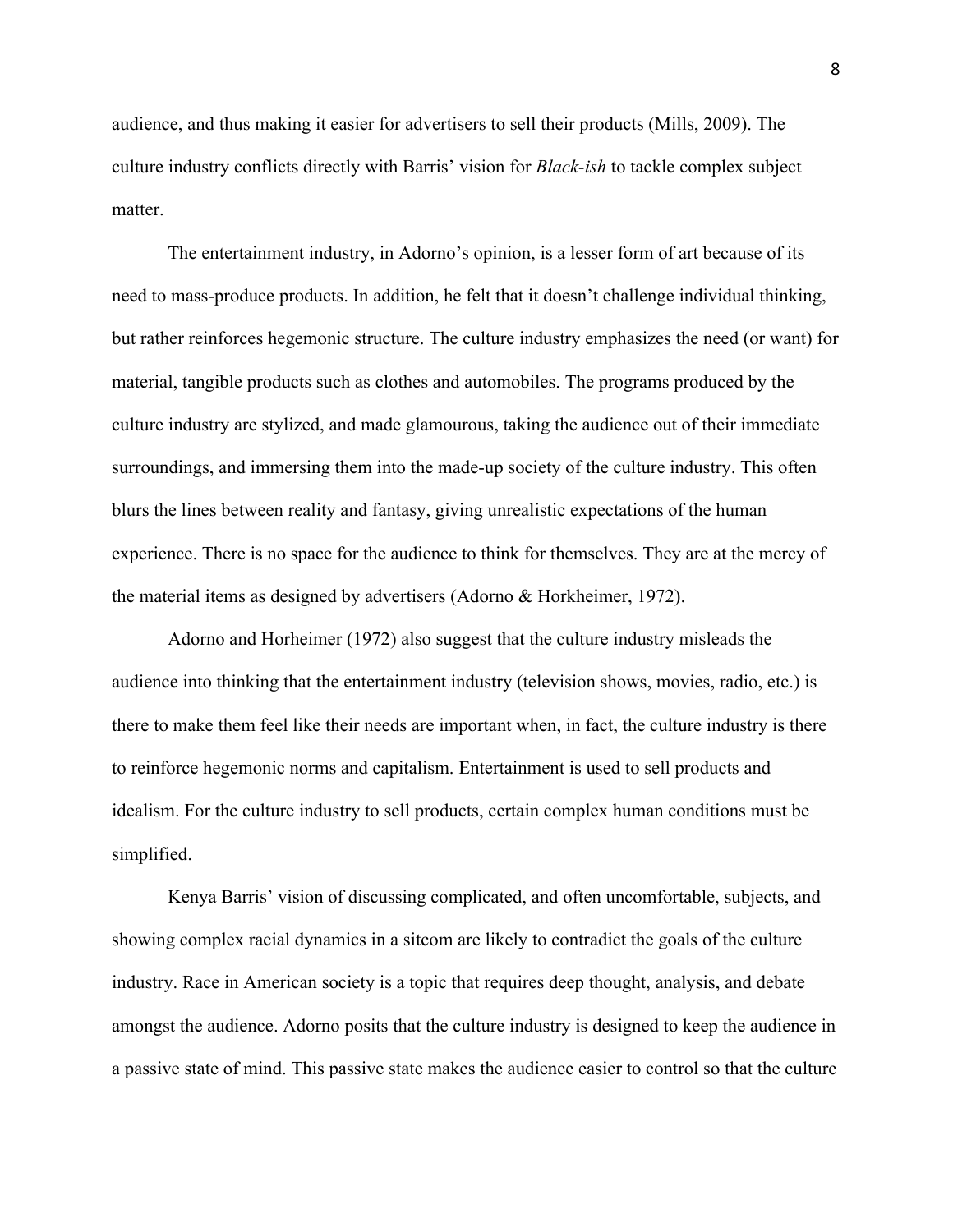audience, and thus making it easier for advertisers to sell their products (Mills, 2009). The culture industry conflicts directly with Barris' vision for *Black-ish* to tackle complex subject matter.

The entertainment industry, in Adorno's opinion, is a lesser form of art because of its need to mass-produce products. In addition, he felt that it doesn't challenge individual thinking, but rather reinforces hegemonic structure. The culture industry emphasizes the need (or want) for material, tangible products such as clothes and automobiles. The programs produced by the culture industry are stylized, and made glamourous, taking the audience out of their immediate surroundings, and immersing them into the made-up society of the culture industry. This often blurs the lines between reality and fantasy, giving unrealistic expectations of the human experience. There is no space for the audience to think for themselves. They are at the mercy of the material items as designed by advertisers (Adorno & Horkheimer, 1972).

Adorno and Horheimer (1972) also suggest that the culture industry misleads the audience into thinking that the entertainment industry (television shows, movies, radio, etc.) is there to make them feel like their needs are important when, in fact, the culture industry is there to reinforce hegemonic norms and capitalism. Entertainment is used to sell products and idealism. For the culture industry to sell products, certain complex human conditions must be simplified.

Kenya Barris' vision of discussing complicated, and often uncomfortable, subjects, and showing complex racial dynamics in a sitcom are likely to contradict the goals of the culture industry. Race in American society is a topic that requires deep thought, analysis, and debate amongst the audience. Adorno posits that the culture industry is designed to keep the audience in a passive state of mind. This passive state makes the audience easier to control so that the culture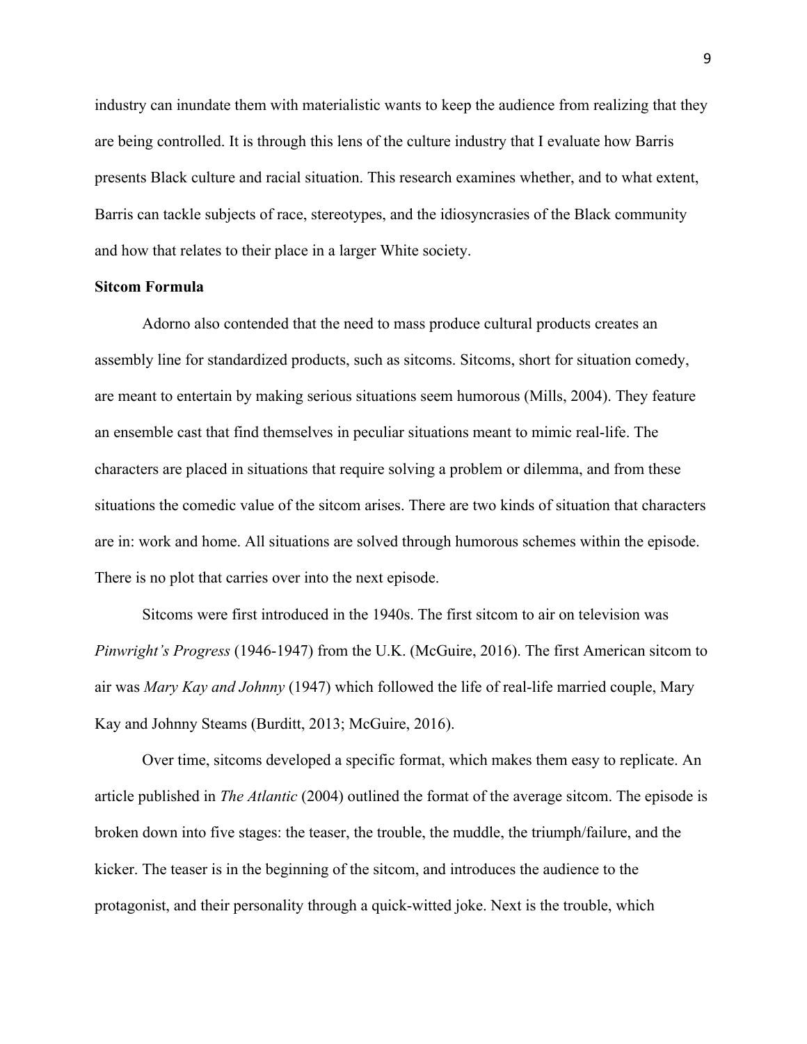industry can inundate them with materialistic wants to keep the audience from realizing that they are being controlled. It is through this lens of the culture industry that I evaluate how Barris presents Black culture and racial situation. This research examines whether, and to what extent, Barris can tackle subjects of race, stereotypes, and the idiosyncrasies of the Black community and how that relates to their place in a larger White society.

**Sitcom Formula**

Adorno also contended that the need to mass produce cultural products creates an assembly line for standardized products, such as sitcoms. Sitcoms, short for situation comedy, are meant to entertain by making serious situations seem humorous (Mills, 2004). They feature an ensemble cast that find themselves in peculiar situations meant to mimic real-life. The characters are placed in situations that require solving a problem or dilemma, and from these situations the comedic value of the sitcom arises. There are two kinds of situation that characters are in: work and home. All situations are solved through humorous schemes within the episode. There is no plot that carries over into the next episode.

Sitcoms were first introduced in the 1940s. The first sitcom to air on television was *Pinwright's Progress* (1946-1947) from the U.K. (McGuire, 2016). The first American sitcom to air was *Mary Kay and Johnny* (1947) which followed the life of real-life married couple, Mary Kay and Johnny Steams (Burditt, 2013; McGuire, 2016).

Over time, sitcoms developed a specific format, which makes them easy to replicate. An article published in *The Atlantic* (2004) outlined the format of the average sitcom. The episode is broken down into five stages: the teaser, the trouble, the muddle, the triumph/failure, and the kicker. The teaser is in the beginning of the sitcom, and introduces the audience to the protagonist, and their personality through a quick-witted joke. Next is the trouble, which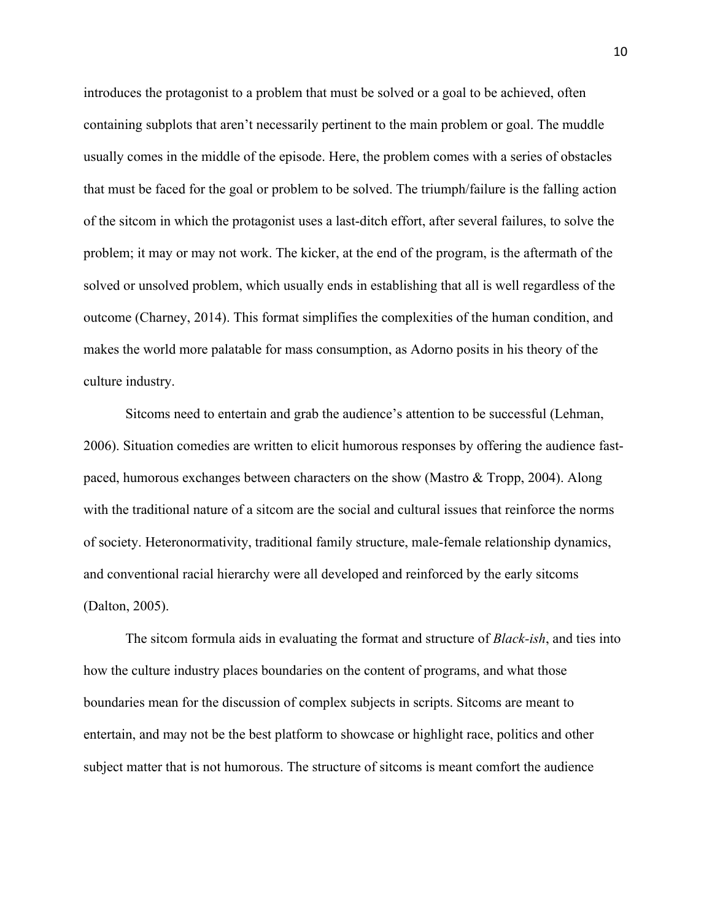introduces the protagonist to a problem that must be solved or a goal to be achieved, often containing subplots that aren't necessarily pertinent to the main problem or goal. The muddle usually comes in the middle of the episode. Here, the problem comes with a series of obstacles that must be faced for the goal or problem to be solved. The triumph/failure is the falling action of the sitcom in which the protagonist uses a last-ditch effort, after several failures, to solve the problem; it may or may not work. The kicker, at the end of the program, is the aftermath of the solved or unsolved problem, which usually ends in establishing that all is well regardless of the outcome (Charney, 2014). This format simplifies the complexities of the human condition, and makes the world more palatable for mass consumption, as Adorno posits in his theory of the culture industry.

Sitcoms need to entertain and grab the audience's attention to be successful (Lehman, 2006). Situation comedies are written to elicit humorous responses by offering the audience fast-paced, humorous exchanges between characters on the show (Mastro & Tropp, 2004). Along with the traditional nature of a sitcom are the social and cultural issues that reinforce the norms of society. Heteronormativity, traditional family structure, male-female relationship dynamics, and conventional racial hierarchy were all developed and reinforced by the early sitcoms (Dalton, 2005).

The sitcom formula aids in evaluating the format and structure of *Black-ish*, and ties into how the culture industry places boundaries on the content of programs, and what those boundaries mean for the discussion of complex subjects in scripts. Sitcoms are meant to entertain, and may not be the best platform to showcase or highlight race, politics and other subject matter that is not humorous. The structure of sitcoms is meant comfort the audience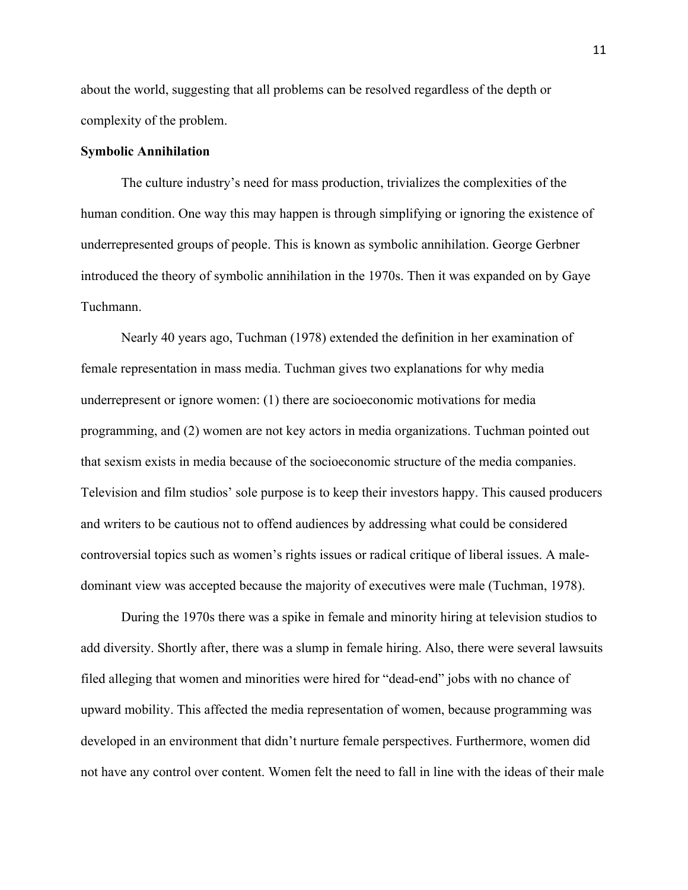about the world, suggesting that all problems can be resolved regardless of the depth or complexity of the problem.

**Symbolic Annihilation**

The culture industry's need for mass production, trivializes the complexities of the human condition. One way this may happen is through simplifying or ignoring the existence of underrepresented groups of people. This is known as symbolic annihilation. George Gerbner introduced the theory of symbolic annihilation in the 1970s. Then it was expanded on by Gaye Tuchmann.

Nearly 40 years ago, Tuchman (1978) extended the definition in her examination of female representation in mass media. Tuchman gives two explanations for why media underrepresent or ignore women: (1) there are socioeconomic motivations for media programming, and (2) women are not key actors in media organizations. Tuchman pointed out that sexism exists in media because of the socioeconomic structure of the media companies. Television and film studios' sole purpose is to keep their investors happy. This caused producers and writers to be cautious not to offend audiences by addressing what could be considered controversial topics such as women's rights issues or radical critique of liberal issues. A male-dominant view was accepted because the majority of executives were male (Tuchman, 1978).

During the 1970s there was a spike in female and minority hiring at television studios to add diversity. Shortly after, there was a slump in female hiring. Also, there were several lawsuits filed alleging that women and minorities were hired for "dead-end" jobs with no chance of upward mobility. This affected the media representation of women, because programming was developed in an environment that didn't nurture female perspectives. Furthermore, women did not have any control over content. Women felt the need to fall in line with the ideas of their male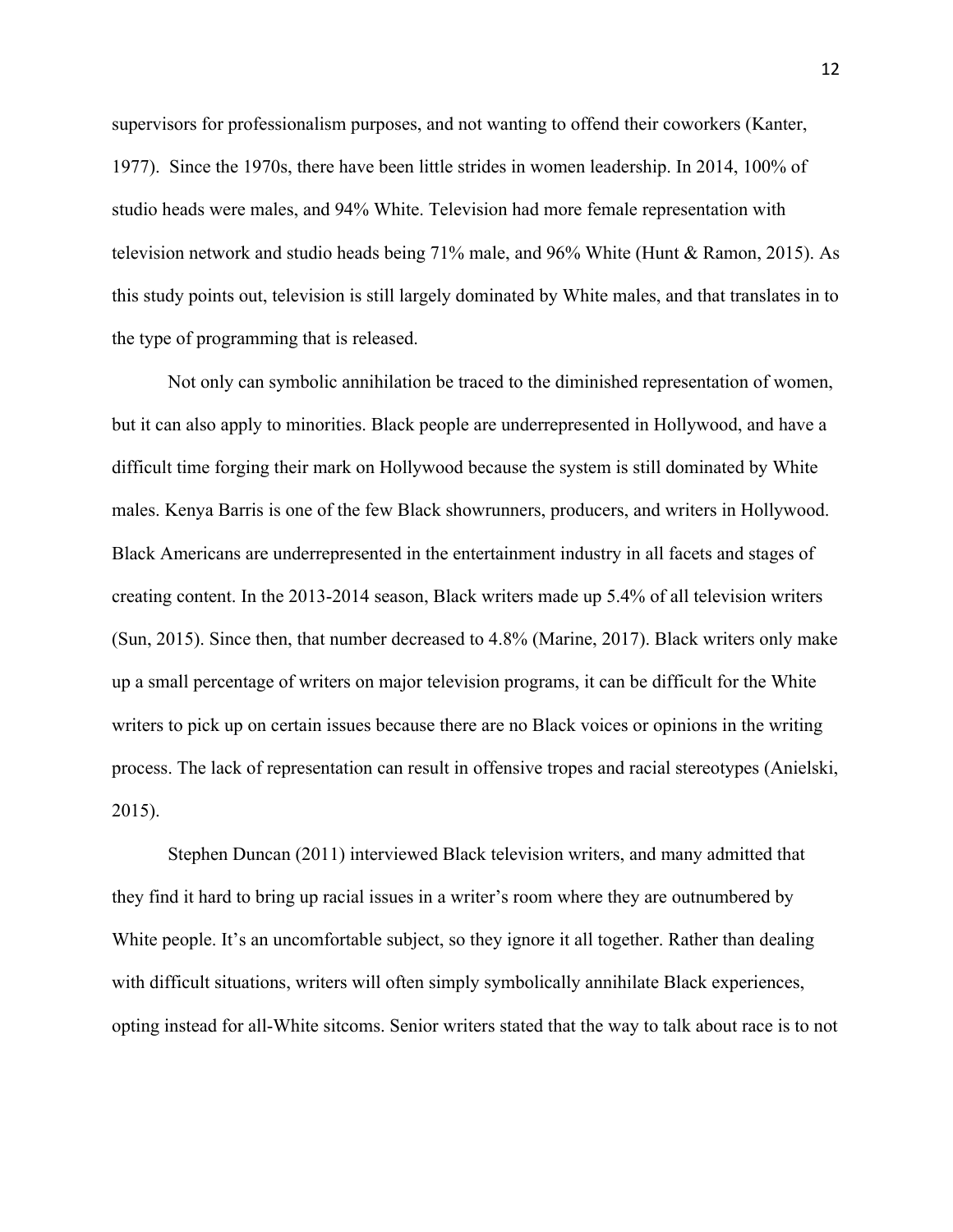supervisors for professionalism purposes, and not wanting to offend their coworkers (Kanter, 1977). Since the 1970s, there have been little strides in women leadership. In 2014, 100% of studio heads were males, and 94% White. Television had more female representation with television network and studio heads being 71% male, and 96% White (Hunt & Ramon, 2015). As this study points out, television is still largely dominated by White males, and that translates in to the type of programming that is released.

Not only can symbolic annihilation be traced to the diminished representation of women, but it can also apply to minorities. Black people are underrepresented in Hollywood, and have a difficult time forging their mark on Hollywood because the system is still dominated by White males. Kenya Barris is one of the few Black showrunners, producers, and writers in Hollywood. Black Americans are underrepresented in the entertainment industry in all facets and stages of creating content. In the 2013-2014 season, Black writers made up 5.4% of all television writers (Sun, 2015). Since then, that number decreased to 4.8% (Marine, 2017). Black writers only make up a small percentage of writers on major television programs, it can be difficult for the White writers to pick up on certain issues because there are no Black voices or opinions in the writing process. The lack of representation can result in offensive tropes and racial stereotypes (Anielski, 2015).

Stephen Duncan (2011) interviewed Black television writers, and many admitted that they find it hard to bring up racial issues in a writer's room where they are outnumbered by White people. It's an uncomfortable subject, so they ignore it all together. Rather than dealing with difficult situations, writers will often simply symbolically annihilate Black experiences, opting instead for all-White sitcoms. Senior writers stated that the way to talk about race is to not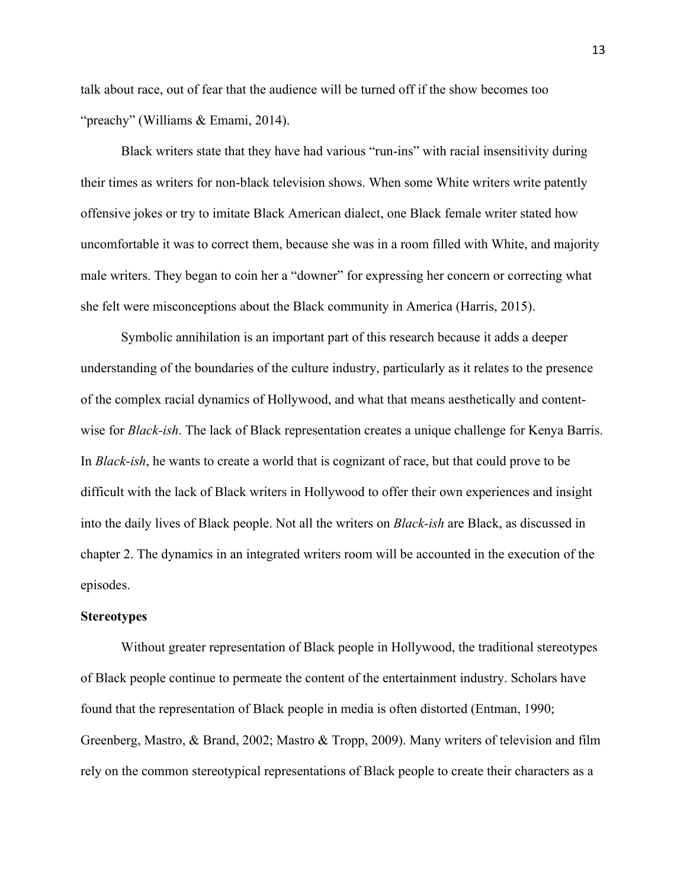talk about race, out of fear that the audience will be turned off if the show becomes too "preachy" (Williams & Emami, 2014).

Black writers state that they have had various "run-ins" with racial insensitivity during their times as writers for non-black television shows. When some White writers write patently offensive jokes or try to imitate Black American dialect, one Black female writer stated how uncomfortable it was to correct them, because she was in a room filled with White, and majority male writers. They began to coin her a "downer" for expressing her concern or correcting what she felt were misconceptions about the Black community in America (Harris, 2015).

Symbolic annihilation is an important part of this research because it adds a deeper understanding of the boundaries of the culture industry, particularly as it relates to the presence of the complex racial dynamics of Hollywood, and what that means aesthetically and content-wise for *Black-ish*. The lack of Black representation creates a unique challenge for Kenya Barris. In *Black-ish*, he wants to create a world that is cognizant of race, but that could prove to be difficult with the lack of Black writers in Hollywood to offer their own experiences and insight into the daily lives of Black people. Not all the writers on *Black-ish* are Black, as discussed in chapter 2. The dynamics in an integrated writers room will be accounted in the execution of the episodes.

**Stereotypes**

Without greater representation of Black people in Hollywood, the traditional stereotypes of Black people continue to permeate the content of the entertainment industry. Scholars have found that the representation of Black people in media is often distorted (Entman, 1990; Greenberg, Mastro, & Brand, 2002; Mastro & Tropp, 2009). Many writers of television and film rely on the common stereotypical representations of Black people to create their characters as a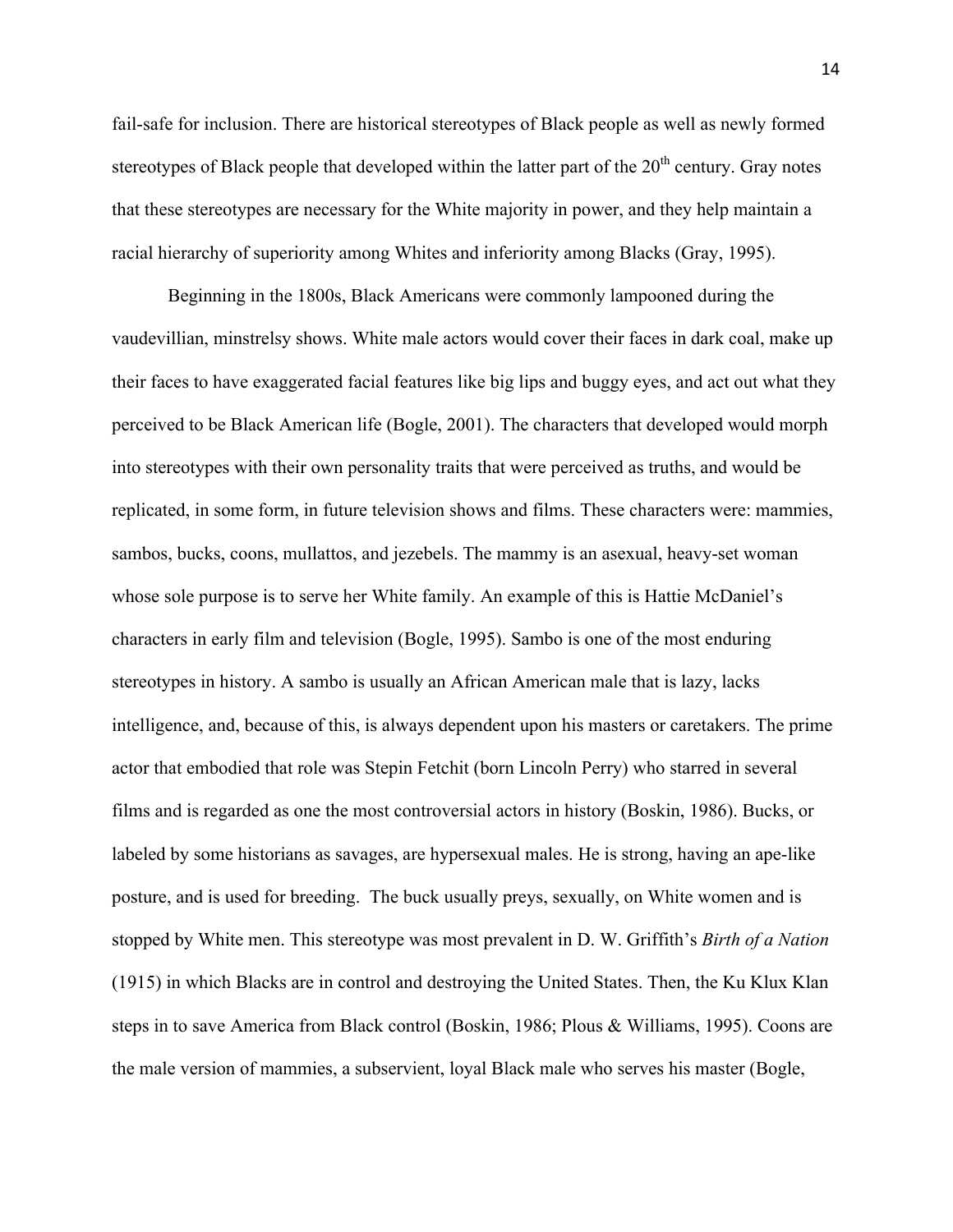fail-safe for inclusion. There are historical stereotypes of Black people as well as newly formed stereotypes of Black people that developed within the latter part of the 20th century. Gray notes that these stereotypes are necessary for the White majority in power, and they help maintain a racial hierarchy of superiority among Whites and inferiority among Blacks (Gray, 1995).

Beginning in the 1800s, Black Americans were commonly lampooned during the vaudevillian, minstrelsy shows. White male actors would cover their faces in dark coal, make up their faces to have exaggerated facial features like big lips and buggy eyes, and act out what they perceived to be Black American life (Bogle, 2001). The characters that developed would morph into stereotypes with their own personality traits that were perceived as truths, and would be replicated, in some form, in future television shows and films. These characters were: mammies, sambos, bucks, coons, mullattos, and jezebels. The mammy is an asexual, heavy-set woman whose sole purpose is to serve her White family. An example of this is Hattie McDaniel's characters in early film and television (Bogle, 1995). Sambo is one of the most enduring stereotypes in history. A sambo is usually an African American male that is lazy, lacks intelligence, and, because of this, is always dependent upon his masters or caretakers. The prime actor that embodied that role was Stepin Fetchit (born Lincoln Perry) who starred in several films and is regarded as one the most controversial actors in history (Boskin, 1986). Bucks, or labeled by some historians as savages, are hypersexual males. He is strong, having an ape-like posture, and is used for breeding. The buck usually preys, sexually, on White women and is stopped by White men. This stereotype was most prevalent in D. W. Griffith's *Birth of a Nation* (1915) in which Blacks are in control and destroying the United States. Then, the Ku Klux Klan steps in to save America from Black control (Boskin, 1986; Plous & Williams, 1995). Coons are the male version of mammies, a subservient, loyal Black male who serves his master (Bogle,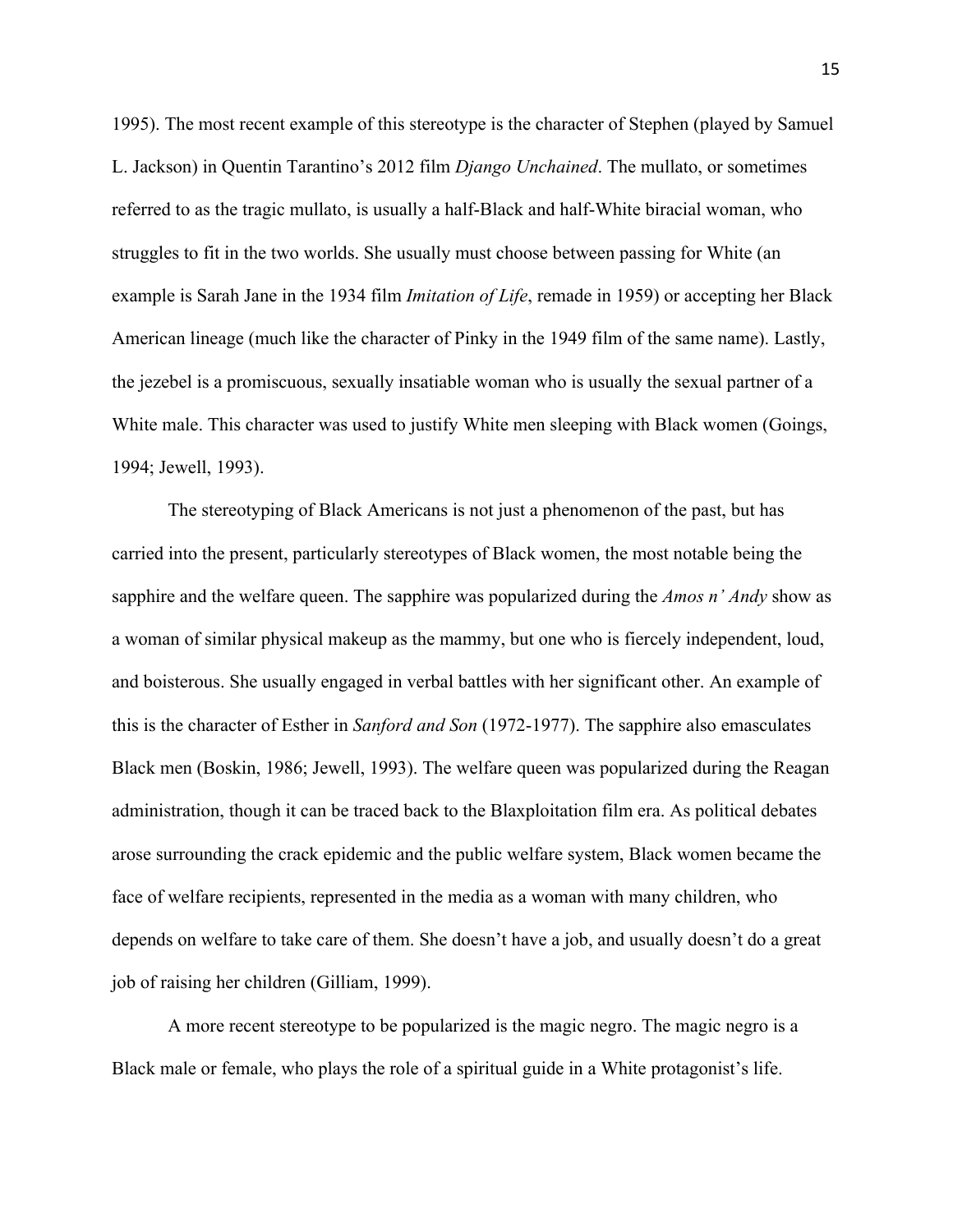1995). The most recent example of this stereotype is the character of Stephen (played by Samuel L. Jackson) in Quentin Tarantino's 2012 film *Django Unchained*. The mullato, or sometimes referred to as the tragic mullato, is usually a half-Black and half-White biracial woman, who struggles to fit in the two worlds. She usually must choose between passing for White (an example is Sarah Jane in the 1934 film *Imitation of Life*, remade in 1959) or accepting her Black American lineage (much like the character of Pinky in the 1949 film of the same name). Lastly, the jezebel is a promiscuous, sexually insatiable woman who is usually the sexual partner of a White male. This character was used to justify White men sleeping with Black women (Goings, 1994; Jewell, 1993).

The stereotyping of Black Americans is not just a phenomenon of the past, but has carried into the present, particularly stereotypes of Black women, the most notable being the sapphire and the welfare queen. The sapphire was popularized during the *Amos n' Andy* show as a woman of similar physical makeup as the mammy, but one who is fiercely independent, loud, and boisterous. She usually engaged in verbal battles with her significant other. An example of this is the character of Esther in *Sanford and Son* (1972-1977). The sapphire also emasculates Black men (Boskin, 1986; Jewell, 1993). The welfare queen was popularized during the Reagan administration, though it can be traced back to the Blaxploitation film era. As political debates arose surrounding the crack epidemic and the public welfare system, Black women became the face of welfare recipients, represented in the media as a woman with many children, who depends on welfare to take care of them. She doesn't have a job, and usually doesn't do a great job of raising her children (Gilliam, 1999).

A more recent stereotype to be popularized is the magic negro. The magic negro is a Black male or female, who plays the role of a spiritual guide in a White protagonist's life.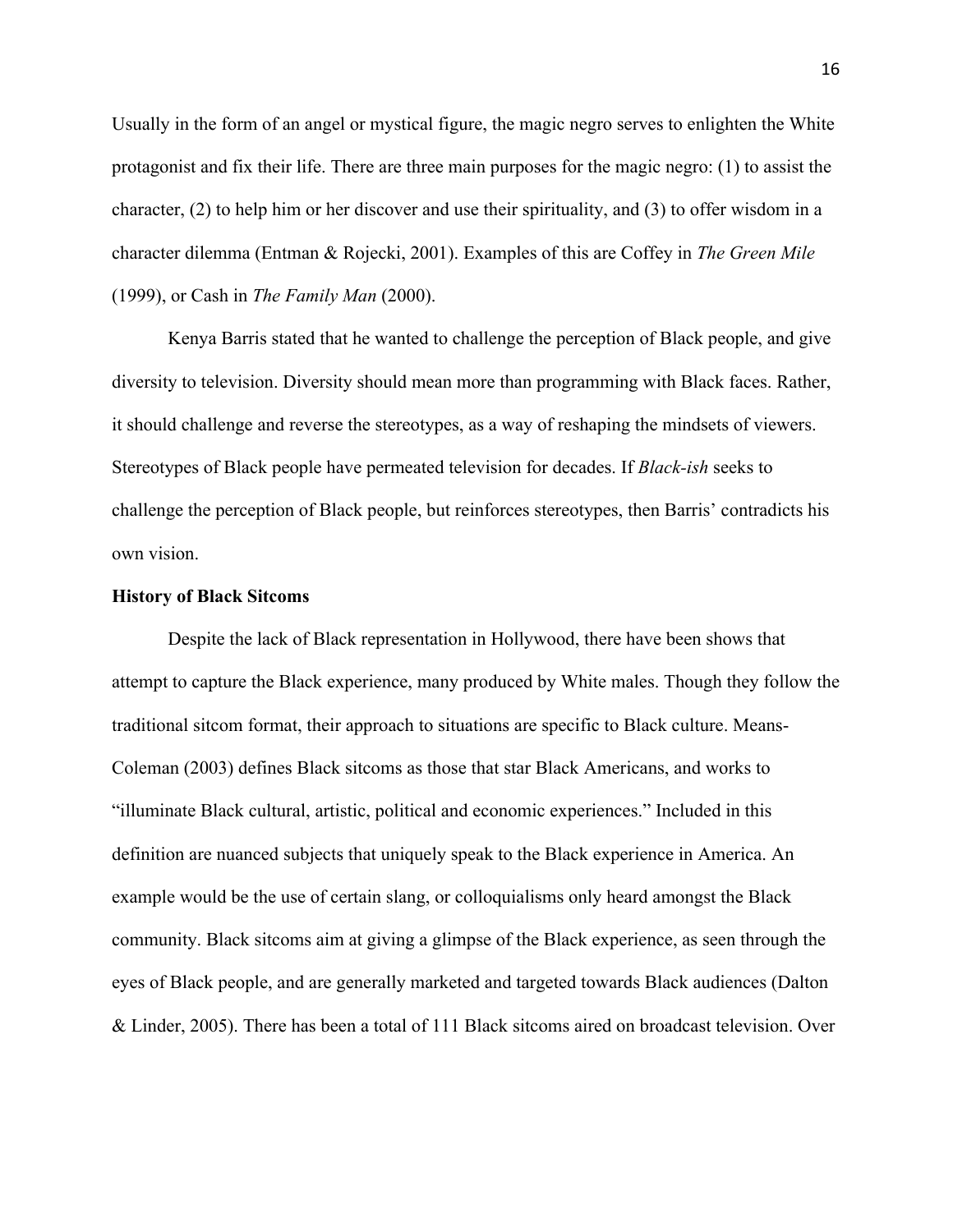Usually in the form of an angel or mystical figure, the magic negro serves to enlighten the White protagonist and fix their life. There are three main purposes for the magic negro: (1) to assist the character, (2) to help him or her discover and use their spirituality, and (3) to offer wisdom in a character dilemma (Entman & Rojecki, 2001). Examples of this are Coffey in *The Green Mile* (1999), or Cash in *The Family Man* (2000).

Kenya Barris stated that he wanted to challenge the perception of Black people, and give diversity to television. Diversity should mean more than programming with Black faces. Rather, it should challenge and reverse the stereotypes, as a way of reshaping the mindsets of viewers. Stereotypes of Black people have permeated television for decades. If *Black-ish* seeks to challenge the perception of Black people, but reinforces stereotypes, then Barris' contradicts his own vision.

**History of Black Sitcoms**

Despite the lack of Black representation in Hollywood, there have been shows that attempt to capture the Black experience, many produced by White males. Though they follow the traditional sitcom format, their approach to situations are specific to Black culture. Means-Coleman (2003) defines Black sitcoms as those that star Black Americans, and works to "illuminate Black cultural, artistic, political and economic experiences." Included in this definition are nuanced subjects that uniquely speak to the Black experience in America. An example would be the use of certain slang, or colloquialisms only heard amongst the Black community. Black sitcoms aim at giving a glimpse of the Black experience, as seen through the eyes of Black people, and are generally marketed and targeted towards Black audiences (Dalton & Linder, 2005). There has been a total of 111 Black sitcoms aired on broadcast television. Over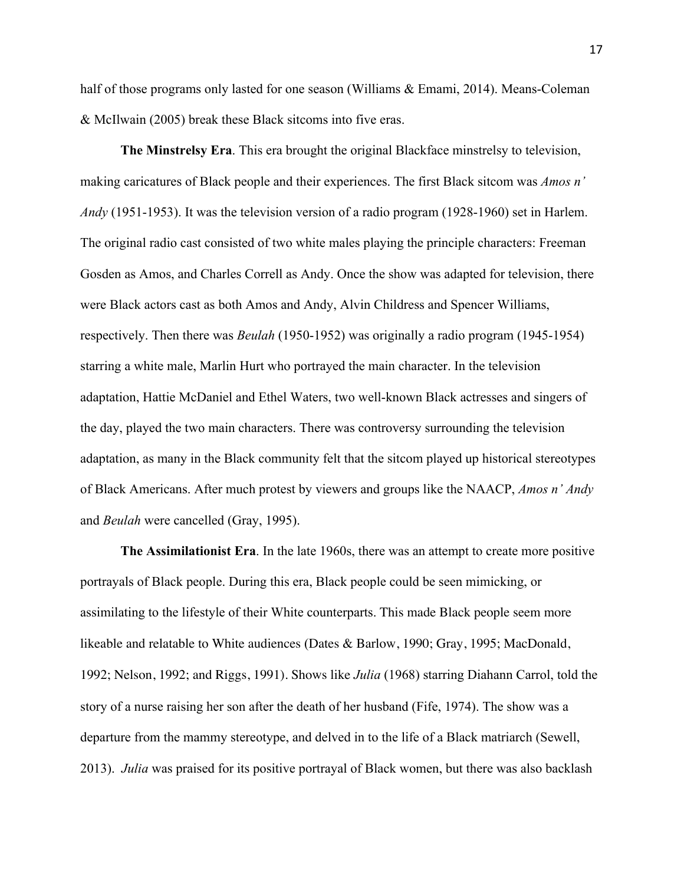half of those programs only lasted for one season (Williams & Emami, 2014). Means-Coleman & McIlwain (2005) break these Black sitcoms into five eras.

**The Minstrelsy Era**. This era brought the original Blackface minstrelsy to television, making caricatures of Black people and their experiences. The first Black sitcom was *Amos n' Andy* (1951-1953). It was the television version of a radio program (1928-1960) set in Harlem. The original radio cast consisted of two white males playing the principle characters: Freeman Gosden as Amos, and Charles Correll as Andy. Once the show was adapted for television, there were Black actors cast as both Amos and Andy, Alvin Childress and Spencer Williams, respectively. Then there was *Beulah* (1950-1952) was originally a radio program (1945-1954) starring a white male, Marlin Hurt who portrayed the main character. In the television adaptation, Hattie McDaniel and Ethel Waters, two well-known Black actresses and singers of the day, played the two main characters. There was controversy surrounding the television adaptation, as many in the Black community felt that the sitcom played up historical stereotypes of Black Americans. After much protest by viewers and groups like the NAACP, *Amos n' Andy* and *Beulah* were cancelled (Gray, 1995).

**The Assimilationist Era**. In the late 1960s, there was an attempt to create more positive portrayals of Black people. During this era, Black people could be seen mimicking, or assimilating to the lifestyle of their White counterparts. This made Black people seem more likeable and relatable to White audiences (Dates & Barlow, 1990; Gray, 1995; MacDonald, 1992; Nelson, 1992; and Riggs, 1991). Shows like *Julia* (1968) starring Diahann Carrol, told the story of a nurse raising her son after the death of her husband (Fife, 1974). The show was a departure from the mammy stereotype, and delved in to the life of a Black matriarch (Sewell, 2013). *Julia* was praised for its positive portrayal of Black women, but there was also backlash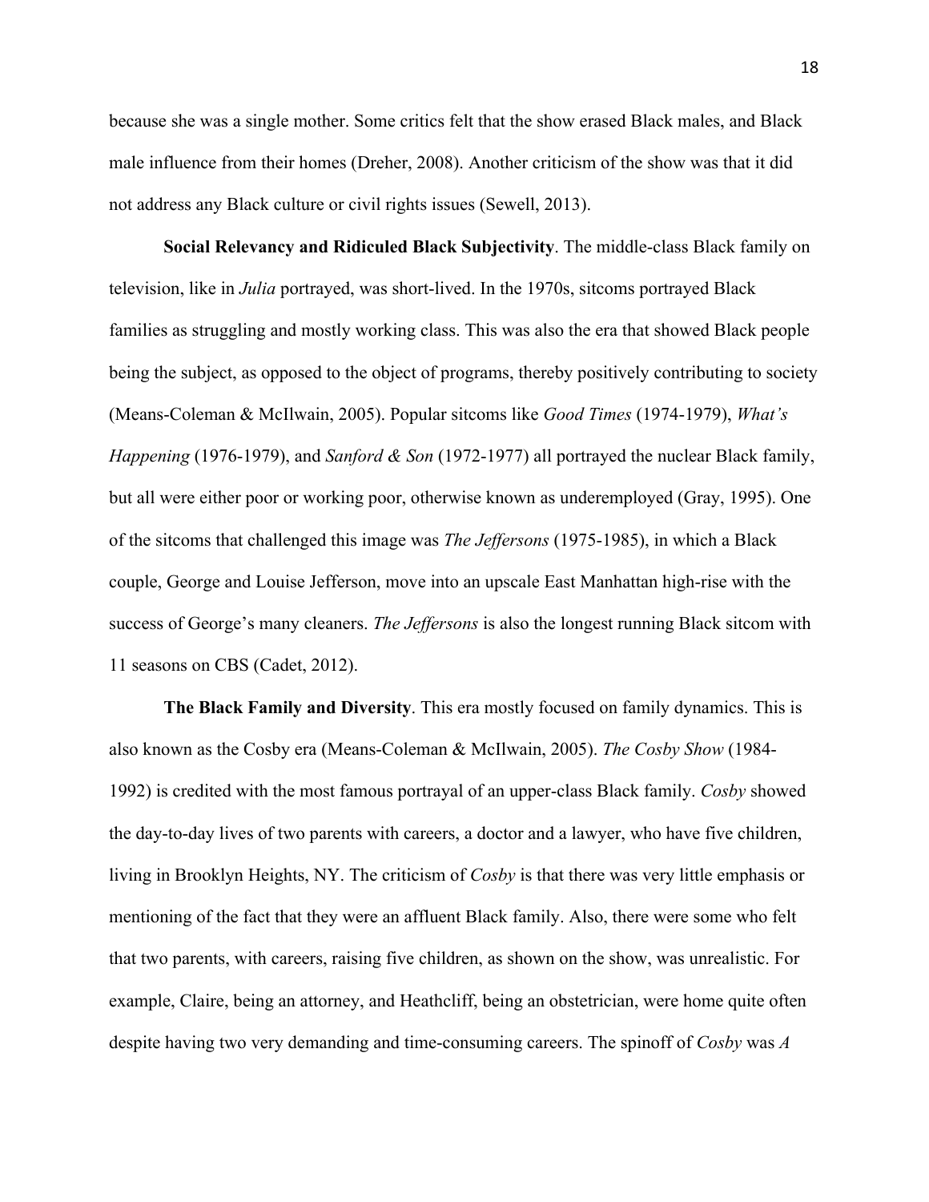because she was a single mother. Some critics felt that the show erased Black males, and Black male influence from their homes (Dreher, 2008). Another criticism of the show was that it did not address any Black culture or civil rights issues (Sewell, 2013).

**Social Relevancy and Ridiculed Black Subjectivity**. The middle-class Black family on television, like in *Julia* portrayed, was short-lived. In the 1970s, sitcoms portrayed Black families as struggling and mostly working class. This was also the era that showed Black people being the subject, as opposed to the object of programs, thereby positively contributing to society (Means-Coleman & McIlwain, 2005). Popular sitcoms like *Good Times* (1974-1979), *What's Happening* (1976-1979), and *Sanford & Son* (1972-1977) all portrayed the nuclear Black family, but all were either poor or working poor, otherwise known as underemployed (Gray, 1995). One of the sitcoms that challenged this image was *The Jeffersons* (1975-1985), in which a Black couple, George and Louise Jefferson, move into an upscale East Manhattan high-rise with the success of George's many cleaners. *The Jeffersons* is also the longest running Black sitcom with 11 seasons on CBS (Cadet, 2012).

**The Black Family and Diversity**. This era mostly focused on family dynamics. This is also known as the Cosby era (Means-Coleman & McIlwain, 2005). *The Cosby Show* (1984-1992) is credited with the most famous portrayal of an upper-class Black family. *Cosby* showed the day-to-day lives of two parents with careers, a doctor and a lawyer, who have five children, living in Brooklyn Heights, NY. The criticism of *Cosby* is that there was very little emphasis or mentioning of the fact that they were an affluent Black family. Also, there were some who felt that two parents, with careers, raising five children, as shown on the show, was unrealistic. For example, Claire, being an attorney, and Heathcliff, being an obstetrician, were home quite often despite having two very demanding and time-consuming careers. The spinoff of *Cosby* was *A*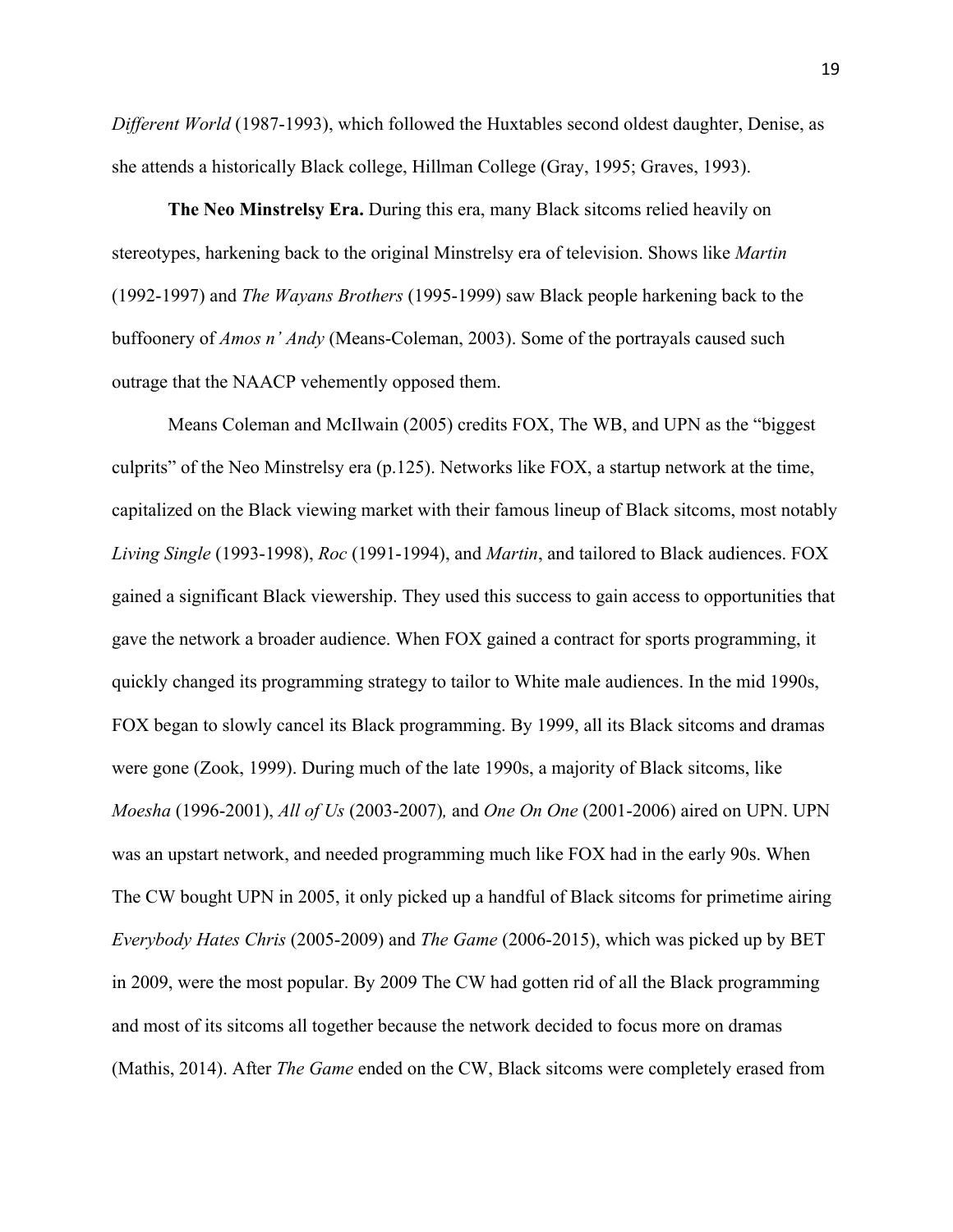*Different World* (1987-1993), which followed the Huxtables second oldest daughter, Denise, as she attends a historically Black college, Hillman College (Gray, 1995; Graves, 1993).

**The Neo Minstrelsy Era.** During this era, many Black sitcoms relied heavily on stereotypes, harkening back to the original Minstrelsy era of television. Shows like *Martin* (1992-1997) and *The Wayans Brothers* (1995-1999) saw Black people harkening back to the buffoonery of *Amos n' Andy* (Means-Coleman, 2003). Some of the portrayals caused such outrage that the NAACP vehemently opposed them.

Means Coleman and McIlwain (2005) credits FOX, The WB, and UPN as the "biggest culprits" of the Neo Minstrelsy era (p.125). Networks like FOX, a startup network at the time, capitalized on the Black viewing market with their famous lineup of Black sitcoms, most notably *Living Single* (1993-1998), *Roc* (1991-1994), and *Martin*, and tailored to Black audiences. FOX gained a significant Black viewership. They used this success to gain access to opportunities that gave the network a broader audience. When FOX gained a contract for sports programming, it quickly changed its programming strategy to tailor to White male audiences. In the mid 1990s, FOX began to slowly cancel its Black programming. By 1999, all its Black sitcoms and dramas were gone (Zook, 1999). During much of the late 1990s, a majority of Black sitcoms, like *Moesha* (1996-2001), *All of Us* (2003-2007)*,* and *One On One* (2001-2006) aired on UPN. UPN was an upstart network, and needed programming much like FOX had in the early 90s. When The CW bought UPN in 2005, it only picked up a handful of Black sitcoms for primetime airing *Everybody Hates Chris* (2005-2009) and *The Game* (2006-2015), which was picked up by BET in 2009, were the most popular. By 2009 The CW had gotten rid of all the Black programming and most of its sitcoms all together because the network decided to focus more on dramas (Mathis, 2014). After *The Game* ended on the CW, Black sitcoms were completely erased from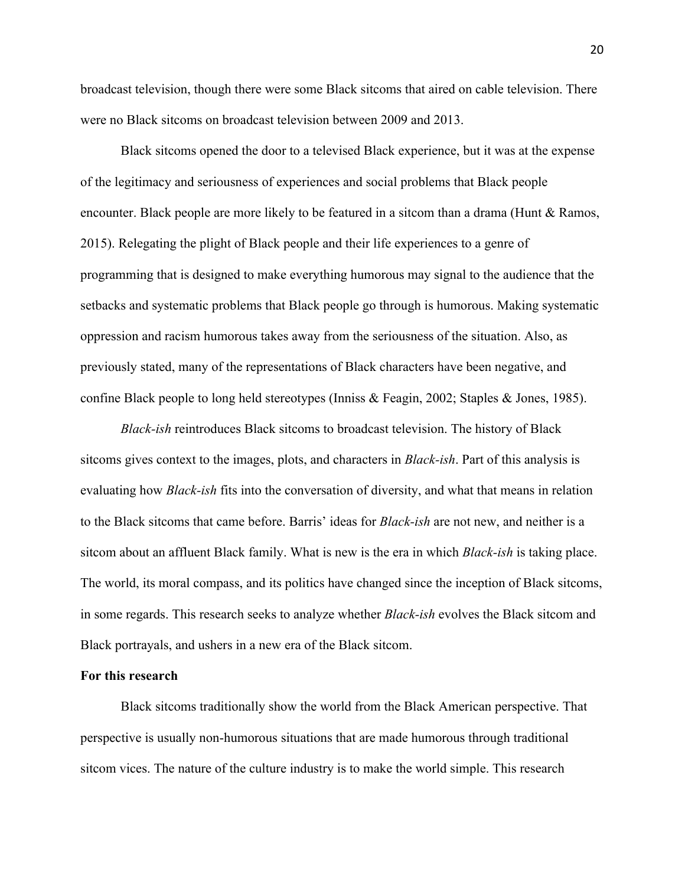broadcast television, though there were some Black sitcoms that aired on cable television. There were no Black sitcoms on broadcast television between 2009 and 2013.

Black sitcoms opened the door to a televised Black experience, but it was at the expense of the legitimacy and seriousness of experiences and social problems that Black people encounter. Black people are more likely to be featured in a sitcom than a drama (Hunt & Ramos, 2015). Relegating the plight of Black people and their life experiences to a genre of programming that is designed to make everything humorous may signal to the audience that the setbacks and systematic problems that Black people go through is humorous. Making systematic oppression and racism humorous takes away from the seriousness of the situation. Also, as previously stated, many of the representations of Black characters have been negative, and confine Black people to long held stereotypes (Inniss & Feagin, 2002; Staples & Jones, 1985).

*Black-ish* reintroduces Black sitcoms to broadcast television. The history of Black sitcoms gives context to the images, plots, and characters in *Black-ish*. Part of this analysis is evaluating how *Black-ish* fits into the conversation of diversity, and what that means in relation to the Black sitcoms that came before. Barris' ideas for *Black-ish* are not new, and neither is a sitcom about an affluent Black family. What is new is the era in which *Black-ish* is taking place. The world, its moral compass, and its politics have changed since the inception of Black sitcoms, in some regards. This research seeks to analyze whether *Black-ish* evolves the Black sitcom and Black portrayals, and ushers in a new era of the Black sitcom.

**For this research**

Black sitcoms traditionally show the world from the Black American perspective. That perspective is usually non-humorous situations that are made humorous through traditional sitcom vices. The nature of the culture industry is to make the world simple. This research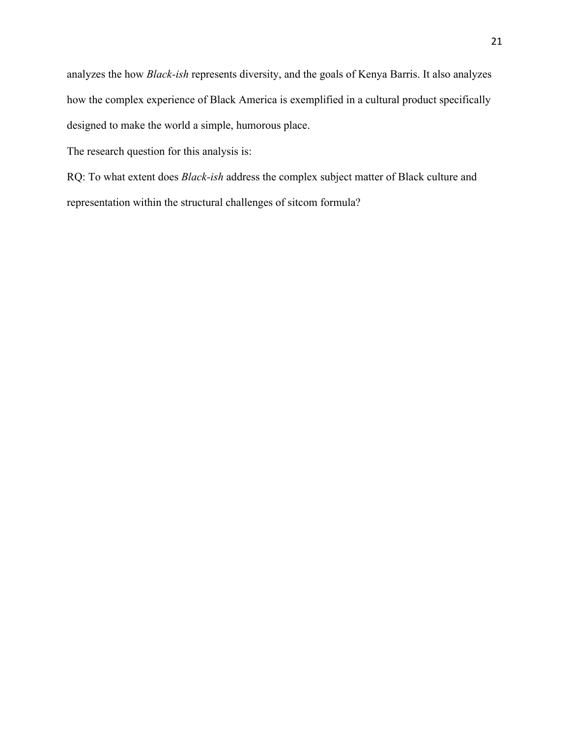analyzes the how *Black-ish* represents diversity, and the goals of Kenya Barris. It also analyzes how the complex experience of Black America is exemplified in a cultural product specifically designed to make the world a simple, humorous place.

The research question for this analysis is:

RQ: To what extent does *Black-ish* address the complex subject matter of Black culture and representation within the structural challenges of sitcom formula?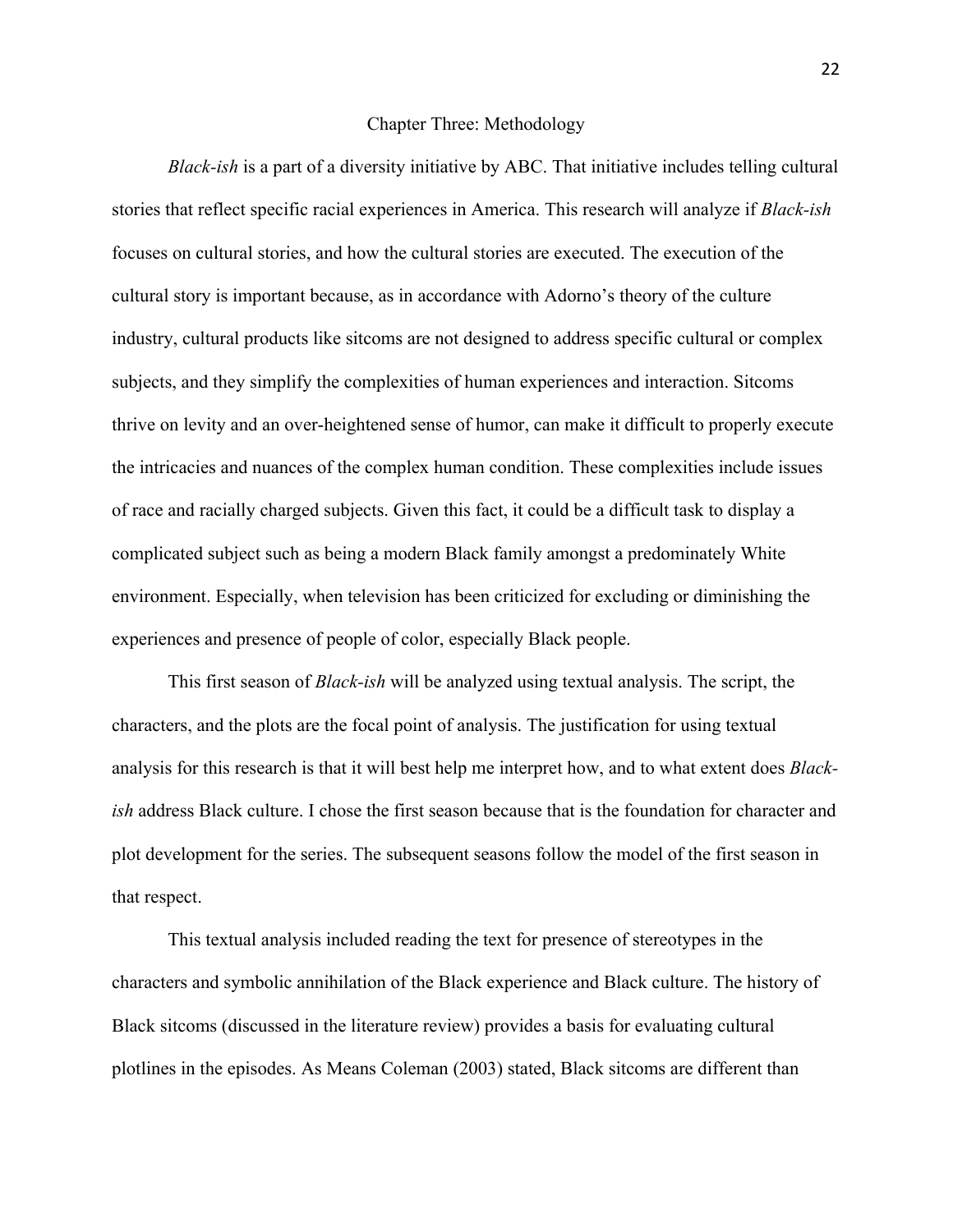# Chapter Three: Methodology

*Black-ish* is a part of a diversity initiative by ABC. That initiative includes telling cultural stories that reflect specific racial experiences in America. This research will analyze if *Black-ish* focuses on cultural stories, and how the cultural stories are executed. The execution of the cultural story is important because, as in accordance with Adorno's theory of the culture industry, cultural products like sitcoms are not designed to address specific cultural or complex subjects, and they simplify the complexities of human experiences and interaction. Sitcoms thrive on levity and an over-heightened sense of humor, can make it difficult to properly execute the intricacies and nuances of the complex human condition. These complexities include issues of race and racially charged subjects. Given this fact, it could be a difficult task to display a complicated subject such as being a modern Black family amongst a predominately White environment. Especially, when television has been criticized for excluding or diminishing the experiences and presence of people of color, especially Black people.

This first season of *Black-ish* will be analyzed using textual analysis. The script, the characters, and the plots are the focal point of analysis. The justification for using textual analysis for this research is that it will best help me interpret how, and to what extent does *Black-ish* address Black culture. I chose the first season because that is the foundation for character and plot development for the series. The subsequent seasons follow the model of the first season in that respect.

This textual analysis included reading the text for presence of stereotypes in the characters and symbolic annihilation of the Black experience and Black culture. The history of Black sitcoms (discussed in the literature review) provides a basis for evaluating cultural plotlines in the episodes. As Means Coleman (2003) stated, Black sitcoms are different than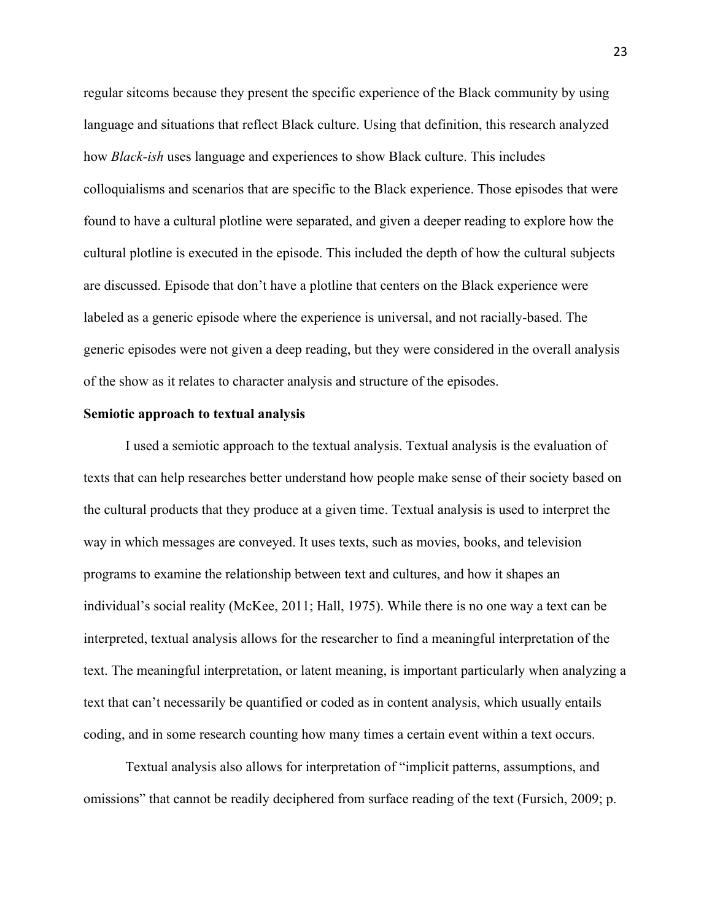regular sitcoms because they present the specific experience of the Black community by using language and situations that reflect Black culture. Using that definition, this research analyzed how *Black-ish* uses language and experiences to show Black culture. This includes colloquialisms and scenarios that are specific to the Black experience. Those episodes that were found to have a cultural plotline were separated, and given a deeper reading to explore how the cultural plotline is executed in the episode. This included the depth of how the cultural subjects are discussed. Episode that don't have a plotline that centers on the Black experience were labeled as a generic episode where the experience is universal, and not racially-based. The generic episodes were not given a deep reading, but they were considered in the overall analysis of the show as it relates to character analysis and structure of the episodes.

**Semiotic approach to textual analysis**

I used a semiotic approach to the textual analysis. Textual analysis is the evaluation of texts that can help researches better understand how people make sense of their society based on the cultural products that they produce at a given time. Textual analysis is used to interpret the way in which messages are conveyed. It uses texts, such as movies, books, and television programs to examine the relationship between text and cultures, and how it shapes an individual's social reality (McKee, 2011; Hall, 1975). While there is no one way a text can be interpreted, textual analysis allows for the researcher to find a meaningful interpretation of the text. The meaningful interpretation, or latent meaning, is important particularly when analyzing a text that can't necessarily be quantified or coded as in content analysis, which usually entails coding, and in some research counting how many times a certain event within a text occurs.

Textual analysis also allows for interpretation of "implicit patterns, assumptions, and omissions" that cannot be readily deciphered from surface reading of the text (Fursich, 2009; p.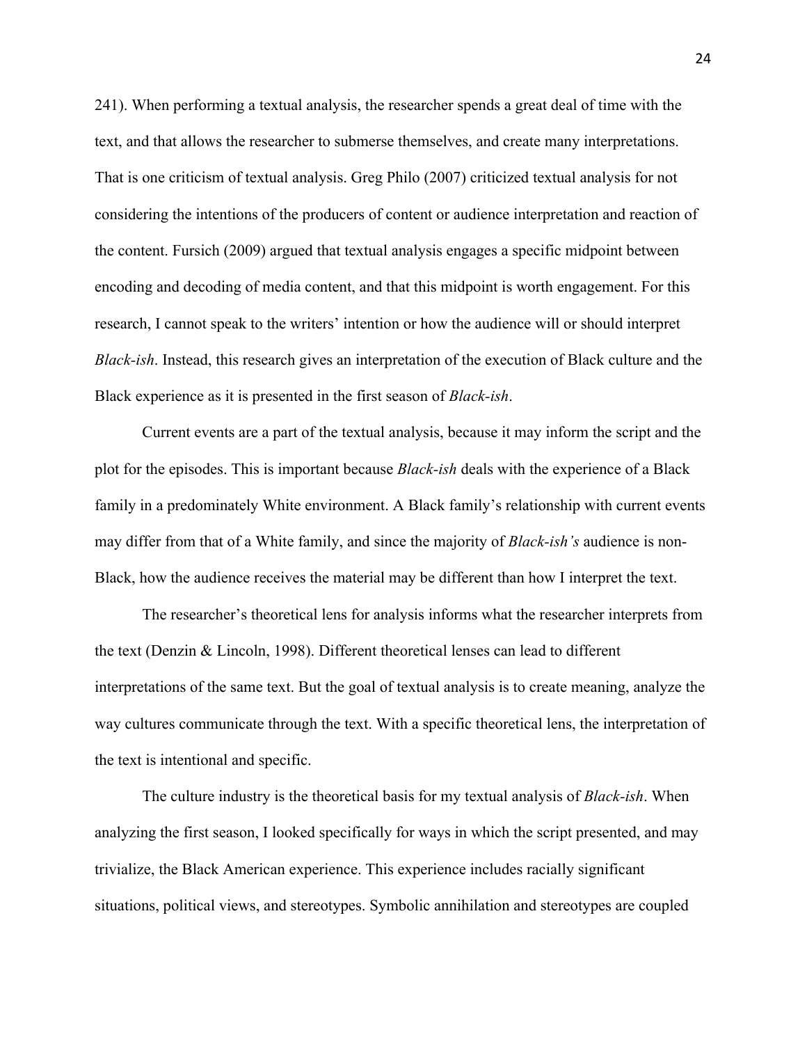241). When performing a textual analysis, the researcher spends a great deal of time with the text, and that allows the researcher to submerse themselves, and create many interpretations. That is one criticism of textual analysis. Greg Philo (2007) criticized textual analysis for not considering the intentions of the producers of content or audience interpretation and reaction of the content. Fursich (2009) argued that textual analysis engages a specific midpoint between encoding and decoding of media content, and that this midpoint is worth engagement. For this research, I cannot speak to the writers' intention or how the audience will or should interpret *Black-ish*. Instead, this research gives an interpretation of the execution of Black culture and the Black experience as it is presented in the first season of *Black-ish*.

Current events are a part of the textual analysis, because it may inform the script and the plot for the episodes. This is important because *Black-ish* deals with the experience of a Black family in a predominately White environment. A Black family's relationship with current events may differ from that of a White family, and since the majority of *Black-ish's* audience is non-Black, how the audience receives the material may be different than how I interpret the text.

The researcher's theoretical lens for analysis informs what the researcher interprets from the text (Denzin & Lincoln, 1998). Different theoretical lenses can lead to different interpretations of the same text. But the goal of textual analysis is to create meaning, analyze the way cultures communicate through the text. With a specific theoretical lens, the interpretation of the text is intentional and specific.

The culture industry is the theoretical basis for my textual analysis of *Black-ish*. When analyzing the first season, I looked specifically for ways in which the script presented, and may trivialize, the Black American experience. This experience includes racially significant situations, political views, and stereotypes. Symbolic annihilation and stereotypes are coupled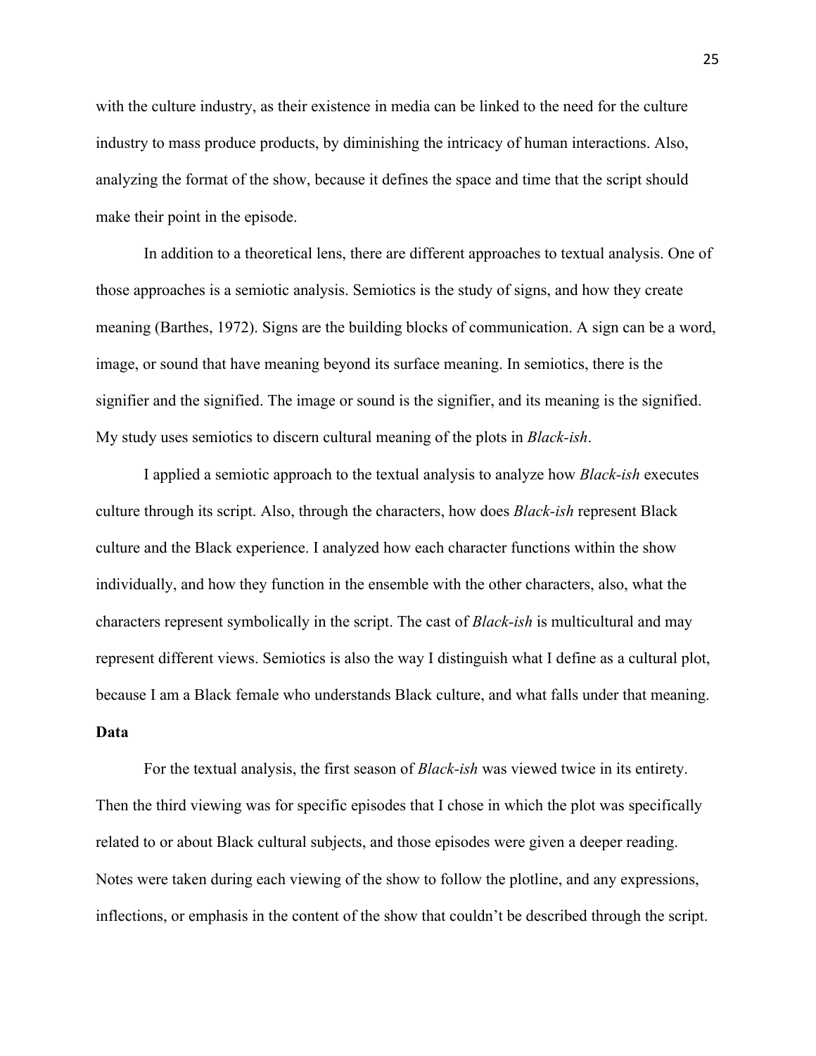with the culture industry, as their existence in media can be linked to the need for the culture industry to mass produce products, by diminishing the intricacy of human interactions. Also, analyzing the format of the show, because it defines the space and time that the script should make their point in the episode.

In addition to a theoretical lens, there are different approaches to textual analysis. One of those approaches is a semiotic analysis. Semiotics is the study of signs, and how they create meaning (Barthes, 1972). Signs are the building blocks of communication. A sign can be a word, image, or sound that have meaning beyond its surface meaning. In semiotics, there is the signifier and the signified. The image or sound is the signifier, and its meaning is the signified. My study uses semiotics to discern cultural meaning of the plots in *Black-ish*.

I applied a semiotic approach to the textual analysis to analyze how *Black-ish* executes culture through its script. Also, through the characters, how does *Black-ish* represent Black culture and the Black experience. I analyzed how each character functions within the show individually, and how they function in the ensemble with the other characters, also, what the characters represent symbolically in the script. The cast of *Black-ish* is multicultural and may represent different views. Semiotics is also the way I distinguish what I define as a cultural plot, because I am a Black female who understands Black culture, and what falls under that meaning.

**Data**

For the textual analysis, the first season of *Black-ish* was viewed twice in its entirety. Then the third viewing was for specific episodes that I chose in which the plot was specifically related to or about Black cultural subjects, and those episodes were given a deeper reading. Notes were taken during each viewing of the show to follow the plotline, and any expressions, inflections, or emphasis in the content of the show that couldn't be described through the script.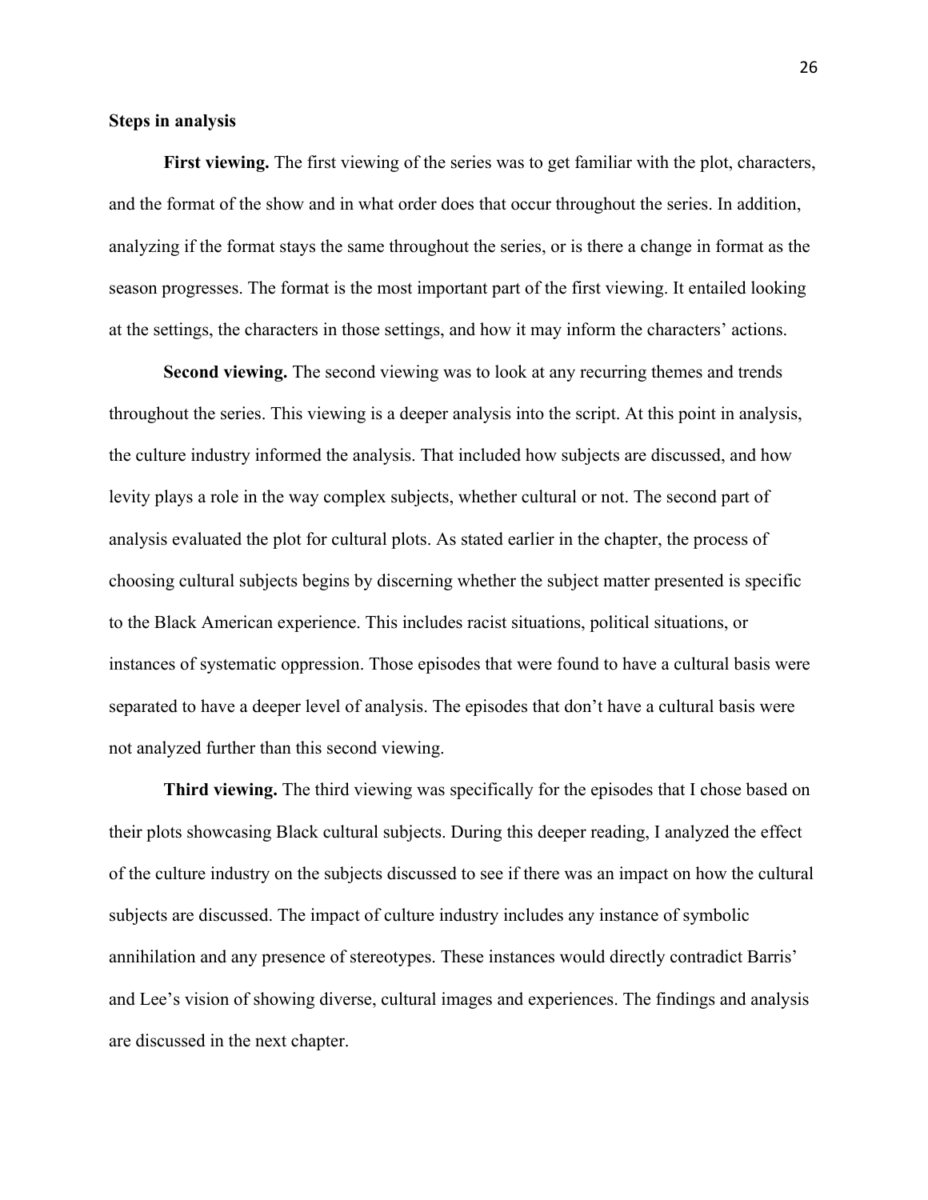**Steps in analysis**

**First viewing.** The first viewing of the series was to get familiar with the plot, characters, and the format of the show and in what order does that occur throughout the series. In addition, analyzing if the format stays the same throughout the series, or is there a change in format as the season progresses. The format is the most important part of the first viewing. It entailed looking at the settings, the characters in those settings, and how it may inform the characters' actions.

**Second viewing.** The second viewing was to look at any recurring themes and trends throughout the series. This viewing is a deeper analysis into the script. At this point in analysis, the culture industry informed the analysis. That included how subjects are discussed, and how levity plays a role in the way complex subjects, whether cultural or not. The second part of analysis evaluated the plot for cultural plots. As stated earlier in the chapter, the process of choosing cultural subjects begins by discerning whether the subject matter presented is specific to the Black American experience. This includes racist situations, political situations, or instances of systematic oppression. Those episodes that were found to have a cultural basis were separated to have a deeper level of analysis. The episodes that don't have a cultural basis were not analyzed further than this second viewing.

**Third viewing.** The third viewing was specifically for the episodes that I chose based on their plots showcasing Black cultural subjects. During this deeper reading, I analyzed the effect of the culture industry on the subjects discussed to see if there was an impact on how the cultural subjects are discussed. The impact of culture industry includes any instance of symbolic annihilation and any presence of stereotypes. These instances would directly contradict Barris' and Lee's vision of showing diverse, cultural images and experiences. The findings and analysis are discussed in the next chapter.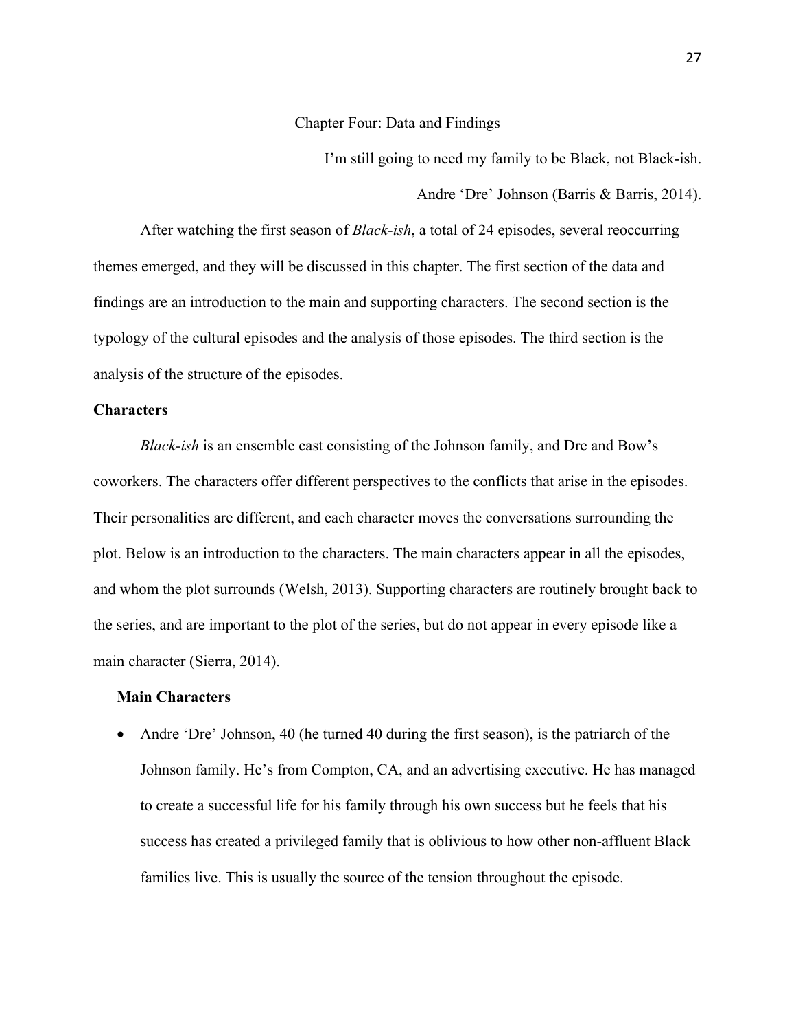# Chapter Four: Data and Findings

I'm still going to need my family to be Black, not Black-ish.

Andre 'Dre' Johnson (Barris & Barris, 2014).

After watching the first season of *Black-ish*, a total of 24 episodes, several reoccurring themes emerged, and they will be discussed in this chapter. The first section of the data and findings are an introduction to the main and supporting characters. The second section is the typology of the cultural episodes and the analysis of those episodes. The third section is the analysis of the structure of the episodes.

## Characters

*Black-ish* is an ensemble cast consisting of the Johnson family, and Dre and Bow's coworkers. The characters offer different perspectives to the conflicts that arise in the episodes. Their personalities are different, and each character moves the conversations surrounding the plot. Below is an introduction to the characters. The main characters appear in all the episodes, and whom the plot surrounds (Welsh, 2013). Supporting characters are routinely brought back to the series, and are important to the plot of the series, but do not appear in every episode like a main character (Sierra, 2014).

### Main Characters

- Andre 'Dre' Johnson, 40 (he turned 40 during the first season), is the patriarch of the Johnson family. He's from Compton, CA, and an advertising executive. He has managed to create a successful life for his family through his own success but he feels that his success has created a privileged family that is oblivious to how other non-affluent Black families live. This is usually the source of the tension throughout the episode.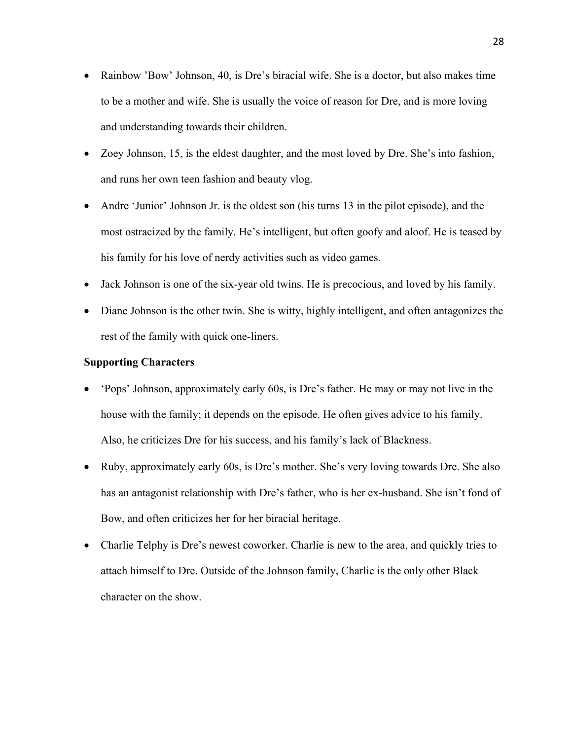- Rainbow 'Bow' Johnson, 40, is Dre's biracial wife. She is a doctor, but also makes time to be a mother and wife. She is usually the voice of reason for Dre, and is more loving and understanding towards their children.
- Zoey Johnson, 15, is the eldest daughter, and the most loved by Dre. She's into fashion, and runs her own teen fashion and beauty vlog.
- Andre 'Junior' Johnson Jr. is the oldest son (his turns 13 in the pilot episode), and the most ostracized by the family. He's intelligent, but often goofy and aloof. He is teased by his family for his love of nerdy activities such as video games.
- Jack Johnson is one of the six-year old twins. He is precocious, and loved by his family.
- Diane Johnson is the other twin. She is witty, highly intelligent, and often antagonizes the rest of the family with quick one-liners.

**Supporting Characters**

- 'Pops' Johnson, approximately early 60s, is Dre's father. He may or may not live in the house with the family; it depends on the episode. He often gives advice to his family. Also, he criticizes Dre for his success, and his family's lack of Blackness.
- Ruby, approximately early 60s, is Dre's mother. She's very loving towards Dre. She also has an antagonist relationship with Dre's father, who is her ex-husband. She isn't fond of Bow, and often criticizes her for her biracial heritage.
- Charlie Telphy is Dre's newest coworker. Charlie is new to the area, and quickly tries to attach himself to Dre. Outside of the Johnson family, Charlie is the only other Black character on the show.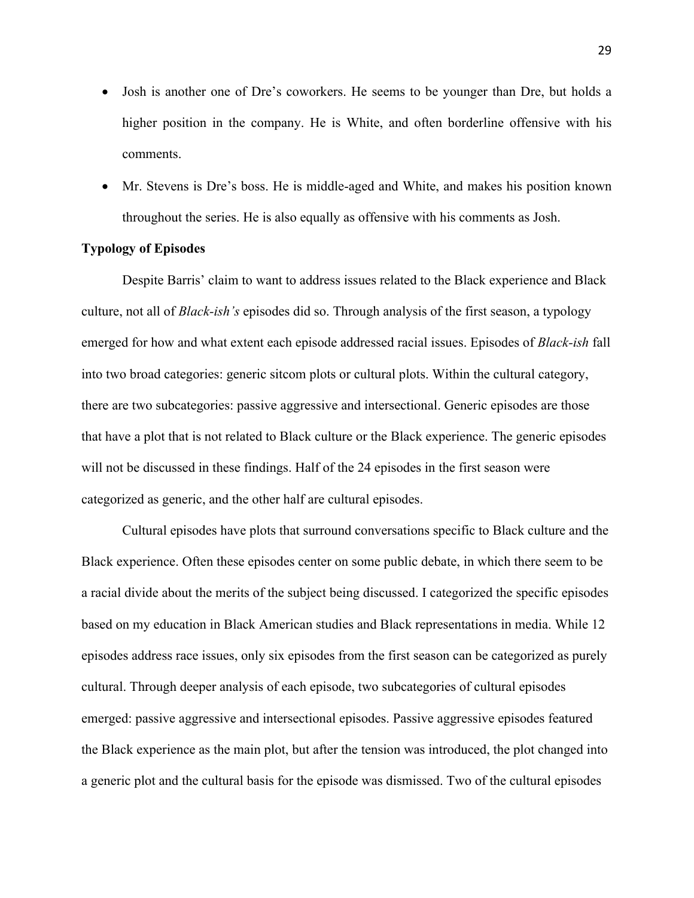- Josh is another one of Dre's coworkers. He seems to be younger than Dre, but holds a higher position in the company. He is White, and often borderline offensive with his comments.
- Mr. Stevens is Dre's boss. He is middle-aged and White, and makes his position known throughout the series. He is also equally as offensive with his comments as Josh.

**Typology of Episodes**

Despite Barris' claim to want to address issues related to the Black experience and Black culture, not all of *Black-ish's* episodes did so. Through analysis of the first season, a typology emerged for how and what extent each episode addressed racial issues. Episodes of *Black-ish* fall into two broad categories: generic sitcom plots or cultural plots. Within the cultural category, there are two subcategories: passive aggressive and intersectional. Generic episodes are those that have a plot that is not related to Black culture or the Black experience. The generic episodes will not be discussed in these findings. Half of the 24 episodes in the first season were categorized as generic, and the other half are cultural episodes.

Cultural episodes have plots that surround conversations specific to Black culture and the Black experience. Often these episodes center on some public debate, in which there seem to be a racial divide about the merits of the subject being discussed. I categorized the specific episodes based on my education in Black American studies and Black representations in media. While 12 episodes address race issues, only six episodes from the first season can be categorized as purely cultural. Through deeper analysis of each episode, two subcategories of cultural episodes emerged: passive aggressive and intersectional episodes. Passive aggressive episodes featured the Black experience as the main plot, but after the tension was introduced, the plot changed into a generic plot and the cultural basis for the episode was dismissed. Two of the cultural episodes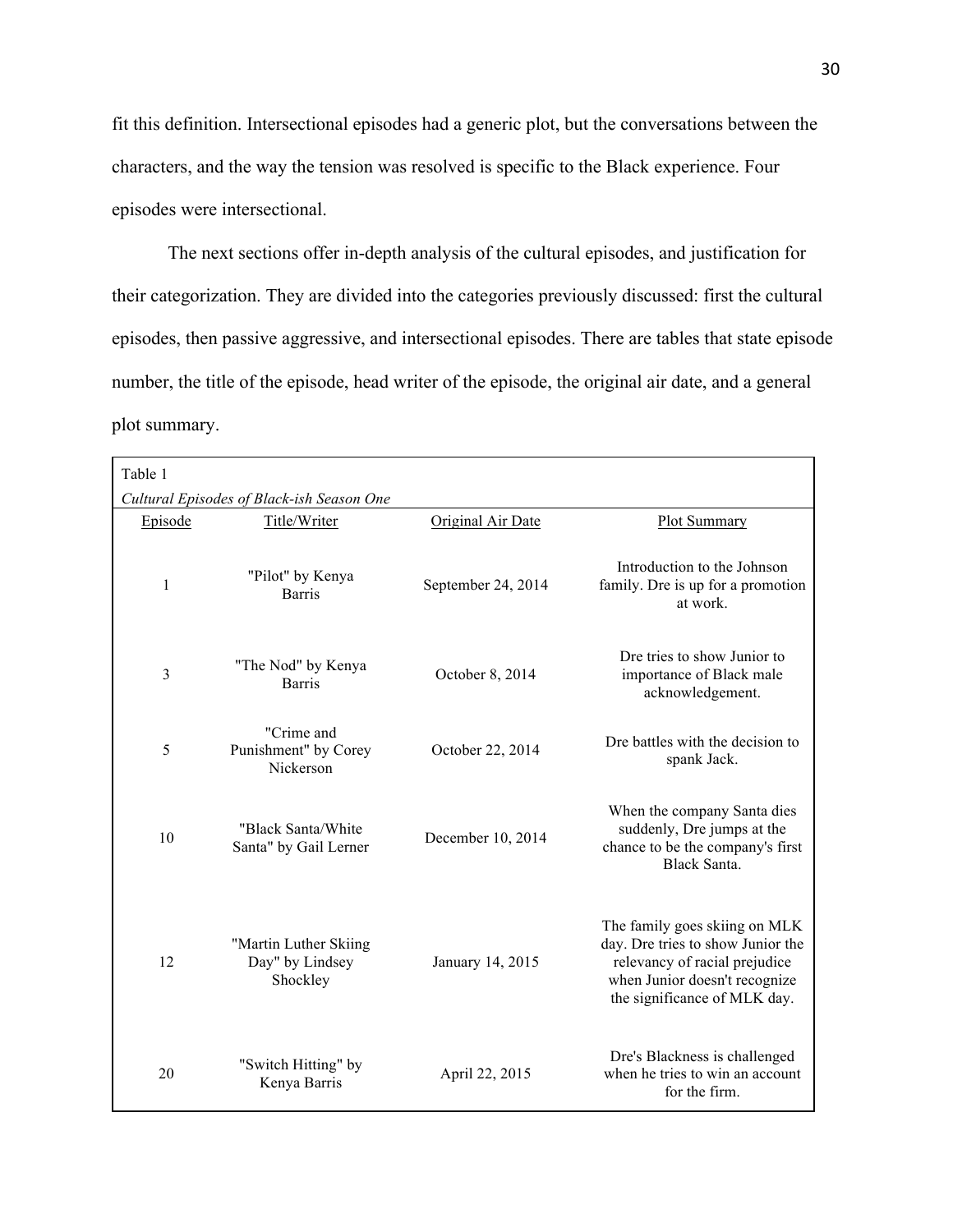fit this definition. Intersectional episodes had a generic plot, but the conversations between the characters, and the way the tension was resolved is specific to the Black experience. Four episodes were intersectional.

The next sections offer in-depth analysis of the cultural episodes, and justification for their categorization. They are divided into the categories previously discussed: first the cultural episodes, then passive aggressive, and intersectional episodes. There are tables that state episode number, the title of the episode, head writer of the episode, the original air date, and a general plot summary.

Table 1

*Cultural Episodes of Black-ish Season One*

| Episode | Title/Writer | Original Air Date | Plot Summary |
|---|---|---|---|
| 1 | "Pilot" by Kenya Barris | September 24, 2014 | Introduction to the Johnson family. Dre is up for a promotion at work. |
| 3 | "The Nod" by Kenya Barris | October 8, 2014 | Dre tries to show Junior to importance of Black male acknowledgement. |
| 5 | "Crime and Punishment" by Corey Nickerson | October 22, 2014 | Dre battles with the decision to spank Jack. |
| 10 | "Black Santa/White Santa" by Gail Lerner | December 10, 2014 | When the company Santa dies suddenly, Dre jumps at the chance to be the company's first Black Santa. |
| 12 | "Martin Luther Skiing Day" by Lindsey Shockley | January 14, 2015 | The family goes skiing on MLK day. Dre tries to show Junior the relevancy of racial prejudice when Junior doesn't recognize the significance of MLK day. |
| 20 | "Switch Hitting" by Kenya Barris | April 22, 2015 | Dre's Blackness is challenged when he tries to win an account for the firm. |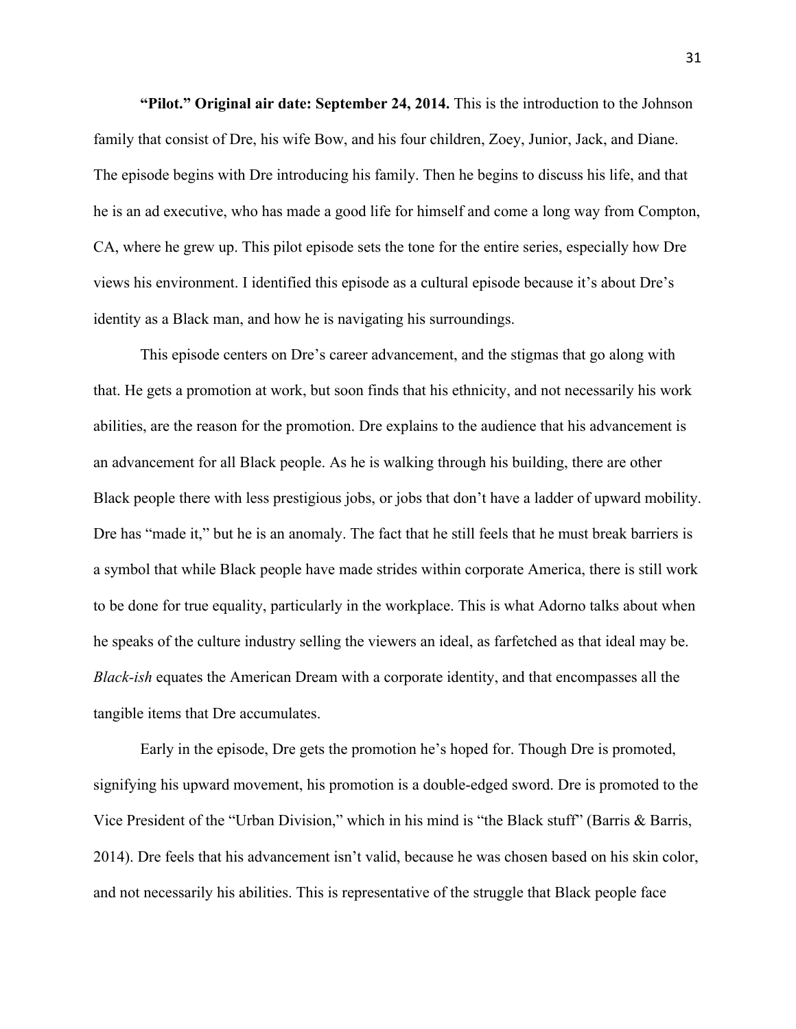**"Pilot." Original air date: September 24, 2014.** This is the introduction to the Johnson family that consist of Dre, his wife Bow, and his four children, Zoey, Junior, Jack, and Diane. The episode begins with Dre introducing his family. Then he begins to discuss his life, and that he is an ad executive, who has made a good life for himself and come a long way from Compton, CA, where he grew up. This pilot episode sets the tone for the entire series, especially how Dre views his environment. I identified this episode as a cultural episode because it's about Dre's identity as a Black man, and how he is navigating his surroundings.

This episode centers on Dre's career advancement, and the stigmas that go along with that. He gets a promotion at work, but soon finds that his ethnicity, and not necessarily his work abilities, are the reason for the promotion. Dre explains to the audience that his advancement is an advancement for all Black people. As he is walking through his building, there are other Black people there with less prestigious jobs, or jobs that don't have a ladder of upward mobility. Dre has "made it," but he is an anomaly. The fact that he still feels that he must break barriers is a symbol that while Black people have made strides within corporate America, there is still work to be done for true equality, particularly in the workplace. This is what Adorno talks about when he speaks of the culture industry selling the viewers an ideal, as farfetched as that ideal may be. *Black-ish* equates the American Dream with a corporate identity, and that encompasses all the tangible items that Dre accumulates.

Early in the episode, Dre gets the promotion he's hoped for. Though Dre is promoted, signifying his upward movement, his promotion is a double-edged sword. Dre is promoted to the Vice President of the "Urban Division," which in his mind is "the Black stuff" (Barris & Barris, 2014). Dre feels that his advancement isn't valid, because he was chosen based on his skin color, and not necessarily his abilities. This is representative of the struggle that Black people face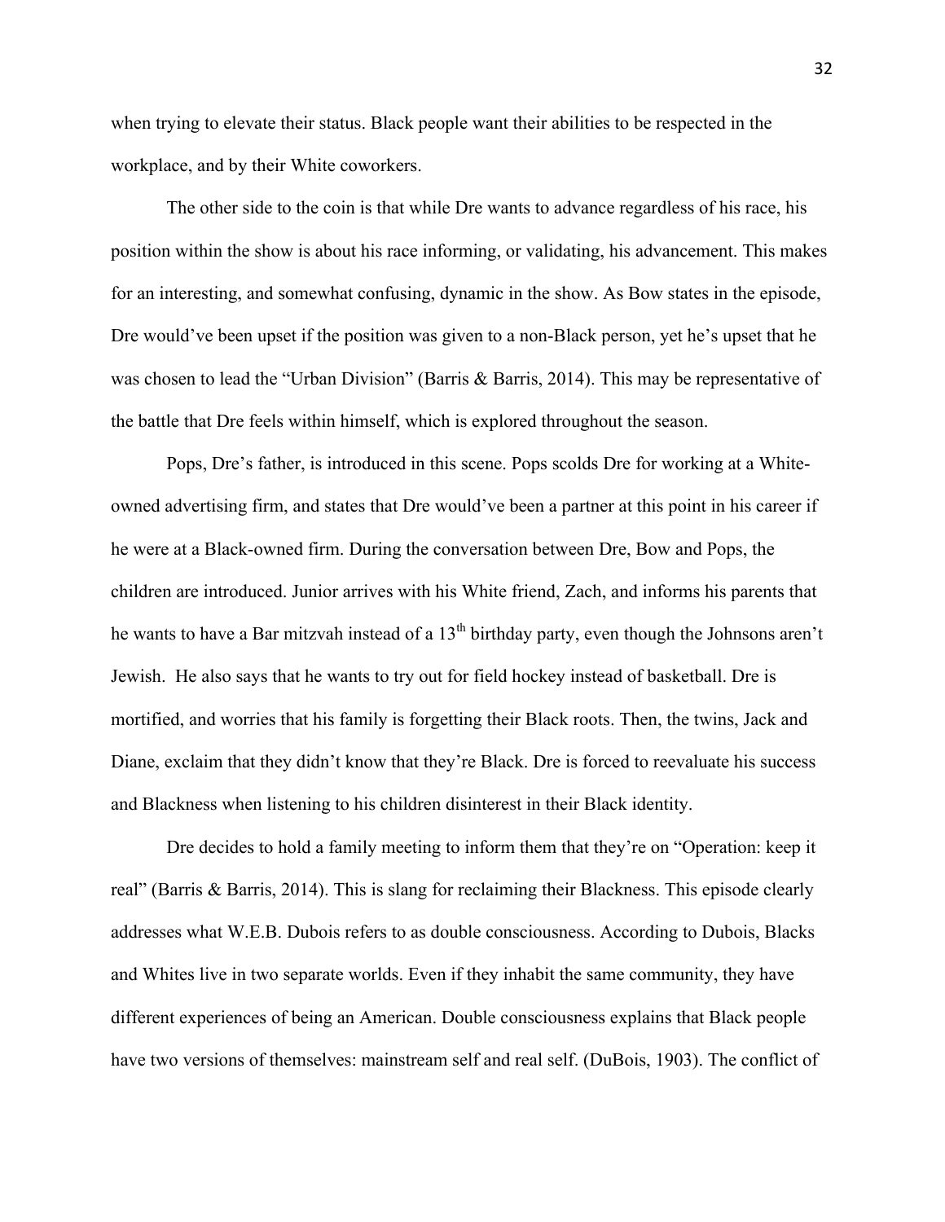when trying to elevate their status. Black people want their abilities to be respected in the workplace, and by their White coworkers.

The other side to the coin is that while Dre wants to advance regardless of his race, his position within the show is about his race informing, or validating, his advancement. This makes for an interesting, and somewhat confusing, dynamic in the show. As Bow states in the episode, Dre would've been upset if the position was given to a non-Black person, yet he's upset that he was chosen to lead the "Urban Division" (Barris & Barris, 2014). This may be representative of the battle that Dre feels within himself, which is explored throughout the season.

Pops, Dre's father, is introduced in this scene. Pops scolds Dre for working at a White-owned advertising firm, and states that Dre would've been a partner at this point in his career if he were at a Black-owned firm. During the conversation between Dre, Bow and Pops, the children are introduced. Junior arrives with his White friend, Zach, and informs his parents that he wants to have a Bar mitzvah instead of a 13th birthday party, even though the Johnsons aren't Jewish. He also says that he wants to try out for field hockey instead of basketball. Dre is mortified, and worries that his family is forgetting their Black roots. Then, the twins, Jack and Diane, exclaim that they didn't know that they're Black. Dre is forced to reevaluate his success and Blackness when listening to his children disinterest in their Black identity.

Dre decides to hold a family meeting to inform them that they're on "Operation: keep it real" (Barris & Barris, 2014). This is slang for reclaiming their Blackness. This episode clearly addresses what W.E.B. Dubois refers to as double consciousness. According to Dubois, Blacks and Whites live in two separate worlds. Even if they inhabit the same community, they have different experiences of being an American. Double consciousness explains that Black people have two versions of themselves: mainstream self and real self. (DuBois, 1903). The conflict of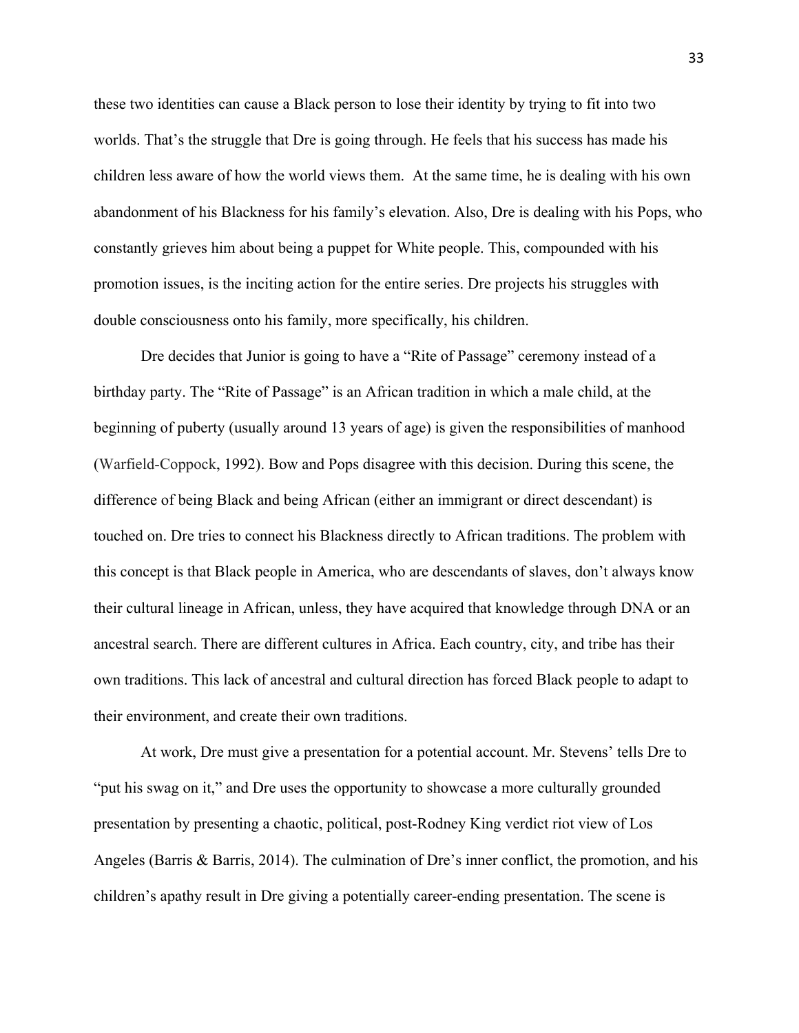these two identities can cause a Black person to lose their identity by trying to fit into two worlds. That's the struggle that Dre is going through. He feels that his success has made his children less aware of how the world views them. At the same time, he is dealing with his own abandonment of his Blackness for his family's elevation. Also, Dre is dealing with his Pops, who constantly grieves him about being a puppet for White people. This, compounded with his promotion issues, is the inciting action for the entire series. Dre projects his struggles with double consciousness onto his family, more specifically, his children.

Dre decides that Junior is going to have a "Rite of Passage" ceremony instead of a birthday party. The "Rite of Passage" is an African tradition in which a male child, at the beginning of puberty (usually around 13 years of age) is given the responsibilities of manhood (Warfield-Coppock, 1992). Bow and Pops disagree with this decision. During this scene, the difference of being Black and being African (either an immigrant or direct descendant) is touched on. Dre tries to connect his Blackness directly to African traditions. The problem with this concept is that Black people in America, who are descendants of slaves, don't always know their cultural lineage in African, unless, they have acquired that knowledge through DNA or an ancestral search. There are different cultures in Africa. Each country, city, and tribe has their own traditions. This lack of ancestral and cultural direction has forced Black people to adapt to their environment, and create their own traditions.

At work, Dre must give a presentation for a potential account. Mr. Stevens' tells Dre to "put his swag on it," and Dre uses the opportunity to showcase a more culturally grounded presentation by presenting a chaotic, political, post-Rodney King verdict riot view of Los Angeles (Barris & Barris, 2014). The culmination of Dre's inner conflict, the promotion, and his children's apathy result in Dre giving a potentially career-ending presentation. The scene is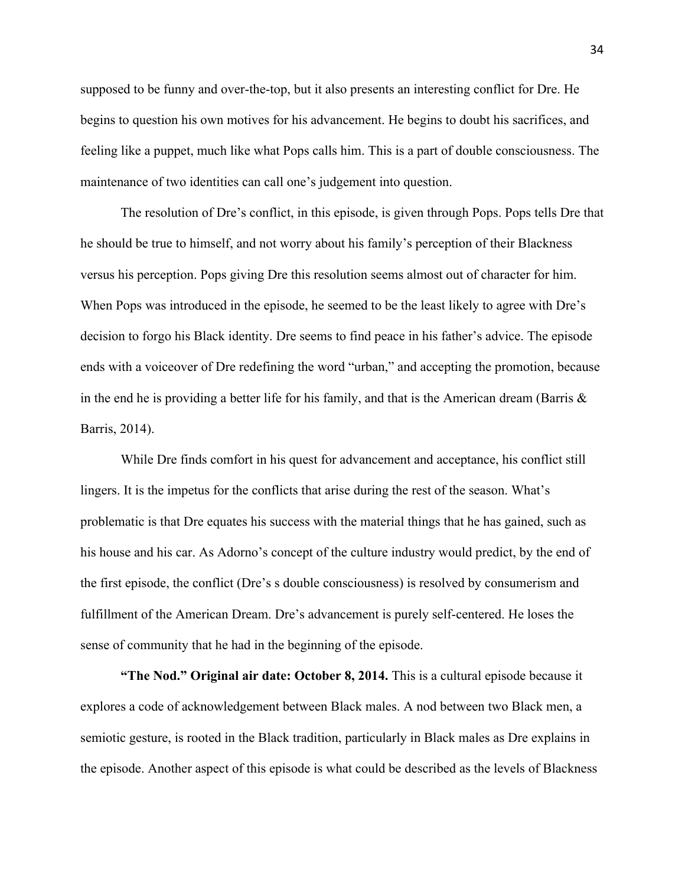supposed to be funny and over-the-top, but it also presents an interesting conflict for Dre. He begins to question his own motives for his advancement. He begins to doubt his sacrifices, and feeling like a puppet, much like what Pops calls him. This is a part of double consciousness. The maintenance of two identities can call one's judgement into question.

The resolution of Dre's conflict, in this episode, is given through Pops. Pops tells Dre that he should be true to himself, and not worry about his family's perception of their Blackness versus his perception. Pops giving Dre this resolution seems almost out of character for him. When Pops was introduced in the episode, he seemed to be the least likely to agree with Dre's decision to forgo his Black identity. Dre seems to find peace in his father's advice. The episode ends with a voiceover of Dre redefining the word "urban," and accepting the promotion, because in the end he is providing a better life for his family, and that is the American dream (Barris & Barris, 2014).

While Dre finds comfort in his quest for advancement and acceptance, his conflict still lingers. It is the impetus for the conflicts that arise during the rest of the season. What's problematic is that Dre equates his success with the material things that he has gained, such as his house and his car. As Adorno's concept of the culture industry would predict, by the end of the first episode, the conflict (Dre's s double consciousness) is resolved by consumerism and fulfillment of the American Dream. Dre's advancement is purely self-centered. He loses the sense of community that he had in the beginning of the episode.

**"The Nod." Original air date: October 8, 2014.** This is a cultural episode because it explores a code of acknowledgement between Black males. A nod between two Black men, a semiotic gesture, is rooted in the Black tradition, particularly in Black males as Dre explains in the episode. Another aspect of this episode is what could be described as the levels of Blackness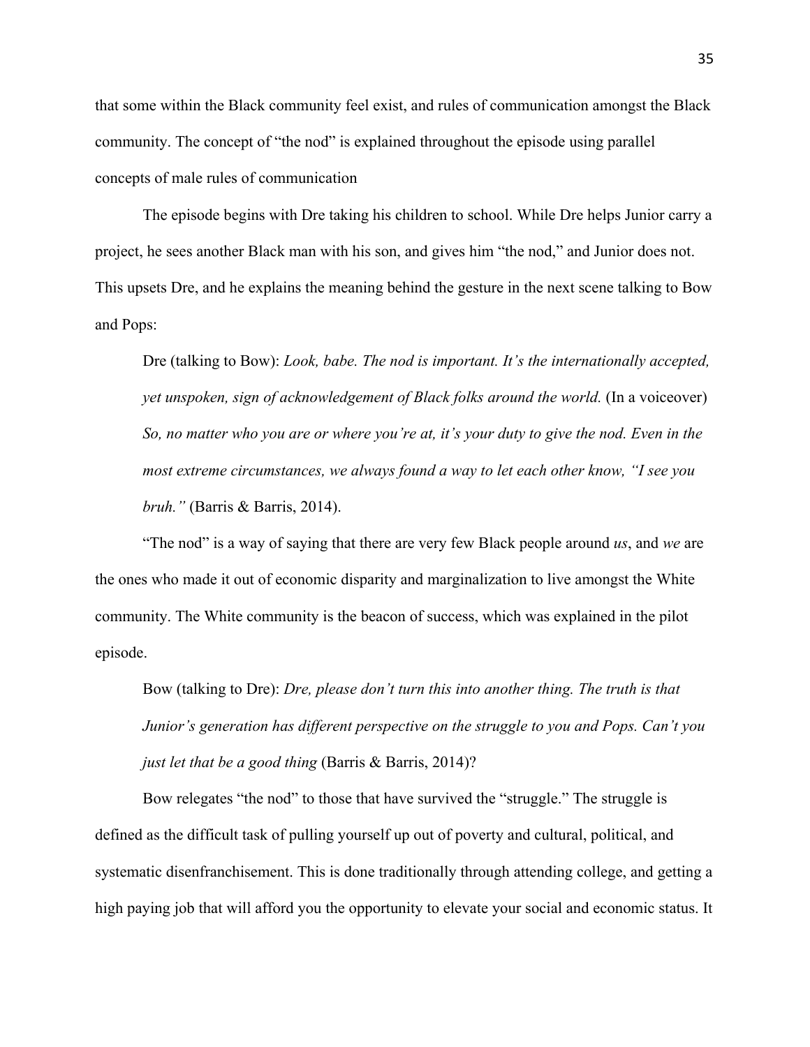that some within the Black community feel exist, and rules of communication amongst the Black community. The concept of "the nod" is explained throughout the episode using parallel concepts of male rules of communication

The episode begins with Dre taking his children to school. While Dre helps Junior carry a project, he sees another Black man with his son, and gives him "the nod," and Junior does not. This upsets Dre, and he explains the meaning behind the gesture in the next scene talking to Bow and Pops:

> Dre (talking to Bow): *Look, babe. The nod is important. It's the internationally accepted, yet unspoken, sign of acknowledgement of Black folks around the world.* (In a voiceover) *So, no matter who you are or where you're at, it's your duty to give the nod. Even in the most extreme circumstances, we always found a way to let each other know, "I see you bruh."* (Barris & Barris, 2014).

"The nod" is a way of saying that there are very few Black people around *us*, and *we* are the ones who made it out of economic disparity and marginalization to live amongst the White community. The White community is the beacon of success, which was explained in the pilot episode.

> Bow (talking to Dre): *Dre, please don't turn this into another thing. The truth is that Junior's generation has different perspective on the struggle to you and Pops. Can't you just let that be a good thing* (Barris & Barris, 2014)?

Bow relegates "the nod" to those that have survived the "struggle." The struggle is defined as the difficult task of pulling yourself up out of poverty and cultural, political, and systematic disenfranchisement. This is done traditionally through attending college, and getting a high paying job that will afford you the opportunity to elevate your social and economic status. It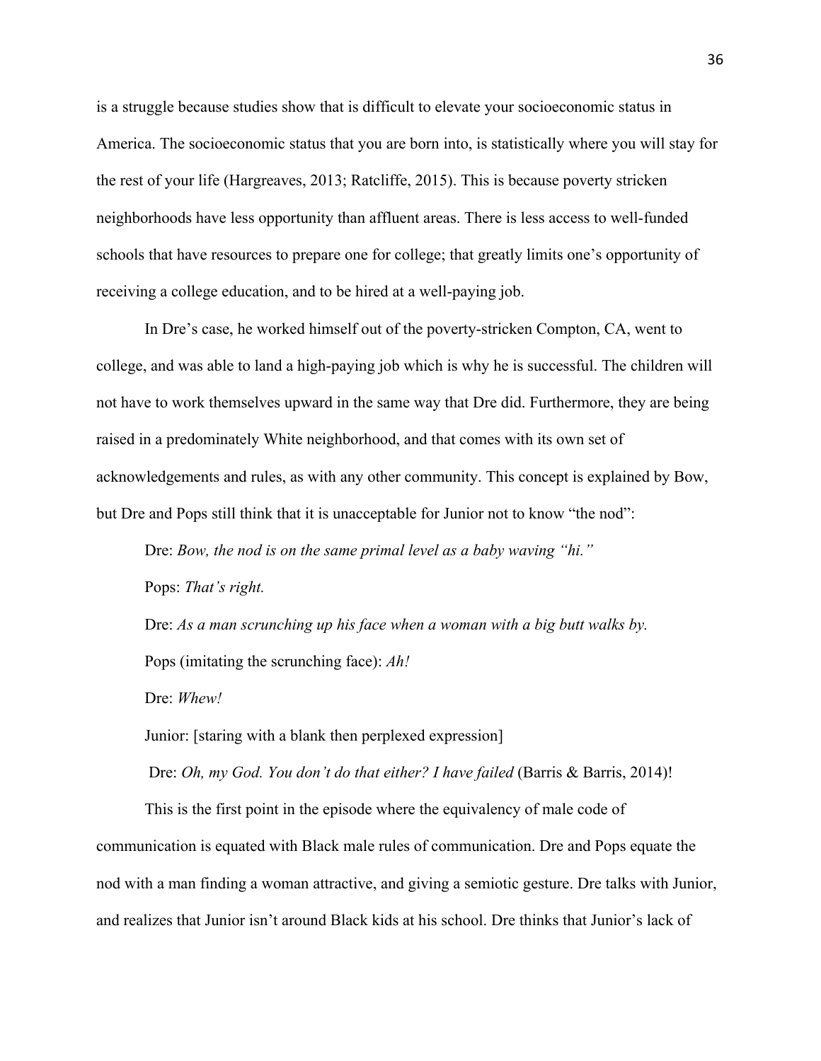is a struggle because studies show that is difficult to elevate your socioeconomic status in America. The socioeconomic status that you are born into, is statistically where you will stay for the rest of your life (Hargreaves, 2013; Ratcliffe, 2015). This is because poverty stricken neighborhoods have less opportunity than affluent areas. There is less access to well-funded schools that have resources to prepare one for college; that greatly limits one's opportunity of receiving a college education, and to be hired at a well-paying job.

In Dre's case, he worked himself out of the poverty-stricken Compton, CA, went to college, and was able to land a high-paying job which is why he is successful. The children will not have to work themselves upward in the same way that Dre did. Furthermore, they are being raised in a predominately White neighborhood, and that comes with its own set of acknowledgements and rules, as with any other community. This concept is explained by Bow, but Dre and Pops still think that it is unacceptable for Junior not to know "the nod":

Dre: *Bow, the nod is on the same primal level as a baby waving "hi."*

Pops: *That's right.*

Dre: *As a man scrunching up his face when a woman with a big butt walks by.*

Pops (imitating the scrunching face): *Ah!*

Dre: *Whew!*

Junior: [staring with a blank then perplexed expression]

Dre: *Oh, my God. You don't do that either? I have failed* (Barris & Barris, 2014)!

This is the first point in the episode where the equivalency of male code of communication is equated with Black male rules of communication. Dre and Pops equate the nod with a man finding a woman attractive, and giving a semiotic gesture. Dre talks with Junior, and realizes that Junior isn't around Black kids at his school. Dre thinks that Junior's lack of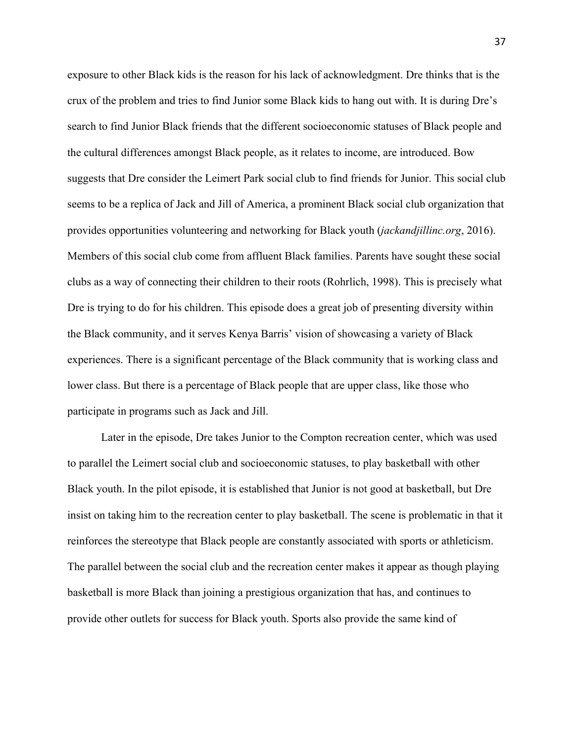exposure to other Black kids is the reason for his lack of acknowledgment. Dre thinks that is the crux of the problem and tries to find Junior some Black kids to hang out with. It is during Dre's search to find Junior Black friends that the different socioeconomic statuses of Black people and the cultural differences amongst Black people, as it relates to income, are introduced. Bow suggests that Dre consider the Leimert Park social club to find friends for Junior. This social club seems to be a replica of Jack and Jill of America, a prominent Black social club organization that provides opportunities volunteering and networking for Black youth (*jackandjillinc.org*, 2016). Members of this social club come from affluent Black families. Parents have sought these social clubs as a way of connecting their children to their roots (Rohrlich, 1998). This is precisely what Dre is trying to do for his children. This episode does a great job of presenting diversity within the Black community, and it serves Kenya Barris' vision of showcasing a variety of Black experiences. There is a significant percentage of the Black community that is working class and lower class. But there is a percentage of Black people that are upper class, like those who participate in programs such as Jack and Jill.

Later in the episode, Dre takes Junior to the Compton recreation center, which was used to parallel the Leimert social club and socioeconomic statuses, to play basketball with other Black youth. In the pilot episode, it is established that Junior is not good at basketball, but Dre insist on taking him to the recreation center to play basketball. The scene is problematic in that it reinforces the stereotype that Black people are constantly associated with sports or athleticism. The parallel between the social club and the recreation center makes it appear as though playing basketball is more Black than joining a prestigious organization that has, and continues to provide other outlets for success for Black youth. Sports also provide the same kind of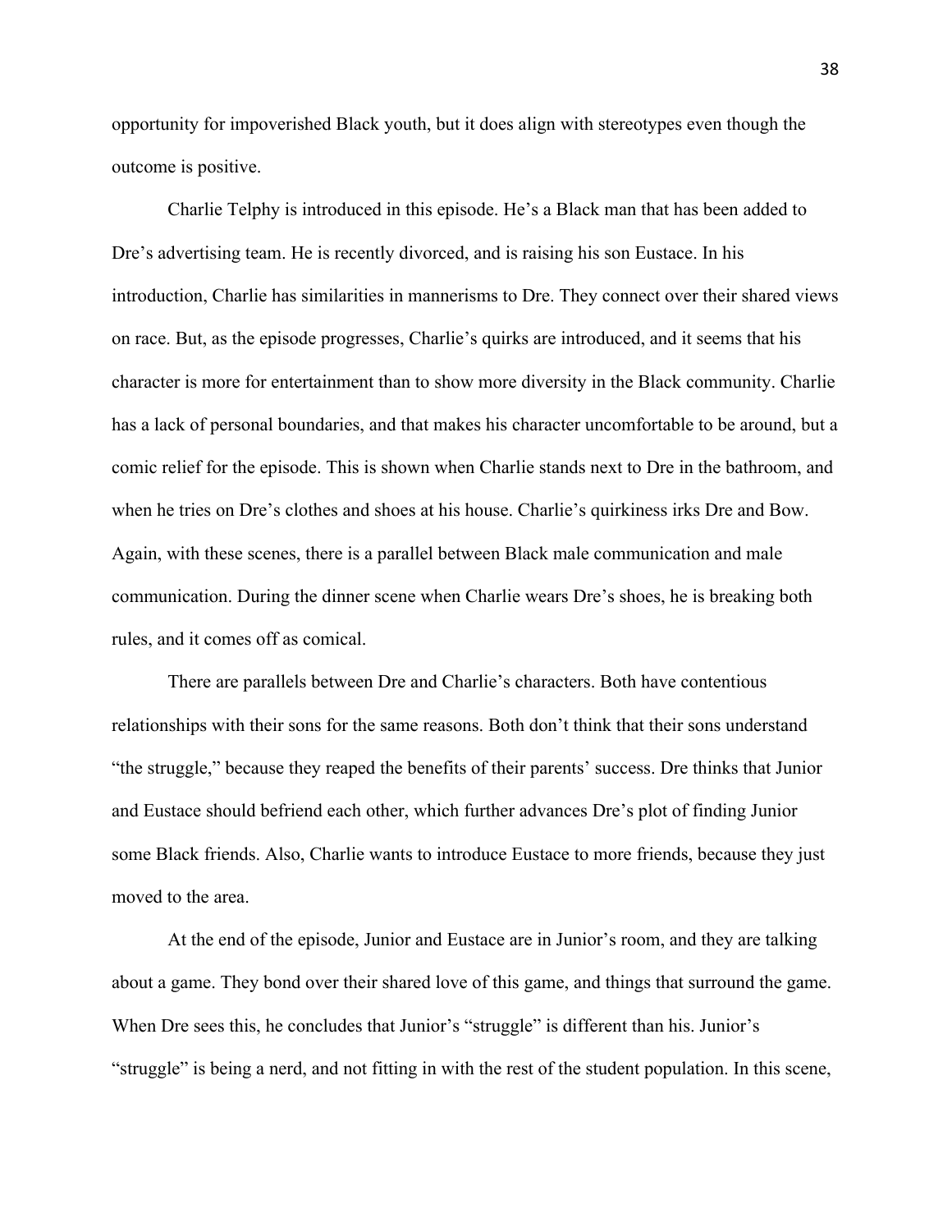opportunity for impoverished Black youth, but it does align with stereotypes even though the outcome is positive.

Charlie Telphy is introduced in this episode. He's a Black man that has been added to Dre's advertising team. He is recently divorced, and is raising his son Eustace. In his introduction, Charlie has similarities in mannerisms to Dre. They connect over their shared views on race. But, as the episode progresses, Charlie's quirks are introduced, and it seems that his character is more for entertainment than to show more diversity in the Black community. Charlie has a lack of personal boundaries, and that makes his character uncomfortable to be around, but a comic relief for the episode. This is shown when Charlie stands next to Dre in the bathroom, and when he tries on Dre's clothes and shoes at his house. Charlie's quirkiness irks Dre and Bow. Again, with these scenes, there is a parallel between Black male communication and male communication. During the dinner scene when Charlie wears Dre's shoes, he is breaking both rules, and it comes off as comical.

There are parallels between Dre and Charlie's characters. Both have contentious relationships with their sons for the same reasons. Both don't think that their sons understand "the struggle," because they reaped the benefits of their parents' success. Dre thinks that Junior and Eustace should befriend each other, which further advances Dre's plot of finding Junior some Black friends. Also, Charlie wants to introduce Eustace to more friends, because they just moved to the area.

At the end of the episode, Junior and Eustace are in Junior's room, and they are talking about a game. They bond over their shared love of this game, and things that surround the game. When Dre sees this, he concludes that Junior's "struggle" is different than his. Junior's "struggle" is being a nerd, and not fitting in with the rest of the student population. In this scene,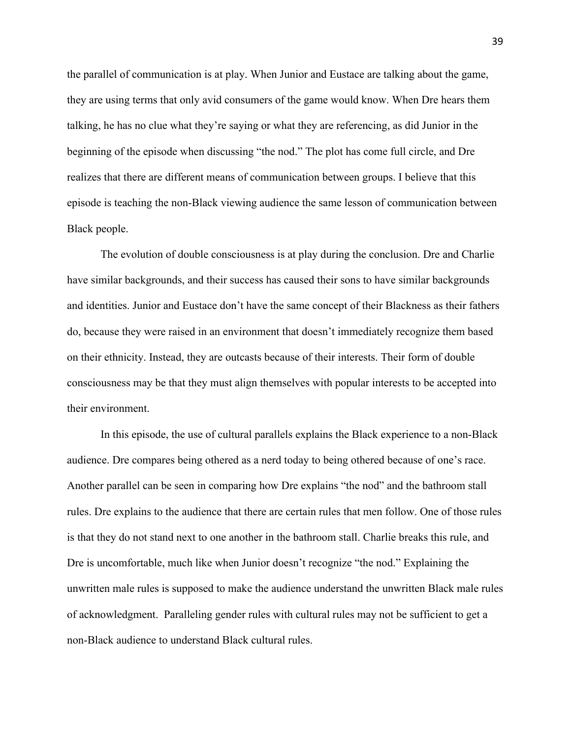the parallel of communication is at play. When Junior and Eustace are talking about the game, they are using terms that only avid consumers of the game would know. When Dre hears them talking, he has no clue what they're saying or what they are referencing, as did Junior in the beginning of the episode when discussing "the nod." The plot has come full circle, and Dre realizes that there are different means of communication between groups. I believe that this episode is teaching the non-Black viewing audience the same lesson of communication between Black people.

The evolution of double consciousness is at play during the conclusion. Dre and Charlie have similar backgrounds, and their success has caused their sons to have similar backgrounds and identities. Junior and Eustace don't have the same concept of their Blackness as their fathers do, because they were raised in an environment that doesn't immediately recognize them based on their ethnicity. Instead, they are outcasts because of their interests. Their form of double consciousness may be that they must align themselves with popular interests to be accepted into their environment.

In this episode, the use of cultural parallels explains the Black experience to a non-Black audience. Dre compares being othered as a nerd today to being othered because of one's race. Another parallel can be seen in comparing how Dre explains "the nod" and the bathroom stall rules. Dre explains to the audience that there are certain rules that men follow. One of those rules is that they do not stand next to one another in the bathroom stall. Charlie breaks this rule, and Dre is uncomfortable, much like when Junior doesn't recognize "the nod." Explaining the unwritten male rules is supposed to make the audience understand the unwritten Black male rules of acknowledgment. Paralleling gender rules with cultural rules may not be sufficient to get a non-Black audience to understand Black cultural rules.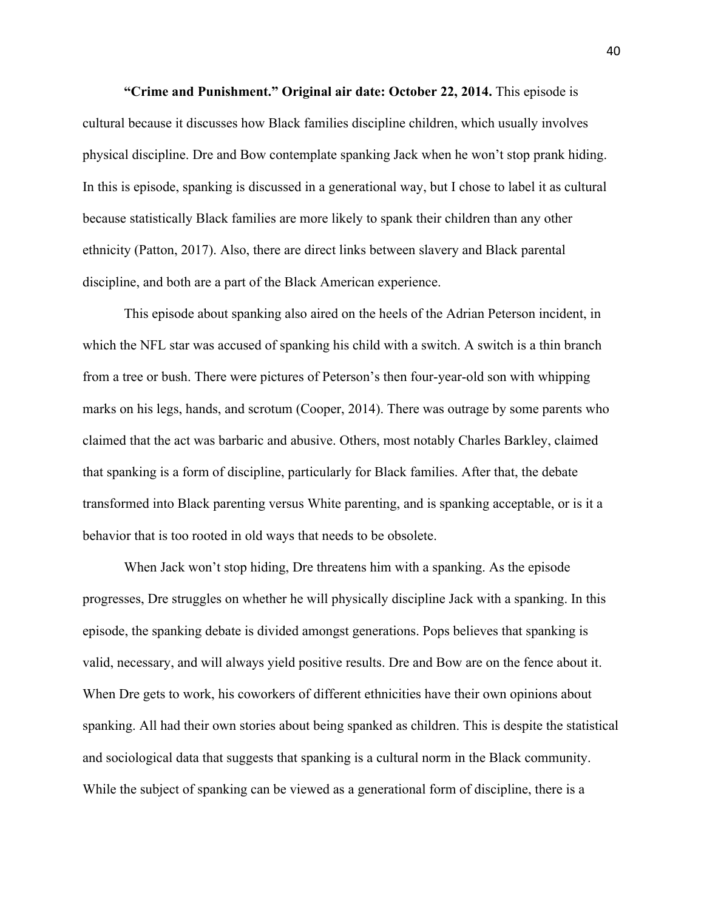**"Crime and Punishment." Original air date: October 22, 2014.** This episode is cultural because it discusses how Black families discipline children, which usually involves physical discipline. Dre and Bow contemplate spanking Jack when he won't stop prank hiding. In this is episode, spanking is discussed in a generational way, but I chose to label it as cultural because statistically Black families are more likely to spank their children than any other ethnicity (Patton, 2017). Also, there are direct links between slavery and Black parental discipline, and both are a part of the Black American experience.

This episode about spanking also aired on the heels of the Adrian Peterson incident, in which the NFL star was accused of spanking his child with a switch. A switch is a thin branch from a tree or bush. There were pictures of Peterson's then four-year-old son with whipping marks on his legs, hands, and scrotum (Cooper, 2014). There was outrage by some parents who claimed that the act was barbaric and abusive. Others, most notably Charles Barkley, claimed that spanking is a form of discipline, particularly for Black families. After that, the debate transformed into Black parenting versus White parenting, and is spanking acceptable, or is it a behavior that is too rooted in old ways that needs to be obsolete.

When Jack won't stop hiding, Dre threatens him with a spanking. As the episode progresses, Dre struggles on whether he will physically discipline Jack with a spanking. In this episode, the spanking debate is divided amongst generations. Pops believes that spanking is valid, necessary, and will always yield positive results. Dre and Bow are on the fence about it. When Dre gets to work, his coworkers of different ethnicities have their own opinions about spanking. All had their own stories about being spanked as children. This is despite the statistical and sociological data that suggests that spanking is a cultural norm in the Black community. While the subject of spanking can be viewed as a generational form of discipline, there is a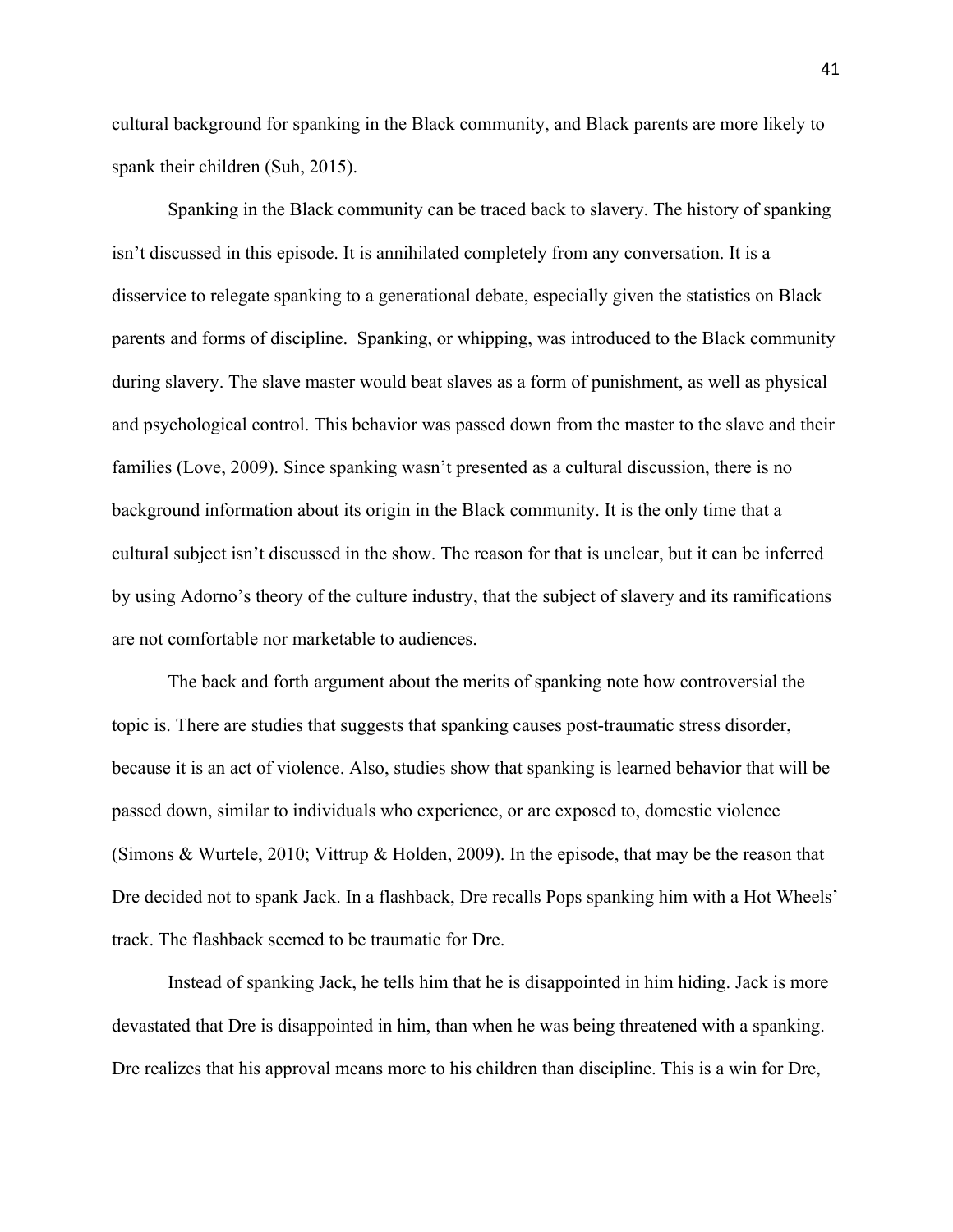cultural background for spanking in the Black community, and Black parents are more likely to spank their children (Suh, 2015).

Spanking in the Black community can be traced back to slavery. The history of spanking isn't discussed in this episode. It is annihilated completely from any conversation. It is a disservice to relegate spanking to a generational debate, especially given the statistics on Black parents and forms of discipline. Spanking, or whipping, was introduced to the Black community during slavery. The slave master would beat slaves as a form of punishment, as well as physical and psychological control. This behavior was passed down from the master to the slave and their families (Love, 2009). Since spanking wasn't presented as a cultural discussion, there is no background information about its origin in the Black community. It is the only time that a cultural subject isn't discussed in the show. The reason for that is unclear, but it can be inferred by using Adorno's theory of the culture industry, that the subject of slavery and its ramifications are not comfortable nor marketable to audiences.

The back and forth argument about the merits of spanking note how controversial the topic is. There are studies that suggests that spanking causes post-traumatic stress disorder, because it is an act of violence. Also, studies show that spanking is learned behavior that will be passed down, similar to individuals who experience, or are exposed to, domestic violence (Simons & Wurtele, 2010; Vittrup & Holden, 2009). In the episode, that may be the reason that Dre decided not to spank Jack. In a flashback, Dre recalls Pops spanking him with a Hot Wheels' track. The flashback seemed to be traumatic for Dre.

Instead of spanking Jack, he tells him that he is disappointed in him hiding. Jack is more devastated that Dre is disappointed in him, than when he was being threatened with a spanking. Dre realizes that his approval means more to his children than discipline. This is a win for Dre,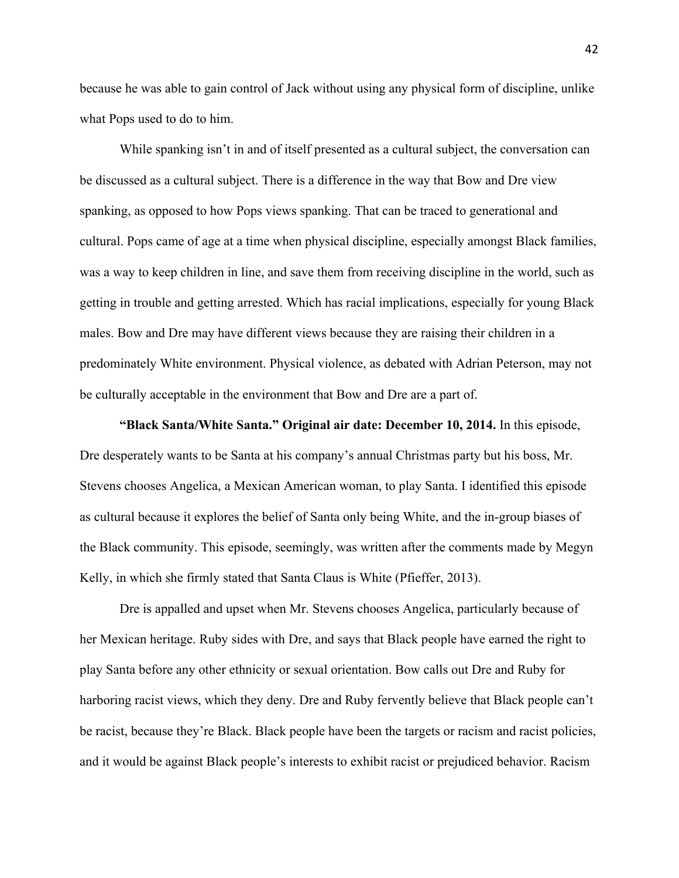because he was able to gain control of Jack without using any physical form of discipline, unlike what Pops used to do to him.

While spanking isn't in and of itself presented as a cultural subject, the conversation can be discussed as a cultural subject. There is a difference in the way that Bow and Dre view spanking, as opposed to how Pops views spanking. That can be traced to generational and cultural. Pops came of age at a time when physical discipline, especially amongst Black families, was a way to keep children in line, and save them from receiving discipline in the world, such as getting in trouble and getting arrested. Which has racial implications, especially for young Black males. Bow and Dre may have different views because they are raising their children in a predominately White environment. Physical violence, as debated with Adrian Peterson, may not be culturally acceptable in the environment that Bow and Dre are a part of.

**"Black Santa/White Santa." Original air date: December 10, 2014.** In this episode, Dre desperately wants to be Santa at his company's annual Christmas party but his boss, Mr. Stevens chooses Angelica, a Mexican American woman, to play Santa. I identified this episode as cultural because it explores the belief of Santa only being White, and the in-group biases of the Black community. This episode, seemingly, was written after the comments made by Megyn Kelly, in which she firmly stated that Santa Claus is White (Pfieffer, 2013).

Dre is appalled and upset when Mr. Stevens chooses Angelica, particularly because of her Mexican heritage. Ruby sides with Dre, and says that Black people have earned the right to play Santa before any other ethnicity or sexual orientation. Bow calls out Dre and Ruby for harboring racist views, which they deny. Dre and Ruby fervently believe that Black people can't be racist, because they're Black. Black people have been the targets or racism and racist policies, and it would be against Black people's interests to exhibit racist or prejudiced behavior. Racism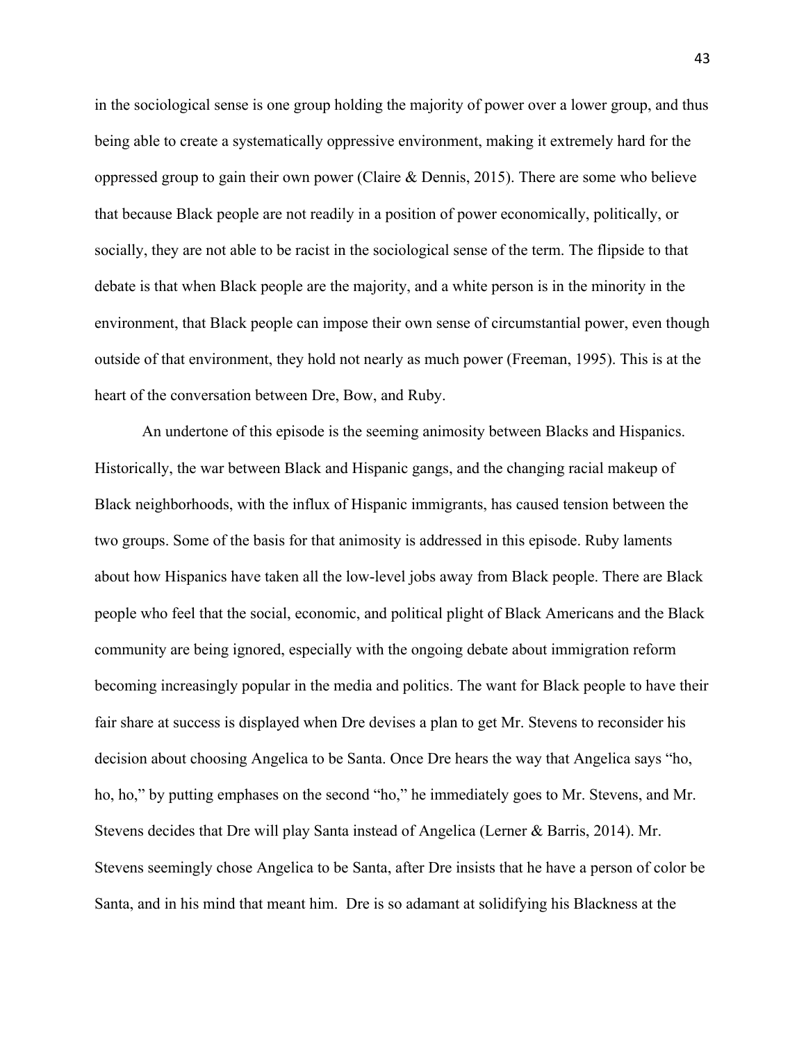in the sociological sense is one group holding the majority of power over a lower group, and thus being able to create a systematically oppressive environment, making it extremely hard for the oppressed group to gain their own power (Claire & Dennis, 2015). There are some who believe that because Black people are not readily in a position of power economically, politically, or socially, they are not able to be racist in the sociological sense of the term. The flipside to that debate is that when Black people are the majority, and a white person is in the minority in the environment, that Black people can impose their own sense of circumstantial power, even though outside of that environment, they hold not nearly as much power (Freeman, 1995). This is at the heart of the conversation between Dre, Bow, and Ruby.

An undertone of this episode is the seeming animosity between Blacks and Hispanics. Historically, the war between Black and Hispanic gangs, and the changing racial makeup of Black neighborhoods, with the influx of Hispanic immigrants, has caused tension between the two groups. Some of the basis for that animosity is addressed in this episode. Ruby laments about how Hispanics have taken all the low-level jobs away from Black people. There are Black people who feel that the social, economic, and political plight of Black Americans and the Black community are being ignored, especially with the ongoing debate about immigration reform becoming increasingly popular in the media and politics. The want for Black people to have their fair share at success is displayed when Dre devises a plan to get Mr. Stevens to reconsider his decision about choosing Angelica to be Santa. Once Dre hears the way that Angelica says "ho, ho, ho," by putting emphases on the second "ho," he immediately goes to Mr. Stevens, and Mr. Stevens decides that Dre will play Santa instead of Angelica (Lerner & Barris, 2014). Mr. Stevens seemingly chose Angelica to be Santa, after Dre insists that he have a person of color be Santa, and in his mind that meant him.  Dre is so adamant at solidifying his Blackness at the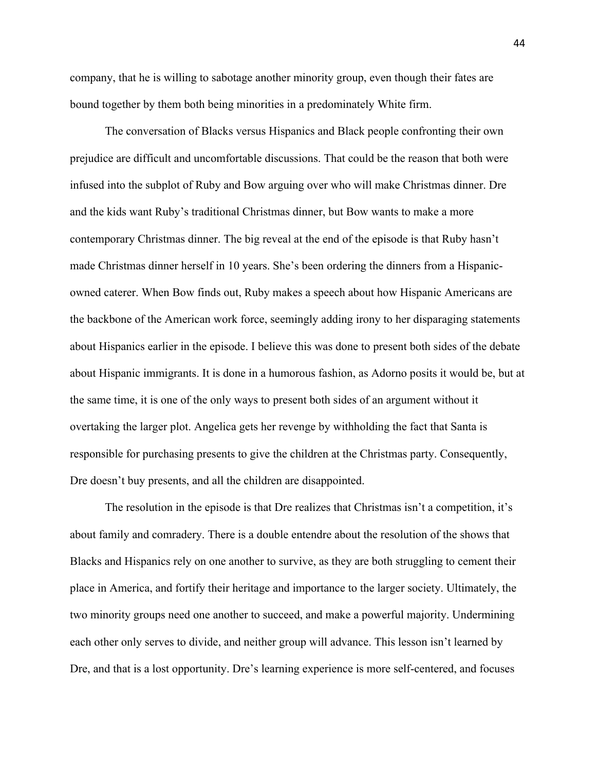company, that he is willing to sabotage another minority group, even though their fates are bound together by them both being minorities in a predominately White firm.

The conversation of Blacks versus Hispanics and Black people confronting their own prejudice are difficult and uncomfortable discussions. That could be the reason that both were infused into the subplot of Ruby and Bow arguing over who will make Christmas dinner. Dre and the kids want Ruby's traditional Christmas dinner, but Bow wants to make a more contemporary Christmas dinner. The big reveal at the end of the episode is that Ruby hasn't made Christmas dinner herself in 10 years. She's been ordering the dinners from a Hispanic-owned caterer. When Bow finds out, Ruby makes a speech about how Hispanic Americans are the backbone of the American work force, seemingly adding irony to her disparaging statements about Hispanics earlier in the episode. I believe this was done to present both sides of the debate about Hispanic immigrants. It is done in a humorous fashion, as Adorno posits it would be, but at the same time, it is one of the only ways to present both sides of an argument without it overtaking the larger plot. Angelica gets her revenge by withholding the fact that Santa is responsible for purchasing presents to give the children at the Christmas party. Consequently, Dre doesn't buy presents, and all the children are disappointed.

The resolution in the episode is that Dre realizes that Christmas isn't a competition, it's about family and comradery. There is a double entendre about the resolution of the shows that Blacks and Hispanics rely on one another to survive, as they are both struggling to cement their place in America, and fortify their heritage and importance to the larger society. Ultimately, the two minority groups need one another to succeed, and make a powerful majority. Undermining each other only serves to divide, and neither group will advance. This lesson isn't learned by Dre, and that is a lost opportunity. Dre's learning experience is more self-centered, and focuses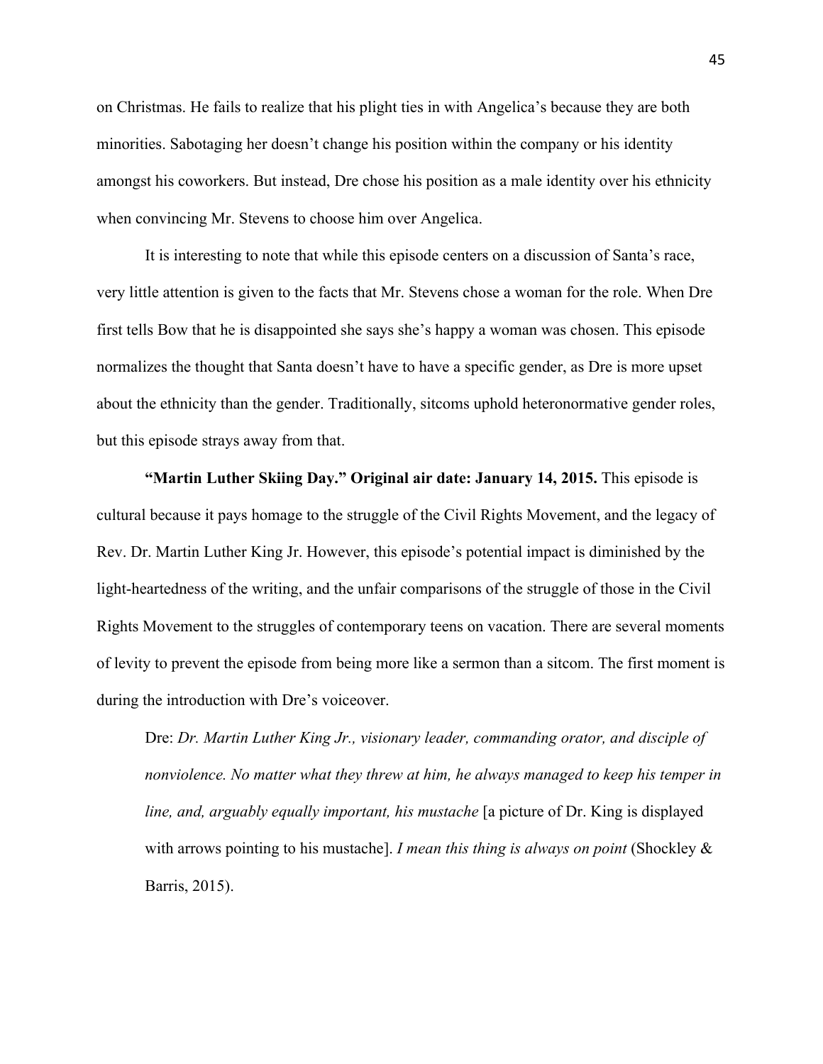on Christmas. He fails to realize that his plight ties in with Angelica's because they are both minorities. Sabotaging her doesn't change his position within the company or his identity amongst his coworkers. But instead, Dre chose his position as a male identity over his ethnicity when convincing Mr. Stevens to choose him over Angelica.

It is interesting to note that while this episode centers on a discussion of Santa's race, very little attention is given to the facts that Mr. Stevens chose a woman for the role. When Dre first tells Bow that he is disappointed she says she's happy a woman was chosen. This episode normalizes the thought that Santa doesn't have to have a specific gender, as Dre is more upset about the ethnicity than the gender. Traditionally, sitcoms uphold heteronormative gender roles, but this episode strays away from that.

**"Martin Luther Skiing Day." Original air date: January 14, 2015.** This episode is cultural because it pays homage to the struggle of the Civil Rights Movement, and the legacy of Rev. Dr. Martin Luther King Jr. However, this episode's potential impact is diminished by the light-heartedness of the writing, and the unfair comparisons of the struggle of those in the Civil Rights Movement to the struggles of contemporary teens on vacation. There are several moments of levity to prevent the episode from being more like a sermon than a sitcom. The first moment is during the introduction with Dre's voiceover.

> Dre: *Dr. Martin Luther King Jr., visionary leader, commanding orator, and disciple of nonviolence. No matter what they threw at him, he always managed to keep his temper in line, and, arguably equally important, his mustache* [a picture of Dr. King is displayed with arrows pointing to his mustache]. *I mean this thing is always on point* (Shockley & Barris, 2015).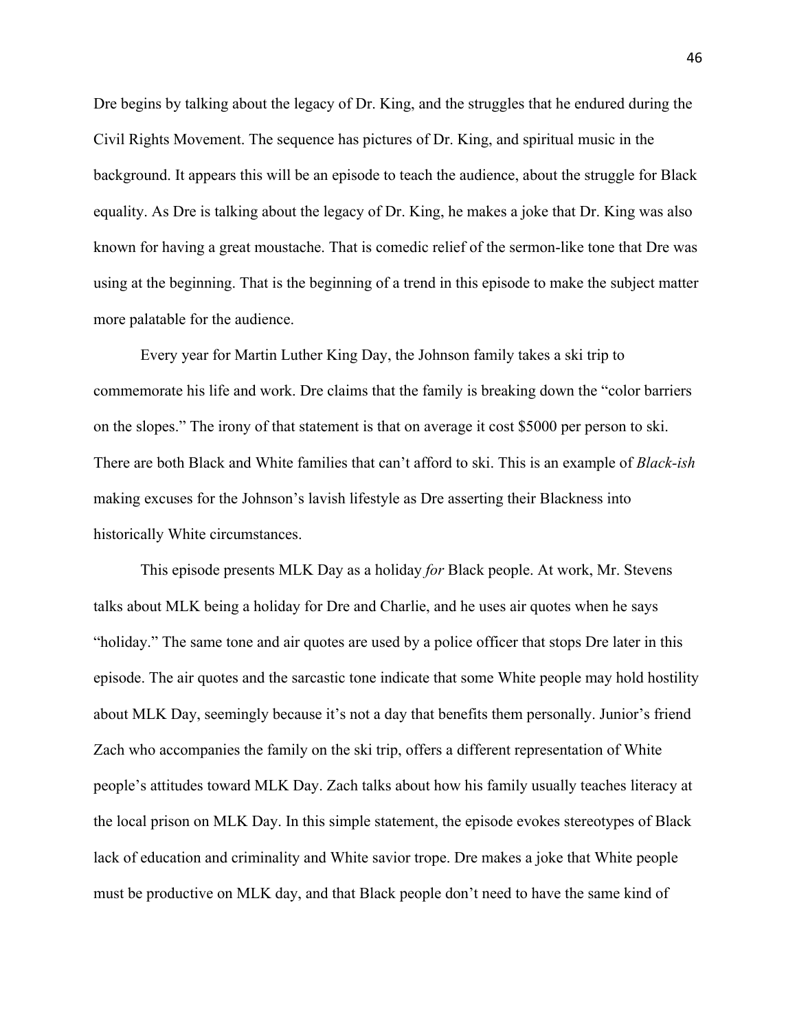Dre begins by talking about the legacy of Dr. King, and the struggles that he endured during the Civil Rights Movement. The sequence has pictures of Dr. King, and spiritual music in the background. It appears this will be an episode to teach the audience, about the struggle for Black equality. As Dre is talking about the legacy of Dr. King, he makes a joke that Dr. King was also known for having a great moustache. That is comedic relief of the sermon-like tone that Dre was using at the beginning. That is the beginning of a trend in this episode to make the subject matter more palatable for the audience.

Every year for Martin Luther King Day, the Johnson family takes a ski trip to commemorate his life and work. Dre claims that the family is breaking down the "color barriers on the slopes." The irony of that statement is that on average it cost $5000 per person to ski. There are both Black and White families that can't afford to ski. This is an example of *Black-ish* making excuses for the Johnson's lavish lifestyle as Dre asserting their Blackness into historically White circumstances.

This episode presents MLK Day as a holiday *for* Black people. At work, Mr. Stevens talks about MLK being a holiday for Dre and Charlie, and he uses air quotes when he says "holiday." The same tone and air quotes are used by a police officer that stops Dre later in this episode. The air quotes and the sarcastic tone indicate that some White people may hold hostility about MLK Day, seemingly because it's not a day that benefits them personally. Junior's friend Zach who accompanies the family on the ski trip, offers a different representation of White people's attitudes toward MLK Day. Zach talks about how his family usually teaches literacy at the local prison on MLK Day. In this simple statement, the episode evokes stereotypes of Black lack of education and criminality and White savior trope. Dre makes a joke that White people must be productive on MLK day, and that Black people don't need to have the same kind of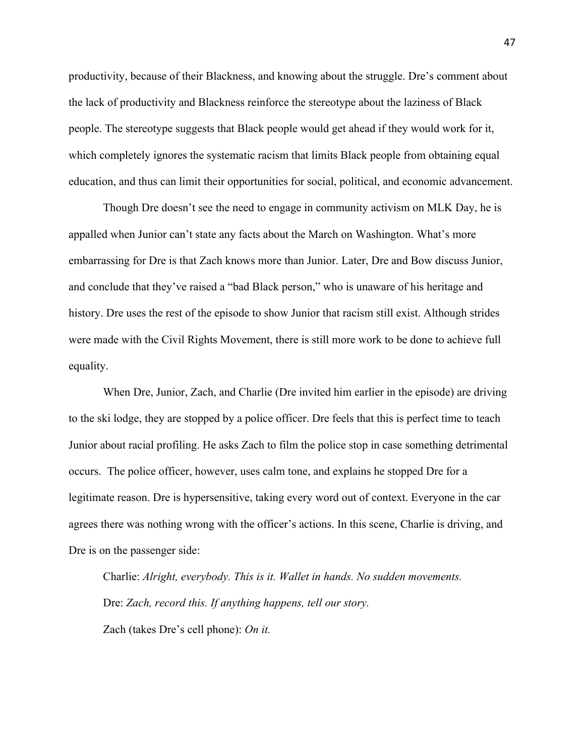productivity, because of their Blackness, and knowing about the struggle. Dre's comment about the lack of productivity and Blackness reinforce the stereotype about the laziness of Black people. The stereotype suggests that Black people would get ahead if they would work for it, which completely ignores the systematic racism that limits Black people from obtaining equal education, and thus can limit their opportunities for social, political, and economic advancement.

Though Dre doesn't see the need to engage in community activism on MLK Day, he is appalled when Junior can't state any facts about the March on Washington. What's more embarrassing for Dre is that Zach knows more than Junior. Later, Dre and Bow discuss Junior, and conclude that they've raised a "bad Black person," who is unaware of his heritage and history. Dre uses the rest of the episode to show Junior that racism still exist. Although strides were made with the Civil Rights Movement, there is still more work to be done to achieve full equality.

When Dre, Junior, Zach, and Charlie (Dre invited him earlier in the episode) are driving to the ski lodge, they are stopped by a police officer. Dre feels that this is perfect time to teach Junior about racial profiling. He asks Zach to film the police stop in case something detrimental occurs. The police officer, however, uses calm tone, and explains he stopped Dre for a legitimate reason. Dre is hypersensitive, taking every word out of context. Everyone in the car agrees there was nothing wrong with the officer's actions. In this scene, Charlie is driving, and Dre is on the passenger side:

> Charlie: *Alright, everybody. This is it. Wallet in hands. No sudden movements.*
>
> Dre: *Zach, record this. If anything happens, tell our story.*
>
> Zach (takes Dre's cell phone): *On it.*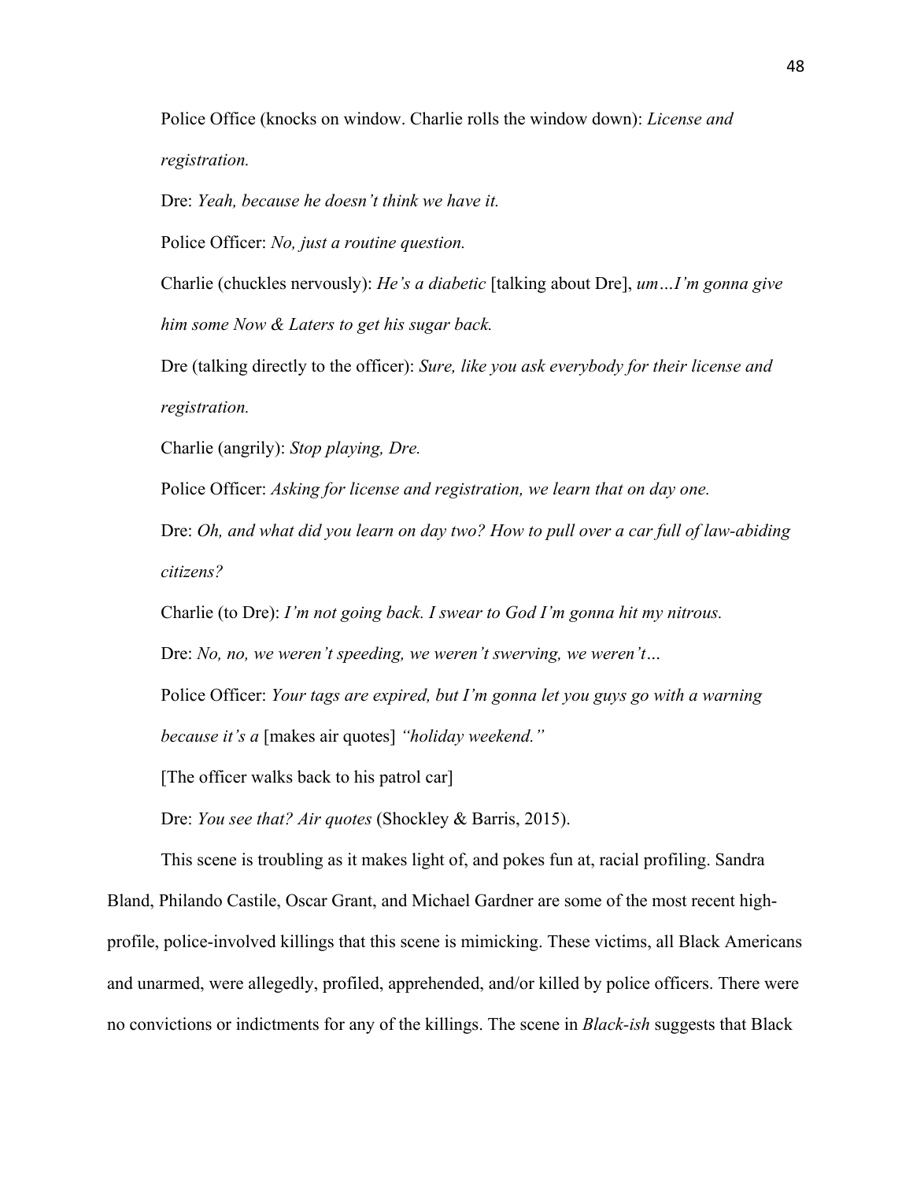Police Office (knocks on window. Charlie rolls the window down): *License and registration.*

Dre: *Yeah, because he doesn't think we have it.*

Police Officer: *No, just a routine question.*

Charlie (chuckles nervously): *He's a diabetic* [talking about Dre], *um…I'm gonna give him some Now & Laters to get his sugar back.*

Dre (talking directly to the officer): *Sure, like you ask everybody for their license and registration.*

Charlie (angrily): *Stop playing, Dre.*

Police Officer: *Asking for license and registration, we learn that on day one.*

Dre: *Oh, and what did you learn on day two? How to pull over a car full of law-abiding citizens?*

Charlie (to Dre): *I'm not going back. I swear to God I'm gonna hit my nitrous.*

Dre: *No, no, we weren't speeding, we weren't swerving, we weren't…*

Police Officer: *Your tags are expired, but I'm gonna let you guys go with a warning because it's a* [makes air quotes] *"holiday weekend."*

[The officer walks back to his patrol car]

Dre: *You see that? Air quotes* (Shockley & Barris, 2015).

This scene is troubling as it makes light of, and pokes fun at, racial profiling. Sandra Bland, Philando Castile, Oscar Grant, and Michael Gardner are some of the most recent high-profile, police-involved killings that this scene is mimicking. These victims, all Black Americans and unarmed, were allegedly, profiled, apprehended, and/or killed by police officers. There were no convictions or indictments for any of the killings. The scene in *Black-ish* suggests that Black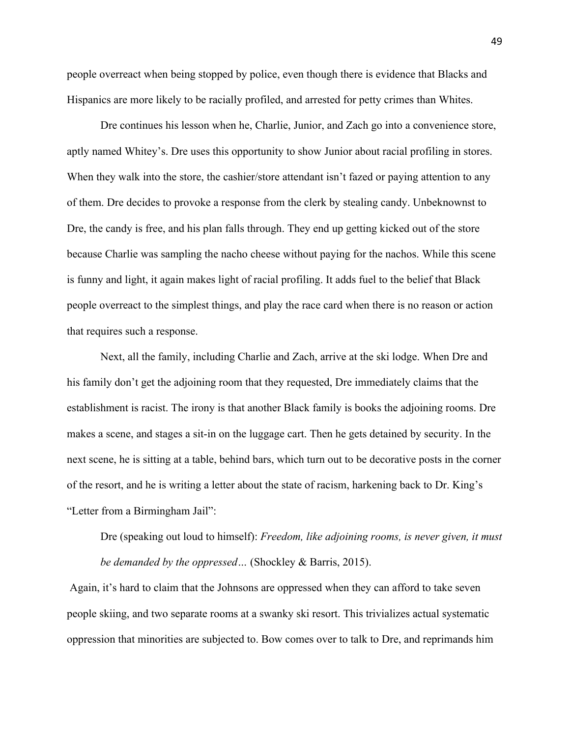people overreact when being stopped by police, even though there is evidence that Blacks and Hispanics are more likely to be racially profiled, and arrested for petty crimes than Whites.

Dre continues his lesson when he, Charlie, Junior, and Zach go into a convenience store, aptly named Whitey's. Dre uses this opportunity to show Junior about racial profiling in stores. When they walk into the store, the cashier/store attendant isn't fazed or paying attention to any of them. Dre decides to provoke a response from the clerk by stealing candy. Unbeknownst to Dre, the candy is free, and his plan falls through. They end up getting kicked out of the store because Charlie was sampling the nacho cheese without paying for the nachos. While this scene is funny and light, it again makes light of racial profiling. It adds fuel to the belief that Black people overreact to the simplest things, and play the race card when there is no reason or action that requires such a response.

Next, all the family, including Charlie and Zach, arrive at the ski lodge. When Dre and his family don't get the adjoining room that they requested, Dre immediately claims that the establishment is racist. The irony is that another Black family is books the adjoining rooms. Dre makes a scene, and stages a sit-in on the luggage cart. Then he gets detained by security. In the next scene, he is sitting at a table, behind bars, which turn out to be decorative posts in the corner of the resort, and he is writing a letter about the state of racism, harkening back to Dr. King's "Letter from a Birmingham Jail":

> Dre (speaking out loud to himself): *Freedom, like adjoining rooms, is never given, it must be demanded by the oppressed…* (Shockley & Barris, 2015).

Again, it's hard to claim that the Johnsons are oppressed when they can afford to take seven people skiing, and two separate rooms at a swanky ski resort. This trivializes actual systematic oppression that minorities are subjected to. Bow comes over to talk to Dre, and reprimands him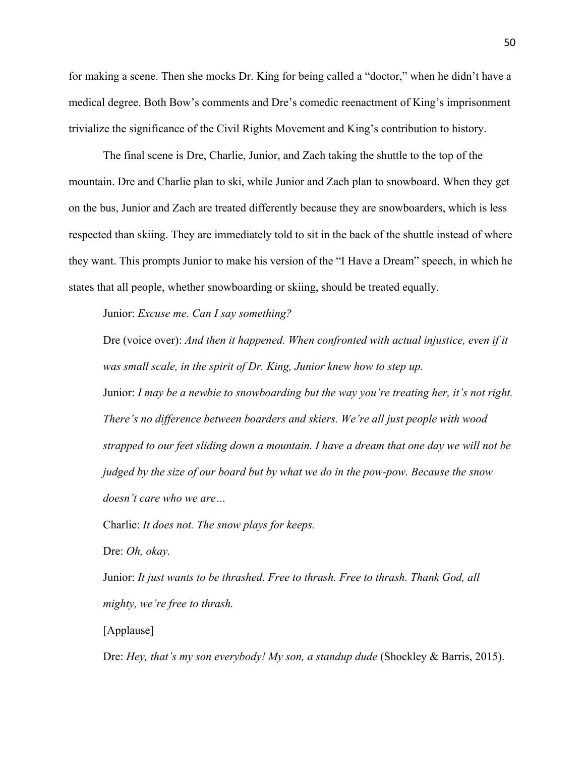for making a scene. Then she mocks Dr. King for being called a "doctor," when he didn't have a medical degree. Both Bow's comments and Dre's comedic reenactment of King's imprisonment trivialize the significance of the Civil Rights Movement and King's contribution to history.

The final scene is Dre, Charlie, Junior, and Zach taking the shuttle to the top of the mountain. Dre and Charlie plan to ski, while Junior and Zach plan to snowboard. When they get on the bus, Junior and Zach are treated differently because they are snowboarders, which is less respected than skiing. They are immediately told to sit in the back of the shuttle instead of where they want. This prompts Junior to make his version of the "I Have a Dream" speech, in which he states that all people, whether snowboarding or skiing, should be treated equally.

> Junior: *Excuse me. Can I say something?*
>
> Dre (voice over): *And then it happened. When confronted with actual injustice, even if it was small scale, in the spirit of Dr. King, Junior knew how to step up.*
>
> Junior: *I may be a newbie to snowboarding but the way you're treating her, it's not right. There's no difference between boarders and skiers. We're all just people with wood strapped to our feet sliding down a mountain. I have a dream that one day we will not be judged by the size of our board but by what we do in the pow-pow. Because the snow doesn't care who we are…*
>
> Charlie: *It does not. The snow plays for keeps.*
>
> Dre: *Oh, okay.*
>
> Junior: *It just wants to be thrashed. Free to thrash. Free to thrash. Thank God, all mighty, we're free to thrash.*
>
> [Applause]
>
> Dre: *Hey, that's my son everybody! My son, a standup dude* (Shockley & Barris, 2015).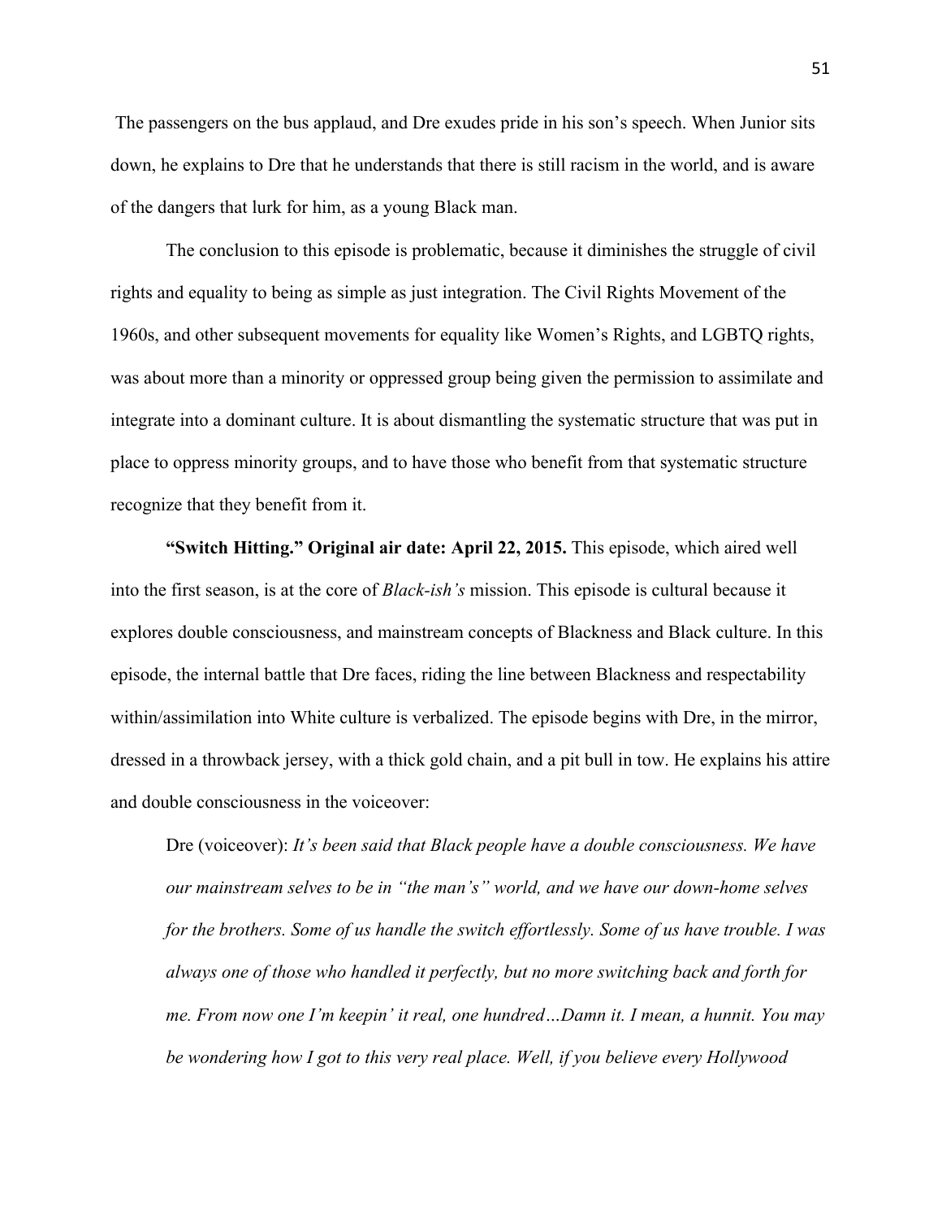The passengers on the bus applaud, and Dre exudes pride in his son's speech. When Junior sits down, he explains to Dre that he understands that there is still racism in the world, and is aware of the dangers that lurk for him, as a young Black man.

The conclusion to this episode is problematic, because it diminishes the struggle of civil rights and equality to being as simple as just integration. The Civil Rights Movement of the 1960s, and other subsequent movements for equality like Women's Rights, and LGBTQ rights, was about more than a minority or oppressed group being given the permission to assimilate and integrate into a dominant culture. It is about dismantling the systematic structure that was put in place to oppress minority groups, and to have those who benefit from that systematic structure recognize that they benefit from it.

**"Switch Hitting." Original air date: April 22, 2015.** This episode, which aired well into the first season, is at the core of *Black-ish's* mission. This episode is cultural because it explores double consciousness, and mainstream concepts of Blackness and Black culture. In this episode, the internal battle that Dre faces, riding the line between Blackness and respectability within/assimilation into White culture is verbalized. The episode begins with Dre, in the mirror, dressed in a throwback jersey, with a thick gold chain, and a pit bull in tow. He explains his attire and double consciousness in the voiceover:

> Dre (voiceover): *It's been said that Black people have a double consciousness. We have our mainstream selves to be in "the man's" world, and we have our down-home selves for the brothers. Some of us handle the switch effortlessly. Some of us have trouble. I was always one of those who handled it perfectly, but no more switching back and forth for me. From now one I'm keepin' it real, one hundred…Damn it. I mean, a hunnit. You may be wondering how I got to this very real place. Well, if you believe every Hollywood*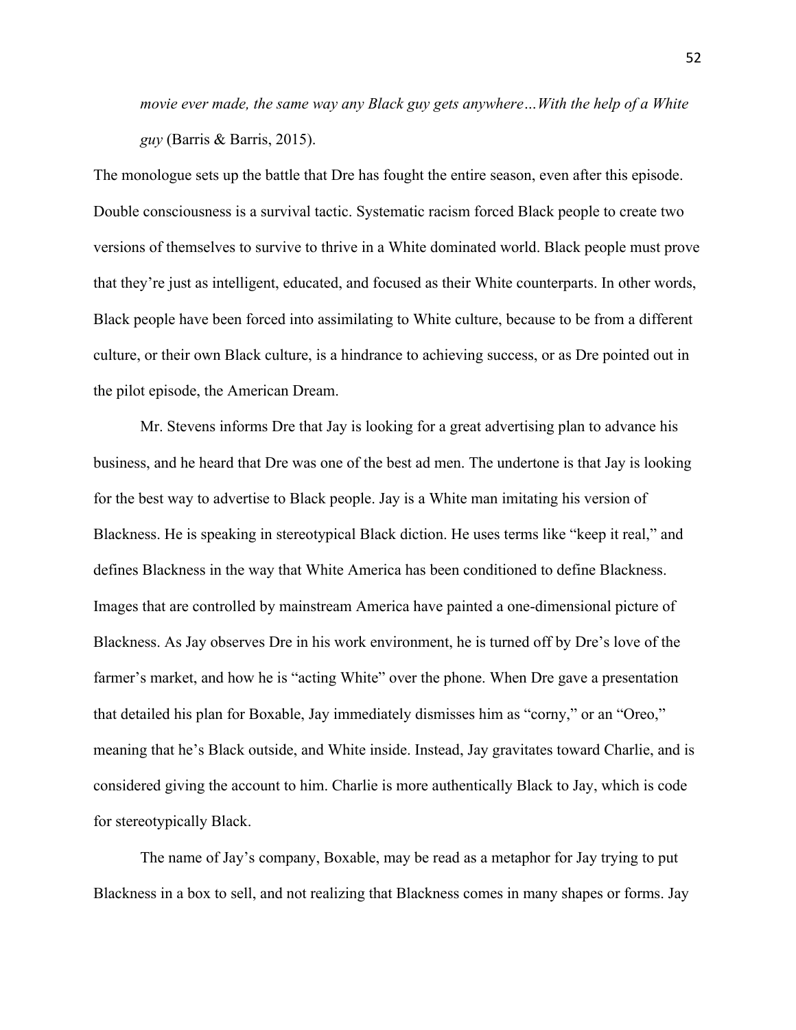> *movie ever made, the same way any Black guy gets anywhere…With the help of a White guy* (Barris & Barris, 2015).

The monologue sets up the battle that Dre has fought the entire season, even after this episode. Double consciousness is a survival tactic. Systematic racism forced Black people to create two versions of themselves to survive to thrive in a White dominated world. Black people must prove that they're just as intelligent, educated, and focused as their White counterparts. In other words, Black people have been forced into assimilating to White culture, because to be from a different culture, or their own Black culture, is a hindrance to achieving success, or as Dre pointed out in the pilot episode, the American Dream.

Mr. Stevens informs Dre that Jay is looking for a great advertising plan to advance his business, and he heard that Dre was one of the best ad men. The undertone is that Jay is looking for the best way to advertise to Black people. Jay is a White man imitating his version of Blackness. He is speaking in stereotypical Black diction. He uses terms like "keep it real," and defines Blackness in the way that White America has been conditioned to define Blackness. Images that are controlled by mainstream America have painted a one-dimensional picture of Blackness. As Jay observes Dre in his work environment, he is turned off by Dre's love of the farmer's market, and how he is "acting White" over the phone. When Dre gave a presentation that detailed his plan for Boxable, Jay immediately dismisses him as "corny," or an "Oreo," meaning that he's Black outside, and White inside. Instead, Jay gravitates toward Charlie, and is considered giving the account to him. Charlie is more authentically Black to Jay, which is code for stereotypically Black.

The name of Jay's company, Boxable, may be read as a metaphor for Jay trying to put Blackness in a box to sell, and not realizing that Blackness comes in many shapes or forms. Jay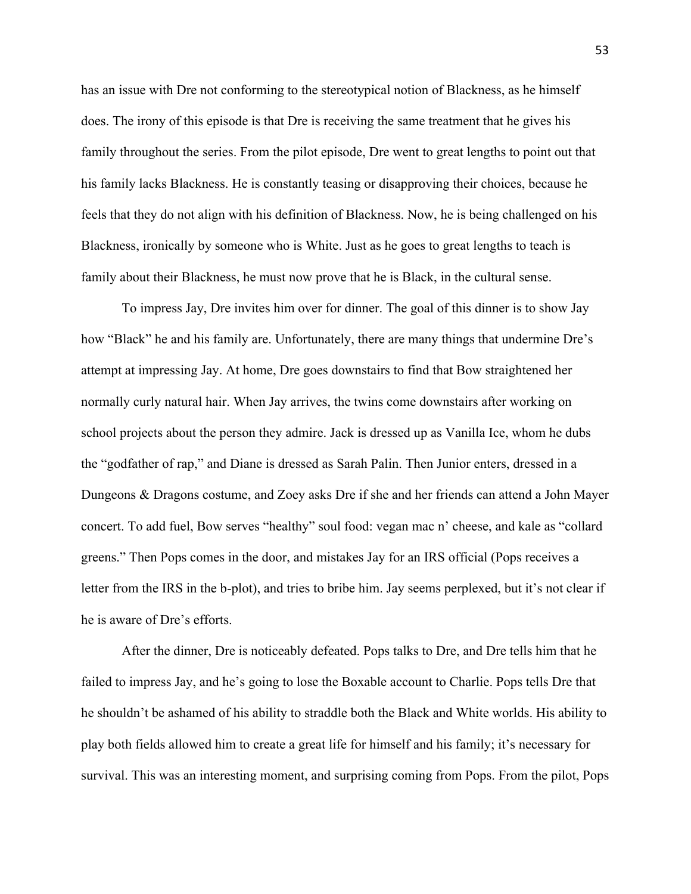has an issue with Dre not conforming to the stereotypical notion of Blackness, as he himself does. The irony of this episode is that Dre is receiving the same treatment that he gives his family throughout the series. From the pilot episode, Dre went to great lengths to point out that his family lacks Blackness. He is constantly teasing or disapproving their choices, because he feels that they do not align with his definition of Blackness. Now, he is being challenged on his Blackness, ironically by someone who is White. Just as he goes to great lengths to teach is family about their Blackness, he must now prove that he is Black, in the cultural sense.

To impress Jay, Dre invites him over for dinner. The goal of this dinner is to show Jay how "Black" he and his family are. Unfortunately, there are many things that undermine Dre's attempt at impressing Jay. At home, Dre goes downstairs to find that Bow straightened her normally curly natural hair. When Jay arrives, the twins come downstairs after working on school projects about the person they admire. Jack is dressed up as Vanilla Ice, whom he dubs the "godfather of rap," and Diane is dressed as Sarah Palin. Then Junior enters, dressed in a Dungeons & Dragons costume, and Zoey asks Dre if she and her friends can attend a John Mayer concert. To add fuel, Bow serves "healthy" soul food: vegan mac n' cheese, and kale as "collard greens." Then Pops comes in the door, and mistakes Jay for an IRS official (Pops receives a letter from the IRS in the b-plot), and tries to bribe him. Jay seems perplexed, but it's not clear if he is aware of Dre's efforts.

After the dinner, Dre is noticeably defeated. Pops talks to Dre, and Dre tells him that he failed to impress Jay, and he's going to lose the Boxable account to Charlie. Pops tells Dre that he shouldn't be ashamed of his ability to straddle both the Black and White worlds. His ability to play both fields allowed him to create a great life for himself and his family; it's necessary for survival. This was an interesting moment, and surprising coming from Pops. From the pilot, Pops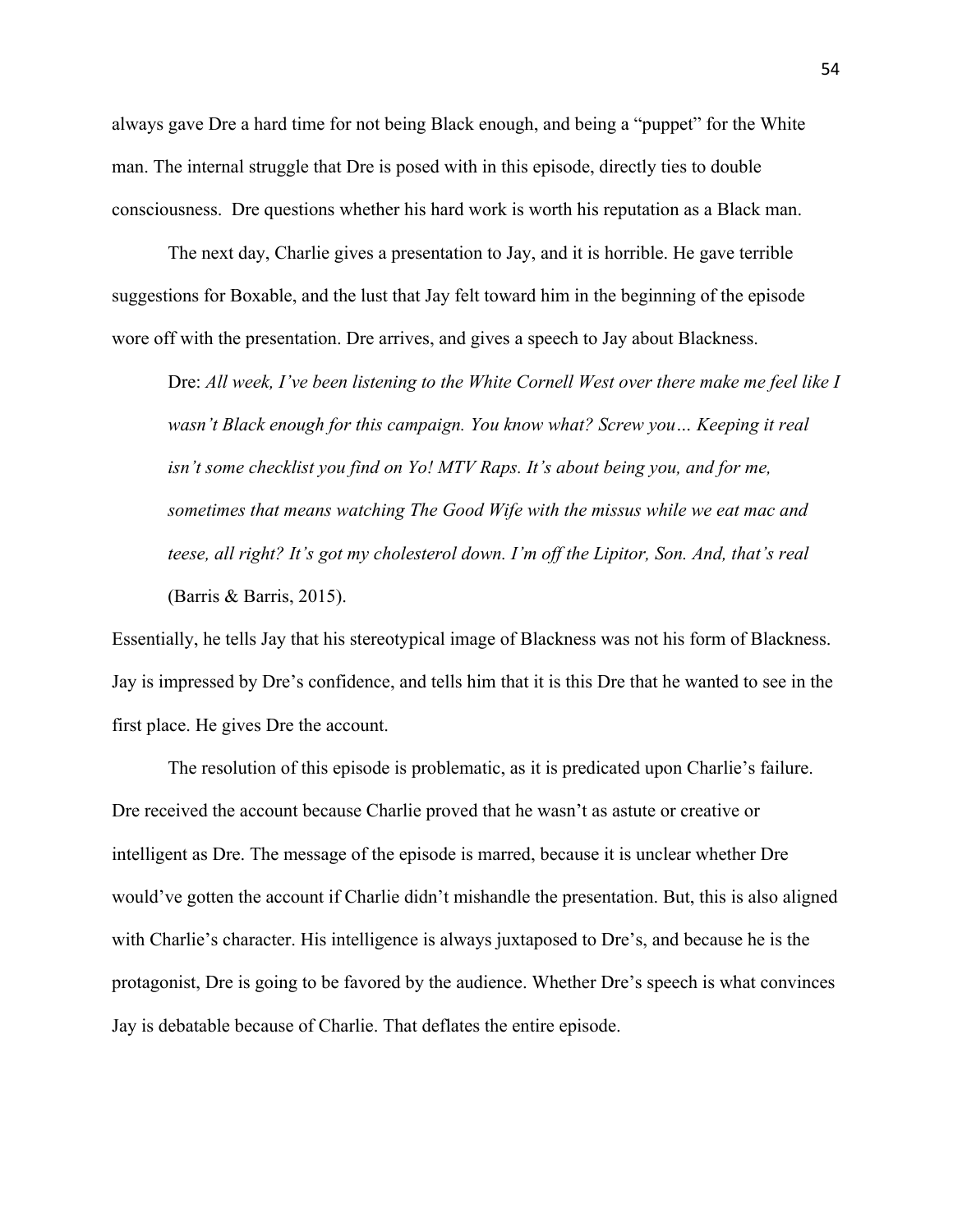always gave Dre a hard time for not being Black enough, and being a "puppet" for the White man. The internal struggle that Dre is posed with in this episode, directly ties to double consciousness. Dre questions whether his hard work is worth his reputation as a Black man.

The next day, Charlie gives a presentation to Jay, and it is horrible. He gave terrible suggestions for Boxable, and the lust that Jay felt toward him in the beginning of the episode wore off with the presentation. Dre arrives, and gives a speech to Jay about Blackness.

> Dre: *All week, I've been listening to the White Cornell West over there make me feel like I wasn't Black enough for this campaign. You know what? Screw you… Keeping it real isn't some checklist you find on Yo! MTV Raps. It's about being you, and for me, sometimes that means watching The Good Wife with the missus while we eat mac and teese, all right? It's got my cholesterol down. I'm off the Lipitor, Son. And, that's real* (Barris & Barris, 2015).

Essentially, he tells Jay that his stereotypical image of Blackness was not his form of Blackness. Jay is impressed by Dre's confidence, and tells him that it is this Dre that he wanted to see in the first place. He gives Dre the account.

The resolution of this episode is problematic, as it is predicated upon Charlie's failure. Dre received the account because Charlie proved that he wasn't as astute or creative or intelligent as Dre. The message of the episode is marred, because it is unclear whether Dre would've gotten the account if Charlie didn't mishandle the presentation. But, this is also aligned with Charlie's character. His intelligence is always juxtaposed to Dre's, and because he is the protagonist, Dre is going to be favored by the audience. Whether Dre's speech is what convinces Jay is debatable because of Charlie. That deflates the entire episode.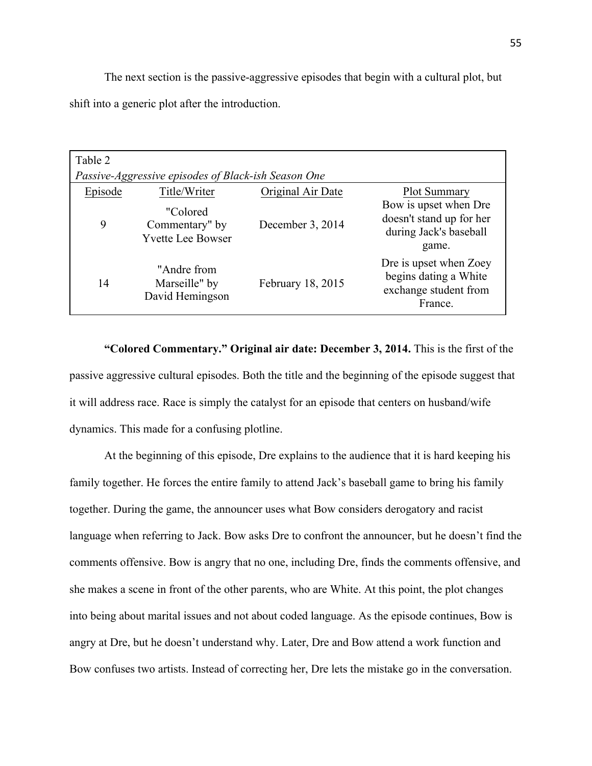The next section is the passive-aggressive episodes that begin with a cultural plot, but shift into a generic plot after the introduction.

Table 2
*Passive-Aggressive episodes of Black-ish Season One*

| Episode | Title/Writer | Original Air Date | Plot Summary |
|---|---|---|---|
| 9 | "Colored Commentary" by Yvette Lee Bowser | December 3, 2014 | Bow is upset when Dre doesn't stand up for her during Jack's baseball game. |
| 14 | "Andre from Marseille" by David Hemingson | February 18, 2015 | Dre is upset when Zoey begins dating a White exchange student from France. |

**"Colored Commentary." Original air date: December 3, 2014.** This is the first of the passive aggressive cultural episodes. Both the title and the beginning of the episode suggest that it will address race. Race is simply the catalyst for an episode that centers on husband/wife dynamics. This made for a confusing plotline.

At the beginning of this episode, Dre explains to the audience that it is hard keeping his family together. He forces the entire family to attend Jack's baseball game to bring his family together. During the game, the announcer uses what Bow considers derogatory and racist language when referring to Jack. Bow asks Dre to confront the announcer, but he doesn't find the comments offensive. Bow is angry that no one, including Dre, finds the comments offensive, and she makes a scene in front of the other parents, who are White. At this point, the plot changes into being about marital issues and not about coded language. As the episode continues, Bow is angry at Dre, but he doesn't understand why. Later, Dre and Bow attend a work function and Bow confuses two artists. Instead of correcting her, Dre lets the mistake go in the conversation.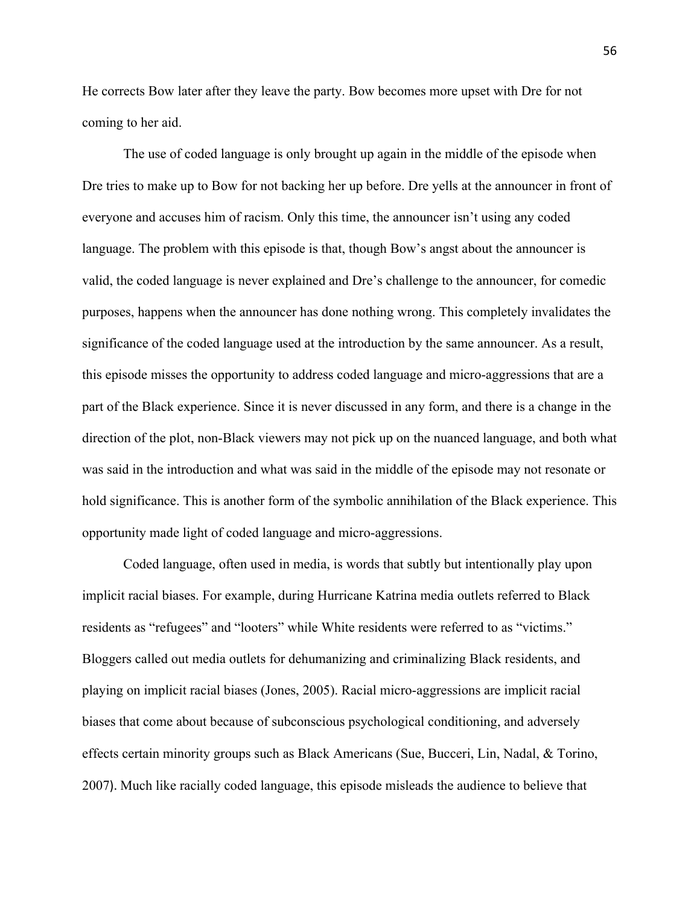He corrects Bow later after they leave the party. Bow becomes more upset with Dre for not coming to her aid.

The use of coded language is only brought up again in the middle of the episode when Dre tries to make up to Bow for not backing her up before. Dre yells at the announcer in front of everyone and accuses him of racism. Only this time, the announcer isn't using any coded language. The problem with this episode is that, though Bow's angst about the announcer is valid, the coded language is never explained and Dre's challenge to the announcer, for comedic purposes, happens when the announcer has done nothing wrong. This completely invalidates the significance of the coded language used at the introduction by the same announcer. As a result, this episode misses the opportunity to address coded language and micro-aggressions that are a part of the Black experience. Since it is never discussed in any form, and there is a change in the direction of the plot, non-Black viewers may not pick up on the nuanced language, and both what was said in the introduction and what was said in the middle of the episode may not resonate or hold significance. This is another form of the symbolic annihilation of the Black experience. This opportunity made light of coded language and micro-aggressions.

Coded language, often used in media, is words that subtly but intentionally play upon implicit racial biases. For example, during Hurricane Katrina media outlets referred to Black residents as "refugees" and "looters" while White residents were referred to as "victims." Bloggers called out media outlets for dehumanizing and criminalizing Black residents, and playing on implicit racial biases (Jones, 2005). Racial micro-aggressions are implicit racial biases that come about because of subconscious psychological conditioning, and adversely effects certain minority groups such as Black Americans (Sue, Bucceri, Lin, Nadal, & Torino, 2007). Much like racially coded language, this episode misleads the audience to believe that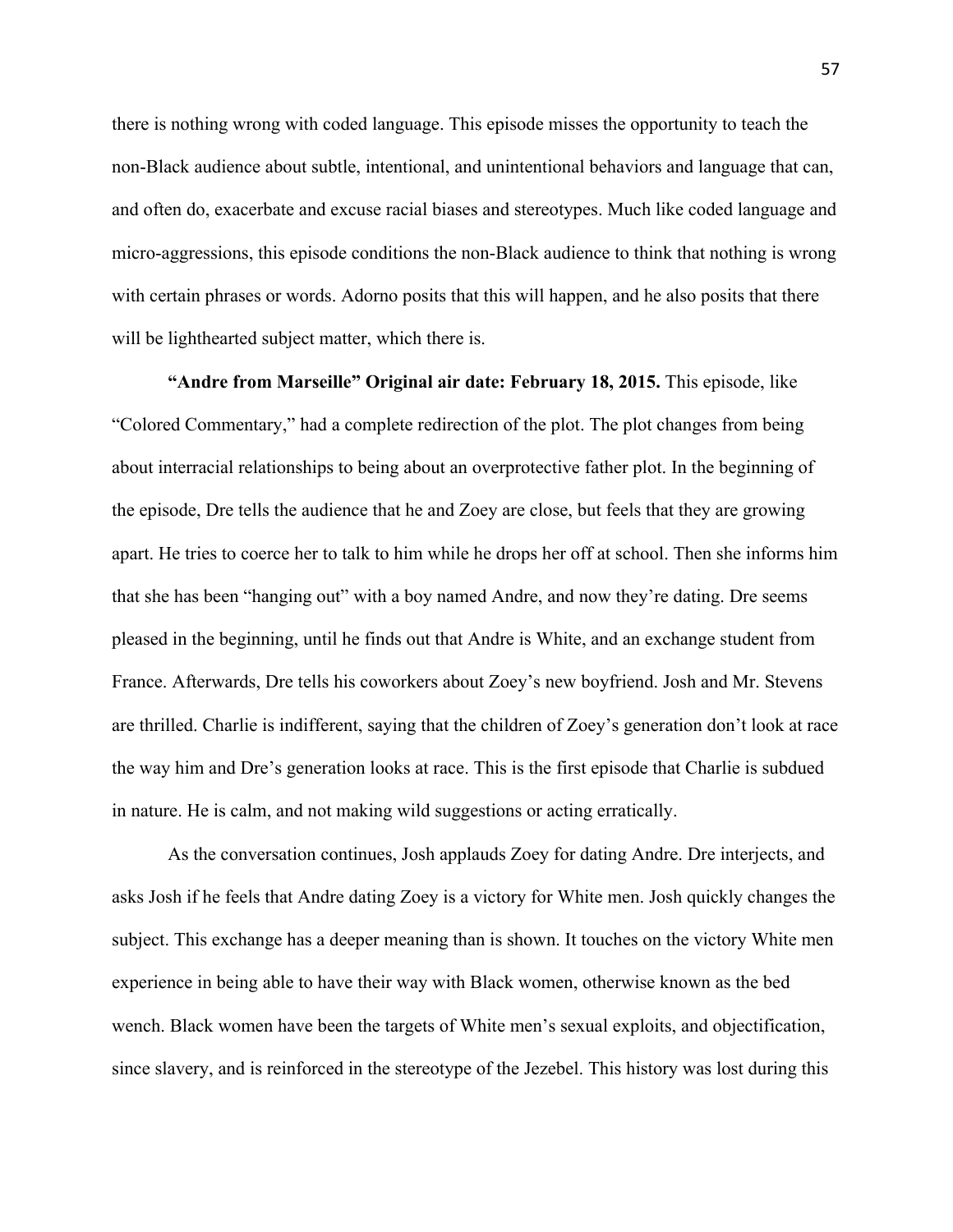there is nothing wrong with coded language. This episode misses the opportunity to teach the non-Black audience about subtle, intentional, and unintentional behaviors and language that can, and often do, exacerbate and excuse racial biases and stereotypes. Much like coded language and micro-aggressions, this episode conditions the non-Black audience to think that nothing is wrong with certain phrases or words. Adorno posits that this will happen, and he also posits that there will be lighthearted subject matter, which there is.

**"Andre from Marseille" Original air date: February 18, 2015.** This episode, like "Colored Commentary," had a complete redirection of the plot. The plot changes from being about interracial relationships to being about an overprotective father plot. In the beginning of the episode, Dre tells the audience that he and Zoey are close, but feels that they are growing apart. He tries to coerce her to talk to him while he drops her off at school. Then she informs him that she has been "hanging out" with a boy named Andre, and now they're dating. Dre seems pleased in the beginning, until he finds out that Andre is White, and an exchange student from France. Afterwards, Dre tells his coworkers about Zoey's new boyfriend. Josh and Mr. Stevens are thrilled. Charlie is indifferent, saying that the children of Zoey's generation don't look at race the way him and Dre's generation looks at race. This is the first episode that Charlie is subdued in nature. He is calm, and not making wild suggestions or acting erratically.

As the conversation continues, Josh applauds Zoey for dating Andre. Dre interjects, and asks Josh if he feels that Andre dating Zoey is a victory for White men. Josh quickly changes the subject. This exchange has a deeper meaning than is shown. It touches on the victory White men experience in being able to have their way with Black women, otherwise known as the bed wench. Black women have been the targets of White men's sexual exploits, and objectification, since slavery, and is reinforced in the stereotype of the Jezebel. This history was lost during this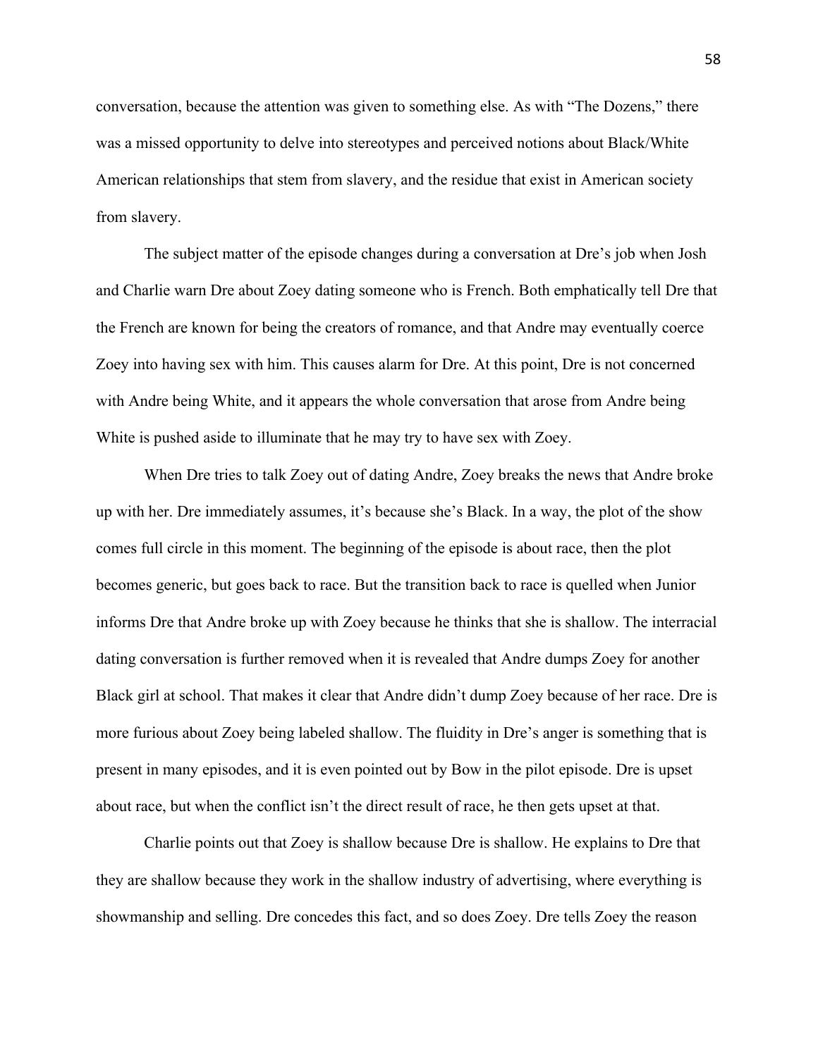conversation, because the attention was given to something else. As with "The Dozens," there was a missed opportunity to delve into stereotypes and perceived notions about Black/White American relationships that stem from slavery, and the residue that exist in American society from slavery.

The subject matter of the episode changes during a conversation at Dre's job when Josh and Charlie warn Dre about Zoey dating someone who is French. Both emphatically tell Dre that the French are known for being the creators of romance, and that Andre may eventually coerce Zoey into having sex with him. This causes alarm for Dre. At this point, Dre is not concerned with Andre being White, and it appears the whole conversation that arose from Andre being White is pushed aside to illuminate that he may try to have sex with Zoey.

When Dre tries to talk Zoey out of dating Andre, Zoey breaks the news that Andre broke up with her. Dre immediately assumes, it's because she's Black. In a way, the plot of the show comes full circle in this moment. The beginning of the episode is about race, then the plot becomes generic, but goes back to race. But the transition back to race is quelled when Junior informs Dre that Andre broke up with Zoey because he thinks that she is shallow. The interracial dating conversation is further removed when it is revealed that Andre dumps Zoey for another Black girl at school. That makes it clear that Andre didn't dump Zoey because of her race. Dre is more furious about Zoey being labeled shallow. The fluidity in Dre's anger is something that is present in many episodes, and it is even pointed out by Bow in the pilot episode. Dre is upset about race, but when the conflict isn't the direct result of race, he then gets upset at that.

Charlie points out that Zoey is shallow because Dre is shallow. He explains to Dre that they are shallow because they work in the shallow industry of advertising, where everything is showmanship and selling. Dre concedes this fact, and so does Zoey. Dre tells Zoey the reason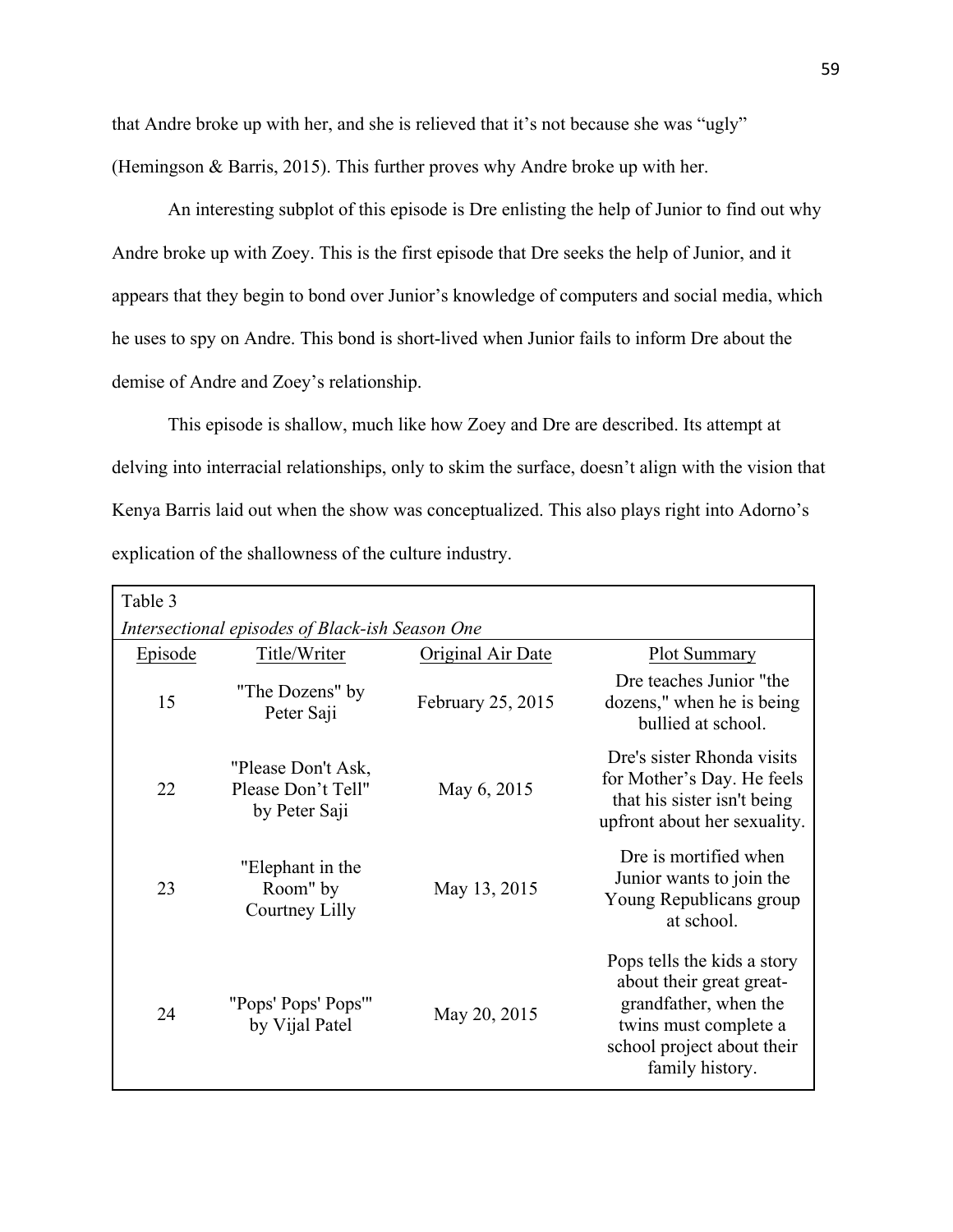that Andre broke up with her, and she is relieved that it's not because she was "ugly" (Hemingson & Barris, 2015). This further proves why Andre broke up with her.

An interesting subplot of this episode is Dre enlisting the help of Junior to find out why Andre broke up with Zoey. This is the first episode that Dre seeks the help of Junior, and it appears that they begin to bond over Junior's knowledge of computers and social media, which he uses to spy on Andre. This bond is short-lived when Junior fails to inform Dre about the demise of Andre and Zoey's relationship.

This episode is shallow, much like how Zoey and Dre are described. Its attempt at delving into interracial relationships, only to skim the surface, doesn't align with the vision that Kenya Barris laid out when the show was conceptualized. This also plays right into Adorno's explication of the shallowness of the culture industry.

Table 3

*Intersectional episodes of Black-ish Season One*

| Episode | Title/Writer | Original Air Date | Plot Summary |
|---|---|---|---|
| 15 | "The Dozens" by Peter Saji | February 25, 2015 | Dre teaches Junior "the dozens," when he is being bullied at school. |
| 22 | "Please Don't Ask, Please Don't Tell" by Peter Saji | May 6, 2015 | Dre's sister Rhonda visits for Mother's Day. He feels that his sister isn't being upfront about her sexuality. |
| 23 | "Elephant in the Room" by Courtney Lilly | May 13, 2015 | Dre is mortified when Junior wants to join the Young Republicans group at school. |
| 24 | "Pops' Pops' Pops'" by Vijal Patel | May 20, 2015 | Pops tells the kids a story about their great great-grandfather, when the twins must complete a school project about their family history. |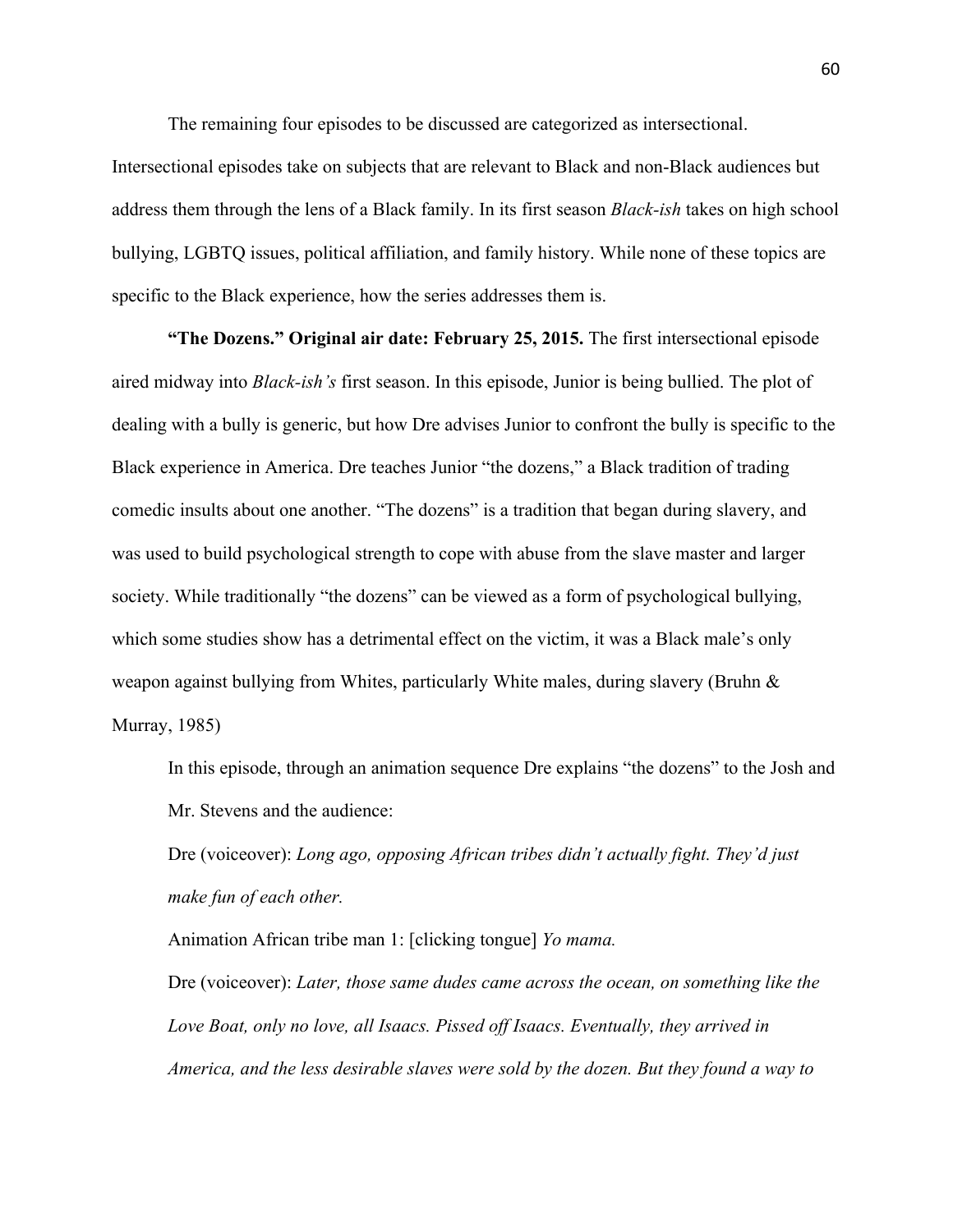The remaining four episodes to be discussed are categorized as intersectional. Intersectional episodes take on subjects that are relevant to Black and non-Black audiences but address them through the lens of a Black family. In its first season *Black-ish* takes on high school bullying, LGBTQ issues, political affiliation, and family history. While none of these topics are specific to the Black experience, how the series addresses them is.

**"The Dozens." Original air date: February 25, 2015.** The first intersectional episode aired midway into *Black-ish's* first season. In this episode, Junior is being bullied. The plot of dealing with a bully is generic, but how Dre advises Junior to confront the bully is specific to the Black experience in America. Dre teaches Junior "the dozens," a Black tradition of trading comedic insults about one another. "The dozens" is a tradition that began during slavery, and was used to build psychological strength to cope with abuse from the slave master and larger society. While traditionally "the dozens" can be viewed as a form of psychological bullying, which some studies show has a detrimental effect on the victim, it was a Black male's only weapon against bullying from Whites, particularly White males, during slavery (Bruhn & Murray, 1985)

> In this episode, through an animation sequence Dre explains "the dozens" to the Josh and Mr. Stevens and the audience:
>
> Dre (voiceover): *Long ago, opposing African tribes didn't actually fight. They'd just make fun of each other.*
>
> Animation African tribe man 1: [clicking tongue] *Yo mama.*
>
> Dre (voiceover): *Later, those same dudes came across the ocean, on something like the Love Boat, only no love, all Isaacs. Pissed off Isaacs. Eventually, they arrived in America, and the less desirable slaves were sold by the dozen. But they found a way to*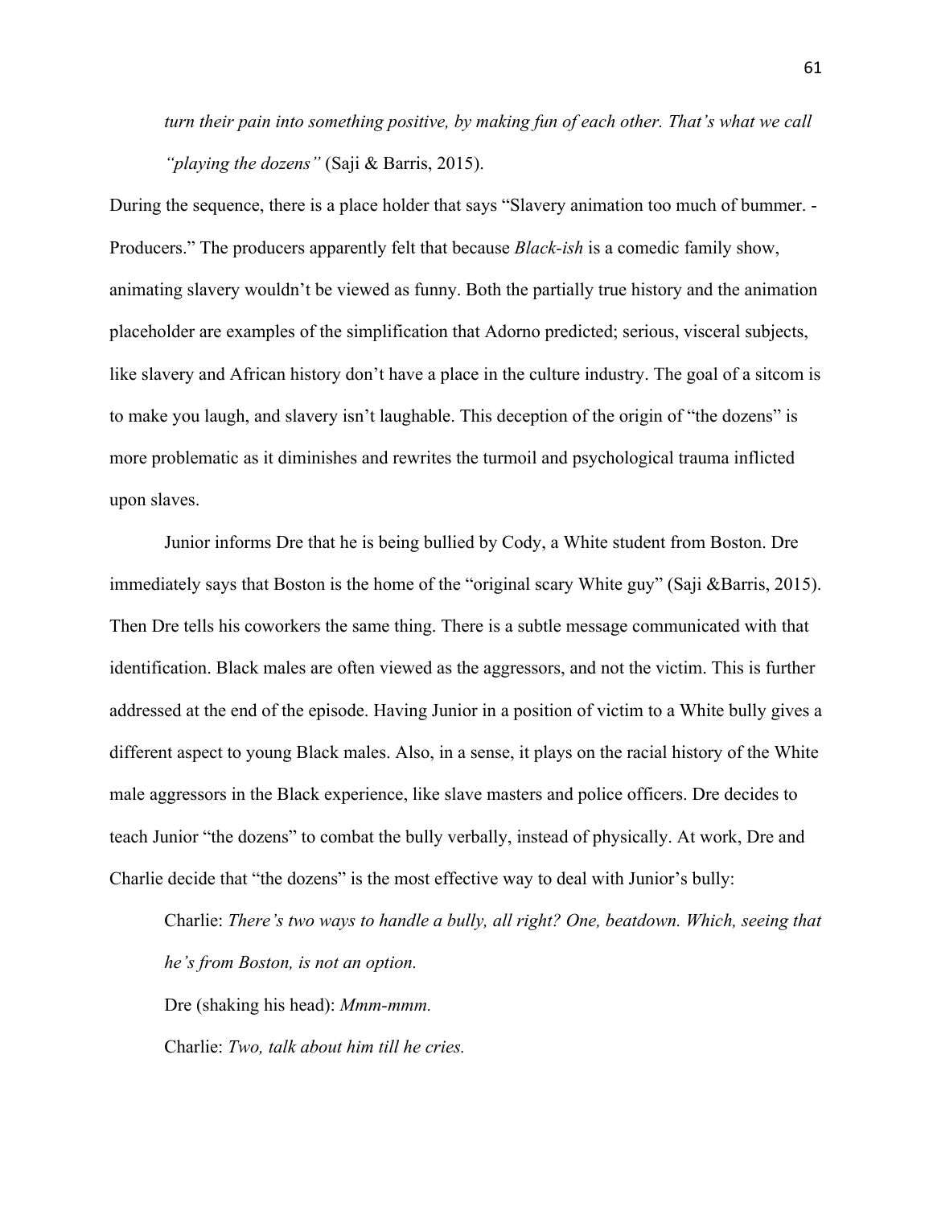*turn their pain into something positive, by making fun of each other. That's what we call "playing the dozens"* (Saji & Barris, 2015).

During the sequence, there is a place holder that says "Slavery animation too much of bummer. -Producers." The producers apparently felt that because *Black-ish* is a comedic family show, animating slavery wouldn't be viewed as funny. Both the partially true history and the animation placeholder are examples of the simplification that Adorno predicted; serious, visceral subjects, like slavery and African history don't have a place in the culture industry. The goal of a sitcom is to make you laugh, and slavery isn't laughable. This deception of the origin of "the dozens" is more problematic as it diminishes and rewrites the turmoil and psychological trauma inflicted upon slaves.

Junior informs Dre that he is being bullied by Cody, a White student from Boston. Dre immediately says that Boston is the home of the "original scary White guy" (Saji &Barris, 2015). Then Dre tells his coworkers the same thing. There is a subtle message communicated with that identification. Black males are often viewed as the aggressors, and not the victim. This is further addressed at the end of the episode. Having Junior in a position of victim to a White bully gives a different aspect to young Black males. Also, in a sense, it plays on the racial history of the White male aggressors in the Black experience, like slave masters and police officers. Dre decides to teach Junior "the dozens" to combat the bully verbally, instead of physically. At work, Dre and Charlie decide that "the dozens" is the most effective way to deal with Junior's bully:

Charlie: *There's two ways to handle a bully, all right? One, beatdown. Which, seeing that he's from Boston, is not an option.*

Dre (shaking his head): *Mmm-mmm.*

Charlie: *Two, talk about him till he cries.*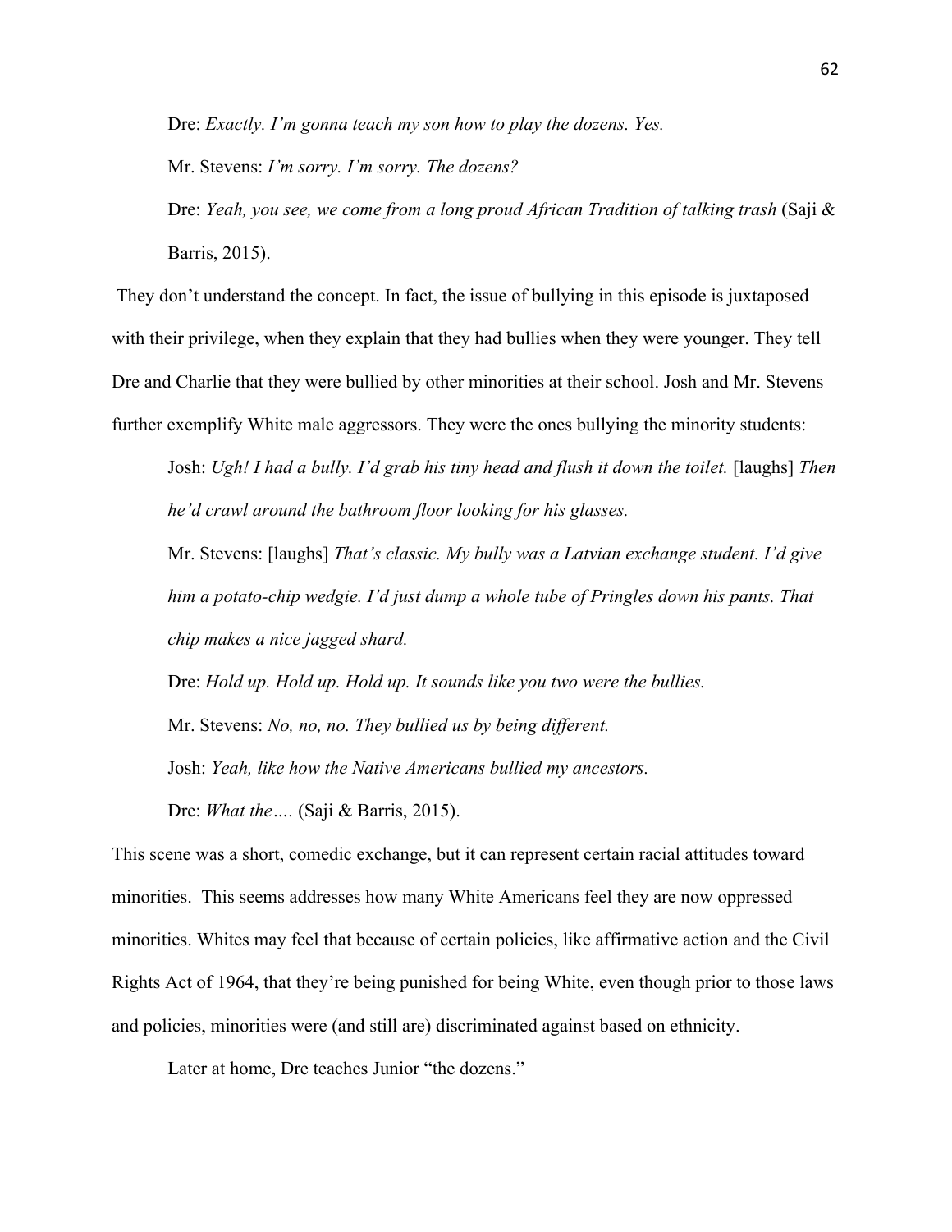Dre: *Exactly. I'm gonna teach my son how to play the dozens. Yes.*

Mr. Stevens: *I'm sorry. I'm sorry. The dozens?*

Dre: *Yeah, you see, we come from a long proud African Tradition of talking trash* (Saji & Barris, 2015).

They don't understand the concept. In fact, the issue of bullying in this episode is juxtaposed with their privilege, when they explain that they had bullies when they were younger. They tell Dre and Charlie that they were bullied by other minorities at their school. Josh and Mr. Stevens further exemplify White male aggressors. They were the ones bullying the minority students:

Josh: *Ugh! I had a bully. I'd grab his tiny head and flush it down the toilet.* [laughs] *Then he'd crawl around the bathroom floor looking for his glasses.*

Mr. Stevens: [laughs] *That's classic. My bully was a Latvian exchange student. I'd give him a potato-chip wedgie. I'd just dump a whole tube of Pringles down his pants. That chip makes a nice jagged shard.*

Dre: *Hold up. Hold up. Hold up. It sounds like you two were the bullies.*

Mr. Stevens: *No, no, no. They bullied us by being different.*

Josh: *Yeah, like how the Native Americans bullied my ancestors.*

Dre: *What the….* (Saji & Barris, 2015).

This scene was a short, comedic exchange, but it can represent certain racial attitudes toward minorities. This seems addresses how many White Americans feel they are now oppressed minorities. Whites may feel that because of certain policies, like affirmative action and the Civil Rights Act of 1964, that they're being punished for being White, even though prior to those laws and policies, minorities were (and still are) discriminated against based on ethnicity.

Later at home, Dre teaches Junior "the dozens."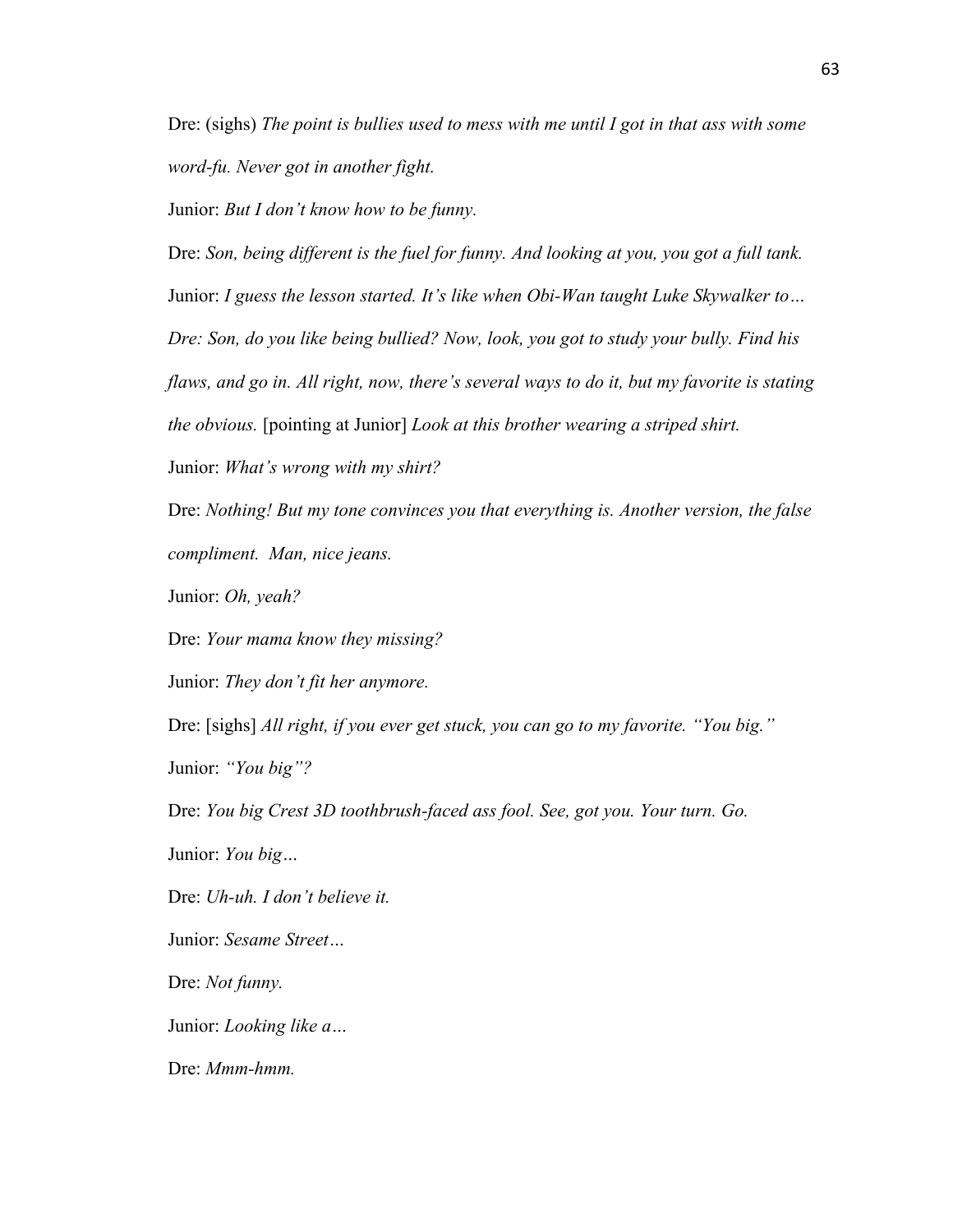Dre: (sighs) *The point is bullies used to mess with me until I got in that ass with some word-fu. Never got in another fight.*

Junior: *But I don't know how to be funny.*

Dre: *Son, being different is the fuel for funny. And looking at you, you got a full tank.*

Junior: *I guess the lesson started. It's like when Obi-Wan taught Luke Skywalker to…*

*Dre: Son, do you like being bullied? Now, look, you got to study your bully. Find his flaws, and go in. All right, now, there's several ways to do it, but my favorite is stating the obvious.* [pointing at Junior] *Look at this brother wearing a striped shirt.*

Junior: *What's wrong with my shirt?*

Dre: *Nothing! But my tone convinces you that everything is. Another version, the false compliment. Man, nice jeans.*

Junior: *Oh, yeah?*

Dre: *Your mama know they missing?*

Junior: *They don't fit her anymore.*

Dre: [sighs] *All right, if you ever get stuck, you can go to my favorite. "You big."*

Junior: *"You big"?*

Dre: *You big Crest 3D toothbrush-faced ass fool. See, got you. Your turn. Go.*

Junior: *You big…*

Dre: *Uh-uh. I don't believe it.*

Junior: *Sesame Street…*

Dre: *Not funny.*

Junior: *Looking like a…*

Dre: *Mmm-hmm.*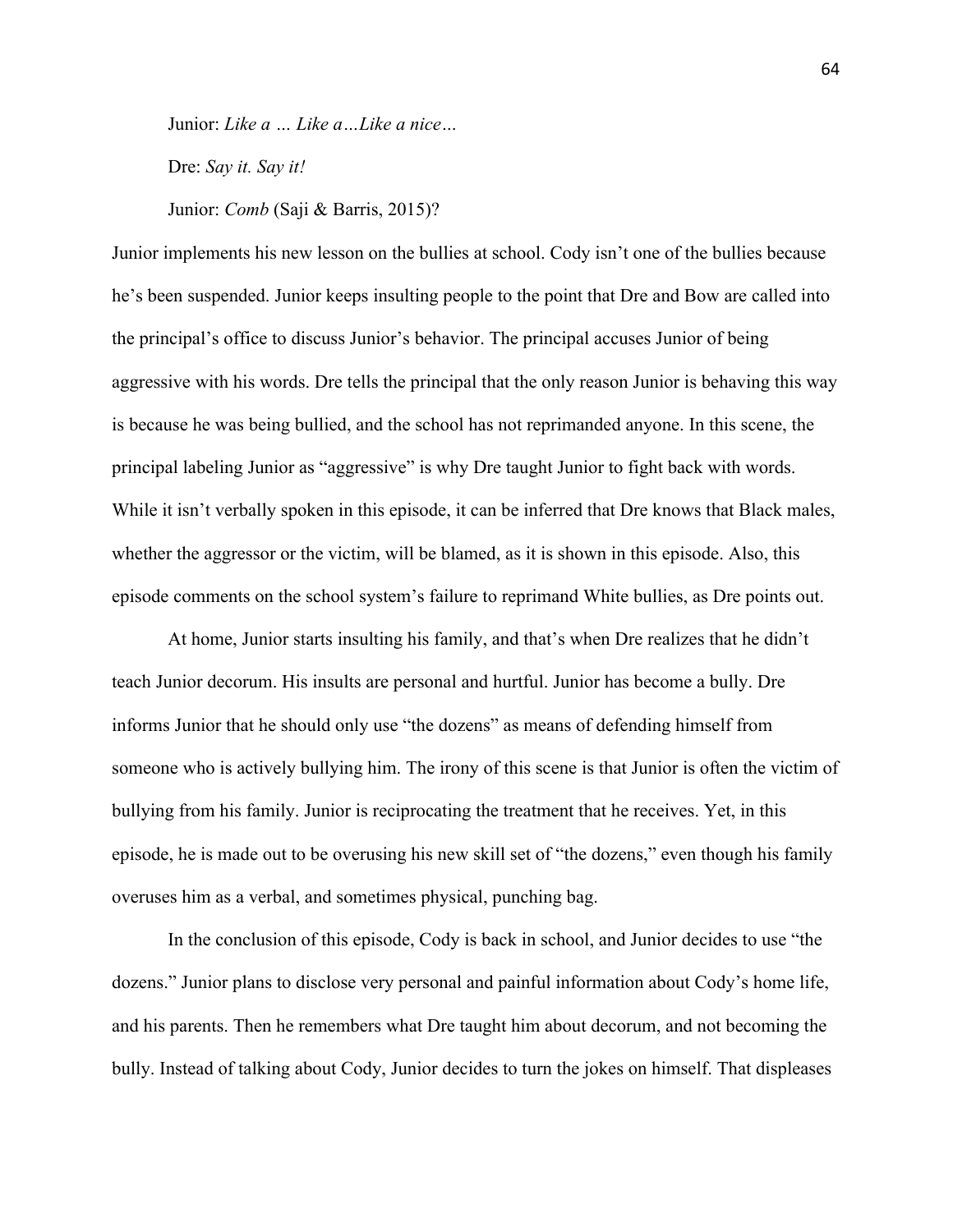Junior: *Like a … Like a…Like a nice…*

Dre: *Say it. Say it!*

Junior: *Comb* (Saji & Barris, 2015)?

Junior implements his new lesson on the bullies at school. Cody isn't one of the bullies because he's been suspended. Junior keeps insulting people to the point that Dre and Bow are called into the principal's office to discuss Junior's behavior. The principal accuses Junior of being aggressive with his words. Dre tells the principal that the only reason Junior is behaving this way is because he was being bullied, and the school has not reprimanded anyone. In this scene, the principal labeling Junior as "aggressive" is why Dre taught Junior to fight back with words. While it isn't verbally spoken in this episode, it can be inferred that Dre knows that Black males, whether the aggressor or the victim, will be blamed, as it is shown in this episode. Also, this episode comments on the school system's failure to reprimand White bullies, as Dre points out.

At home, Junior starts insulting his family, and that's when Dre realizes that he didn't teach Junior decorum. His insults are personal and hurtful. Junior has become a bully. Dre informs Junior that he should only use "the dozens" as means of defending himself from someone who is actively bullying him. The irony of this scene is that Junior is often the victim of bullying from his family. Junior is reciprocating the treatment that he receives. Yet, in this episode, he is made out to be overusing his new skill set of "the dozens," even though his family overuses him as a verbal, and sometimes physical, punching bag.

In the conclusion of this episode, Cody is back in school, and Junior decides to use "the dozens." Junior plans to disclose very personal and painful information about Cody's home life, and his parents. Then he remembers what Dre taught him about decorum, and not becoming the bully. Instead of talking about Cody, Junior decides to turn the jokes on himself. That displeases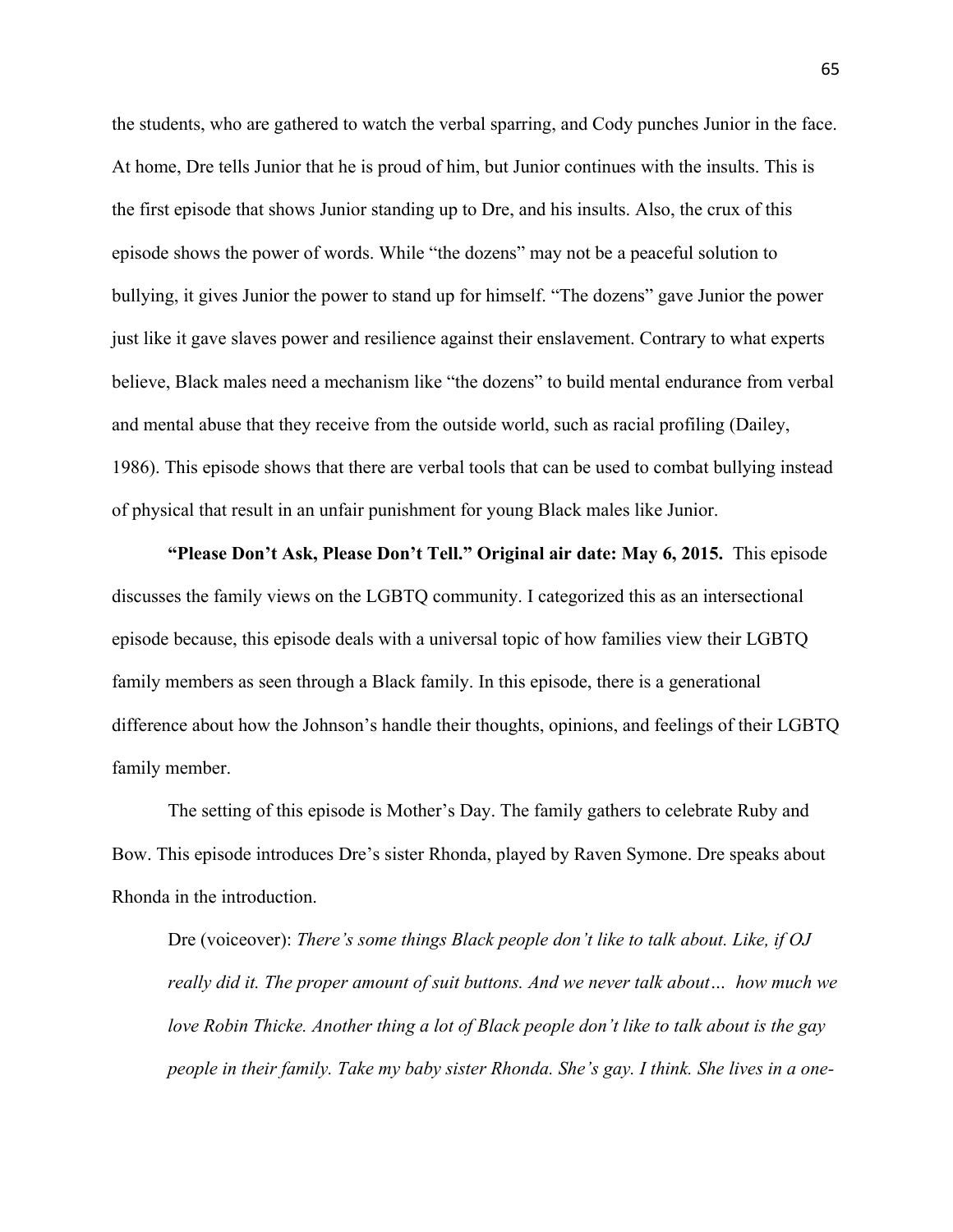the students, who are gathered to watch the verbal sparring, and Cody punches Junior in the face. At home, Dre tells Junior that he is proud of him, but Junior continues with the insults. This is the first episode that shows Junior standing up to Dre, and his insults. Also, the crux of this episode shows the power of words. While "the dozens" may not be a peaceful solution to bullying, it gives Junior the power to stand up for himself. "The dozens" gave Junior the power just like it gave slaves power and resilience against their enslavement. Contrary to what experts believe, Black males need a mechanism like "the dozens" to build mental endurance from verbal and mental abuse that they receive from the outside world, such as racial profiling (Dailey, 1986). This episode shows that there are verbal tools that can be used to combat bullying instead of physical that result in an unfair punishment for young Black males like Junior.

**"Please Don't Ask, Please Don't Tell." Original air date: May 6, 2015.** This episode discusses the family views on the LGBTQ community. I categorized this as an intersectional episode because, this episode deals with a universal topic of how families view their LGBTQ family members as seen through a Black family. In this episode, there is a generational difference about how the Johnson's handle their thoughts, opinions, and feelings of their LGBTQ family member.

The setting of this episode is Mother's Day. The family gathers to celebrate Ruby and Bow. This episode introduces Dre's sister Rhonda, played by Raven Symone. Dre speaks about Rhonda in the introduction.

> Dre (voiceover): *There's some things Black people don't like to talk about. Like, if OJ really did it. The proper amount of suit buttons. And we never talk about… how much we love Robin Thicke. Another thing a lot of Black people don't like to talk about is the gay people in their family. Take my baby sister Rhonda. She's gay. I think. She lives in a one-*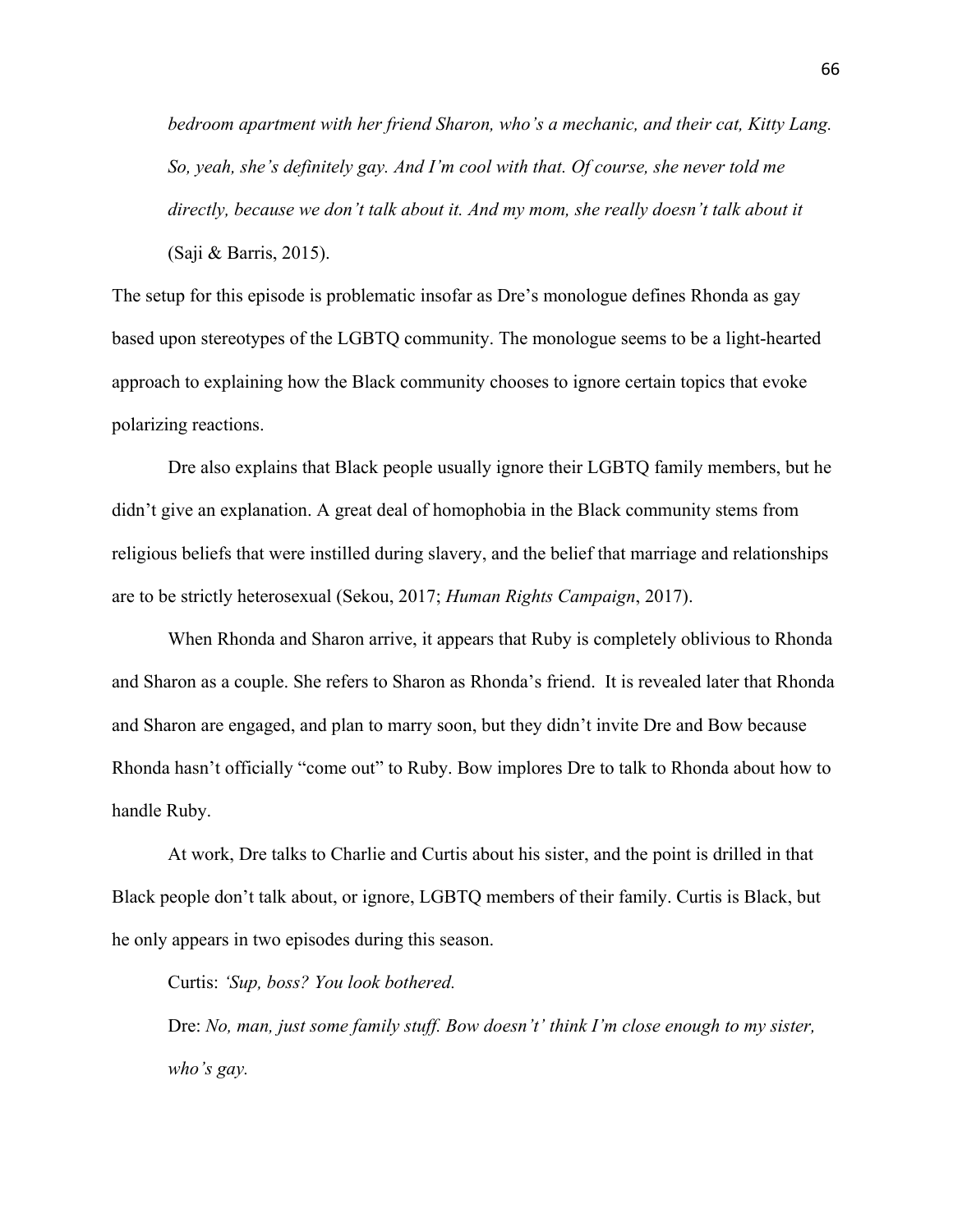*bedroom apartment with her friend Sharon, who's a mechanic, and their cat, Kitty Lang. So, yeah, she's definitely gay. And I'm cool with that. Of course, she never told me directly, because we don't talk about it. And my mom, she really doesn't talk about it* (Saji & Barris, 2015).

The setup for this episode is problematic insofar as Dre's monologue defines Rhonda as gay based upon stereotypes of the LGBTQ community. The monologue seems to be a light-hearted approach to explaining how the Black community chooses to ignore certain topics that evoke polarizing reactions.

Dre also explains that Black people usually ignore their LGBTQ family members, but he didn't give an explanation. A great deal of homophobia in the Black community stems from religious beliefs that were instilled during slavery, and the belief that marriage and relationships are to be strictly heterosexual (Sekou, 2017; *Human Rights Campaign*, 2017).

When Rhonda and Sharon arrive, it appears that Ruby is completely oblivious to Rhonda and Sharon as a couple. She refers to Sharon as Rhonda's friend. It is revealed later that Rhonda and Sharon are engaged, and plan to marry soon, but they didn't invite Dre and Bow because Rhonda hasn't officially "come out" to Ruby. Bow implores Dre to talk to Rhonda about how to handle Ruby.

At work, Dre talks to Charlie and Curtis about his sister, and the point is drilled in that Black people don't talk about, or ignore, LGBTQ members of their family. Curtis is Black, but he only appears in two episodes during this season.

Curtis: *'Sup, boss? You look bothered.*

Dre: *No, man, just some family stuff. Bow doesn't' think I'm close enough to my sister, who's gay.*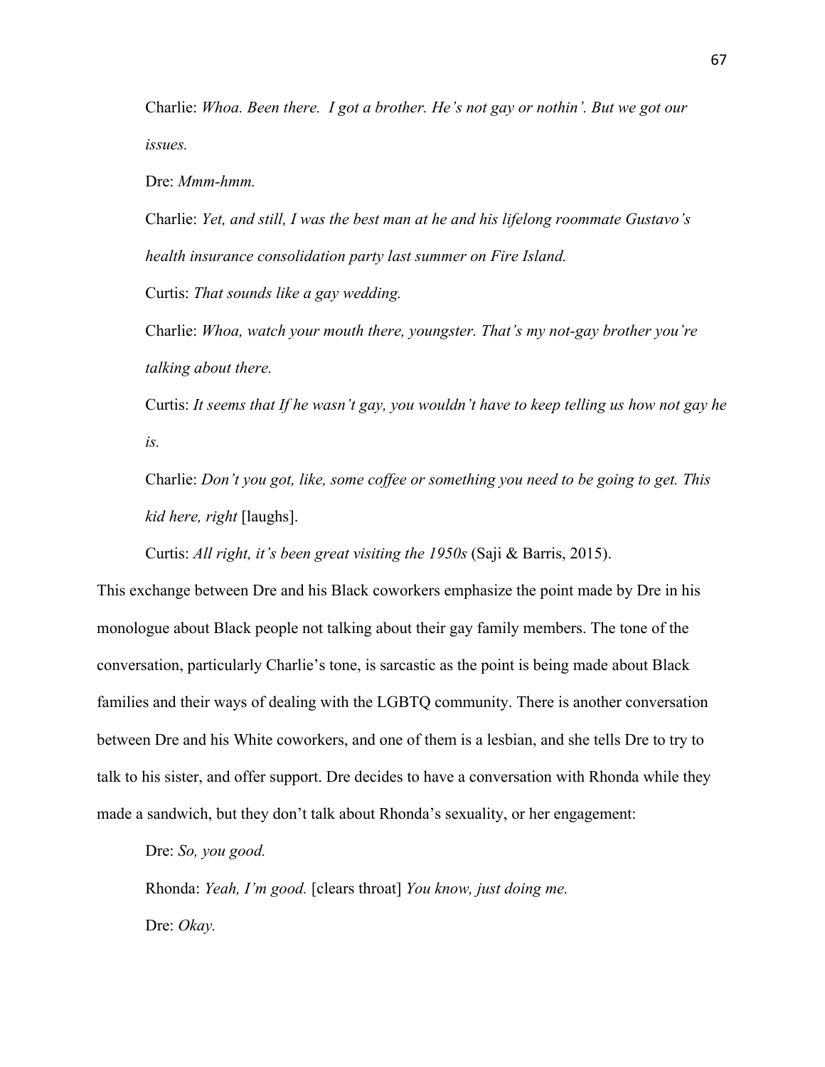Charlie: *Whoa. Been there. I got a brother. He's not gay or nothin'. But we got our issues.*

Dre: *Mmm-hmm.*

Charlie: *Yet, and still, I was the best man at he and his lifelong roommate Gustavo's health insurance consolidation party last summer on Fire Island.*

Curtis: *That sounds like a gay wedding.*

Charlie: *Whoa, watch your mouth there, youngster. That's my not-gay brother you're talking about there.*

Curtis: *It seems that If he wasn't gay, you wouldn't have to keep telling us how not gay he is.*

Charlie: *Don't you got, like, some coffee or something you need to be going to get. This kid here, right* [laughs].

Curtis: *All right, it's been great visiting the 1950s* (Saji & Barris, 2015).

This exchange between Dre and his Black coworkers emphasize the point made by Dre in his monologue about Black people not talking about their gay family members. The tone of the conversation, particularly Charlie's tone, is sarcastic as the point is being made about Black families and their ways of dealing with the LGBTQ community. There is another conversation between Dre and his White coworkers, and one of them is a lesbian, and she tells Dre to try to talk to his sister, and offer support. Dre decides to have a conversation with Rhonda while they made a sandwich, but they don't talk about Rhonda's sexuality, or her engagement:

Dre: *So, you good.*

Rhonda: *Yeah, I'm good.* [clears throat] *You know, just doing me.*

Dre: *Okay.*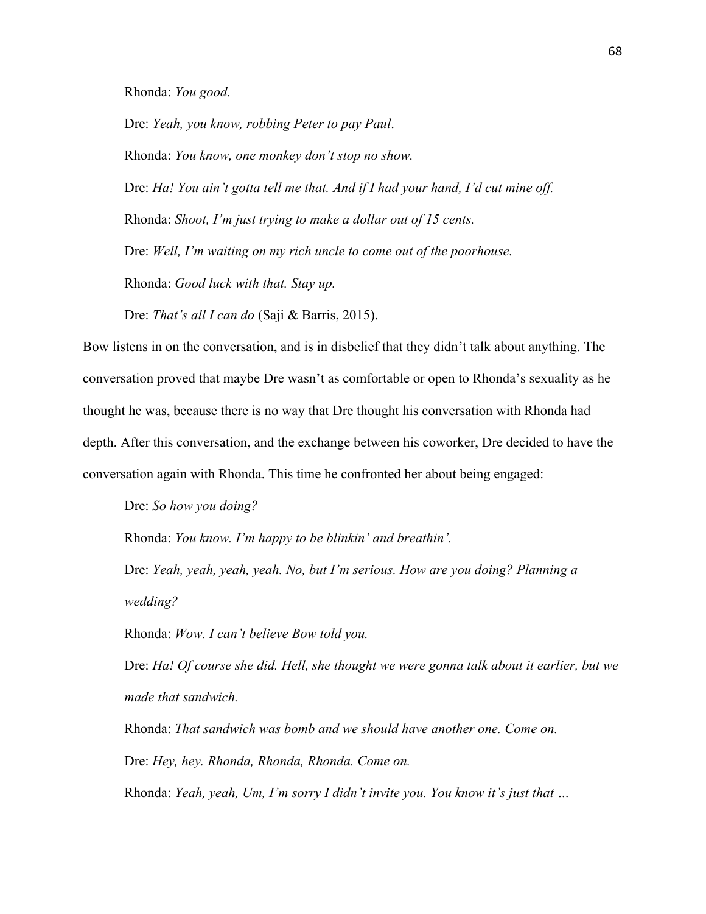Rhonda: *You good.*

Dre: *Yeah, you know, robbing Peter to pay Paul*.

Rhonda: *You know, one monkey don't stop no show.*

Dre: *Ha! You ain't gotta tell me that. And if I had your hand, I'd cut mine off.*

Rhonda: *Shoot, I'm just trying to make a dollar out of 15 cents.*

Dre: *Well, I'm waiting on my rich uncle to come out of the poorhouse.*

Rhonda: *Good luck with that. Stay up.*

Dre: *That's all I can do* (Saji & Barris, 2015).

Bow listens in on the conversation, and is in disbelief that they didn't talk about anything. The conversation proved that maybe Dre wasn't as comfortable or open to Rhonda's sexuality as he thought he was, because there is no way that Dre thought his conversation with Rhonda had depth. After this conversation, and the exchange between his coworker, Dre decided to have the conversation again with Rhonda. This time he confronted her about being engaged:

Dre: *So how you doing?*

Rhonda: *You know. I'm happy to be blinkin' and breathin'.*

Dre: *Yeah, yeah, yeah, yeah. No, but I'm serious. How are you doing? Planning a wedding?*

Rhonda: *Wow. I can't believe Bow told you.*

Dre: *Ha! Of course she did. Hell, she thought we were gonna talk about it earlier, but we made that sandwich.*

Rhonda: *That sandwich was bomb and we should have another one. Come on.*

Dre: *Hey, hey. Rhonda, Rhonda, Rhonda. Come on.*

Rhonda: *Yeah, yeah, Um, I'm sorry I didn't invite you. You know it's just that …*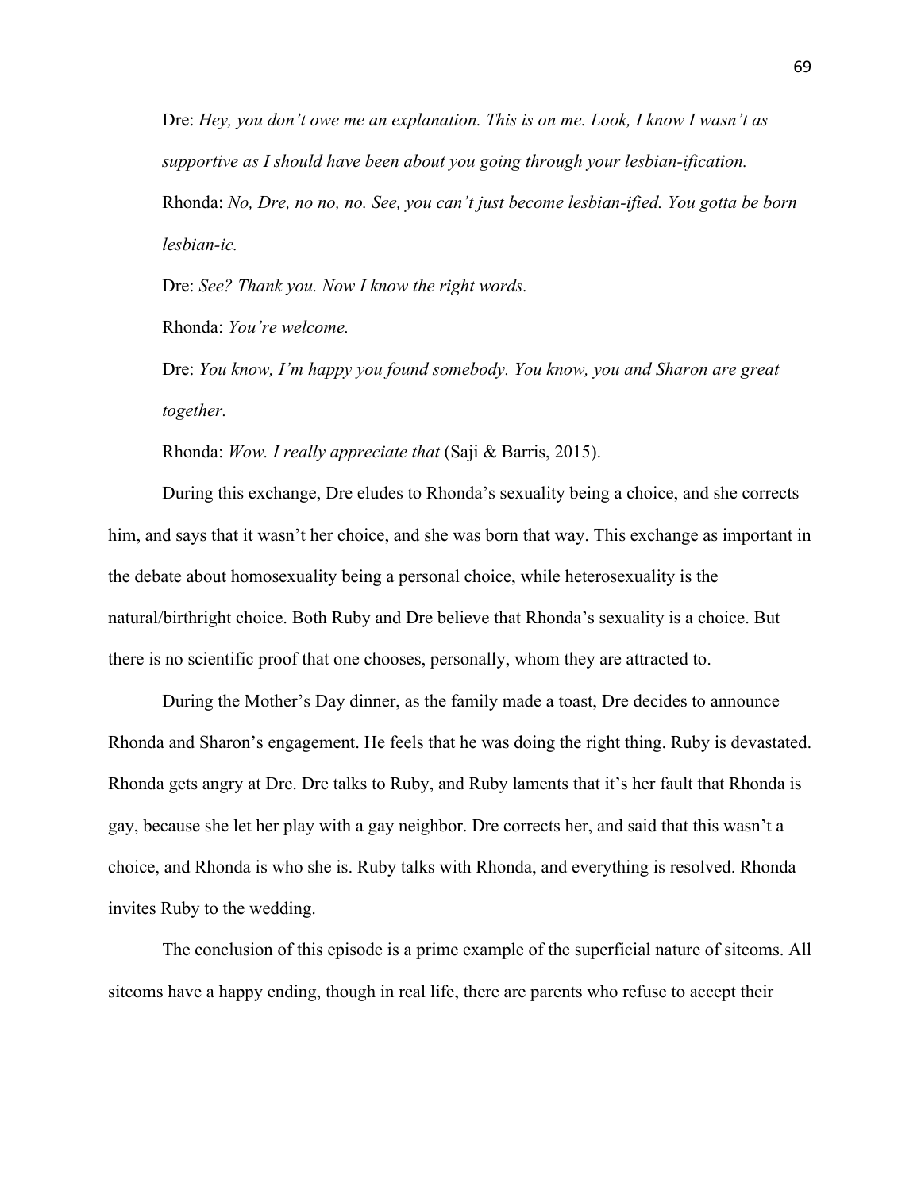Dre: *Hey, you don't owe me an explanation. This is on me. Look, I know I wasn't as supportive as I should have been about you going through your lesbian-ification.*

Rhonda: *No, Dre, no no, no. See, you can't just become lesbian-ified. You gotta be born lesbian-ic.*

Dre: *See? Thank you. Now I know the right words.*

Rhonda: *You're welcome.*

Dre: *You know, I'm happy you found somebody. You know, you and Sharon are great together.*

Rhonda: *Wow. I really appreciate that* (Saji & Barris, 2015).

During this exchange, Dre eludes to Rhonda's sexuality being a choice, and she corrects him, and says that it wasn't her choice, and she was born that way. This exchange as important in the debate about homosexuality being a personal choice, while heterosexuality is the natural/birthright choice. Both Ruby and Dre believe that Rhonda's sexuality is a choice. But there is no scientific proof that one chooses, personally, whom they are attracted to.

During the Mother's Day dinner, as the family made a toast, Dre decides to announce Rhonda and Sharon's engagement. He feels that he was doing the right thing. Ruby is devastated. Rhonda gets angry at Dre. Dre talks to Ruby, and Ruby laments that it's her fault that Rhonda is gay, because she let her play with a gay neighbor. Dre corrects her, and said that this wasn't a choice, and Rhonda is who she is. Ruby talks with Rhonda, and everything is resolved. Rhonda invites Ruby to the wedding.

The conclusion of this episode is a prime example of the superficial nature of sitcoms. All sitcoms have a happy ending, though in real life, there are parents who refuse to accept their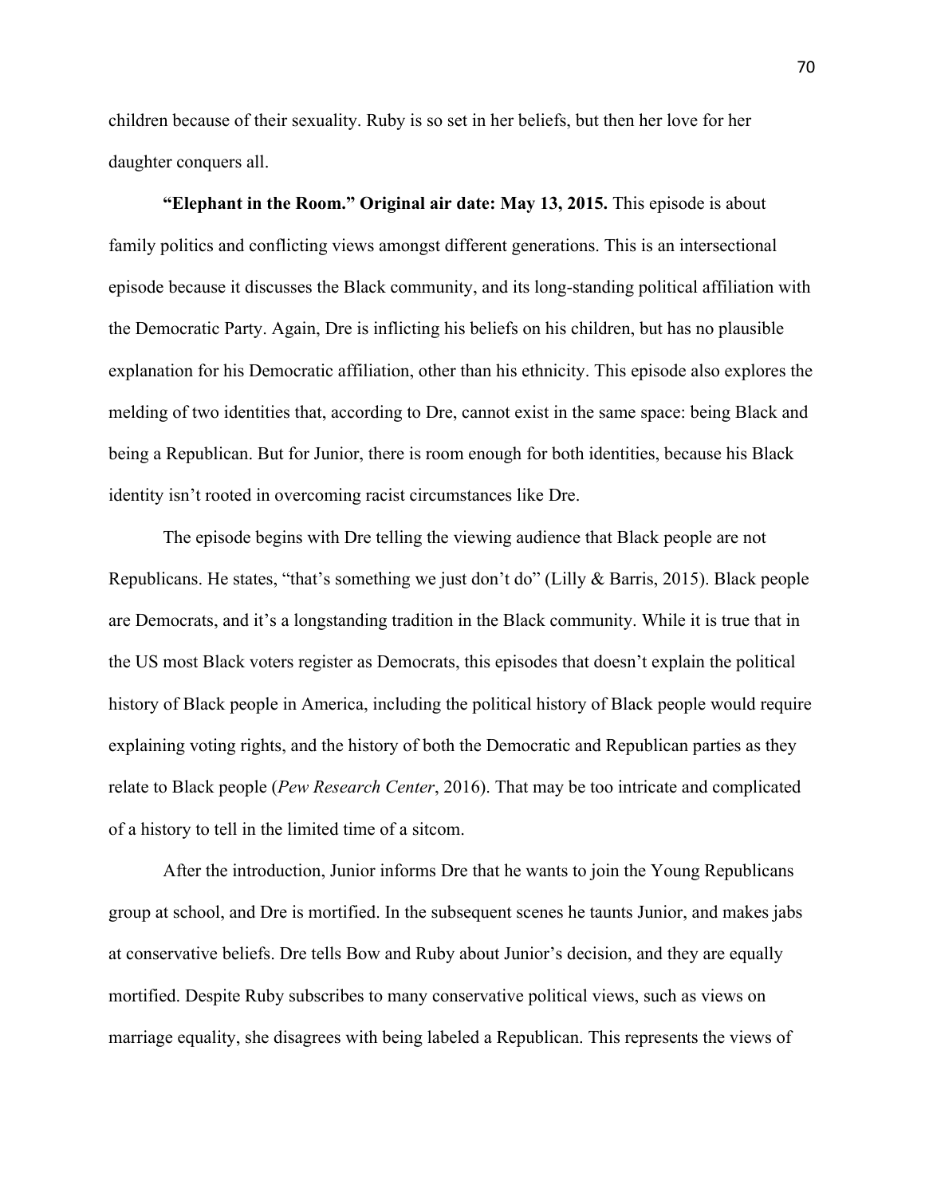children because of their sexuality. Ruby is so set in her beliefs, but then her love for her daughter conquers all.

**"Elephant in the Room." Original air date: May 13, 2015.** This episode is about family politics and conflicting views amongst different generations. This is an intersectional episode because it discusses the Black community, and its long-standing political affiliation with the Democratic Party. Again, Dre is inflicting his beliefs on his children, but has no plausible explanation for his Democratic affiliation, other than his ethnicity. This episode also explores the melding of two identities that, according to Dre, cannot exist in the same space: being Black and being a Republican. But for Junior, there is room enough for both identities, because his Black identity isn't rooted in overcoming racist circumstances like Dre.

The episode begins with Dre telling the viewing audience that Black people are not Republicans. He states, "that's something we just don't do" (Lilly & Barris, 2015). Black people are Democrats, and it's a longstanding tradition in the Black community. While it is true that in the US most Black voters register as Democrats, this episodes that doesn't explain the political history of Black people in America, including the political history of Black people would require explaining voting rights, and the history of both the Democratic and Republican parties as they relate to Black people (*Pew Research Center*, 2016). That may be too intricate and complicated of a history to tell in the limited time of a sitcom.

After the introduction, Junior informs Dre that he wants to join the Young Republicans group at school, and Dre is mortified. In the subsequent scenes he taunts Junior, and makes jabs at conservative beliefs. Dre tells Bow and Ruby about Junior's decision, and they are equally mortified. Despite Ruby subscribes to many conservative political views, such as views on marriage equality, she disagrees with being labeled a Republican. This represents the views of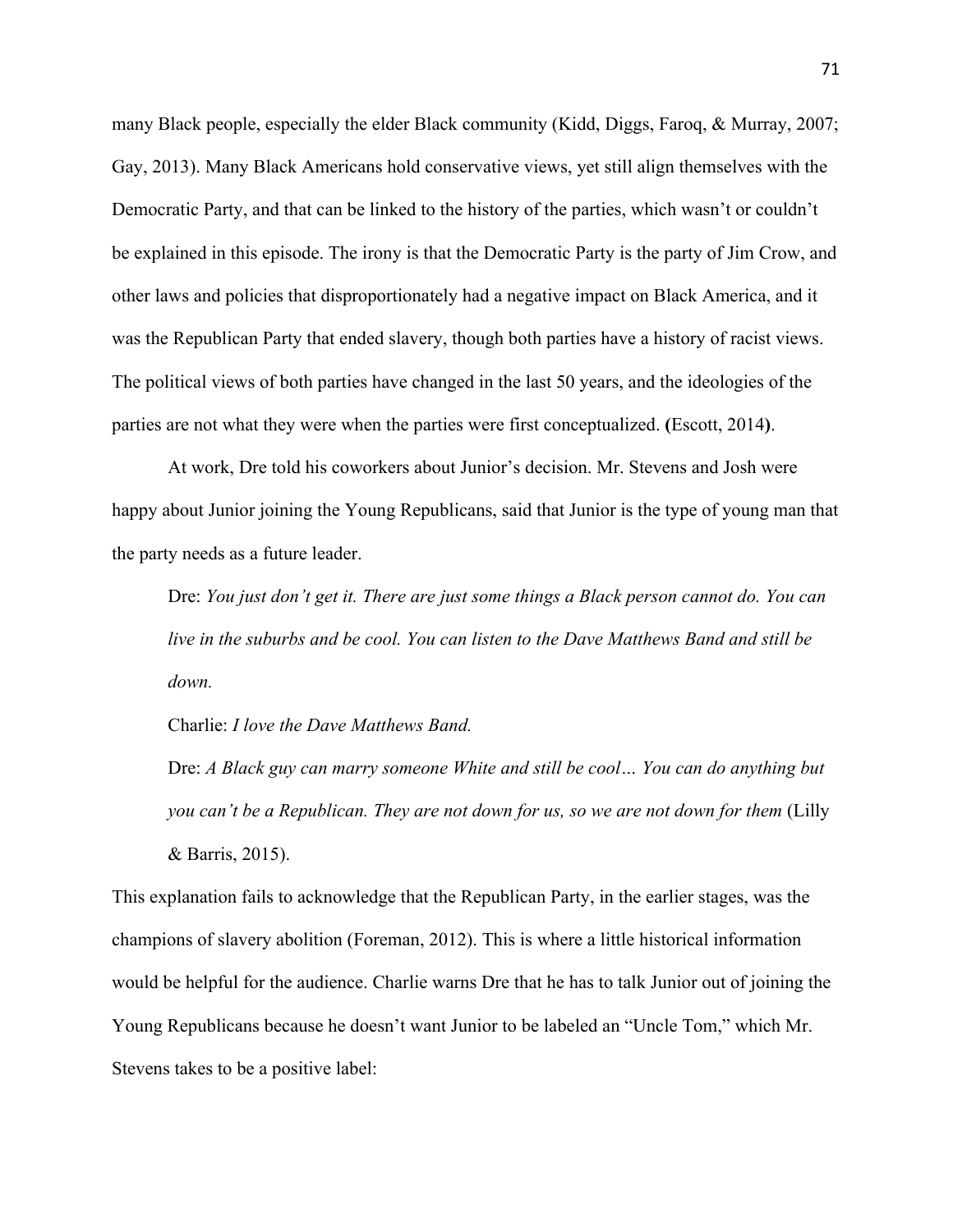many Black people, especially the elder Black community (Kidd, Diggs, Faroq, & Murray, 2007; Gay, 2013). Many Black Americans hold conservative views, yet still align themselves with the Democratic Party, and that can be linked to the history of the parties, which wasn't or couldn't be explained in this episode. The irony is that the Democratic Party is the party of Jim Crow, and other laws and policies that disproportionately had a negative impact on Black America, and it was the Republican Party that ended slavery, though both parties have a history of racist views. The political views of both parties have changed in the last 50 years, and the ideologies of the parties are not what they were when the parties were first conceptualized. **(**Escott, 2014**)**.

At work, Dre told his coworkers about Junior's decision. Mr. Stevens and Josh were happy about Junior joining the Young Republicans, said that Junior is the type of young man that the party needs as a future leader.

> Dre: *You just don't get it. There are just some things a Black person cannot do. You can live in the suburbs and be cool. You can listen to the Dave Matthews Band and still be down.*
>
> Charlie: *I love the Dave Matthews Band.*
>
> Dre: *A Black guy can marry someone White and still be cool… You can do anything but you can't be a Republican. They are not down for us, so we are not down for them* (Lilly & Barris, 2015).

This explanation fails to acknowledge that the Republican Party, in the earlier stages, was the champions of slavery abolition (Foreman, 2012). This is where a little historical information would be helpful for the audience. Charlie warns Dre that he has to talk Junior out of joining the Young Republicans because he doesn't want Junior to be labeled an "Uncle Tom," which Mr. Stevens takes to be a positive label: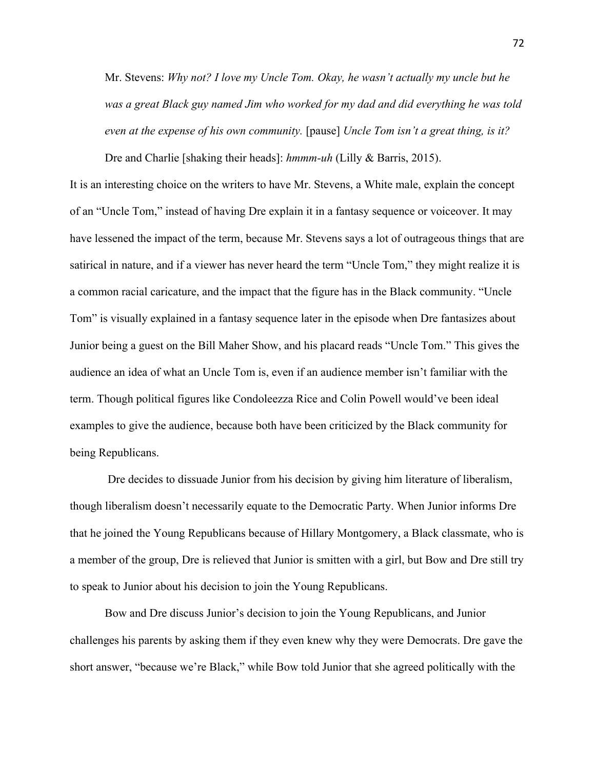Mr. Stevens: *Why not? I love my Uncle Tom. Okay, he wasn't actually my uncle but he was a great Black guy named Jim who worked for my dad and did everything he was told even at the expense of his own community.* [pause] *Uncle Tom isn't a great thing, is it?*

Dre and Charlie [shaking their heads]: *hmmm-uh* (Lilly & Barris, 2015).

It is an interesting choice on the writers to have Mr. Stevens, a White male, explain the concept of an "Uncle Tom," instead of having Dre explain it in a fantasy sequence or voiceover. It may have lessened the impact of the term, because Mr. Stevens says a lot of outrageous things that are satirical in nature, and if a viewer has never heard the term "Uncle Tom," they might realize it is a common racial caricature, and the impact that the figure has in the Black community. "Uncle Tom" is visually explained in a fantasy sequence later in the episode when Dre fantasizes about Junior being a guest on the Bill Maher Show, and his placard reads "Uncle Tom." This gives the audience an idea of what an Uncle Tom is, even if an audience member isn't familiar with the term. Though political figures like Condoleezza Rice and Colin Powell would've been ideal examples to give the audience, because both have been criticized by the Black community for being Republicans.

Dre decides to dissuade Junior from his decision by giving him literature of liberalism, though liberalism doesn't necessarily equate to the Democratic Party. When Junior informs Dre that he joined the Young Republicans because of Hillary Montgomery, a Black classmate, who is a member of the group, Dre is relieved that Junior is smitten with a girl, but Bow and Dre still try to speak to Junior about his decision to join the Young Republicans.

Bow and Dre discuss Junior's decision to join the Young Republicans, and Junior challenges his parents by asking them if they even knew why they were Democrats. Dre gave the short answer, "because we're Black," while Bow told Junior that she agreed politically with the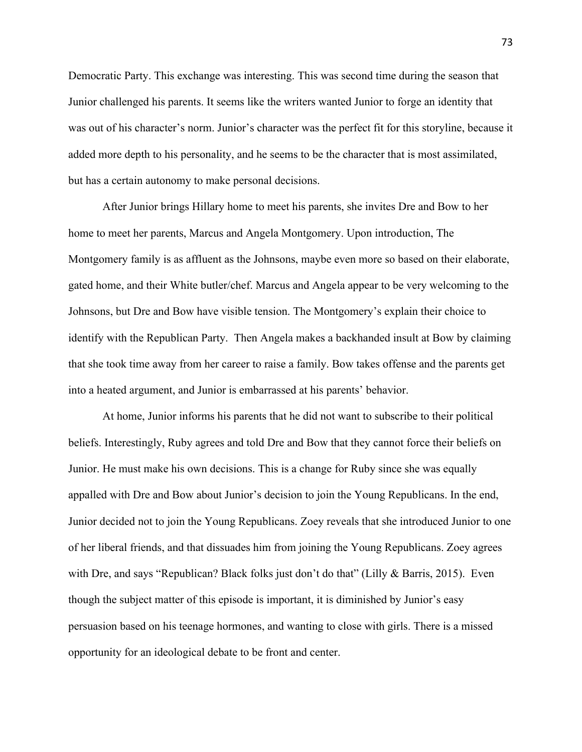Democratic Party. This exchange was interesting. This was second time during the season that Junior challenged his parents. It seems like the writers wanted Junior to forge an identity that was out of his character's norm. Junior's character was the perfect fit for this storyline, because it added more depth to his personality, and he seems to be the character that is most assimilated, but has a certain autonomy to make personal decisions.

After Junior brings Hillary home to meet his parents, she invites Dre and Bow to her home to meet her parents, Marcus and Angela Montgomery. Upon introduction, The Montgomery family is as affluent as the Johnsons, maybe even more so based on their elaborate, gated home, and their White butler/chef. Marcus and Angela appear to be very welcoming to the Johnsons, but Dre and Bow have visible tension. The Montgomery's explain their choice to identify with the Republican Party. Then Angela makes a backhanded insult at Bow by claiming that she took time away from her career to raise a family. Bow takes offense and the parents get into a heated argument, and Junior is embarrassed at his parents' behavior.

At home, Junior informs his parents that he did not want to subscribe to their political beliefs. Interestingly, Ruby agrees and told Dre and Bow that they cannot force their beliefs on Junior. He must make his own decisions. This is a change for Ruby since she was equally appalled with Dre and Bow about Junior's decision to join the Young Republicans. In the end, Junior decided not to join the Young Republicans. Zoey reveals that she introduced Junior to one of her liberal friends, and that dissuades him from joining the Young Republicans. Zoey agrees with Dre, and says "Republican? Black folks just don't do that" (Lilly & Barris, 2015). Even though the subject matter of this episode is important, it is diminished by Junior's easy persuasion based on his teenage hormones, and wanting to close with girls. There is a missed opportunity for an ideological debate to be front and center.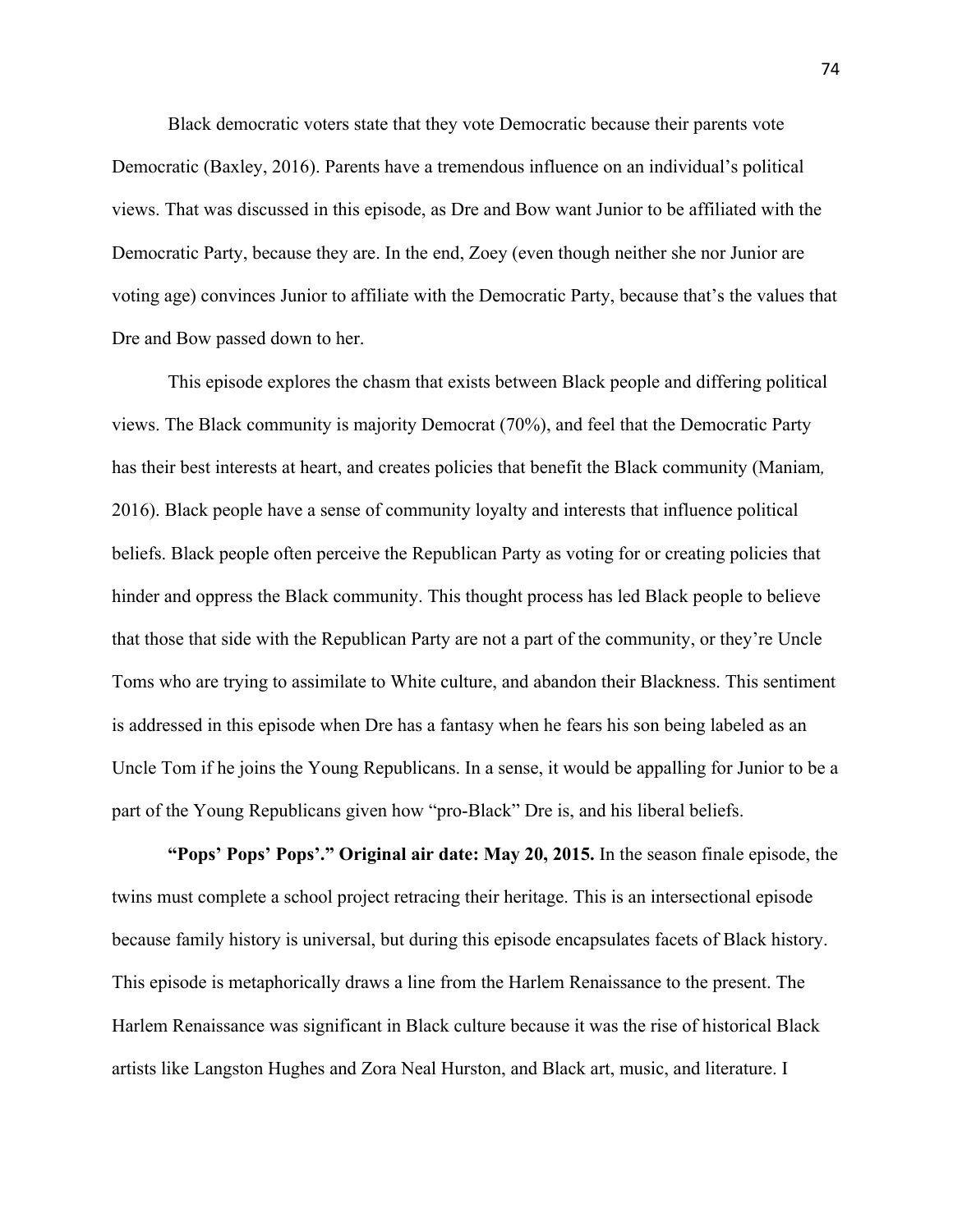Black democratic voters state that they vote Democratic because their parents vote Democratic (Baxley, 2016). Parents have a tremendous influence on an individual's political views. That was discussed in this episode, as Dre and Bow want Junior to be affiliated with the Democratic Party, because they are. In the end, Zoey (even though neither she nor Junior are voting age) convinces Junior to affiliate with the Democratic Party, because that's the values that Dre and Bow passed down to her.

This episode explores the chasm that exists between Black people and differing political views. The Black community is majority Democrat (70%), and feel that the Democratic Party has their best interests at heart, and creates policies that benefit the Black community (Maniam*,* 2016). Black people have a sense of community loyalty and interests that influence political beliefs. Black people often perceive the Republican Party as voting for or creating policies that hinder and oppress the Black community. This thought process has led Black people to believe that those that side with the Republican Party are not a part of the community, or they're Uncle Toms who are trying to assimilate to White culture, and abandon their Blackness. This sentiment is addressed in this episode when Dre has a fantasy when he fears his son being labeled as an Uncle Tom if he joins the Young Republicans. In a sense, it would be appalling for Junior to be a part of the Young Republicans given how "pro-Black" Dre is, and his liberal beliefs.

**"Pops' Pops' Pops'." Original air date: May 20, 2015.** In the season finale episode, the twins must complete a school project retracing their heritage. This is an intersectional episode because family history is universal, but during this episode encapsulates facets of Black history. This episode is metaphorically draws a line from the Harlem Renaissance to the present. The Harlem Renaissance was significant in Black culture because it was the rise of historical Black artists like Langston Hughes and Zora Neal Hurston, and Black art, music, and literature. I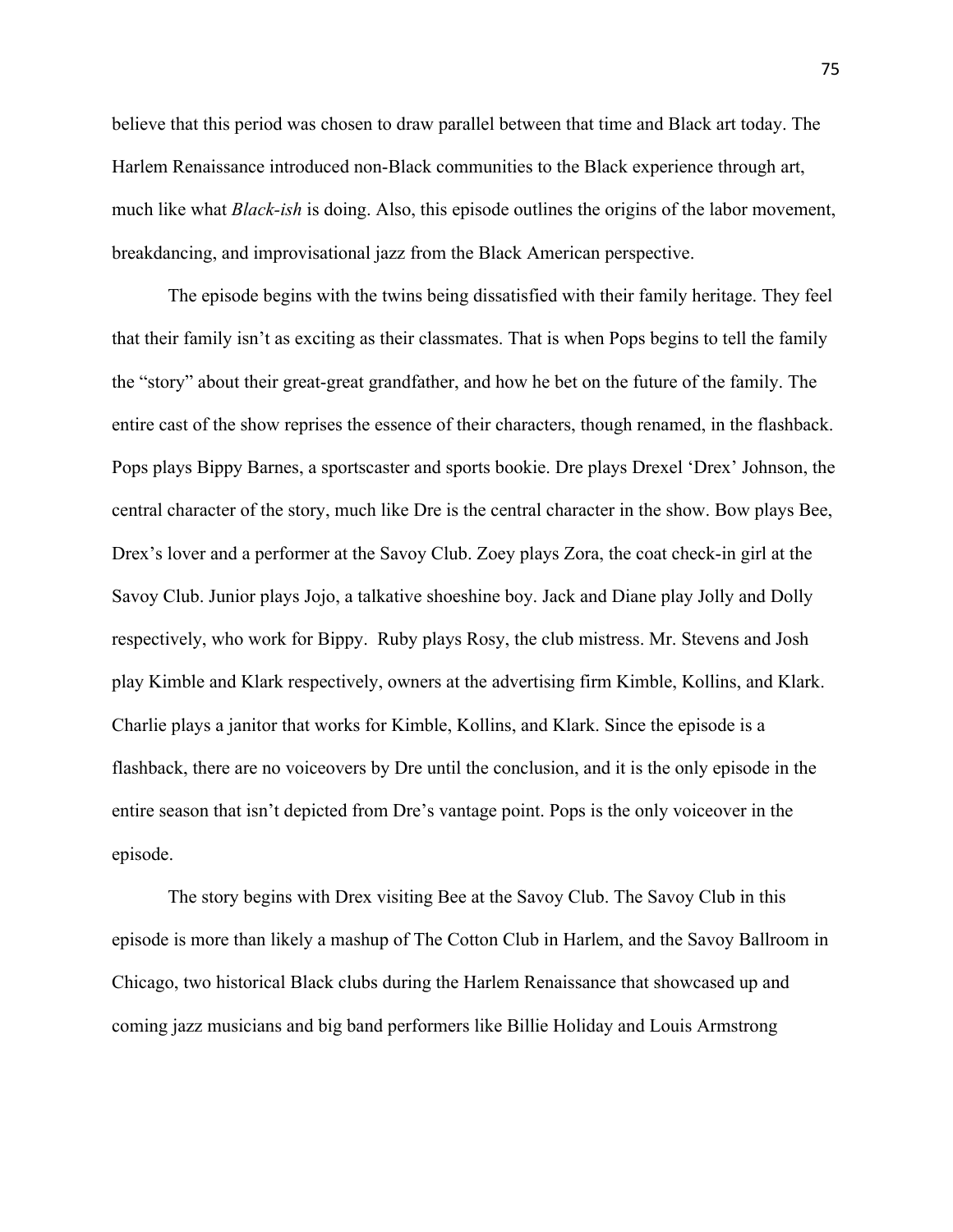believe that this period was chosen to draw parallel between that time and Black art today. The Harlem Renaissance introduced non-Black communities to the Black experience through art, much like what *Black-ish* is doing. Also, this episode outlines the origins of the labor movement, breakdancing, and improvisational jazz from the Black American perspective.

The episode begins with the twins being dissatisfied with their family heritage. They feel that their family isn't as exciting as their classmates. That is when Pops begins to tell the family the "story" about their great-great grandfather, and how he bet on the future of the family. The entire cast of the show reprises the essence of their characters, though renamed, in the flashback. Pops plays Bippy Barnes, a sportscaster and sports bookie. Dre plays Drexel 'Drex' Johnson, the central character of the story, much like Dre is the central character in the show. Bow plays Bee, Drex's lover and a performer at the Savoy Club. Zoey plays Zora, the coat check-in girl at the Savoy Club. Junior plays Jojo, a talkative shoeshine boy. Jack and Diane play Jolly and Dolly respectively, who work for Bippy. Ruby plays Rosy, the club mistress. Mr. Stevens and Josh play Kimble and Klark respectively, owners at the advertising firm Kimble, Kollins, and Klark. Charlie plays a janitor that works for Kimble, Kollins, and Klark. Since the episode is a flashback, there are no voiceovers by Dre until the conclusion, and it is the only episode in the entire season that isn't depicted from Dre's vantage point. Pops is the only voiceover in the episode.

The story begins with Drex visiting Bee at the Savoy Club. The Savoy Club in this episode is more than likely a mashup of The Cotton Club in Harlem, and the Savoy Ballroom in Chicago, two historical Black clubs during the Harlem Renaissance that showcased up and coming jazz musicians and big band performers like Billie Holiday and Louis Armstrong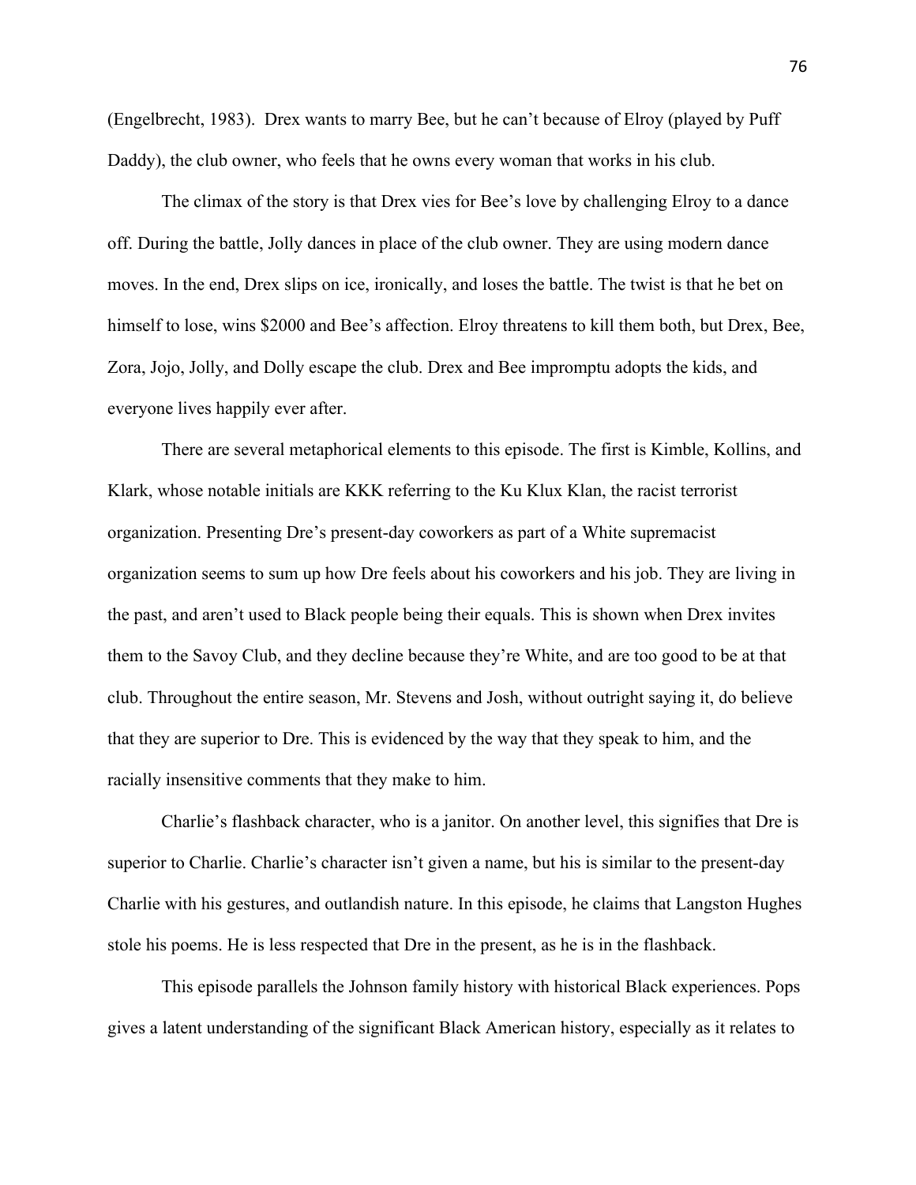(Engelbrecht, 1983). Drex wants to marry Bee, but he can't because of Elroy (played by Puff Daddy), the club owner, who feels that he owns every woman that works in his club.

The climax of the story is that Drex vies for Bee's love by challenging Elroy to a dance off. During the battle, Jolly dances in place of the club owner. They are using modern dance moves. In the end, Drex slips on ice, ironically, and loses the battle. The twist is that he bet on himself to lose, wins $2000 and Bee's affection. Elroy threatens to kill them both, but Drex, Bee, Zora, Jojo, Jolly, and Dolly escape the club. Drex and Bee impromptu adopts the kids, and everyone lives happily ever after.

There are several metaphorical elements to this episode. The first is Kimble, Kollins, and Klark, whose notable initials are KKK referring to the Ku Klux Klan, the racist terrorist organization. Presenting Dre's present-day coworkers as part of a White supremacist organization seems to sum up how Dre feels about his coworkers and his job. They are living in the past, and aren't used to Black people being their equals. This is shown when Drex invites them to the Savoy Club, and they decline because they're White, and are too good to be at that club. Throughout the entire season, Mr. Stevens and Josh, without outright saying it, do believe that they are superior to Dre. This is evidenced by the way that they speak to him, and the racially insensitive comments that they make to him.

Charlie's flashback character, who is a janitor. On another level, this signifies that Dre is superior to Charlie. Charlie's character isn't given a name, but his is similar to the present-day Charlie with his gestures, and outlandish nature. In this episode, he claims that Langston Hughes stole his poems. He is less respected that Dre in the present, as he is in the flashback.

This episode parallels the Johnson family history with historical Black experiences. Pops gives a latent understanding of the significant Black American history, especially as it relates to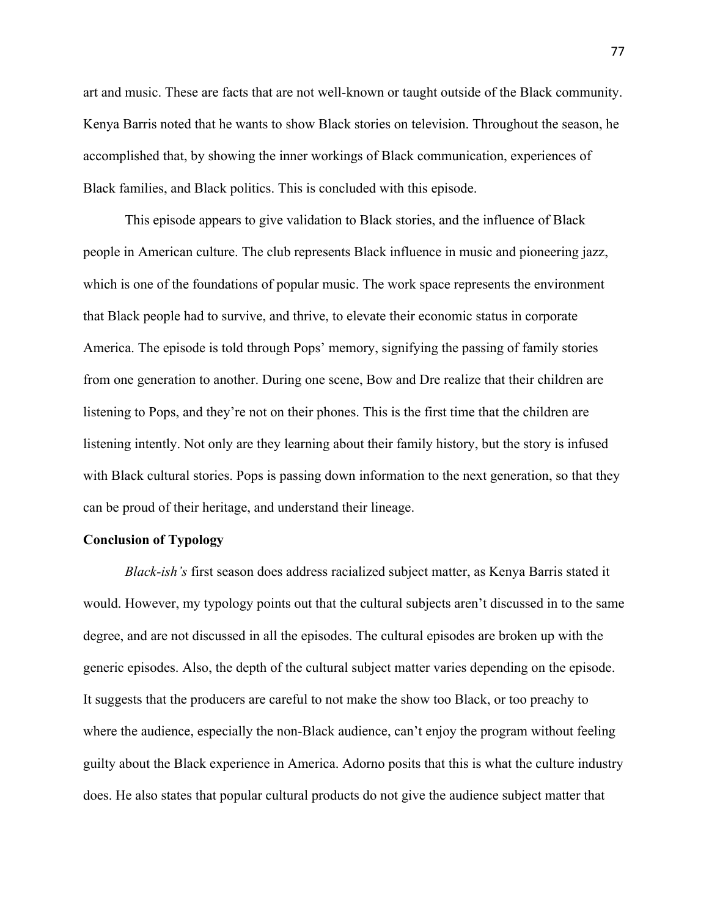art and music. These are facts that are not well-known or taught outside of the Black community. Kenya Barris noted that he wants to show Black stories on television. Throughout the season, he accomplished that, by showing the inner workings of Black communication, experiences of Black families, and Black politics. This is concluded with this episode.

This episode appears to give validation to Black stories, and the influence of Black people in American culture. The club represents Black influence in music and pioneering jazz, which is one of the foundations of popular music. The work space represents the environment that Black people had to survive, and thrive, to elevate their economic status in corporate America. The episode is told through Pops' memory, signifying the passing of family stories from one generation to another. During one scene, Bow and Dre realize that their children are listening to Pops, and they're not on their phones. This is the first time that the children are listening intently. Not only are they learning about their family history, but the story is infused with Black cultural stories. Pops is passing down information to the next generation, so that they can be proud of their heritage, and understand their lineage.

**Conclusion of Typology**

*Black-ish's* first season does address racialized subject matter, as Kenya Barris stated it would. However, my typology points out that the cultural subjects aren't discussed in to the same degree, and are not discussed in all the episodes. The cultural episodes are broken up with the generic episodes. Also, the depth of the cultural subject matter varies depending on the episode. It suggests that the producers are careful to not make the show too Black, or too preachy to where the audience, especially the non-Black audience, can't enjoy the program without feeling guilty about the Black experience in America. Adorno posits that this is what the culture industry does. He also states that popular cultural products do not give the audience subject matter that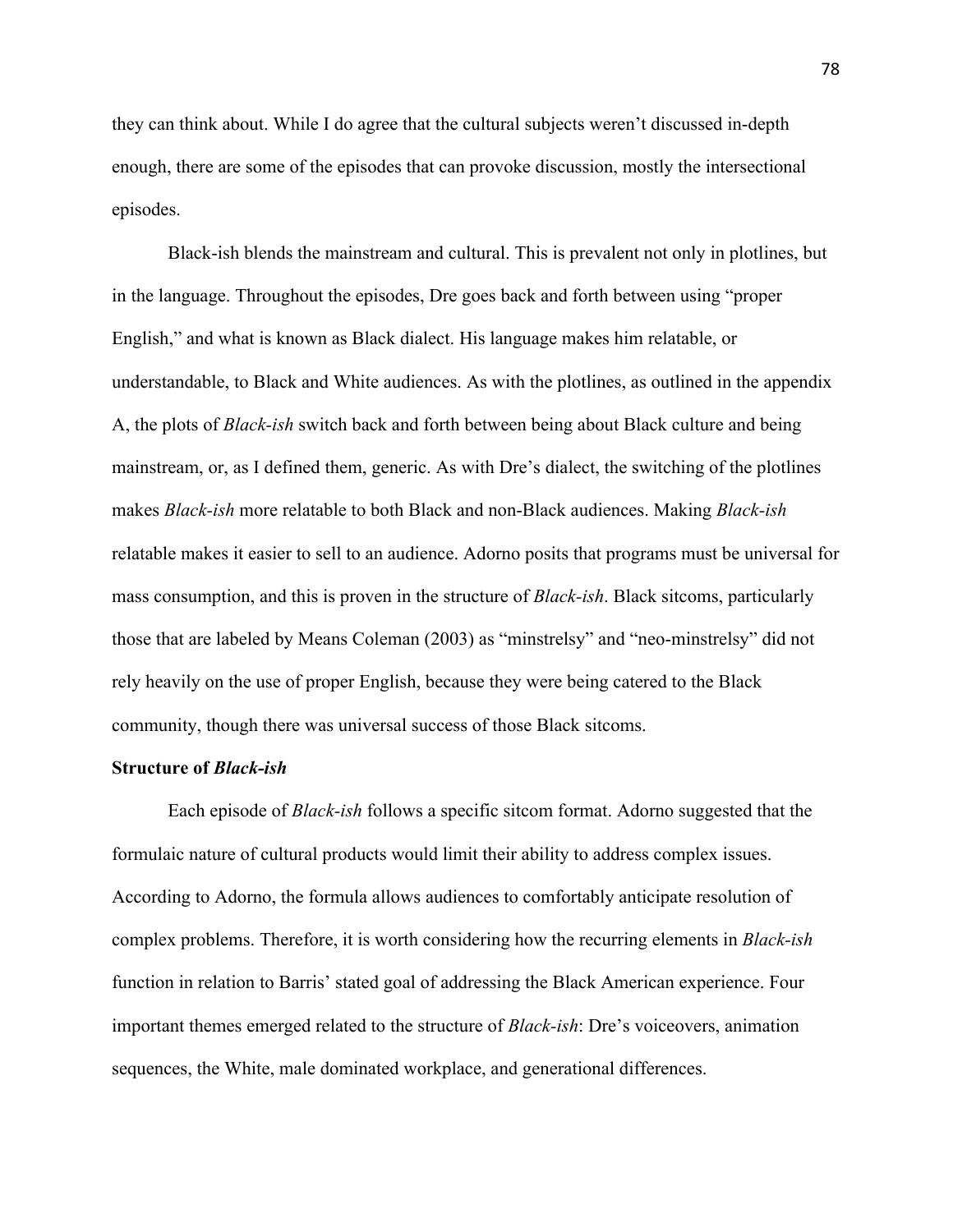they can think about. While I do agree that the cultural subjects weren't discussed in-depth enough, there are some of the episodes that can provoke discussion, mostly the intersectional episodes.

Black-ish blends the mainstream and cultural. This is prevalent not only in plotlines, but in the language. Throughout the episodes, Dre goes back and forth between using "proper English," and what is known as Black dialect. His language makes him relatable, or understandable, to Black and White audiences. As with the plotlines, as outlined in the appendix A, the plots of *Black-ish* switch back and forth between being about Black culture and being mainstream, or, as I defined them, generic. As with Dre's dialect, the switching of the plotlines makes *Black-ish* more relatable to both Black and non-Black audiences. Making *Black-ish* relatable makes it easier to sell to an audience. Adorno posits that programs must be universal for mass consumption, and this is proven in the structure of *Black-ish*. Black sitcoms, particularly those that are labeled by Means Coleman (2003) as "minstrelsy" and "neo-minstrelsy" did not rely heavily on the use of proper English, because they were being catered to the Black community, though there was universal success of those Black sitcoms.

**Structure of *Black-ish***

Each episode of *Black-ish* follows a specific sitcom format. Adorno suggested that the formulaic nature of cultural products would limit their ability to address complex issues. According to Adorno, the formula allows audiences to comfortably anticipate resolution of complex problems. Therefore, it is worth considering how the recurring elements in *Black-ish* function in relation to Barris' stated goal of addressing the Black American experience. Four important themes emerged related to the structure of *Black-ish*: Dre's voiceovers, animation sequences, the White, male dominated workplace, and generational differences.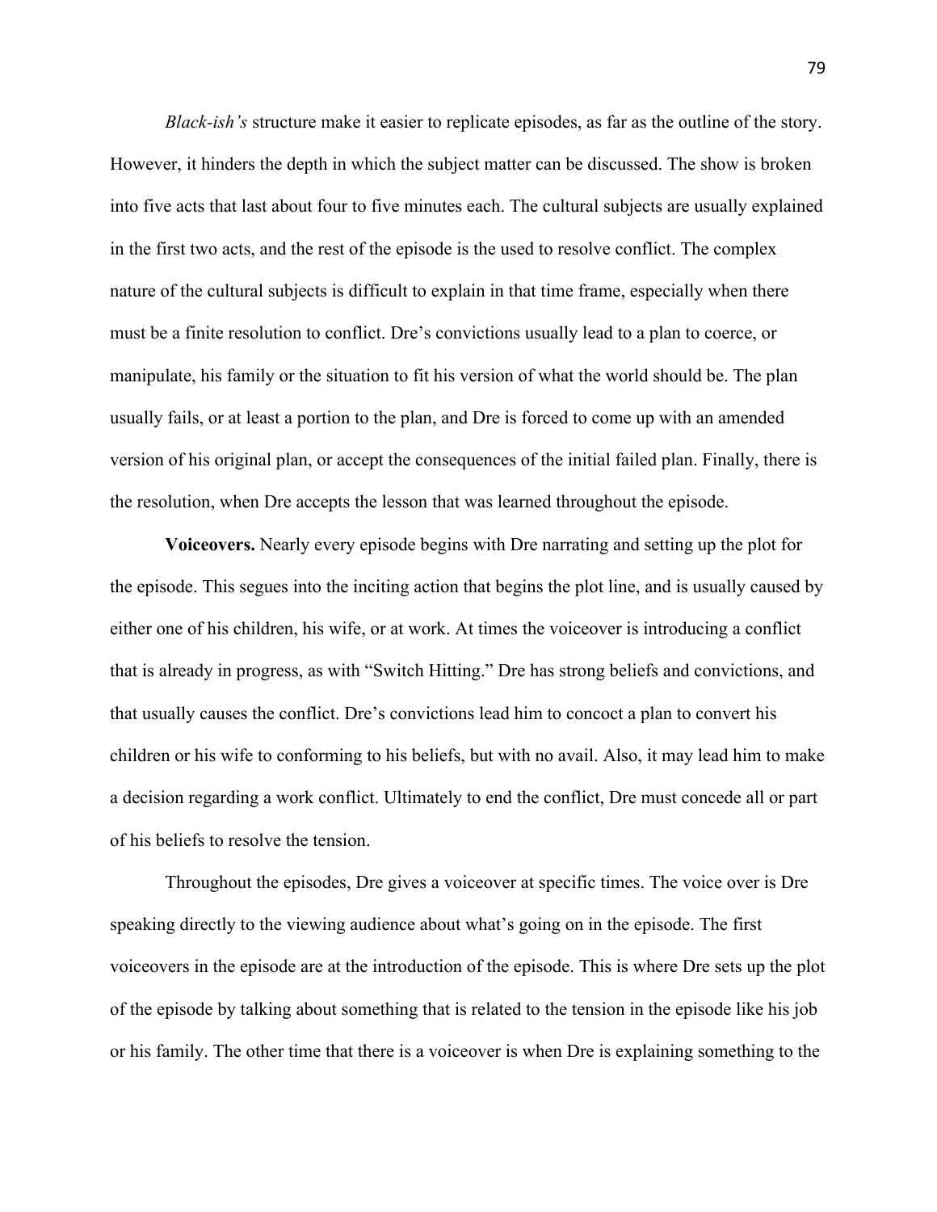*Black-ish's* structure make it easier to replicate episodes, as far as the outline of the story. However, it hinders the depth in which the subject matter can be discussed. The show is broken into five acts that last about four to five minutes each. The cultural subjects are usually explained in the first two acts, and the rest of the episode is the used to resolve conflict. The complex nature of the cultural subjects is difficult to explain in that time frame, especially when there must be a finite resolution to conflict. Dre's convictions usually lead to a plan to coerce, or manipulate, his family or the situation to fit his version of what the world should be. The plan usually fails, or at least a portion to the plan, and Dre is forced to come up with an amended version of his original plan, or accept the consequences of the initial failed plan. Finally, there is the resolution, when Dre accepts the lesson that was learned throughout the episode.

**Voiceovers.** Nearly every episode begins with Dre narrating and setting up the plot for the episode. This segues into the inciting action that begins the plot line, and is usually caused by either one of his children, his wife, or at work. At times the voiceover is introducing a conflict that is already in progress, as with "Switch Hitting." Dre has strong beliefs and convictions, and that usually causes the conflict. Dre's convictions lead him to concoct a plan to convert his children or his wife to conforming to his beliefs, but with no avail. Also, it may lead him to make a decision regarding a work conflict. Ultimately to end the conflict, Dre must concede all or part of his beliefs to resolve the tension.

Throughout the episodes, Dre gives a voiceover at specific times. The voice over is Dre speaking directly to the viewing audience about what's going on in the episode. The first voiceovers in the episode are at the introduction of the episode. This is where Dre sets up the plot of the episode by talking about something that is related to the tension in the episode like his job or his family. The other time that there is a voiceover is when Dre is explaining something to the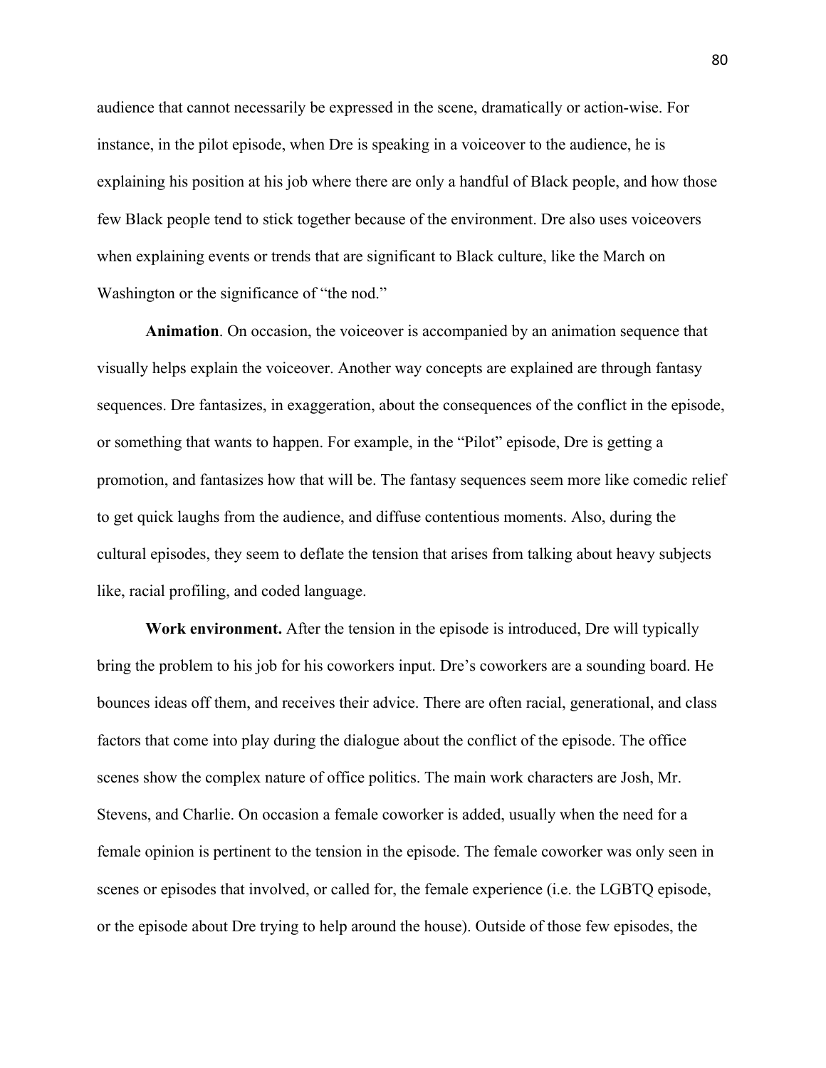audience that cannot necessarily be expressed in the scene, dramatically or action-wise. For instance, in the pilot episode, when Dre is speaking in a voiceover to the audience, he is explaining his position at his job where there are only a handful of Black people, and how those few Black people tend to stick together because of the environment. Dre also uses voiceovers when explaining events or trends that are significant to Black culture, like the March on Washington or the significance of "the nod."

**Animation**. On occasion, the voiceover is accompanied by an animation sequence that visually helps explain the voiceover. Another way concepts are explained are through fantasy sequences. Dre fantasizes, in exaggeration, about the consequences of the conflict in the episode, or something that wants to happen. For example, in the "Pilot" episode, Dre is getting a promotion, and fantasizes how that will be. The fantasy sequences seem more like comedic relief to get quick laughs from the audience, and diffuse contentious moments. Also, during the cultural episodes, they seem to deflate the tension that arises from talking about heavy subjects like, racial profiling, and coded language.

**Work environment.** After the tension in the episode is introduced, Dre will typically bring the problem to his job for his coworkers input. Dre's coworkers are a sounding board. He bounces ideas off them, and receives their advice. There are often racial, generational, and class factors that come into play during the dialogue about the conflict of the episode. The office scenes show the complex nature of office politics. The main work characters are Josh, Mr. Stevens, and Charlie. On occasion a female coworker is added, usually when the need for a female opinion is pertinent to the tension in the episode. The female coworker was only seen in scenes or episodes that involved, or called for, the female experience (i.e. the LGBTQ episode, or the episode about Dre trying to help around the house). Outside of those few episodes, the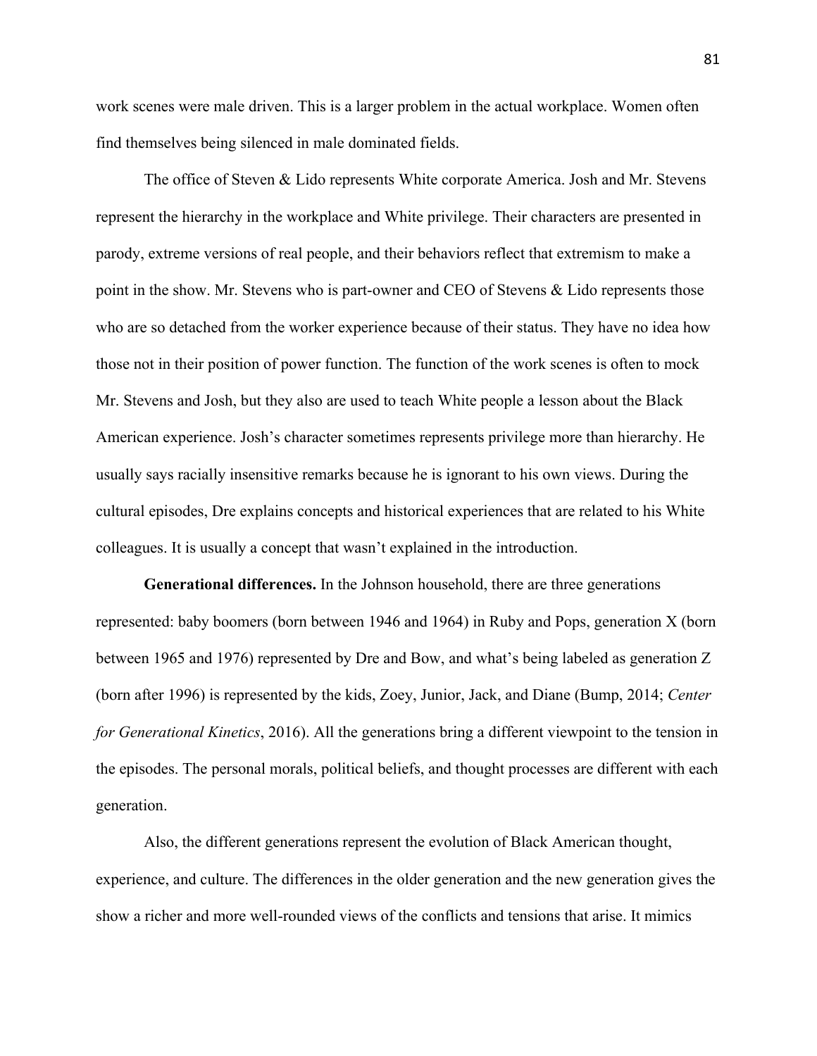work scenes were male driven. This is a larger problem in the actual workplace. Women often find themselves being silenced in male dominated fields.

The office of Steven & Lido represents White corporate America. Josh and Mr. Stevens represent the hierarchy in the workplace and White privilege. Their characters are presented in parody, extreme versions of real people, and their behaviors reflect that extremism to make a point in the show. Mr. Stevens who is part-owner and CEO of Stevens & Lido represents those who are so detached from the worker experience because of their status. They have no idea how those not in their position of power function. The function of the work scenes is often to mock Mr. Stevens and Josh, but they also are used to teach White people a lesson about the Black American experience. Josh's character sometimes represents privilege more than hierarchy. He usually says racially insensitive remarks because he is ignorant to his own views. During the cultural episodes, Dre explains concepts and historical experiences that are related to his White colleagues. It is usually a concept that wasn't explained in the introduction.

**Generational differences.** In the Johnson household, there are three generations represented: baby boomers (born between 1946 and 1964) in Ruby and Pops, generation X (born between 1965 and 1976) represented by Dre and Bow, and what's being labeled as generation Z (born after 1996) is represented by the kids, Zoey, Junior, Jack, and Diane (Bump, 2014; *Center for Generational Kinetics*, 2016). All the generations bring a different viewpoint to the tension in the episodes. The personal morals, political beliefs, and thought processes are different with each generation.

Also, the different generations represent the evolution of Black American thought, experience, and culture. The differences in the older generation and the new generation gives the show a richer and more well-rounded views of the conflicts and tensions that arise. It mimics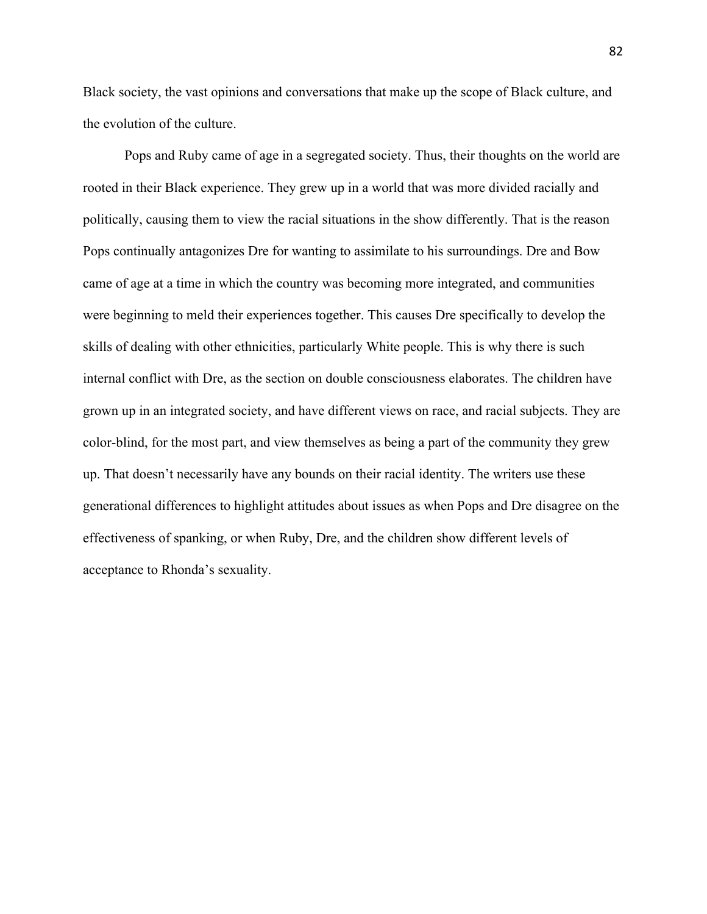Black society, the vast opinions and conversations that make up the scope of Black culture, and the evolution of the culture.

Pops and Ruby came of age in a segregated society. Thus, their thoughts on the world are rooted in their Black experience. They grew up in a world that was more divided racially and politically, causing them to view the racial situations in the show differently. That is the reason Pops continually antagonizes Dre for wanting to assimilate to his surroundings. Dre and Bow came of age at a time in which the country was becoming more integrated, and communities were beginning to meld their experiences together. This causes Dre specifically to develop the skills of dealing with other ethnicities, particularly White people. This is why there is such internal conflict with Dre, as the section on double consciousness elaborates. The children have grown up in an integrated society, and have different views on race, and racial subjects. They are color-blind, for the most part, and view themselves as being a part of the community they grew up. That doesn't necessarily have any bounds on their racial identity. The writers use these generational differences to highlight attitudes about issues as when Pops and Dre disagree on the effectiveness of spanking, or when Ruby, Dre, and the children show different levels of acceptance to Rhonda's sexuality.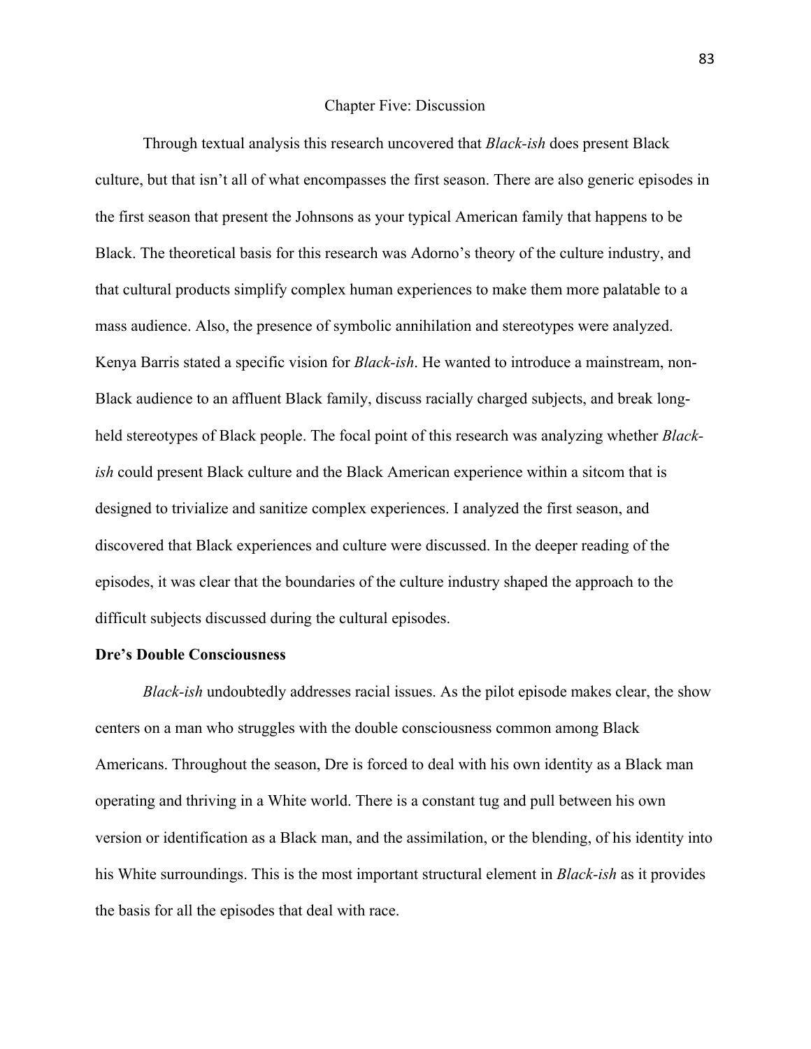# Chapter Five: Discussion

Through textual analysis this research uncovered that *Black-ish* does present Black culture, but that isn't all of what encompasses the first season. There are also generic episodes in the first season that present the Johnsons as your typical American family that happens to be Black. The theoretical basis for this research was Adorno's theory of the culture industry, and that cultural products simplify complex human experiences to make them more palatable to a mass audience. Also, the presence of symbolic annihilation and stereotypes were analyzed. Kenya Barris stated a specific vision for *Black-ish*. He wanted to introduce a mainstream, non-Black audience to an affluent Black family, discuss racially charged subjects, and break long-held stereotypes of Black people. The focal point of this research was analyzing whether *Black-ish* could present Black culture and the Black American experience within a sitcom that is designed to trivialize and sanitize complex experiences. I analyzed the first season, and discovered that Black experiences and culture were discussed. In the deeper reading of the episodes, it was clear that the boundaries of the culture industry shaped the approach to the difficult subjects discussed during the cultural episodes.

## Dre's Double Consciousness

*Black-ish* undoubtedly addresses racial issues. As the pilot episode makes clear, the show centers on a man who struggles with the double consciousness common among Black Americans. Throughout the season, Dre is forced to deal with his own identity as a Black man operating and thriving in a White world. There is a constant tug and pull between his own version or identification as a Black man, and the assimilation, or the blending, of his identity into his White surroundings. This is the most important structural element in *Black-ish* as it provides the basis for all the episodes that deal with race.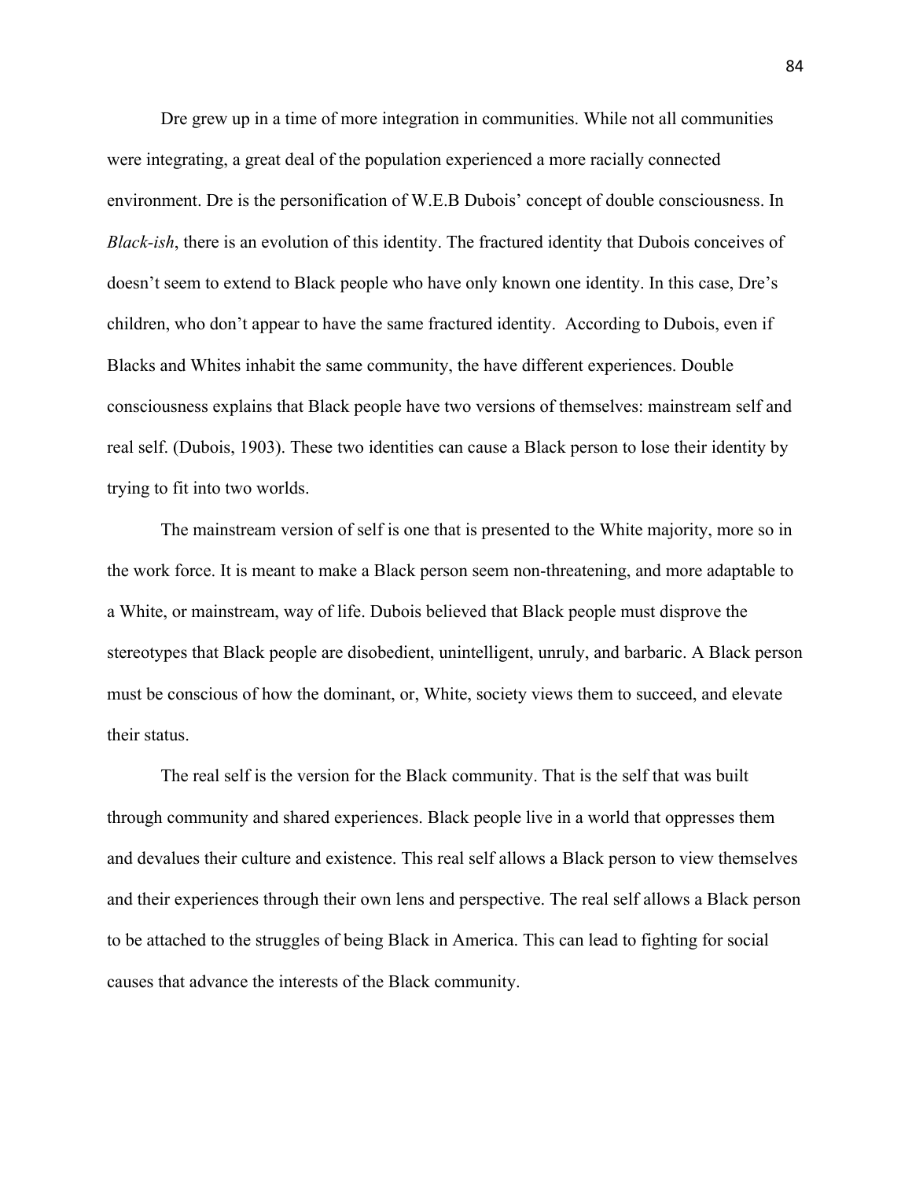Dre grew up in a time of more integration in communities. While not all communities were integrating, a great deal of the population experienced a more racially connected environment. Dre is the personification of W.E.B Dubois' concept of double consciousness. In *Black-ish*, there is an evolution of this identity. The fractured identity that Dubois conceives of doesn't seem to extend to Black people who have only known one identity. In this case, Dre's children, who don't appear to have the same fractured identity. According to Dubois, even if Blacks and Whites inhabit the same community, the have different experiences. Double consciousness explains that Black people have two versions of themselves: mainstream self and real self. (Dubois, 1903). These two identities can cause a Black person to lose their identity by trying to fit into two worlds.

The mainstream version of self is one that is presented to the White majority, more so in the work force. It is meant to make a Black person seem non-threatening, and more adaptable to a White, or mainstream, way of life. Dubois believed that Black people must disprove the stereotypes that Black people are disobedient, unintelligent, unruly, and barbaric. A Black person must be conscious of how the dominant, or, White, society views them to succeed, and elevate their status.

The real self is the version for the Black community. That is the self that was built through community and shared experiences. Black people live in a world that oppresses them and devalues their culture and existence. This real self allows a Black person to view themselves and their experiences through their own lens and perspective. The real self allows a Black person to be attached to the struggles of being Black in America. This can lead to fighting for social causes that advance the interests of the Black community.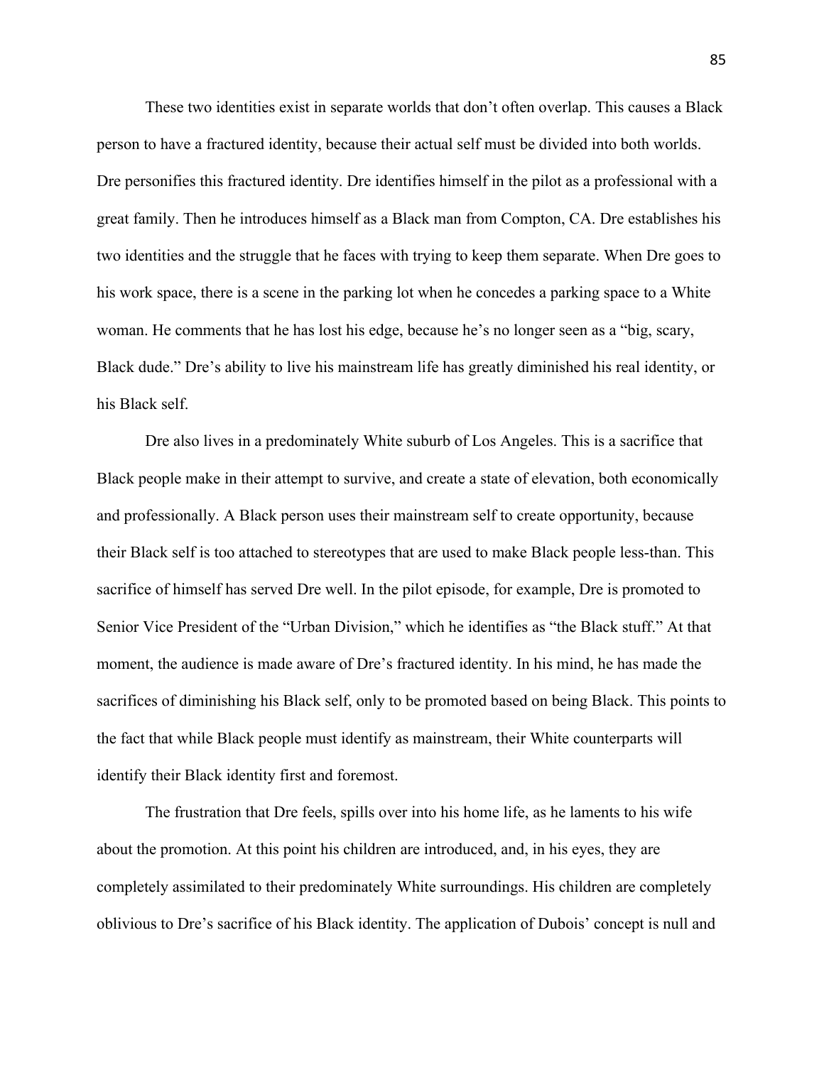These two identities exist in separate worlds that don't often overlap. This causes a Black person to have a fractured identity, because their actual self must be divided into both worlds. Dre personifies this fractured identity. Dre identifies himself in the pilot as a professional with a great family. Then he introduces himself as a Black man from Compton, CA. Dre establishes his two identities and the struggle that he faces with trying to keep them separate. When Dre goes to his work space, there is a scene in the parking lot when he concedes a parking space to a White woman. He comments that he has lost his edge, because he's no longer seen as a "big, scary, Black dude." Dre's ability to live his mainstream life has greatly diminished his real identity, or his Black self.

Dre also lives in a predominately White suburb of Los Angeles. This is a sacrifice that Black people make in their attempt to survive, and create a state of elevation, both economically and professionally. A Black person uses their mainstream self to create opportunity, because their Black self is too attached to stereotypes that are used to make Black people less-than. This sacrifice of himself has served Dre well. In the pilot episode, for example, Dre is promoted to Senior Vice President of the "Urban Division," which he identifies as "the Black stuff." At that moment, the audience is made aware of Dre's fractured identity. In his mind, he has made the sacrifices of diminishing his Black self, only to be promoted based on being Black. This points to the fact that while Black people must identify as mainstream, their White counterparts will identify their Black identity first and foremost.

The frustration that Dre feels, spills over into his home life, as he laments to his wife about the promotion. At this point his children are introduced, and, in his eyes, they are completely assimilated to their predominately White surroundings. His children are completely oblivious to Dre's sacrifice of his Black identity. The application of Dubois' concept is null and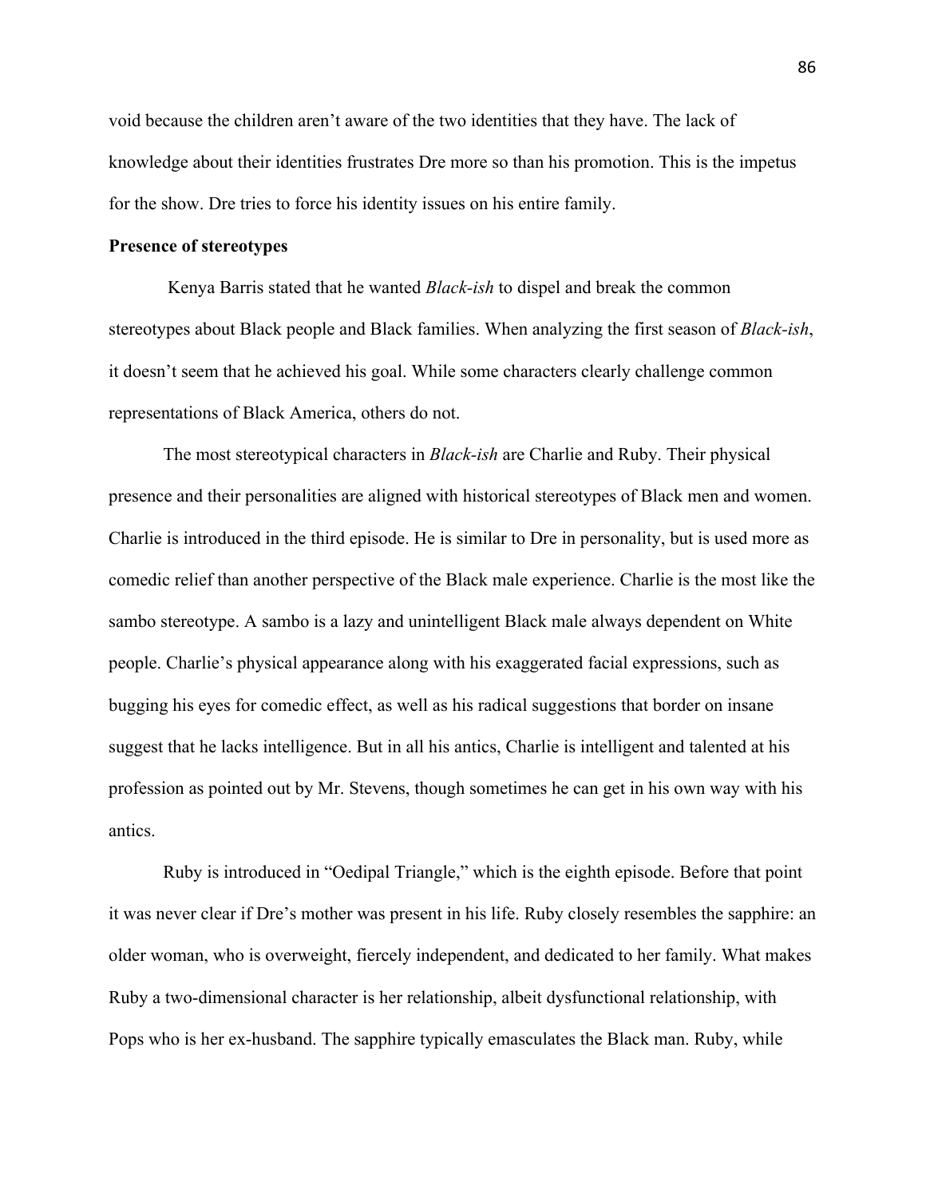void because the children aren't aware of the two identities that they have. The lack of knowledge about their identities frustrates Dre more so than his promotion. This is the impetus for the show. Dre tries to force his identity issues on his entire family.

**Presence of stereotypes**

Kenya Barris stated that he wanted *Black-ish* to dispel and break the common stereotypes about Black people and Black families. When analyzing the first season of *Black-ish*, it doesn't seem that he achieved his goal. While some characters clearly challenge common representations of Black America, others do not.

The most stereotypical characters in *Black-ish* are Charlie and Ruby. Their physical presence and their personalities are aligned with historical stereotypes of Black men and women. Charlie is introduced in the third episode. He is similar to Dre in personality, but is used more as comedic relief than another perspective of the Black male experience. Charlie is the most like the sambo stereotype. A sambo is a lazy and unintelligent Black male always dependent on White people. Charlie's physical appearance along with his exaggerated facial expressions, such as bugging his eyes for comedic effect, as well as his radical suggestions that border on insane suggest that he lacks intelligence. But in all his antics, Charlie is intelligent and talented at his profession as pointed out by Mr. Stevens, though sometimes he can get in his own way with his antics.

Ruby is introduced in "Oedipal Triangle," which is the eighth episode. Before that point it was never clear if Dre's mother was present in his life. Ruby closely resembles the sapphire: an older woman, who is overweight, fiercely independent, and dedicated to her family. What makes Ruby a two-dimensional character is her relationship, albeit dysfunctional relationship, with Pops who is her ex-husband. The sapphire typically emasculates the Black man. Ruby, while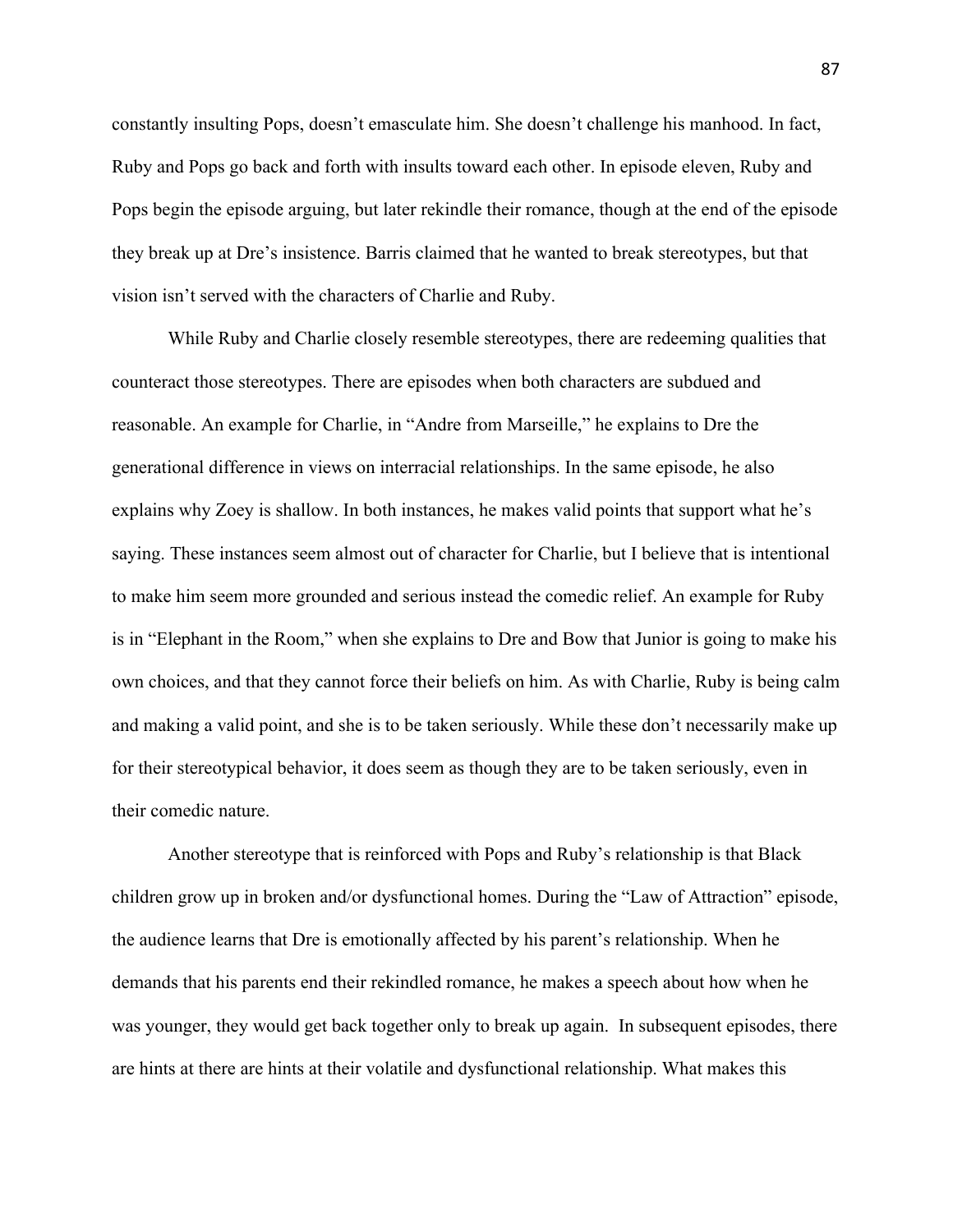constantly insulting Pops, doesn't emasculate him. She doesn't challenge his manhood. In fact, Ruby and Pops go back and forth with insults toward each other. In episode eleven, Ruby and Pops begin the episode arguing, but later rekindle their romance, though at the end of the episode they break up at Dre's insistence. Barris claimed that he wanted to break stereotypes, but that vision isn't served with the characters of Charlie and Ruby.

While Ruby and Charlie closely resemble stereotypes, there are redeeming qualities that counteract those stereotypes. There are episodes when both characters are subdued and reasonable. An example for Charlie, in "Andre from Marseille," he explains to Dre the generational difference in views on interracial relationships. In the same episode, he also explains why Zoey is shallow. In both instances, he makes valid points that support what he's saying. These instances seem almost out of character for Charlie, but I believe that is intentional to make him seem more grounded and serious instead the comedic relief. An example for Ruby is in "Elephant in the Room," when she explains to Dre and Bow that Junior is going to make his own choices, and that they cannot force their beliefs on him. As with Charlie, Ruby is being calm and making a valid point, and she is to be taken seriously. While these don't necessarily make up for their stereotypical behavior, it does seem as though they are to be taken seriously, even in their comedic nature.

Another stereotype that is reinforced with Pops and Ruby's relationship is that Black children grow up in broken and/or dysfunctional homes. During the "Law of Attraction" episode, the audience learns that Dre is emotionally affected by his parent's relationship. When he demands that his parents end their rekindled romance, he makes a speech about how when he was younger, they would get back together only to break up again. In subsequent episodes, there are hints at there are hints at their volatile and dysfunctional relationship. What makes this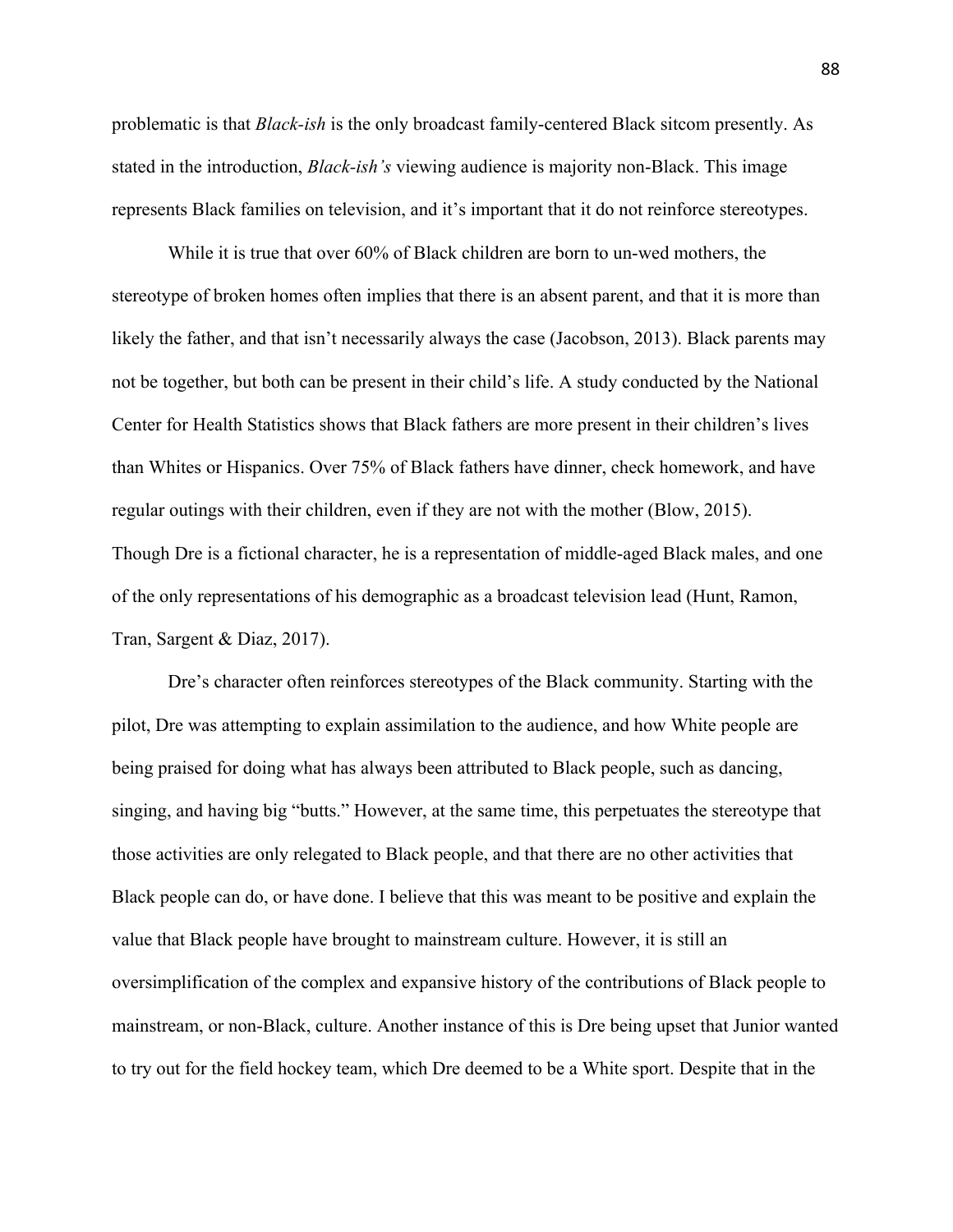problematic is that *Black-ish* is the only broadcast family-centered Black sitcom presently. As stated in the introduction, *Black-ish's* viewing audience is majority non-Black. This image represents Black families on television, and it's important that it do not reinforce stereotypes.

While it is true that over 60% of Black children are born to un-wed mothers, the stereotype of broken homes often implies that there is an absent parent, and that it is more than likely the father, and that isn't necessarily always the case (Jacobson, 2013). Black parents may not be together, but both can be present in their child's life. A study conducted by the National Center for Health Statistics shows that Black fathers are more present in their children's lives than Whites or Hispanics. Over 75% of Black fathers have dinner, check homework, and have regular outings with their children, even if they are not with the mother (Blow, 2015). Though Dre is a fictional character, he is a representation of middle-aged Black males, and one of the only representations of his demographic as a broadcast television lead (Hunt, Ramon, Tran, Sargent & Diaz, 2017).

Dre's character often reinforces stereotypes of the Black community. Starting with the pilot, Dre was attempting to explain assimilation to the audience, and how White people are being praised for doing what has always been attributed to Black people, such as dancing, singing, and having big "butts." However, at the same time, this perpetuates the stereotype that those activities are only relegated to Black people, and that there are no other activities that Black people can do, or have done. I believe that this was meant to be positive and explain the value that Black people have brought to mainstream culture. However, it is still an oversimplification of the complex and expansive history of the contributions of Black people to mainstream, or non-Black, culture. Another instance of this is Dre being upset that Junior wanted to try out for the field hockey team, which Dre deemed to be a White sport. Despite that in the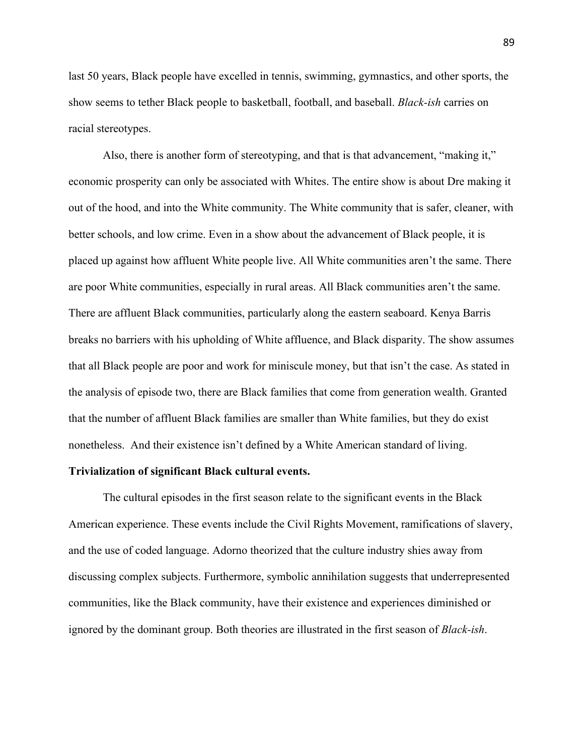last 50 years, Black people have excelled in tennis, swimming, gymnastics, and other sports, the show seems to tether Black people to basketball, football, and baseball. *Black-ish* carries on racial stereotypes.

Also, there is another form of stereotyping, and that is that advancement, "making it," economic prosperity can only be associated with Whites. The entire show is about Dre making it out of the hood, and into the White community. The White community that is safer, cleaner, with better schools, and low crime. Even in a show about the advancement of Black people, it is placed up against how affluent White people live. All White communities aren't the same. There are poor White communities, especially in rural areas. All Black communities aren't the same. There are affluent Black communities, particularly along the eastern seaboard. Kenya Barris breaks no barriers with his upholding of White affluence, and Black disparity. The show assumes that all Black people are poor and work for miniscule money, but that isn't the case. As stated in the analysis of episode two, there are Black families that come from generation wealth. Granted that the number of affluent Black families are smaller than White families, but they do exist nonetheless. And their existence isn't defined by a White American standard of living.

**Trivialization of significant Black cultural events.**

The cultural episodes in the first season relate to the significant events in the Black American experience. These events include the Civil Rights Movement, ramifications of slavery, and the use of coded language. Adorno theorized that the culture industry shies away from discussing complex subjects. Furthermore, symbolic annihilation suggests that underrepresented communities, like the Black community, have their existence and experiences diminished or ignored by the dominant group. Both theories are illustrated in the first season of *Black-ish*.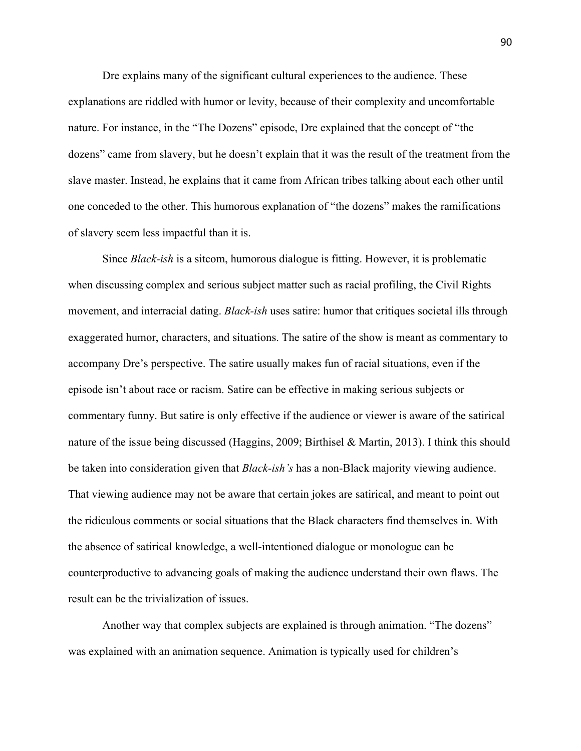Dre explains many of the significant cultural experiences to the audience. These explanations are riddled with humor or levity, because of their complexity and uncomfortable nature. For instance, in the "The Dozens" episode, Dre explained that the concept of "the dozens" came from slavery, but he doesn't explain that it was the result of the treatment from the slave master. Instead, he explains that it came from African tribes talking about each other until one conceded to the other. This humorous explanation of "the dozens" makes the ramifications of slavery seem less impactful than it is.

Since *Black-ish* is a sitcom, humorous dialogue is fitting. However, it is problematic when discussing complex and serious subject matter such as racial profiling, the Civil Rights movement, and interracial dating. *Black-ish* uses satire: humor that critiques societal ills through exaggerated humor, characters, and situations. The satire of the show is meant as commentary to accompany Dre's perspective. The satire usually makes fun of racial situations, even if the episode isn't about race or racism. Satire can be effective in making serious subjects or commentary funny. But satire is only effective if the audience or viewer is aware of the satirical nature of the issue being discussed (Haggins, 2009; Birthisel & Martin, 2013). I think this should be taken into consideration given that *Black-ish's* has a non-Black majority viewing audience. That viewing audience may not be aware that certain jokes are satirical, and meant to point out the ridiculous comments or social situations that the Black characters find themselves in. With the absence of satirical knowledge, a well-intentioned dialogue or monologue can be counterproductive to advancing goals of making the audience understand their own flaws. The result can be the trivialization of issues.

Another way that complex subjects are explained is through animation. "The dozens" was explained with an animation sequence. Animation is typically used for children's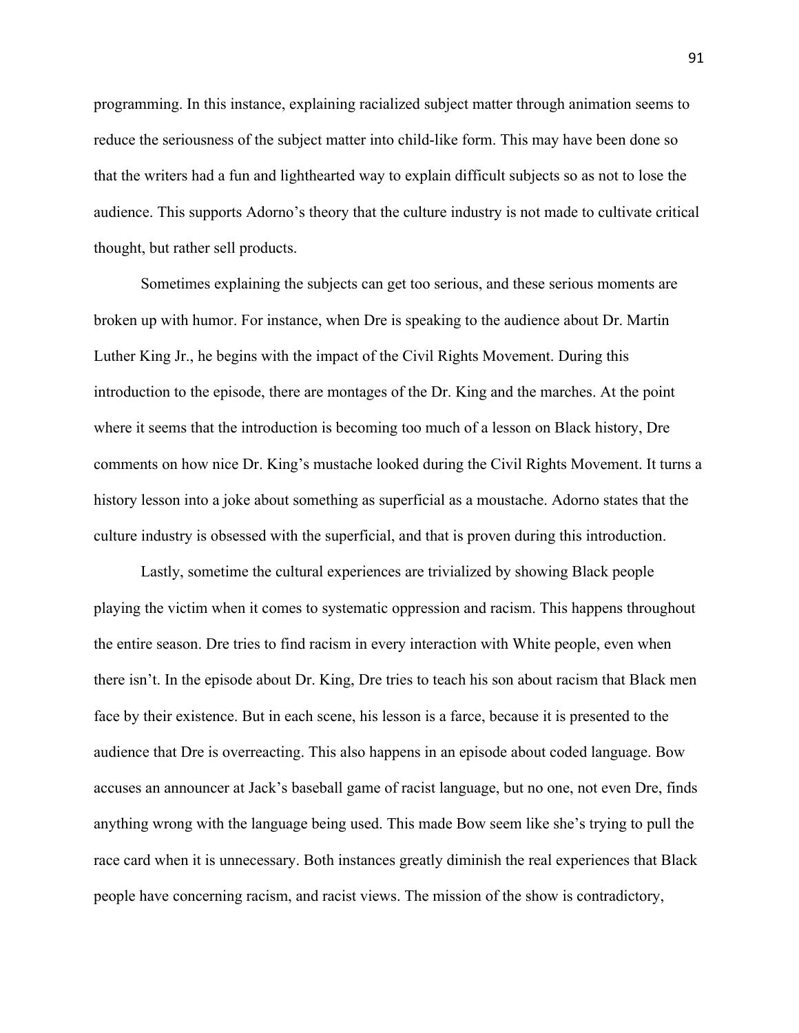programming. In this instance, explaining racialized subject matter through animation seems to reduce the seriousness of the subject matter into child-like form. This may have been done so that the writers had a fun and lighthearted way to explain difficult subjects so as not to lose the audience. This supports Adorno's theory that the culture industry is not made to cultivate critical thought, but rather sell products.

Sometimes explaining the subjects can get too serious, and these serious moments are broken up with humor. For instance, when Dre is speaking to the audience about Dr. Martin Luther King Jr., he begins with the impact of the Civil Rights Movement. During this introduction to the episode, there are montages of the Dr. King and the marches. At the point where it seems that the introduction is becoming too much of a lesson on Black history, Dre comments on how nice Dr. King's mustache looked during the Civil Rights Movement. It turns a history lesson into a joke about something as superficial as a moustache. Adorno states that the culture industry is obsessed with the superficial, and that is proven during this introduction.

Lastly, sometime the cultural experiences are trivialized by showing Black people playing the victim when it comes to systematic oppression and racism. This happens throughout the entire season. Dre tries to find racism in every interaction with White people, even when there isn't. In the episode about Dr. King, Dre tries to teach his son about racism that Black men face by their existence. But in each scene, his lesson is a farce, because it is presented to the audience that Dre is overreacting. This also happens in an episode about coded language. Bow accuses an announcer at Jack's baseball game of racist language, but no one, not even Dre, finds anything wrong with the language being used. This made Bow seem like she's trying to pull the race card when it is unnecessary. Both instances greatly diminish the real experiences that Black people have concerning racism, and racist views. The mission of the show is contradictory,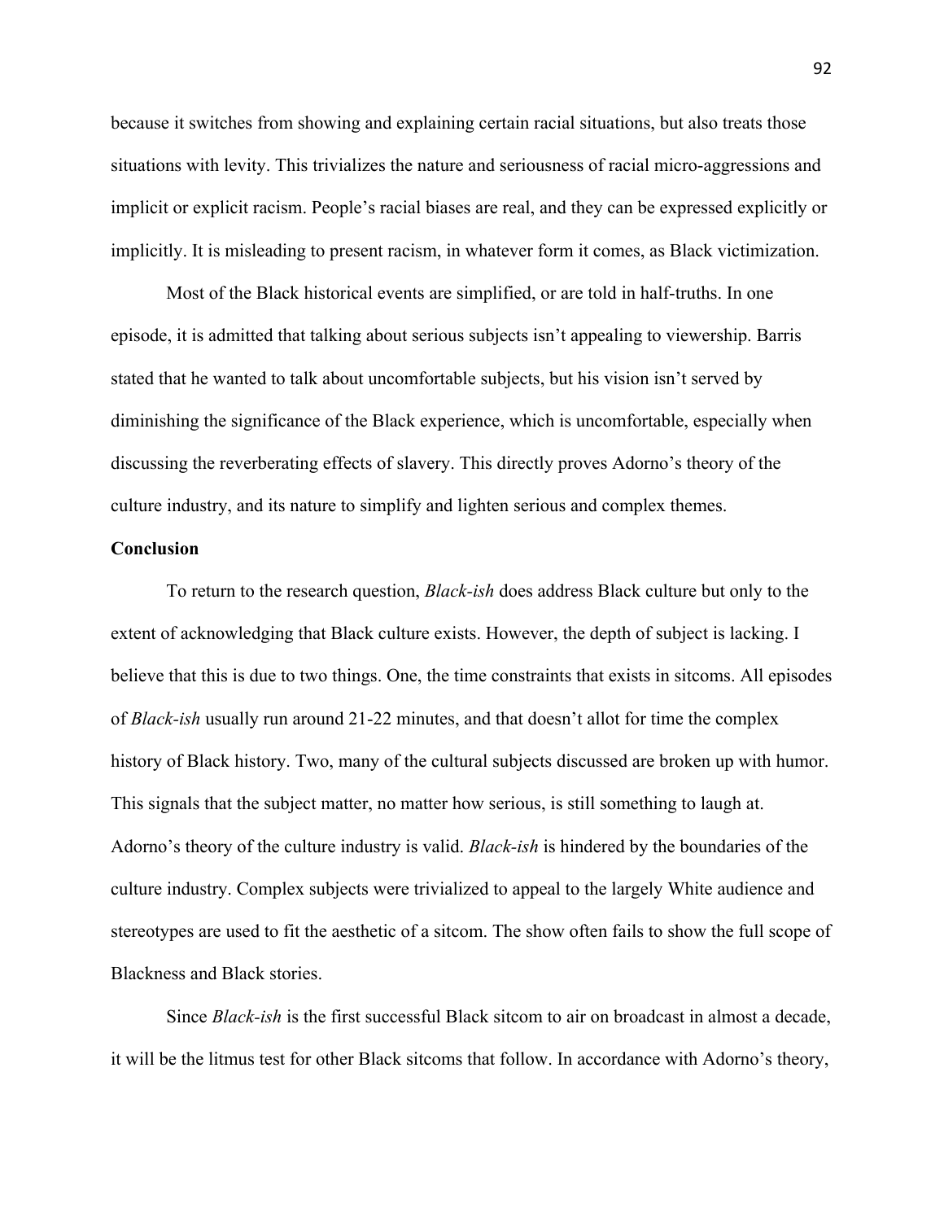because it switches from showing and explaining certain racial situations, but also treats those situations with levity. This trivializes the nature and seriousness of racial micro-aggressions and implicit or explicit racism. People's racial biases are real, and they can be expressed explicitly or implicitly. It is misleading to present racism, in whatever form it comes, as Black victimization.

Most of the Black historical events are simplified, or are told in half-truths. In one episode, it is admitted that talking about serious subjects isn't appealing to viewership. Barris stated that he wanted to talk about uncomfortable subjects, but his vision isn't served by diminishing the significance of the Black experience, which is uncomfortable, especially when discussing the reverberating effects of slavery. This directly proves Adorno's theory of the culture industry, and its nature to simplify and lighten serious and complex themes.

**Conclusion**

To return to the research question, *Black-ish* does address Black culture but only to the extent of acknowledging that Black culture exists. However, the depth of subject is lacking. I believe that this is due to two things. One, the time constraints that exists in sitcoms. All episodes of *Black-ish* usually run around 21-22 minutes, and that doesn't allot for time the complex history of Black history. Two, many of the cultural subjects discussed are broken up with humor. This signals that the subject matter, no matter how serious, is still something to laugh at. Adorno's theory of the culture industry is valid. *Black-ish* is hindered by the boundaries of the culture industry. Complex subjects were trivialized to appeal to the largely White audience and stereotypes are used to fit the aesthetic of a sitcom. The show often fails to show the full scope of Blackness and Black stories.

Since *Black-ish* is the first successful Black sitcom to air on broadcast in almost a decade, it will be the litmus test for other Black sitcoms that follow. In accordance with Adorno's theory,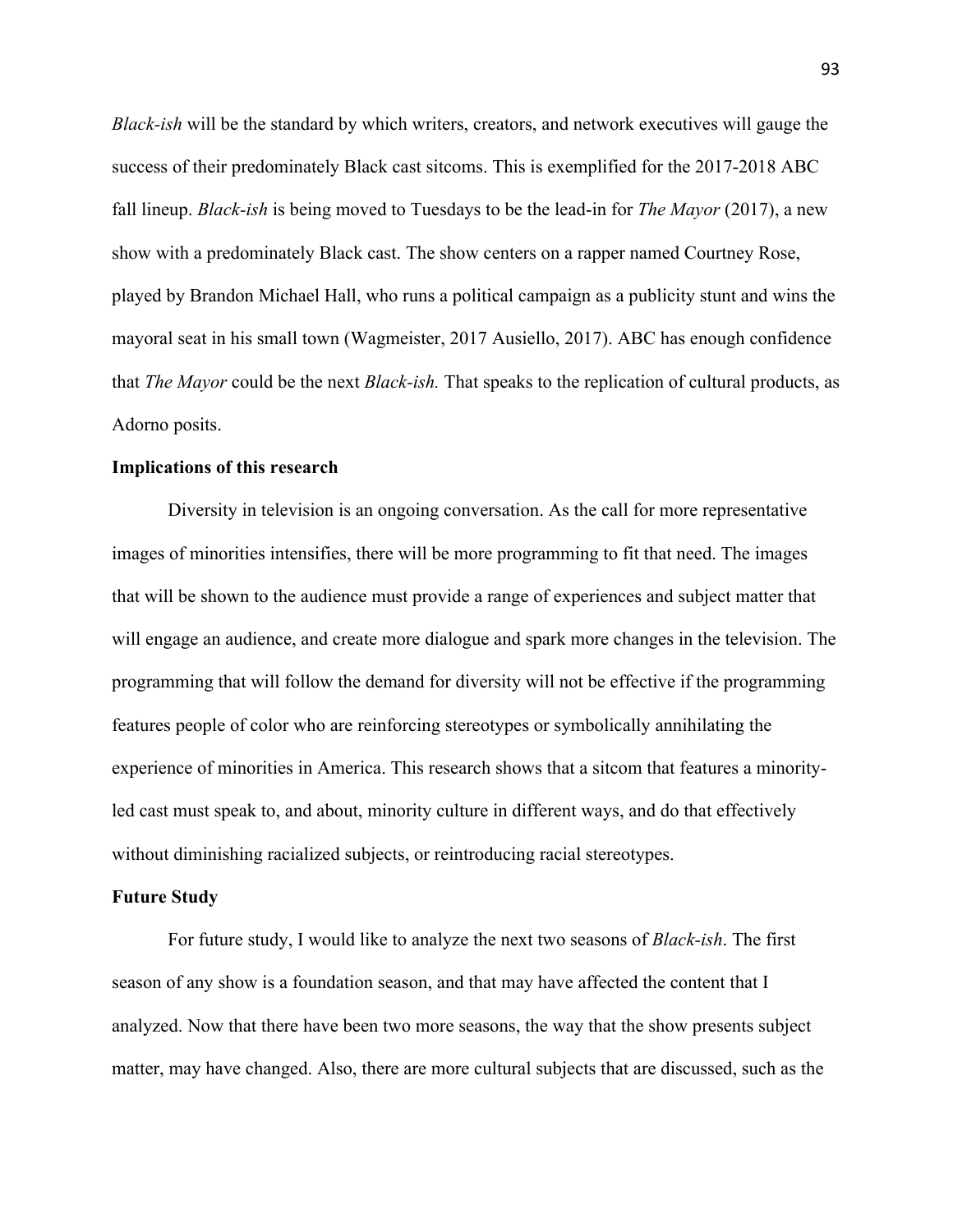*Black-ish* will be the standard by which writers, creators, and network executives will gauge the success of their predominately Black cast sitcoms. This is exemplified for the 2017-2018 ABC fall lineup. *Black-ish* is being moved to Tuesdays to be the lead-in for *The Mayor* (2017), a new show with a predominately Black cast. The show centers on a rapper named Courtney Rose, played by Brandon Michael Hall, who runs a political campaign as a publicity stunt and wins the mayoral seat in his small town (Wagmeister, 2017 Ausiello, 2017). ABC has enough confidence that *The Mayor* could be the next *Black-ish.* That speaks to the replication of cultural products, as Adorno posits.

**Implications of this research**

Diversity in television is an ongoing conversation. As the call for more representative images of minorities intensifies, there will be more programming to fit that need. The images that will be shown to the audience must provide a range of experiences and subject matter that will engage an audience, and create more dialogue and spark more changes in the television. The programming that will follow the demand for diversity will not be effective if the programming features people of color who are reinforcing stereotypes or symbolically annihilating the experience of minorities in America. This research shows that a sitcom that features a minority-led cast must speak to, and about, minority culture in different ways, and do that effectively without diminishing racialized subjects, or reintroducing racial stereotypes.

**Future Study**

For future study, I would like to analyze the next two seasons of *Black-ish*. The first season of any show is a foundation season, and that may have affected the content that I analyzed. Now that there have been two more seasons, the way that the show presents subject matter, may have changed. Also, there are more cultural subjects that are discussed, such as the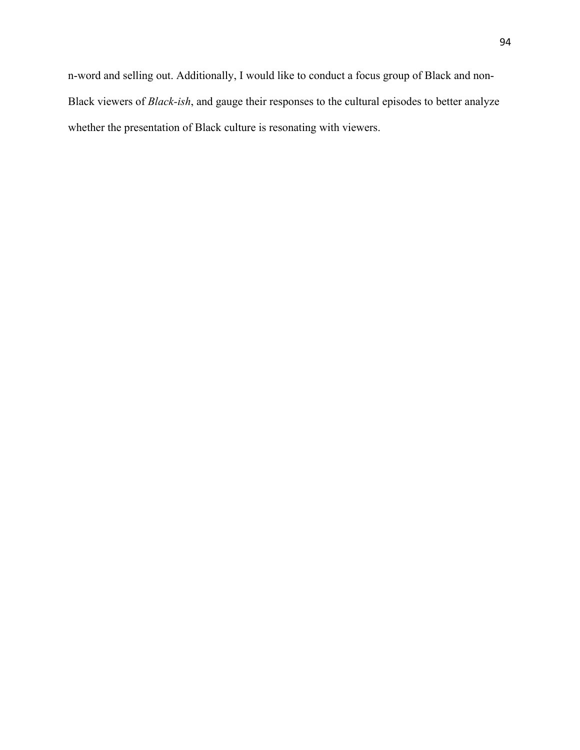n-word and selling out. Additionally, I would like to conduct a focus group of Black and non-Black viewers of *Black-ish*, and gauge their responses to the cultural episodes to better analyze whether the presentation of Black culture is resonating with viewers.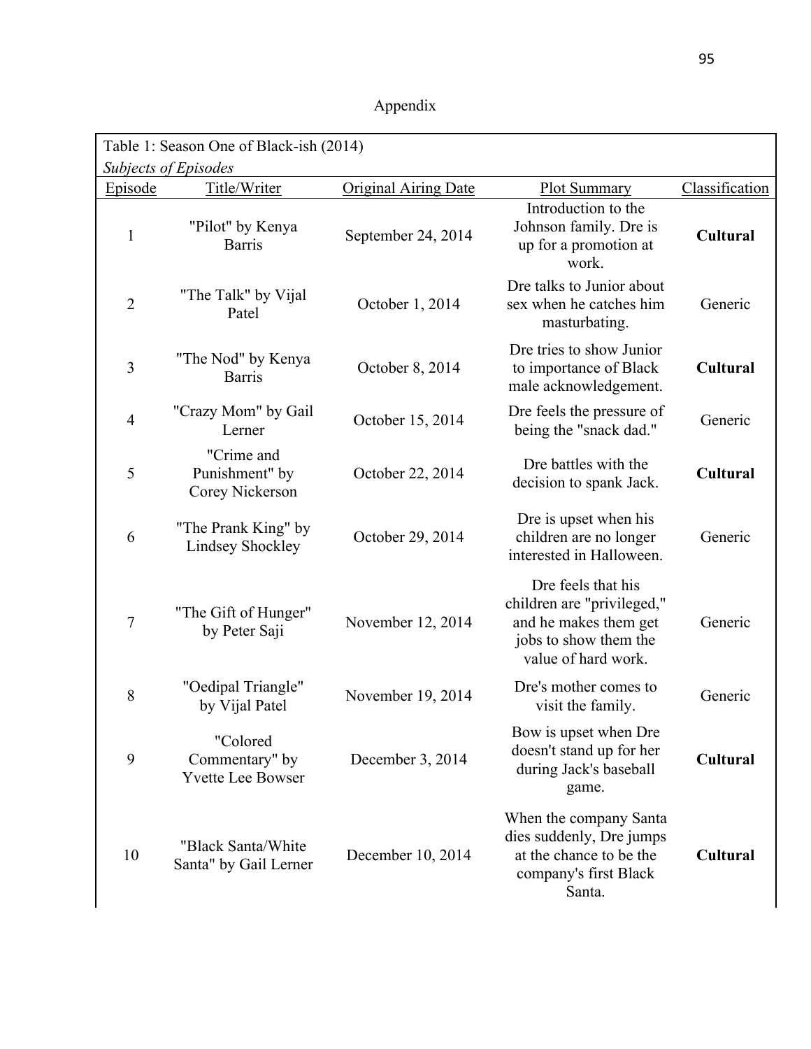# Appendix

Table 1: Season One of Black-ish (2014)
*Subjects of Episodes*

| Episode | Title/Writer | Original Airing Date | Plot Summary | Classification |
|---|---|---|---|---|
| 1 | "Pilot" by Kenya Barris | September 24, 2014 | Introduction to the Johnson family. Dre is up for a promotion at work. | **Cultural** |
| 2 | "The Talk" by Vijal Patel | October 1, 2014 | Dre talks to Junior about sex when he catches him masturbating. | Generic |
| 3 | "The Nod" by Kenya Barris | October 8, 2014 | Dre tries to show Junior to importance of Black male acknowledgement. | **Cultural** |
| 4 | "Crazy Mom" by Gail Lerner | October 15, 2014 | Dre feels the pressure of being the "snack dad." | Generic |
| 5 | "Crime and Punishment" by Corey Nickerson | October 22, 2014 | Dre battles with the decision to spank Jack. | **Cultural** |
| 6 | "The Prank King" by Lindsey Shockley | October 29, 2014 | Dre is upset when his children are no longer interested in Halloween. | Generic |
| 7 | "The Gift of Hunger" by Peter Saji | November 12, 2014 | Dre feels that his children are "privileged," and he makes them get jobs to show them the value of hard work. | Generic |
| 8 | "Oedipal Triangle" by Vijal Patel | November 19, 2014 | Dre's mother comes to visit the family. | Generic |
| 9 | "Colored Commentary" by Yvette Lee Bowser | December 3, 2014 | Bow is upset when Dre doesn't stand up for her during Jack's baseball game. | **Cultural** |
| 10 | "Black Santa/White Santa" by Gail Lerner | December 10, 2014 | When the company Santa dies suddenly, Dre jumps at the chance to be the company's first Black Santa. | **Cultural** |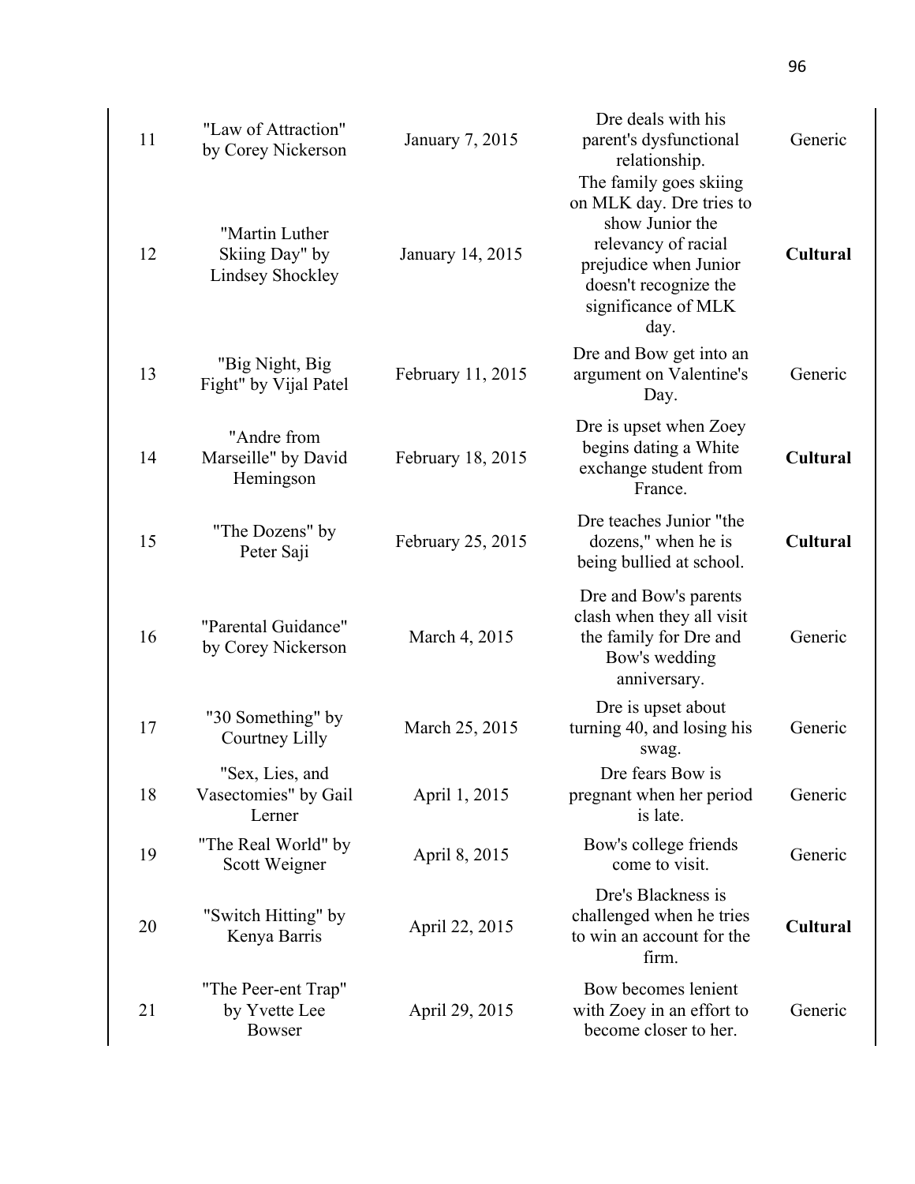| | | | | |
|---|---|---|---|---|
| 11 | "Law of Attraction" by Corey Nickerson | January 7, 2015 | Dre deals with his parent's dysfunctional relationship. | Generic |
| 12 | "Martin Luther Skiing Day" by Lindsey Shockley | January 14, 2015 | The family goes skiing on MLK day. Dre tries to show Junior the relevancy of racial prejudice when Junior doesn't recognize the significance of MLK day. | **Cultural** |
| 13 | "Big Night, Big Fight" by Vijal Patel | February 11, 2015 | Dre and Bow get into an argument on Valentine's Day. | Generic |
| 14 | "Andre from Marseille" by David Hemingson | February 18, 2015 | Dre is upset when Zoey begins dating a White exchange student from France. | **Cultural** |
| 15 | "The Dozens" by Peter Saji | February 25, 2015 | Dre teaches Junior "the dozens," when he is being bullied at school. | **Cultural** |
| 16 | "Parental Guidance" by Corey Nickerson | March 4, 2015 | Dre and Bow's parents clash when they all visit the family for Dre and Bow's wedding anniversary. | Generic |
| 17 | "30 Something" by Courtney Lilly | March 25, 2015 | Dre is upset about turning 40, and losing his swag. | Generic |
| 18 | "Sex, Lies, and Vasectomies" by Gail Lerner | April 1, 2015 | Dre fears Bow is pregnant when her period is late. | Generic |
| 19 | "The Real World" by Scott Weigner | April 8, 2015 | Bow's college friends come to visit. | Generic |
| 20 | "Switch Hitting" by Kenya Barris | April 22, 2015 | Dre's Blackness is challenged when he tries to win an account for the firm. | **Cultural** |
| 21 | "The Peer-ent Trap" by Yvette Lee Bowser | April 29, 2015 | Bow becomes lenient with Zoey in an effort to become closer to her. | Generic |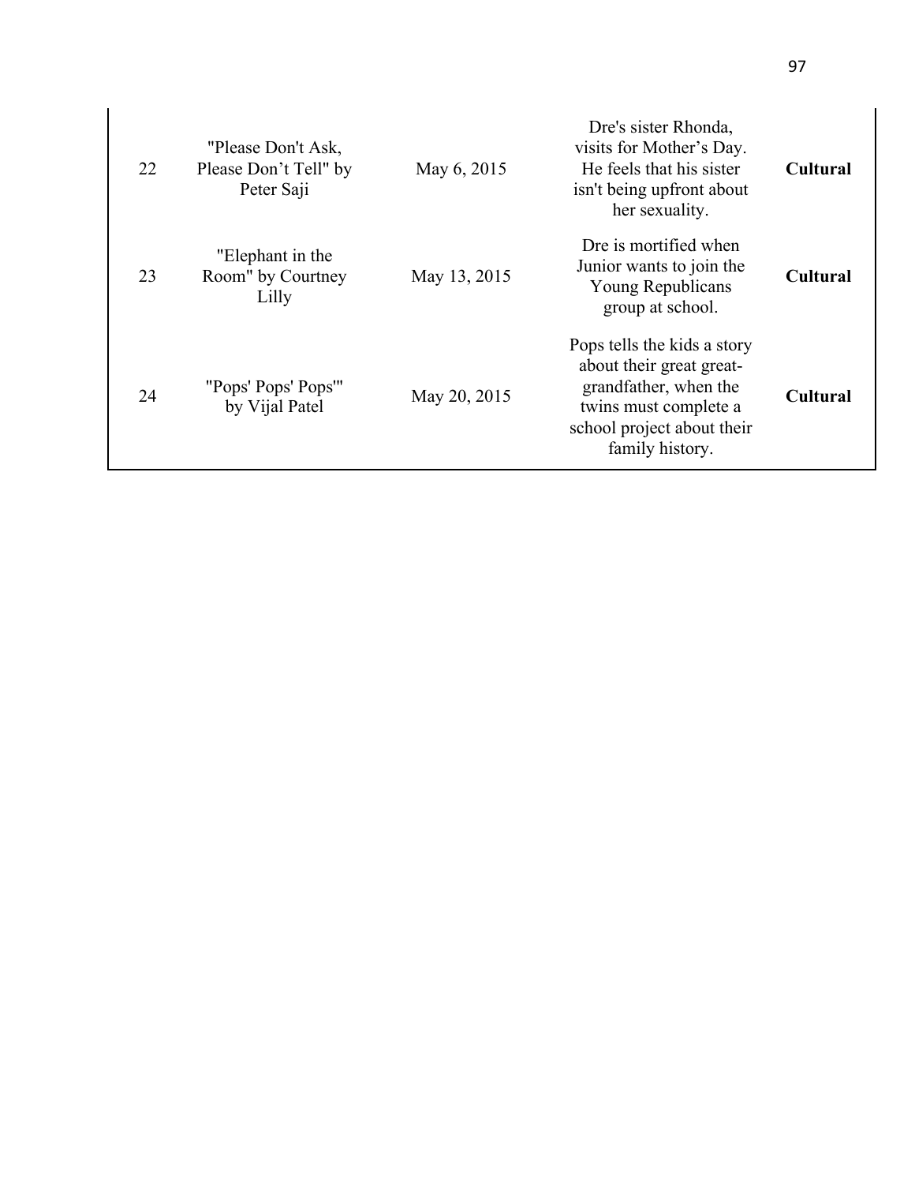| | | | | |
|---|---|---|---|---|
| 22 | "Please Don't Ask, Please Don't Tell" by Peter Saji | May 6, 2015 | Dre's sister Rhonda, visits for Mother's Day. He feels that his sister isn't being upfront about her sexuality. | **Cultural** |
| 23 | "Elephant in the Room" by Courtney Lilly | May 13, 2015 | Dre is mortified when Junior wants to join the Young Republicans group at school. | **Cultural** |
| 24 | "Pops' Pops' Pops'" by Vijal Patel | May 20, 2015 | Pops tells the kids a story about their great great-grandfather, when the twins must complete a school project about their family history. | **Cultural** |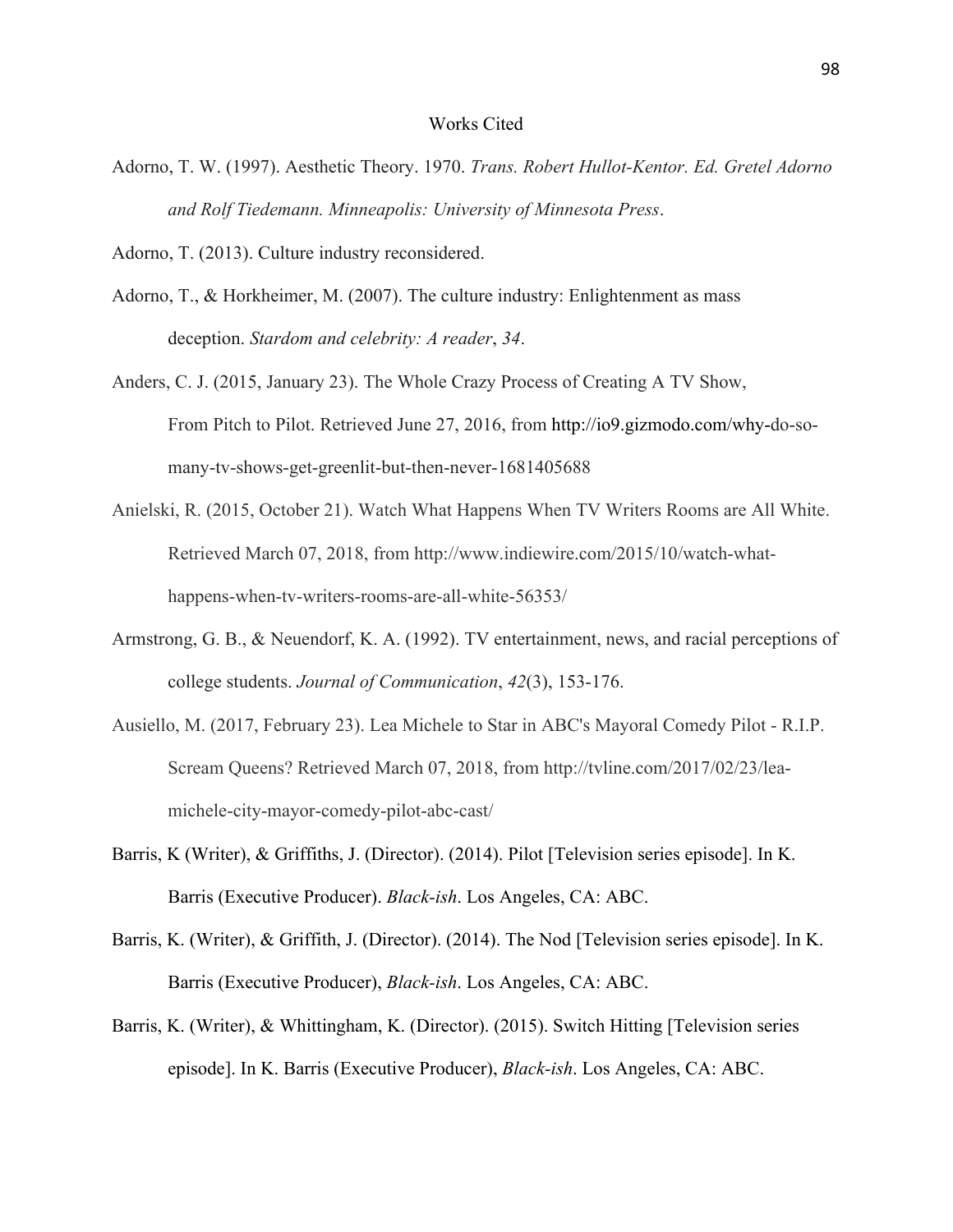# Works Cited

Adorno, T. W. (1997). Aesthetic Theory. 1970. *Trans. Robert Hullot-Kentor. Ed. Gretel Adorno and Rolf Tiedemann. Minneapolis: University of Minnesota Press*.

Adorno, T. (2013). Culture industry reconsidered.

Adorno, T., & Horkheimer, M. (2007). The culture industry: Enlightenment as mass deception. *Stardom and celebrity: A reader*, *34*.

Anders, C. J. (2015, January 23). The Whole Crazy Process of Creating A TV Show, From Pitch to Pilot. Retrieved June 27, 2016, from http://io9.gizmodo.com/why-do-so-many-tv-shows-get-greenlit-but-then-never-1681405688

Anielski, R. (2015, October 21). Watch What Happens When TV Writers Rooms are All White. Retrieved March 07, 2018, from http://www.indiewire.com/2015/10/watch-what-happens-when-tv-writers-rooms-are-all-white-56353/

Armstrong, G. B., & Neuendorf, K. A. (1992). TV entertainment, news, and racial perceptions of college students. *Journal of Communication*, *42*(3), 153-176.

Ausiello, M. (2017, February 23). Lea Michele to Star in ABC's Mayoral Comedy Pilot - R.I.P. Scream Queens? Retrieved March 07, 2018, from http://tvline.com/2017/02/23/lea-michele-city-mayor-comedy-pilot-abc-cast/

Barris, K (Writer), & Griffiths, J. (Director). (2014). Pilot [Television series episode]. In K. Barris (Executive Producer). *Black-ish*. Los Angeles, CA: ABC.

Barris, K. (Writer), & Griffith, J. (Director). (2014). The Nod [Television series episode]. In K. Barris (Executive Producer), *Black-ish*. Los Angeles, CA: ABC.

Barris, K. (Writer), & Whittingham, K. (Director). (2015). Switch Hitting [Television series episode]. In K. Barris (Executive Producer), *Black-ish*. Los Angeles, CA: ABC.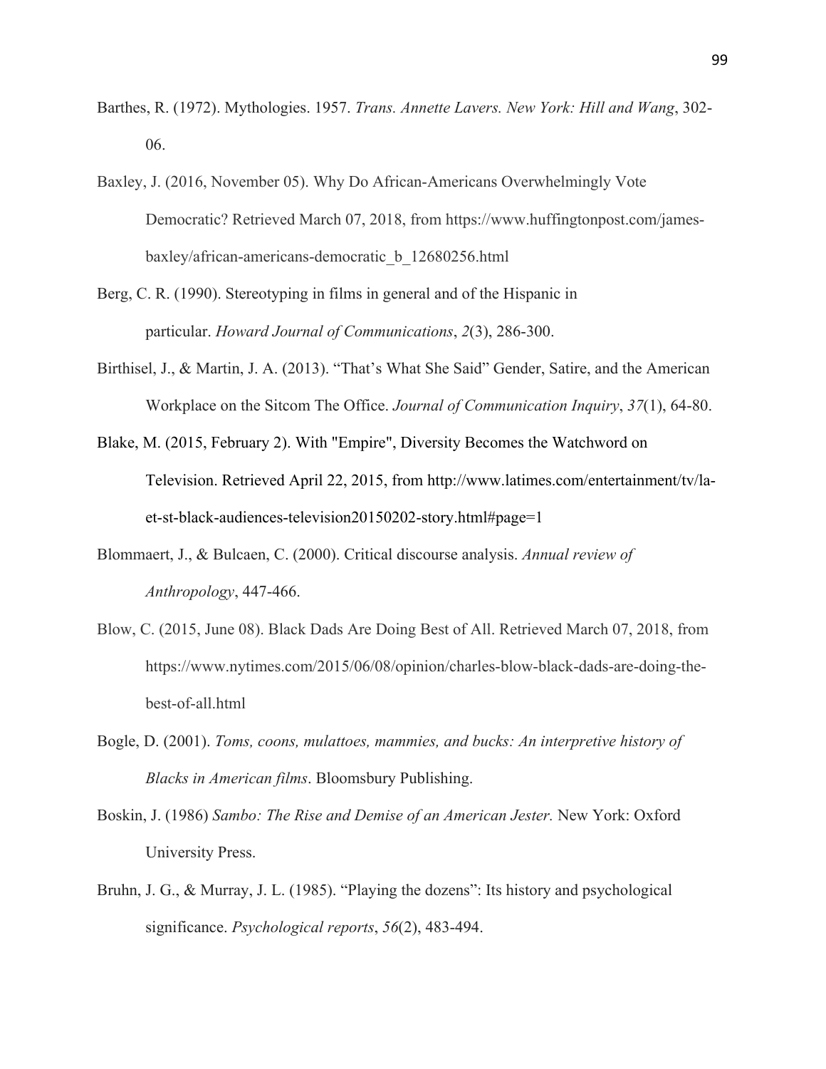Barthes, R. (1972). Mythologies. 1957. *Trans. Annette Lavers. New York: Hill and Wang*, 302-06.

Baxley, J. (2016, November 05). Why Do African-Americans Overwhelmingly Vote Democratic? Retrieved March 07, 2018, from https://www.huffingtonpost.com/james-baxley/african-americans-democratic_b_12680256.html

Berg, C. R. (1990). Stereotyping in films in general and of the Hispanic in particular. *Howard Journal of Communications*, *2*(3), 286-300.

Birthisel, J., & Martin, J. A. (2013). "That's What She Said" Gender, Satire, and the American Workplace on the Sitcom The Office. *Journal of Communication Inquiry*, *37*(1), 64-80.

Blake, M. (2015, February 2). With "Empire", Diversity Becomes the Watchword on Television. Retrieved April 22, 2015, from http://www.latimes.com/entertainment/tv/la-et-st-black-audiences-television20150202-story.html#page=1

Blommaert, J., & Bulcaen, C. (2000). Critical discourse analysis. *Annual review of Anthropology*, 447-466.

Blow, C. (2015, June 08). Black Dads Are Doing Best of All. Retrieved March 07, 2018, from https://www.nytimes.com/2015/06/08/opinion/charles-blow-black-dads-are-doing-the-best-of-all.html

Bogle, D. (2001). *Toms, coons, mulattoes, mammies, and bucks: An interpretive history of Blacks in American films*. Bloomsbury Publishing.

Boskin, J. (1986) *Sambo: The Rise and Demise of an American Jester.* New York: Oxford University Press.

Bruhn, J. G., & Murray, J. L. (1985). "Playing the dozens": Its history and psychological significance. *Psychological reports*, *56*(2), 483-494.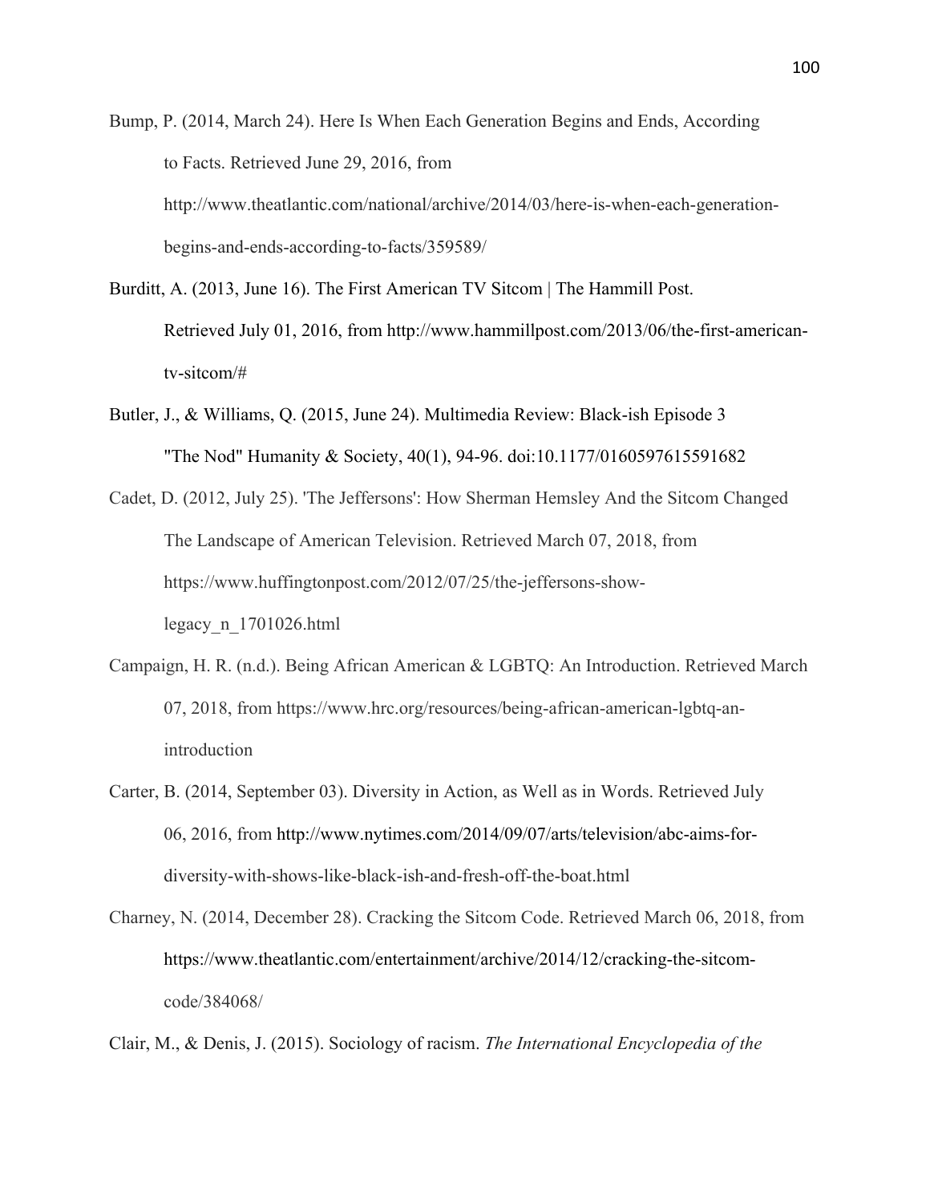Bump, P. (2014, March 24). Here Is When Each Generation Begins and Ends, According to Facts. Retrieved June 29, 2016, from http://www.theatlantic.com/national/archive/2014/03/here-is-when-each-generation-begins-and-ends-according-to-facts/359589/

Burditt, A. (2013, June 16). The First American TV Sitcom | The Hammill Post. Retrieved July 01, 2016, from http://www.hammillpost.com/2013/06/the-first-american-tv-sitcom/#

Butler, J., & Williams, Q. (2015, June 24). Multimedia Review: Black-ish Episode 3 "The Nod" Humanity & Society, 40(1), 94-96. doi:10.1177/0160597615591682

Cadet, D. (2012, July 25). 'The Jeffersons': How Sherman Hemsley And the Sitcom Changed The Landscape of American Television. Retrieved March 07, 2018, from https://www.huffingtonpost.com/2012/07/25/the-jeffersons-show-legacy_n_1701026.html

Campaign, H. R. (n.d.). Being African American & LGBTQ: An Introduction. Retrieved March 07, 2018, from https://www.hrc.org/resources/being-african-american-lgbtq-an-introduction

Carter, B. (2014, September 03). Diversity in Action, as Well as in Words. Retrieved July 06, 2016, from http://www.nytimes.com/2014/09/07/arts/television/abc-aims-for-diversity-with-shows-like-black-ish-and-fresh-off-the-boat.html

Charney, N. (2014, December 28). Cracking the Sitcom Code. Retrieved March 06, 2018, from https://www.theatlantic.com/entertainment/archive/2014/12/cracking-the-sitcom-code/384068/

Clair, M., & Denis, J. (2015). Sociology of racism. *The International Encyclopedia of the*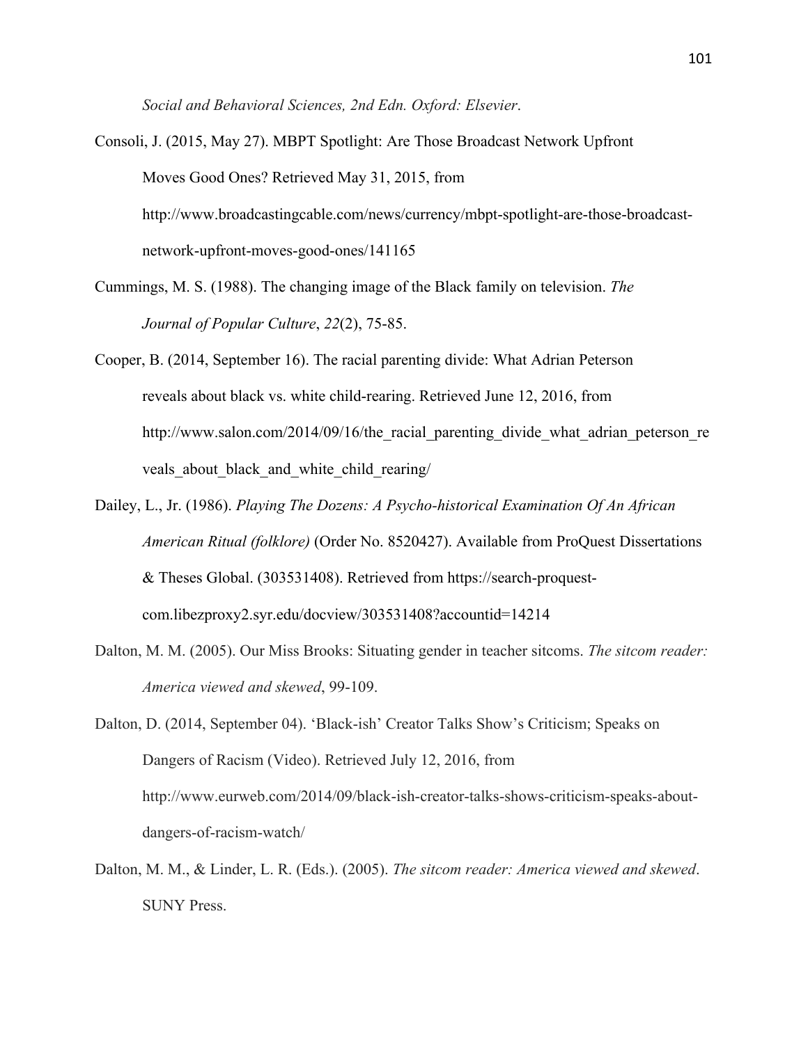*Social and Behavioral Sciences, 2nd Edn. Oxford: Elsevier*.

Consoli, J. (2015, May 27). MBPT Spotlight: Are Those Broadcast Network Upfront Moves Good Ones? Retrieved May 31, 2015, from http://www.broadcastingcable.com/news/currency/mbpt-spotlight-are-those-broadcast-network-upfront-moves-good-ones/141165

Cummings, M. S. (1988). The changing image of the Black family on television. *The Journal of Popular Culture*, *22*(2), 75-85.

Cooper, B. (2014, September 16). The racial parenting divide: What Adrian Peterson reveals about black vs. white child-rearing. Retrieved June 12, 2016, from http://www.salon.com/2014/09/16/the_racial_parenting_divide_what_adrian_peterson_reveals_about_black_and_white_child_rearing/

Dailey, L., Jr. (1986). *Playing The Dozens: A Psycho-historical Examination Of An African American Ritual (folklore)* (Order No. 8520427). Available from ProQuest Dissertations & Theses Global. (303531408). Retrieved from https://search-proquest-com.libezproxy2.syr.edu/docview/303531408?accountid=14214

Dalton, M. M. (2005). Our Miss Brooks: Situating gender in teacher sitcoms. *The sitcom reader: America viewed and skewed*, 99-109.

Dalton, D. (2014, September 04). 'Black-ish' Creator Talks Show's Criticism; Speaks on Dangers of Racism (Video). Retrieved July 12, 2016, from http://www.eurweb.com/2014/09/black-ish-creator-talks-shows-criticism-speaks-about-dangers-of-racism-watch/

Dalton, M. M., & Linder, L. R. (Eds.). (2005). *The sitcom reader: America viewed and skewed*. SUNY Press.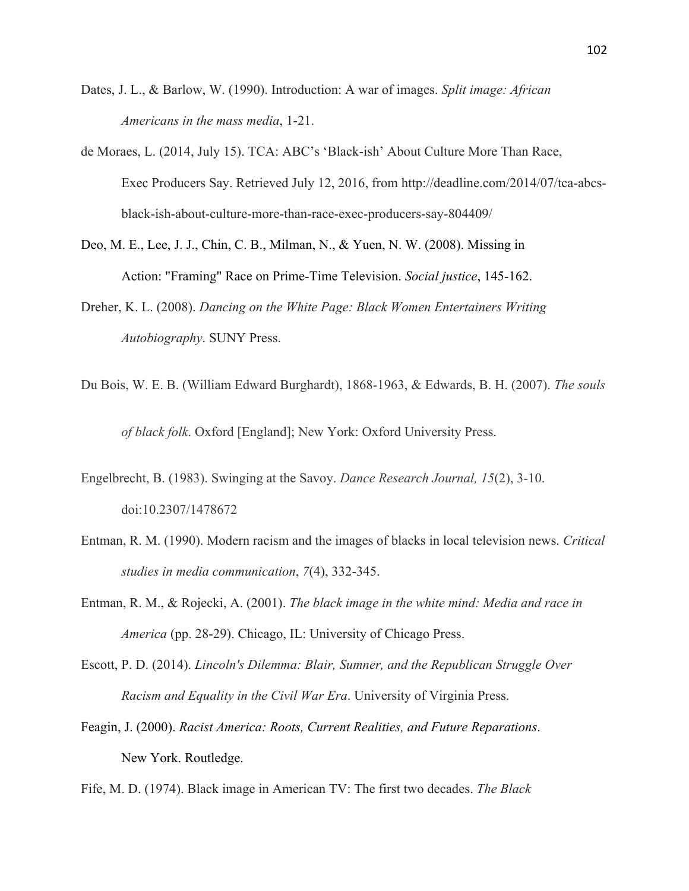Dates, J. L., & Barlow, W. (1990). Introduction: A war of images. *Split image: African Americans in the mass media*, 1-21.

de Moraes, L. (2014, July 15). TCA: ABC's 'Black-ish' About Culture More Than Race, Exec Producers Say. Retrieved July 12, 2016, from http://deadline.com/2014/07/tca-abcs-black-ish-about-culture-more-than-race-exec-producers-say-804409/

Deo, M. E., Lee, J. J., Chin, C. B., Milman, N., & Yuen, N. W. (2008). Missing in Action: "Framing" Race on Prime-Time Television. *Social justice*, 145-162.

Dreher, K. L. (2008). *Dancing on the White Page: Black Women Entertainers Writing Autobiography*. SUNY Press.

Du Bois, W. E. B. (William Edward Burghardt), 1868-1963, & Edwards, B. H. (2007). *The souls of black folk*. Oxford [England]; New York: Oxford University Press.

Engelbrecht, B. (1983). Swinging at the Savoy. *Dance Research Journal, 15*(2), 3-10. doi:10.2307/1478672

Entman, R. M. (1990). Modern racism and the images of blacks in local television news. *Critical studies in media communication*, *7*(4), 332-345.

Entman, R. M., & Rojecki, A. (2001). *The black image in the white mind: Media and race in America* (pp. 28-29). Chicago, IL: University of Chicago Press.

Escott, P. D. (2014). *Lincoln's Dilemma: Blair, Sumner, and the Republican Struggle Over Racism and Equality in the Civil War Era*. University of Virginia Press.

Feagin, J. (2000). *Racist America: Roots, Current Realities, and Future Reparations*. New York. Routledge.

Fife, M. D. (1974). Black image in American TV: The first two decades. *The Black*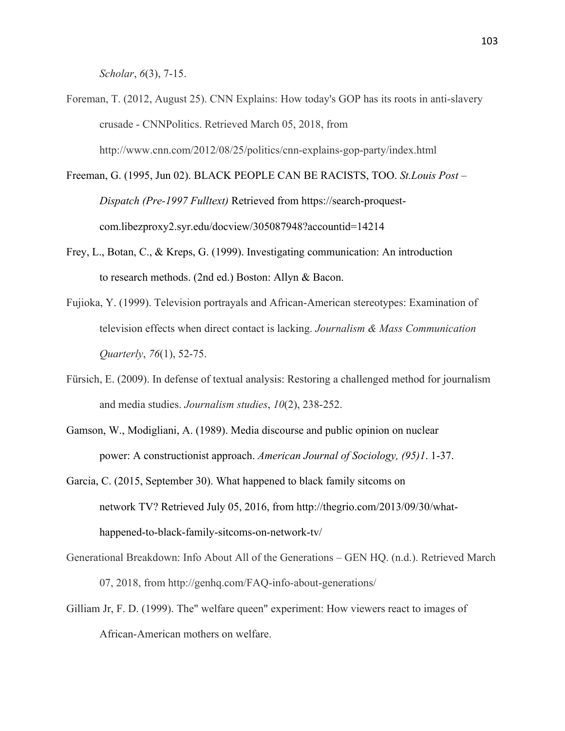*Scholar*, *6*(3), 7-15.

Foreman, T. (2012, August 25). CNN Explains: How today's GOP has its roots in anti-slavery crusade - CNNPolitics. Retrieved March 05, 2018, from http://www.cnn.com/2012/08/25/politics/cnn-explains-gop-party/index.html

Freeman, G. (1995, Jun 02). BLACK PEOPLE CAN BE RACISTS, TOO. *St.Louis Post – Dispatch (Pre-1997 Fulltext)* Retrieved from https://search-proquest-com.libezproxy2.syr.edu/docview/305087948?accountid=14214

Frey, L., Botan, C., & Kreps, G. (1999). Investigating communication: An introduction to research methods. (2nd ed.) Boston: Allyn & Bacon.

Fujioka, Y. (1999). Television portrayals and African-American stereotypes: Examination of television effects when direct contact is lacking. *Journalism & Mass Communication Quarterly*, *76*(1), 52-75.

Fürsich, E. (2009). In defense of textual analysis: Restoring a challenged method for journalism and media studies. *Journalism studies*, *10*(2), 238-252.

Gamson, W., Modigliani, A. (1989). Media discourse and public opinion on nuclear power: A constructionist approach. *American Journal of Sociology, (95)1*. 1-37.

Garcia, C. (2015, September 30). What happened to black family sitcoms on network TV? Retrieved July 05, 2016, from http://thegrio.com/2013/09/30/what-happened-to-black-family-sitcoms-on-network-tv/

Generational Breakdown: Info About All of the Generations – GEN HQ. (n.d.). Retrieved March 07, 2018, from http://genhq.com/FAQ-info-about-generations/

Gilliam Jr, F. D. (1999). The" welfare queen" experiment: How viewers react to images of African-American mothers on welfare.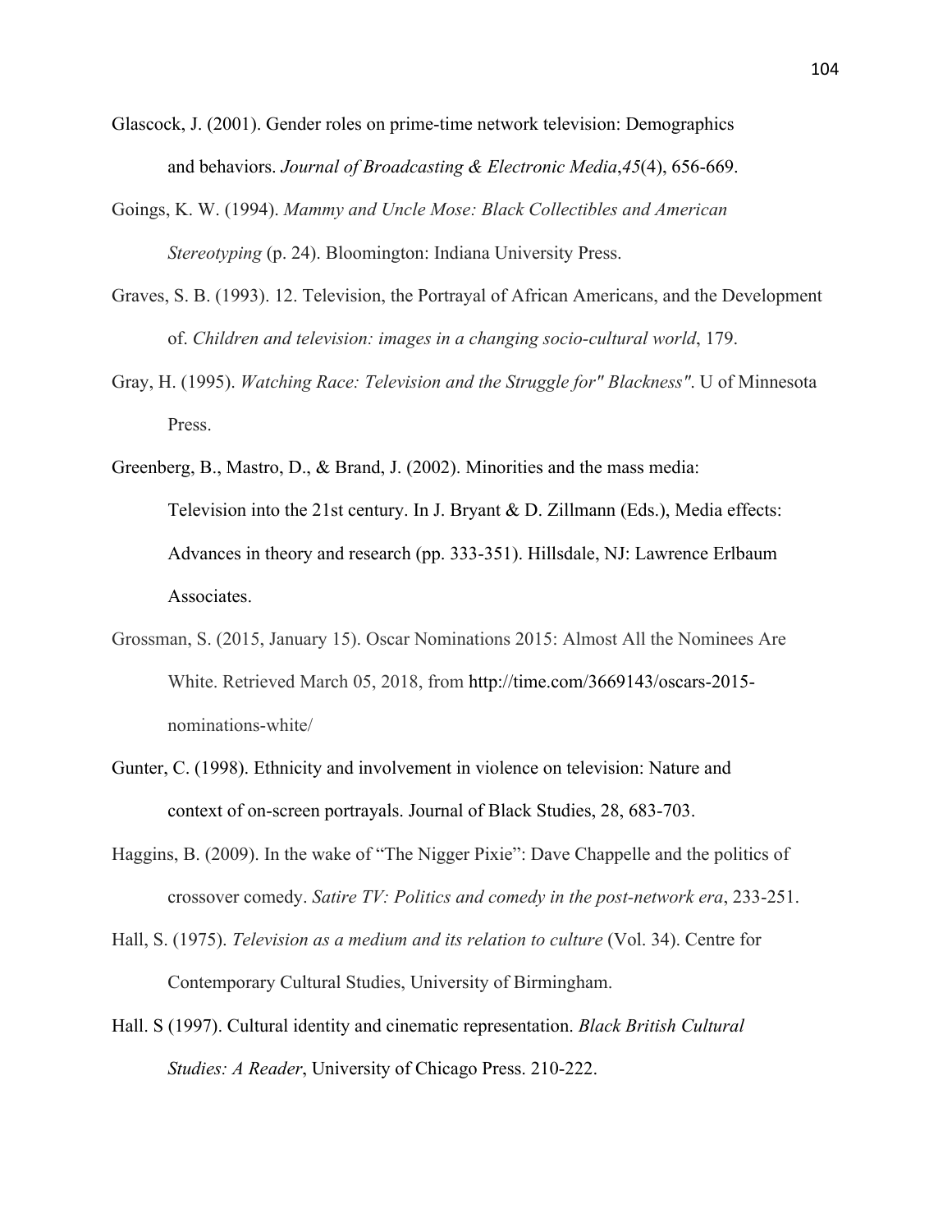Glascock, J. (2001). Gender roles on prime-time network television: Demographics and behaviors. *Journal of Broadcasting & Electronic Media*,*45*(4), 656-669.

Goings, K. W. (1994). *Mammy and Uncle Mose: Black Collectibles and American Stereotyping* (p. 24). Bloomington: Indiana University Press.

Graves, S. B. (1993). 12. Television, the Portrayal of African Americans, and the Development of. *Children and television: images in a changing socio-cultural world*, 179.

Gray, H. (1995). *Watching Race: Television and the Struggle for" Blackness"*. U of Minnesota Press.

Greenberg, B., Mastro, D., & Brand, J. (2002). Minorities and the mass media: Television into the 21st century. In J. Bryant & D. Zillmann (Eds.), Media effects: Advances in theory and research (pp. 333-351). Hillsdale, NJ: Lawrence Erlbaum Associates.

Grossman, S. (2015, January 15). Oscar Nominations 2015: Almost All the Nominees Are White. Retrieved March 05, 2018, from http://time.com/3669143/oscars-2015-nominations-white/

Gunter, C. (1998). Ethnicity and involvement in violence on television: Nature and context of on-screen portrayals. Journal of Black Studies, 28, 683-703.

Haggins, B. (2009). In the wake of "The Nigger Pixie": Dave Chappelle and the politics of crossover comedy. *Satire TV: Politics and comedy in the post-network era*, 233-251.

Hall, S. (1975). *Television as a medium and its relation to culture* (Vol. 34). Centre for Contemporary Cultural Studies, University of Birmingham.

Hall. S (1997). Cultural identity and cinematic representation. *Black British Cultural Studies: A Reader*, University of Chicago Press. 210-222.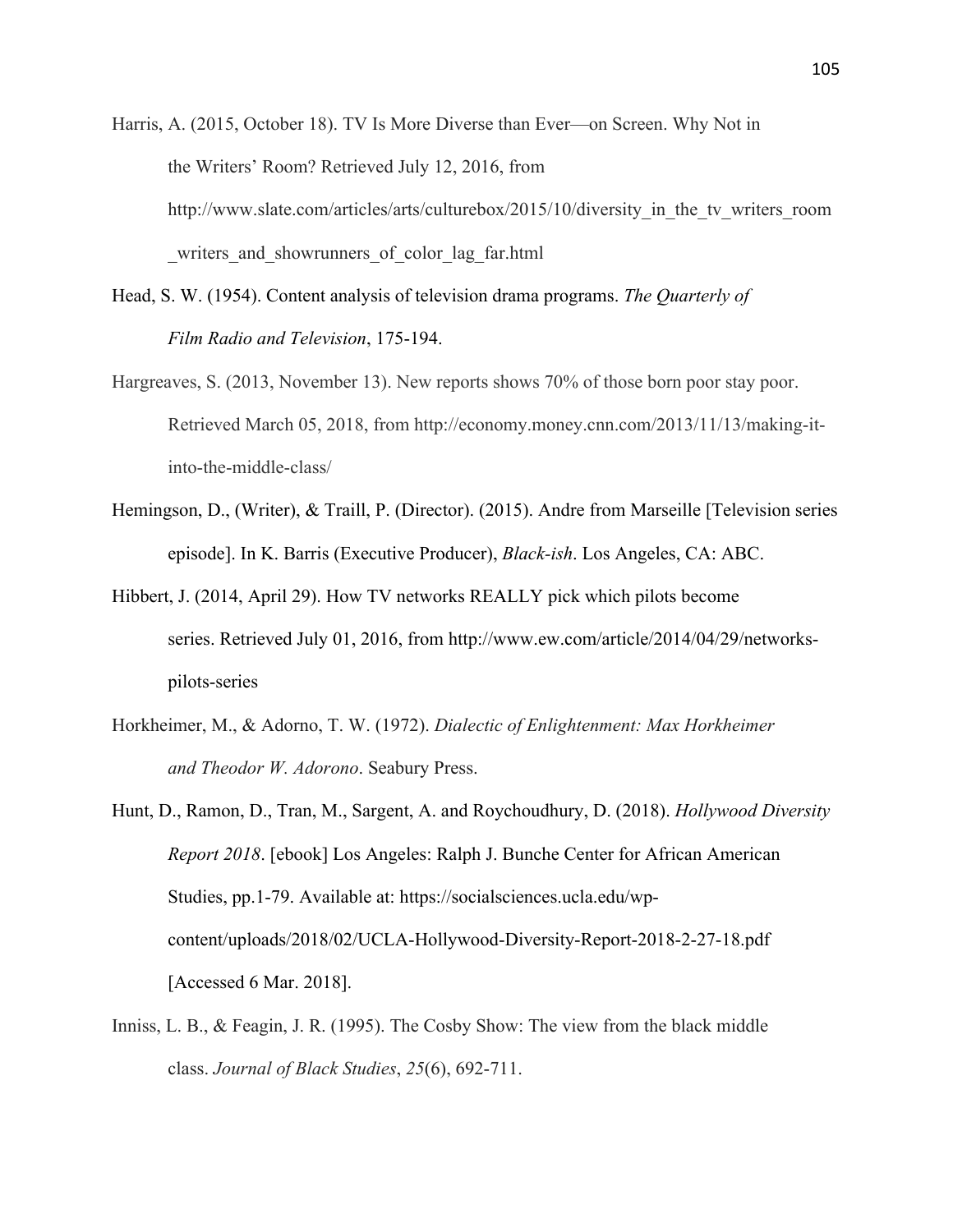Harris, A. (2015, October 18). TV Is More Diverse than Ever—on Screen. Why Not in the Writers' Room? Retrieved July 12, 2016, from http://www.slate.com/articles/arts/culturebox/2015/10/diversity_in_the_tv_writers_room_writers_and_showrunners_of_color_lag_far.html

Head, S. W. (1954). Content analysis of television drama programs. *The Quarterly of Film Radio and Television*, 175-194.

Hargreaves, S. (2013, November 13). New reports shows 70% of those born poor stay poor. Retrieved March 05, 2018, from http://economy.money.cnn.com/2013/11/13/making-it-into-the-middle-class/

Hemingson, D., (Writer), & Traill, P. (Director). (2015). Andre from Marseille [Television series episode]. In K. Barris (Executive Producer), *Black-ish*. Los Angeles, CA: ABC.

Hibbert, J. (2014, April 29). How TV networks REALLY pick which pilots become series. Retrieved July 01, 2016, from http://www.ew.com/article/2014/04/29/networks-pilots-series

Horkheimer, M., & Adorno, T. W. (1972). *Dialectic of Enlightenment: Max Horkheimer and Theodor W. Adorono*. Seabury Press.

Hunt, D., Ramon, D., Tran, M., Sargent, A. and Roychoudhury, D. (2018). *Hollywood Diversity Report 2018*. [ebook] Los Angeles: Ralph J. Bunche Center for African American Studies, pp.1-79. Available at: https://socialsciences.ucla.edu/wp-content/uploads/2018/02/UCLA-Hollywood-Diversity-Report-2018-2-27-18.pdf [Accessed 6 Mar. 2018].

Inniss, L. B., & Feagin, J. R. (1995). The Cosby Show: The view from the black middle class. *Journal of Black Studies*, *25*(6), 692-711.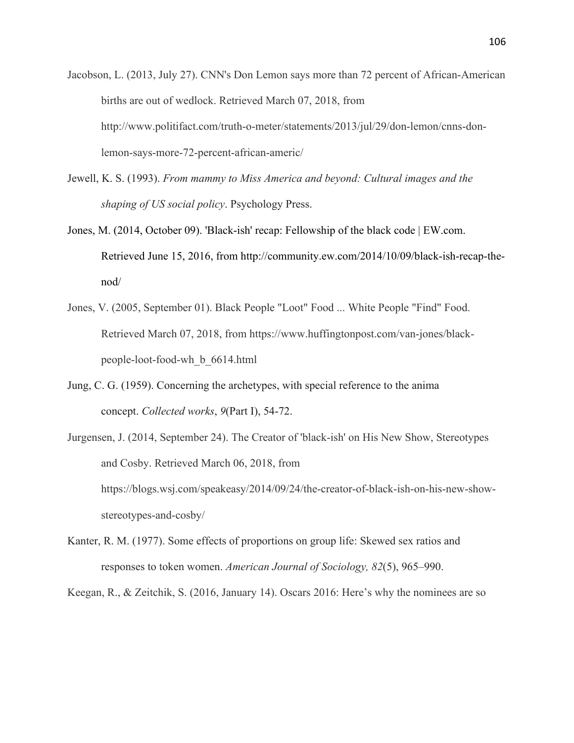Jacobson, L. (2013, July 27). CNN's Don Lemon says more than 72 percent of African-American births are out of wedlock. Retrieved March 07, 2018, from http://www.politifact.com/truth-o-meter/statements/2013/jul/29/don-lemon/cnns-don-lemon-says-more-72-percent-african-americ/

Jewell, K. S. (1993). *From mammy to Miss America and beyond: Cultural images and the shaping of US social policy*. Psychology Press.

Jones, M. (2014, October 09). 'Black-ish' recap: Fellowship of the black code | EW.com. Retrieved June 15, 2016, from http://community.ew.com/2014/10/09/black-ish-recap-the-nod/

Jones, V. (2005, September 01). Black People "Loot" Food ... White People "Find" Food. Retrieved March 07, 2018, from https://www.huffingtonpost.com/van-jones/black-people-loot-food-wh_b_6614.html

Jung, C. G. (1959). Concerning the archetypes, with special reference to the anima concept. *Collected works*, *9*(Part I), 54-72.

Jurgensen, J. (2014, September 24). The Creator of 'black-ish' on His New Show, Stereotypes and Cosby. Retrieved March 06, 2018, from https://blogs.wsj.com/speakeasy/2014/09/24/the-creator-of-black-ish-on-his-new-show-stereotypes-and-cosby/

Kanter, R. M. (1977). Some effects of proportions on group life: Skewed sex ratios and responses to token women. *American Journal of Sociology, 82*(5), 965–990.

Keegan, R., & Zeitchik, S. (2016, January 14). Oscars 2016: Here's why the nominees are so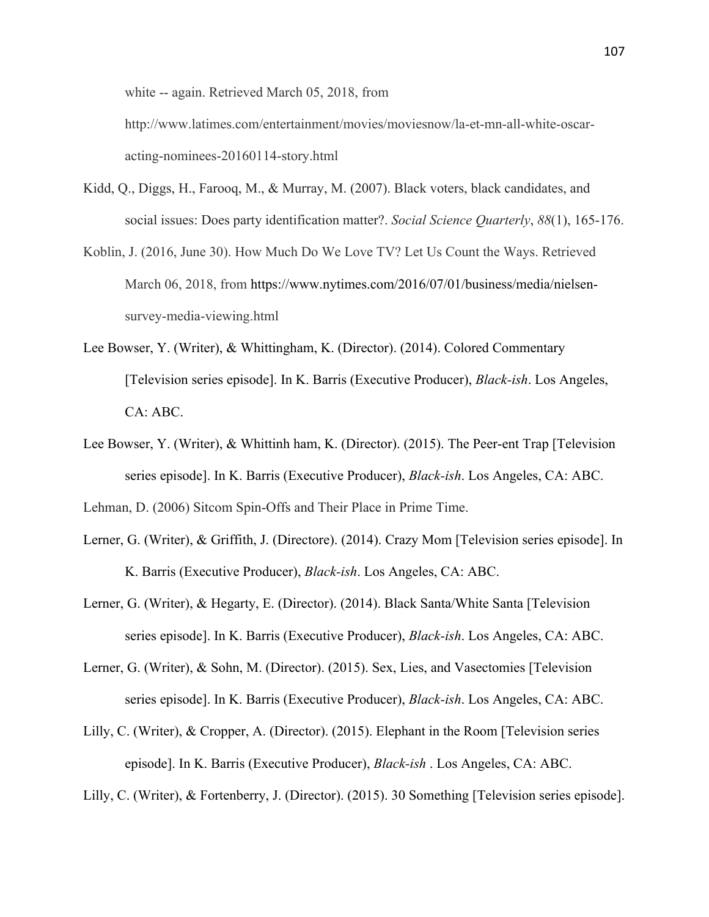white -- again. Retrieved March 05, 2018, from http://www.latimes.com/entertainment/movies/moviesnow/la-et-mn-all-white-oscar-acting-nominees-20160114-story.html

Kidd, Q., Diggs, H., Farooq, M., & Murray, M. (2007). Black voters, black candidates, and social issues: Does party identification matter?. *Social Science Quarterly*, *88*(1), 165-176.

Koblin, J. (2016, June 30). How Much Do We Love TV? Let Us Count the Ways. Retrieved March 06, 2018, from https://www.nytimes.com/2016/07/01/business/media/nielsen-survey-media-viewing.html

Lee Bowser, Y. (Writer), & Whittingham, K. (Director). (2014). Colored Commentary [Television series episode]. In K. Barris (Executive Producer), *Black-ish*. Los Angeles, CA: ABC.

Lee Bowser, Y. (Writer), & Whittinh ham, K. (Director). (2015). The Peer-ent Trap [Television series episode]. In K. Barris (Executive Producer), *Black-ish*. Los Angeles, CA: ABC.

Lehman, D. (2006) Sitcom Spin-Offs and Their Place in Prime Time.

Lerner, G. (Writer), & Griffith, J. (Directore). (2014). Crazy Mom [Television series episode]. In K. Barris (Executive Producer), *Black-ish*. Los Angeles, CA: ABC.

Lerner, G. (Writer), & Hegarty, E. (Director). (2014). Black Santa/White Santa [Television series episode]. In K. Barris (Executive Producer), *Black-ish*. Los Angeles, CA: ABC.

Lerner, G. (Writer), & Sohn, M. (Director). (2015). Sex, Lies, and Vasectomies [Television series episode]. In K. Barris (Executive Producer), *Black-ish*. Los Angeles, CA: ABC.

Lilly, C. (Writer), & Cropper, A. (Director). (2015). Elephant in the Room [Television series episode]. In K. Barris (Executive Producer), *Black-ish* . Los Angeles, CA: ABC.

Lilly, C. (Writer), & Fortenberry, J. (Director). (2015). 30 Something [Television series episode].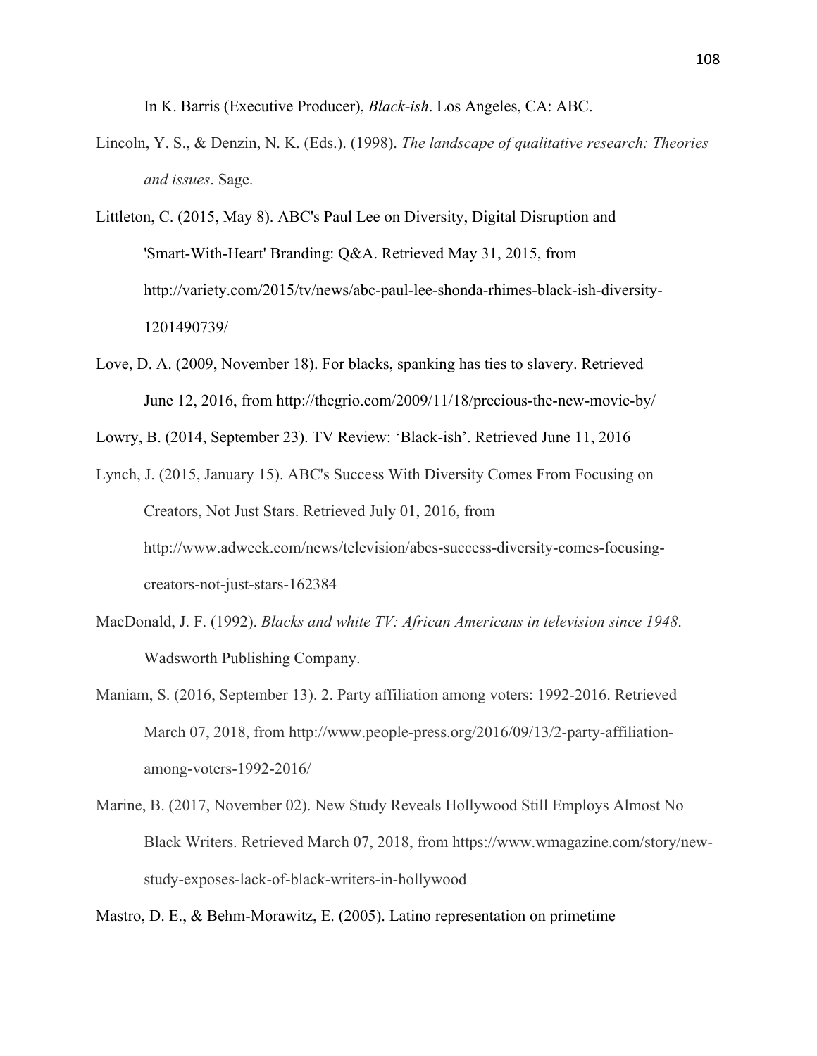In K. Barris (Executive Producer), *Black-ish*. Los Angeles, CA: ABC.

Lincoln, Y. S., & Denzin, N. K. (Eds.). (1998). *The landscape of qualitative research: Theories and issues*. Sage.

Littleton, C. (2015, May 8). ABC's Paul Lee on Diversity, Digital Disruption and 'Smart-With-Heart' Branding: Q&A. Retrieved May 31, 2015, from http://variety.com/2015/tv/news/abc-paul-lee-shonda-rhimes-black-ish-diversity-1201490739/

Love, D. A. (2009, November 18). For blacks, spanking has ties to slavery. Retrieved June 12, 2016, from http://thegrio.com/2009/11/18/precious-the-new-movie-by/

Lowry, B. (2014, September 23). TV Review: 'Black-ish'. Retrieved June 11, 2016

Lynch, J. (2015, January 15). ABC's Success With Diversity Comes From Focusing on Creators, Not Just Stars. Retrieved July 01, 2016, from http://www.adweek.com/news/television/abcs-success-diversity-comes-focusing-creators-not-just-stars-162384

MacDonald, J. F. (1992). *Blacks and white TV: African Americans in television since 1948*. Wadsworth Publishing Company.

Maniam, S. (2016, September 13). 2. Party affiliation among voters: 1992-2016. Retrieved March 07, 2018, from http://www.people-press.org/2016/09/13/2-party-affiliation-among-voters-1992-2016/

Marine, B. (2017, November 02). New Study Reveals Hollywood Still Employs Almost No Black Writers. Retrieved March 07, 2018, from https://www.wmagazine.com/story/new-study-exposes-lack-of-black-writers-in-hollywood

Mastro, D. E., & Behm-Morawitz, E. (2005). Latino representation on primetime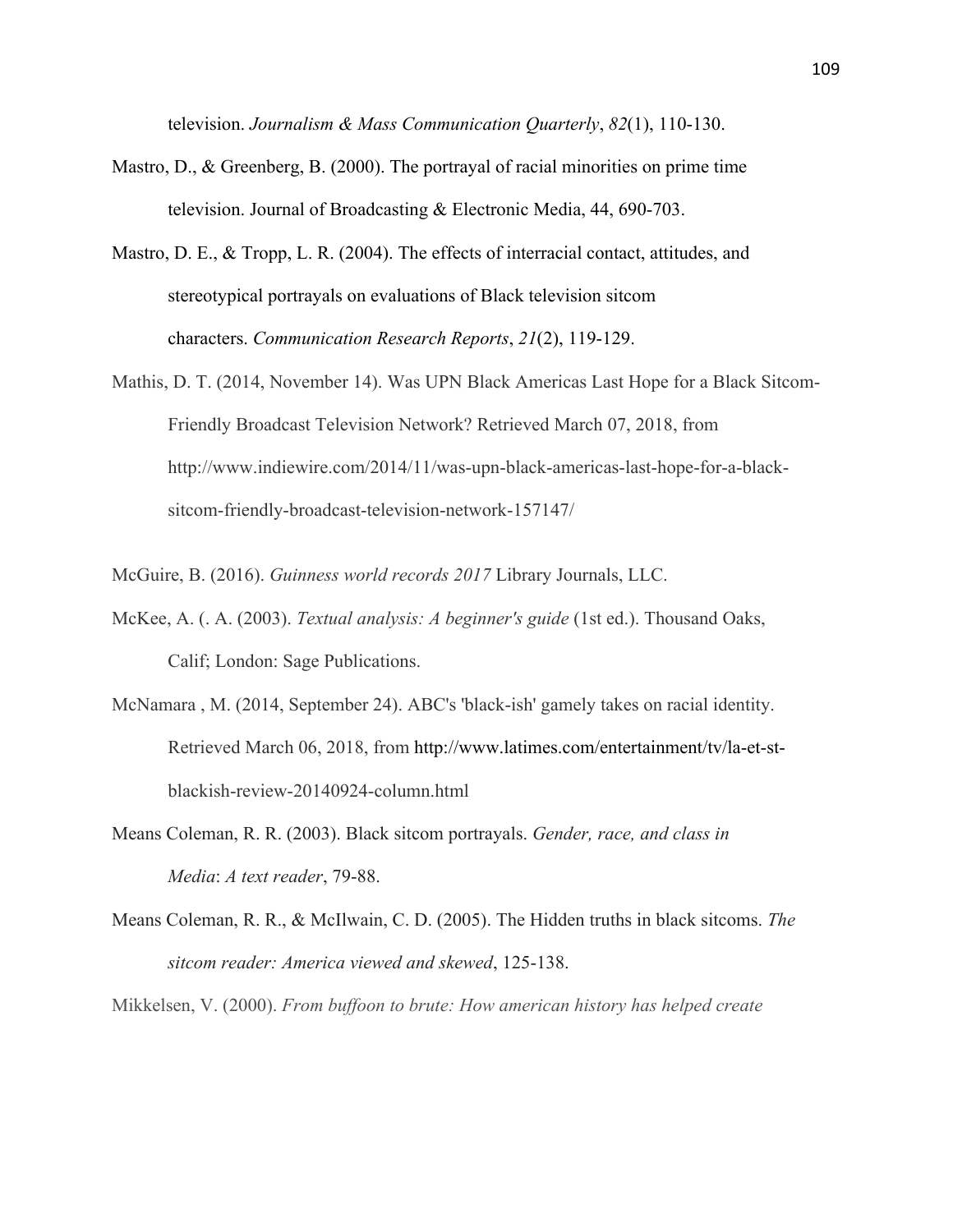television. *Journalism & Mass Communication Quarterly*, *82*(1), 110-130.

Mastro, D., & Greenberg, B. (2000). The portrayal of racial minorities on prime time television. Journal of Broadcasting & Electronic Media, 44, 690-703.

Mastro, D. E., & Tropp, L. R. (2004). The effects of interracial contact, attitudes, and stereotypical portrayals on evaluations of Black television sitcom characters. *Communication Research Reports*, *21*(2), 119-129.

Mathis, D. T. (2014, November 14). Was UPN Black Americas Last Hope for a Black Sitcom-Friendly Broadcast Television Network? Retrieved March 07, 2018, from http://www.indiewire.com/2014/11/was-upn-black-americas-last-hope-for-a-black-sitcom-friendly-broadcast-television-network-157147/

McGuire, B. (2016). *Guinness world records 2017* Library Journals, LLC.

McKee, A. (. A. (2003). *Textual analysis: A beginner's guide* (1st ed.). Thousand Oaks, Calif; London: Sage Publications.

McNamara , M. (2014, September 24). ABC's 'black-ish' gamely takes on racial identity. Retrieved March 06, 2018, from http://www.latimes.com/entertainment/tv/la-et-st-blackish-review-20140924-column.html

Means Coleman, R. R. (2003). Black sitcom portrayals. *Gender, race, and class in Media*: *A text reader*, 79-88.

Means Coleman, R. R., & McIlwain, C. D. (2005). The Hidden truths in black sitcoms. *The sitcom reader: America viewed and skewed*, 125-138.

Mikkelsen, V. (2000). *From buffoon to brute: How american history has helped create*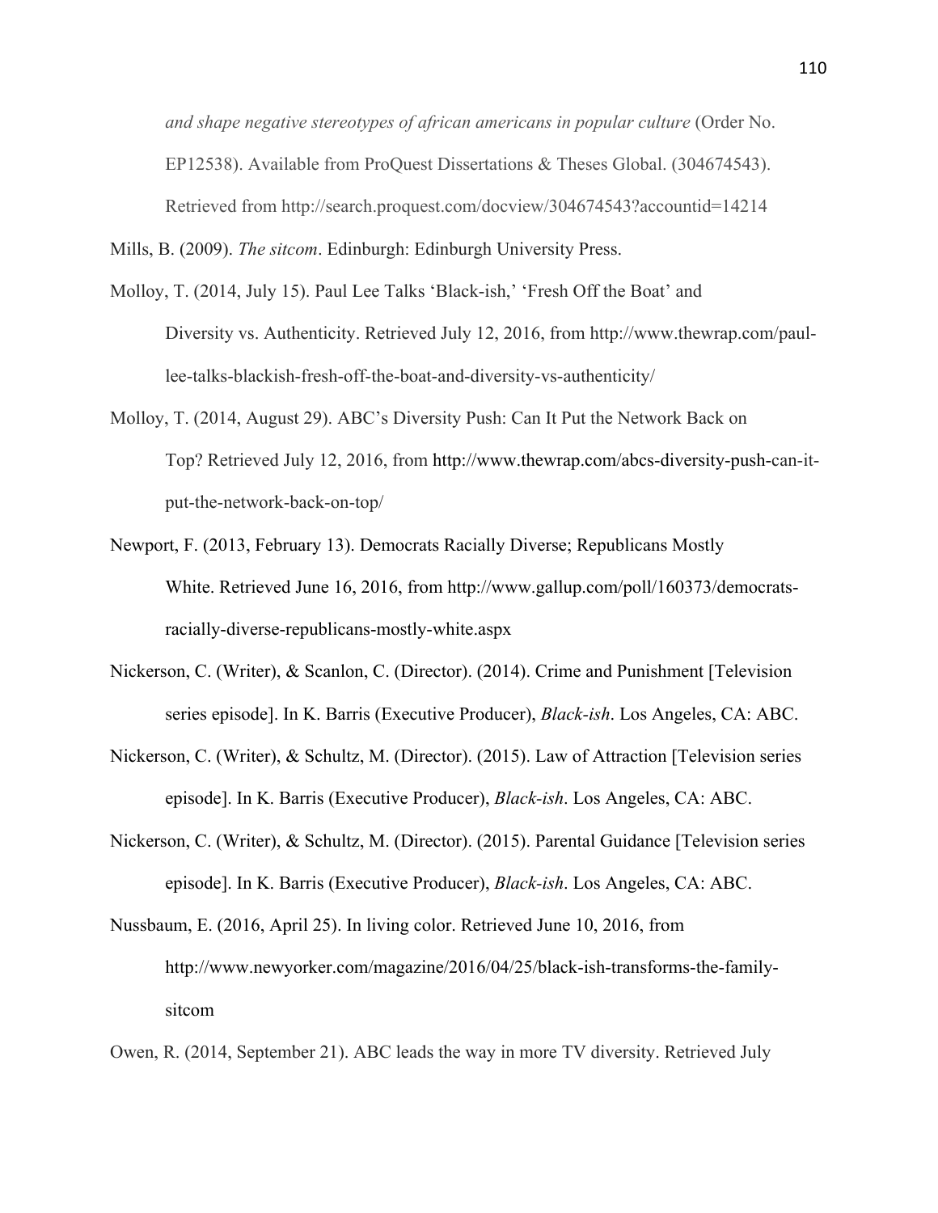*and shape negative stereotypes of african americans in popular culture* (Order No. EP12538). Available from ProQuest Dissertations & Theses Global. (304674543). Retrieved from http://search.proquest.com/docview/304674543?accountid=14214

Mills, B. (2009). *The sitcom*. Edinburgh: Edinburgh University Press.

Molloy, T. (2014, July 15). Paul Lee Talks 'Black-ish,' 'Fresh Off the Boat' and Diversity vs. Authenticity. Retrieved July 12, 2016, from http://www.thewrap.com/paul-lee-talks-blackish-fresh-off-the-boat-and-diversity-vs-authenticity/

Molloy, T. (2014, August 29). ABC's Diversity Push: Can It Put the Network Back on Top? Retrieved July 12, 2016, from http://www.thewrap.com/abcs-diversity-push-can-it-put-the-network-back-on-top/

Newport, F. (2013, February 13). Democrats Racially Diverse; Republicans Mostly White. Retrieved June 16, 2016, from http://www.gallup.com/poll/160373/democrats-racially-diverse-republicans-mostly-white.aspx

Nickerson, C. (Writer), & Scanlon, C. (Director). (2014). Crime and Punishment [Television series episode]. In K. Barris (Executive Producer), *Black-ish*. Los Angeles, CA: ABC.

Nickerson, C. (Writer), & Schultz, M. (Director). (2015). Law of Attraction [Television series episode]. In K. Barris (Executive Producer), *Black-ish*. Los Angeles, CA: ABC.

Nickerson, C. (Writer), & Schultz, M. (Director). (2015). Parental Guidance [Television series episode]. In K. Barris (Executive Producer), *Black-ish*. Los Angeles, CA: ABC.

Nussbaum, E. (2016, April 25). In living color. Retrieved June 10, 2016, from http://www.newyorker.com/magazine/2016/04/25/black-ish-transforms-the-family-sitcom

Owen, R. (2014, September 21). ABC leads the way in more TV diversity. Retrieved July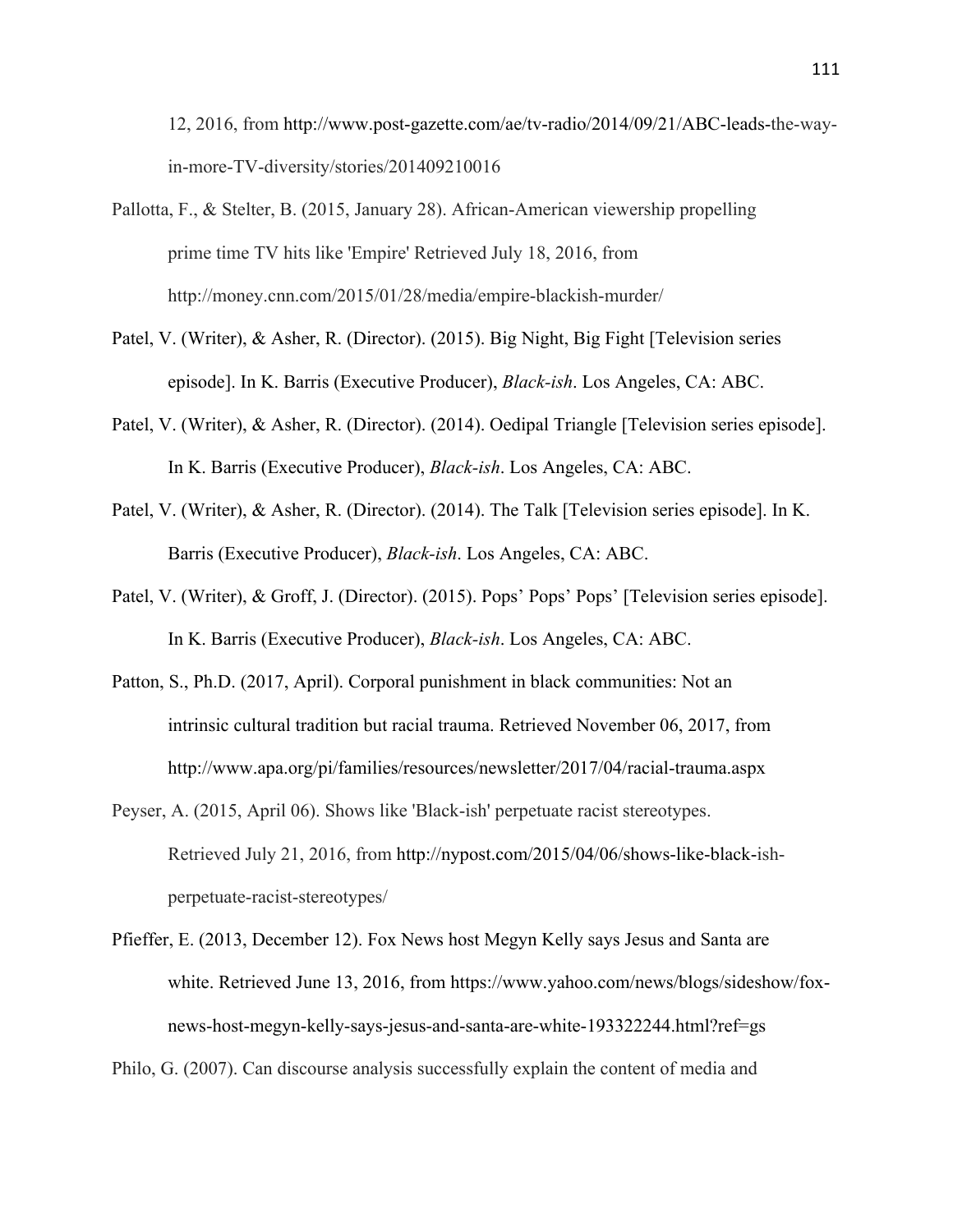12, 2016, from http://www.post-gazette.com/ae/tv-radio/2014/09/21/ABC-leads-the-way-in-more-TV-diversity/stories/201409210016

Pallotta, F., & Stelter, B. (2015, January 28). African-American viewership propelling prime time TV hits like 'Empire' Retrieved July 18, 2016, from http://money.cnn.com/2015/01/28/media/empire-blackish-murder/

Patel, V. (Writer), & Asher, R. (Director). (2015). Big Night, Big Fight [Television series episode]. In K. Barris (Executive Producer), *Black-ish*. Los Angeles, CA: ABC.

Patel, V. (Writer), & Asher, R. (Director). (2014). Oedipal Triangle [Television series episode]. In K. Barris (Executive Producer), *Black-ish*. Los Angeles, CA: ABC.

Patel, V. (Writer), & Asher, R. (Director). (2014). The Talk [Television series episode]. In K. Barris (Executive Producer), *Black-ish*. Los Angeles, CA: ABC.

Patel, V. (Writer), & Groff, J. (Director). (2015). Pops' Pops' Pops' [Television series episode]. In K. Barris (Executive Producer), *Black-ish*. Los Angeles, CA: ABC.

Patton, S., Ph.D. (2017, April). Corporal punishment in black communities: Not an intrinsic cultural tradition but racial trauma. Retrieved November 06, 2017, from http://www.apa.org/pi/families/resources/newsletter/2017/04/racial-trauma.aspx

Peyser, A. (2015, April 06). Shows like 'Black-ish' perpetuate racist stereotypes. Retrieved July 21, 2016, from http://nypost.com/2015/04/06/shows-like-black-ish-perpetuate-racist-stereotypes/

Pfieffer, E. (2013, December 12). Fox News host Megyn Kelly says Jesus and Santa are white. Retrieved June 13, 2016, from https://www.yahoo.com/news/blogs/sideshow/fox-news-host-megyn-kelly-says-jesus-and-santa-are-white-193322244.html?ref=gs

Philo, G. (2007). Can discourse analysis successfully explain the content of media and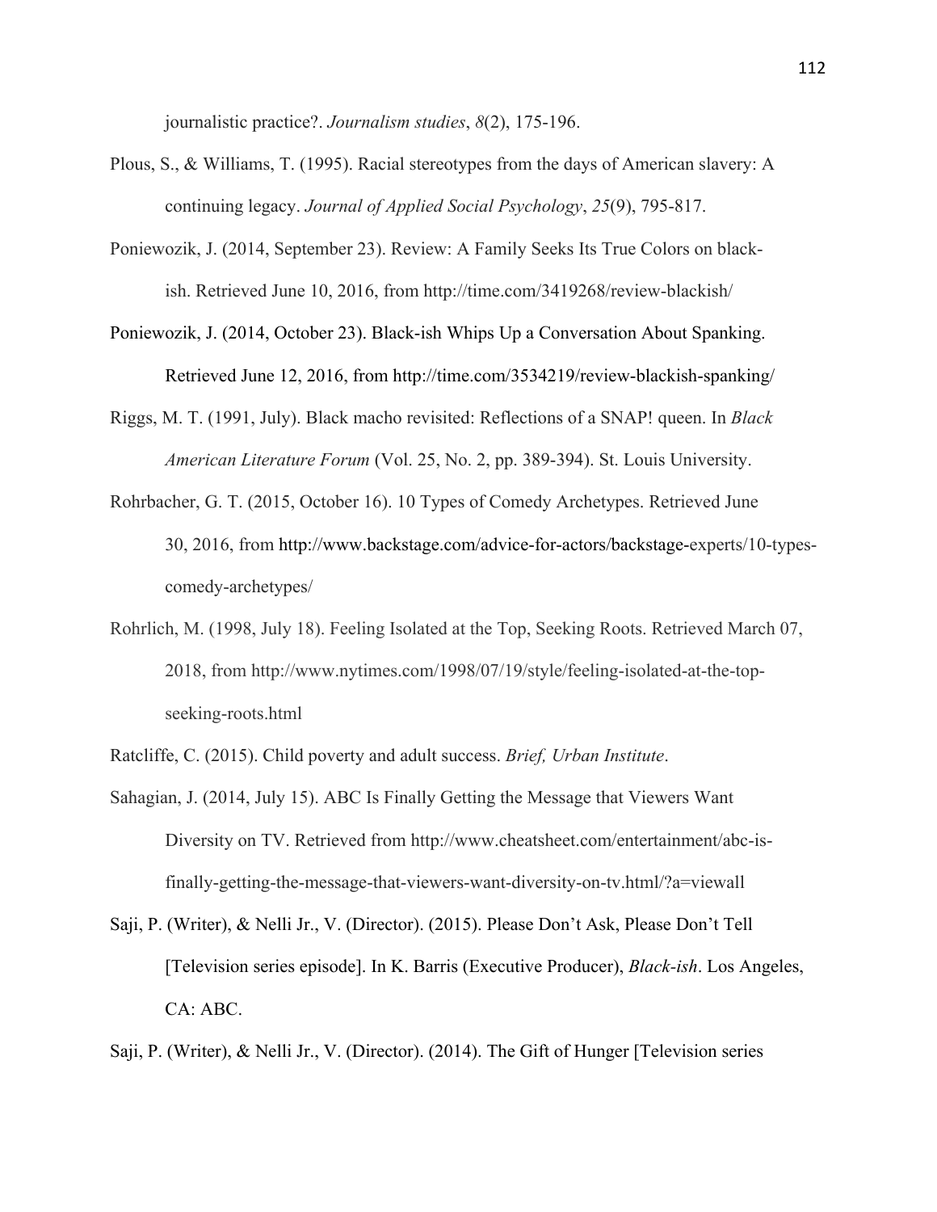journalistic practice?. *Journalism studies*, *8*(2), 175-196.

Plous, S., & Williams, T. (1995). Racial stereotypes from the days of American slavery: A continuing legacy. *Journal of Applied Social Psychology*, *25*(9), 795-817.

Poniewozik, J. (2014, September 23). Review: A Family Seeks Its True Colors on black-ish. Retrieved June 10, 2016, from http://time.com/3419268/review-blackish/

Poniewozik, J. (2014, October 23). Black-ish Whips Up a Conversation About Spanking. Retrieved June 12, 2016, from http://time.com/3534219/review-blackish-spanking/

Riggs, M. T. (1991, July). Black macho revisited: Reflections of a SNAP! queen. In *Black American Literature Forum* (Vol. 25, No. 2, pp. 389-394). St. Louis University.

Rohrbacher, G. T. (2015, October 16). 10 Types of Comedy Archetypes. Retrieved June 30, 2016, from http://www.backstage.com/advice-for-actors/backstage-experts/10-types-comedy-archetypes/

Rohrlich, M. (1998, July 18). Feeling Isolated at the Top, Seeking Roots. Retrieved March 07, 2018, from http://www.nytimes.com/1998/07/19/style/feeling-isolated-at-the-top-seeking-roots.html

Ratcliffe, C. (2015). Child poverty and adult success. *Brief, Urban Institute*.

Sahagian, J. (2014, July 15). ABC Is Finally Getting the Message that Viewers Want Diversity on TV. Retrieved from http://www.cheatsheet.com/entertainment/abc-is-finally-getting-the-message-that-viewers-want-diversity-on-tv.html/?a=viewall

Saji, P. (Writer), & Nelli Jr., V. (Director). (2015). Please Don't Ask, Please Don't Tell [Television series episode]. In K. Barris (Executive Producer), *Black-ish*. Los Angeles, CA: ABC.

Saji, P. (Writer), & Nelli Jr., V. (Director). (2014). The Gift of Hunger [Television series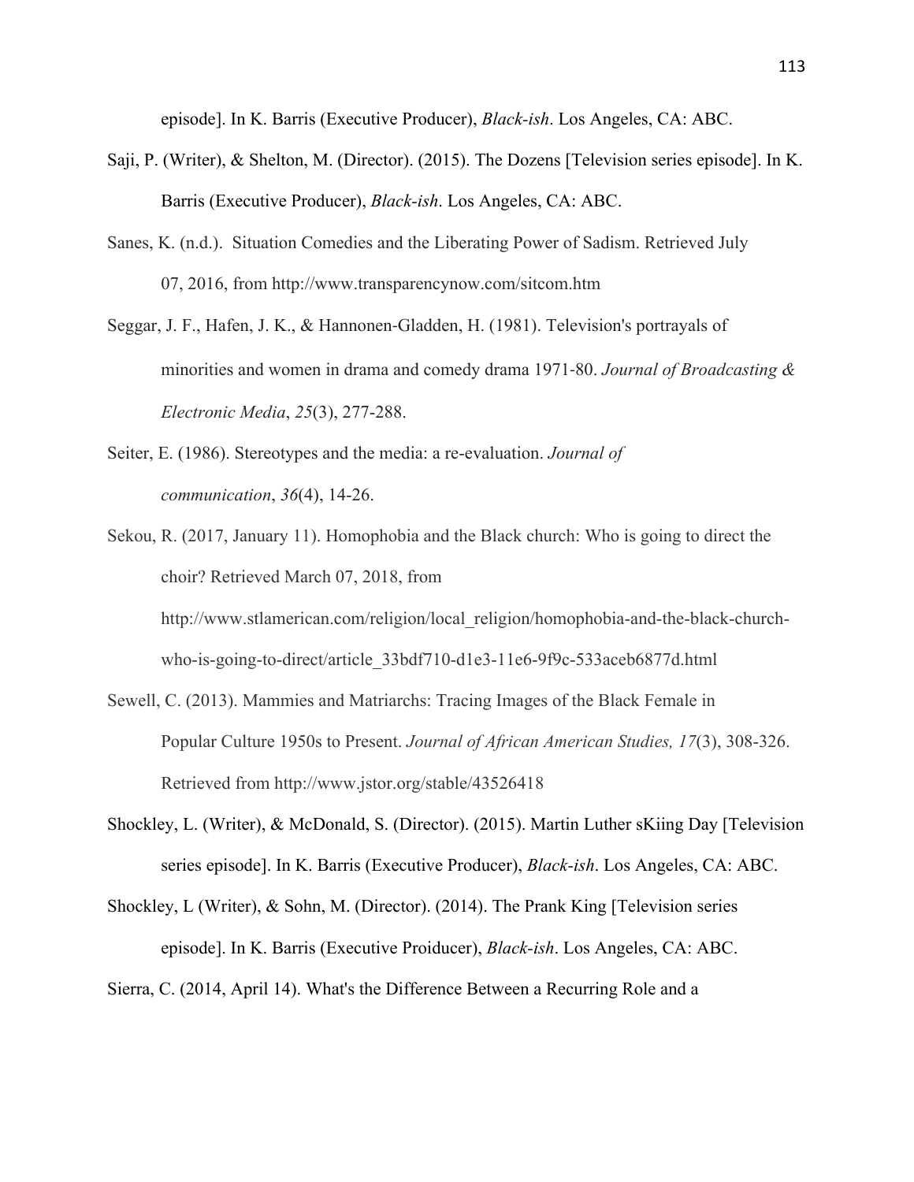episode]. In K. Barris (Executive Producer), *Black-ish*. Los Angeles, CA: ABC.

Saji, P. (Writer), & Shelton, M. (Director). (2015). The Dozens [Television series episode]. In K. Barris (Executive Producer), *Black-ish*. Los Angeles, CA: ABC.

Sanes, K. (n.d.). Situation Comedies and the Liberating Power of Sadism. Retrieved July 07, 2016, from http://www.transparencynow.com/sitcom.htm

Seggar, J. F., Hafen, J. K., & Hannonen-Gladden, H. (1981). Television's portrayals of minorities and women in drama and comedy drama 1971-80. *Journal of Broadcasting & Electronic Media*, *25*(3), 277-288.

Seiter, E. (1986). Stereotypes and the media: a re-evaluation. *Journal of communication*, *36*(4), 14-26.

Sekou, R. (2017, January 11). Homophobia and the Black church: Who is going to direct the choir? Retrieved March 07, 2018, from http://www.stlamerican.com/religion/local_religion/homophobia-and-the-black-church-who-is-going-to-direct/article_33bdf710-d1e3-11e6-9f9c-533aceb6877d.html

Sewell, C. (2013). Mammies and Matriarchs: Tracing Images of the Black Female in Popular Culture 1950s to Present. *Journal of African American Studies, 17*(3), 308-326. Retrieved from http://www.jstor.org/stable/43526418

Shockley, L. (Writer), & McDonald, S. (Director). (2015). Martin Luther sKiing Day [Television series episode]. In K. Barris (Executive Producer), *Black-ish*. Los Angeles, CA: ABC.

Shockley, L (Writer), & Sohn, M. (Director). (2014). The Prank King [Television series episode]. In K. Barris (Executive Proiducer), *Black-ish*. Los Angeles, CA: ABC.

Sierra, C. (2014, April 14). What's the Difference Between a Recurring Role and a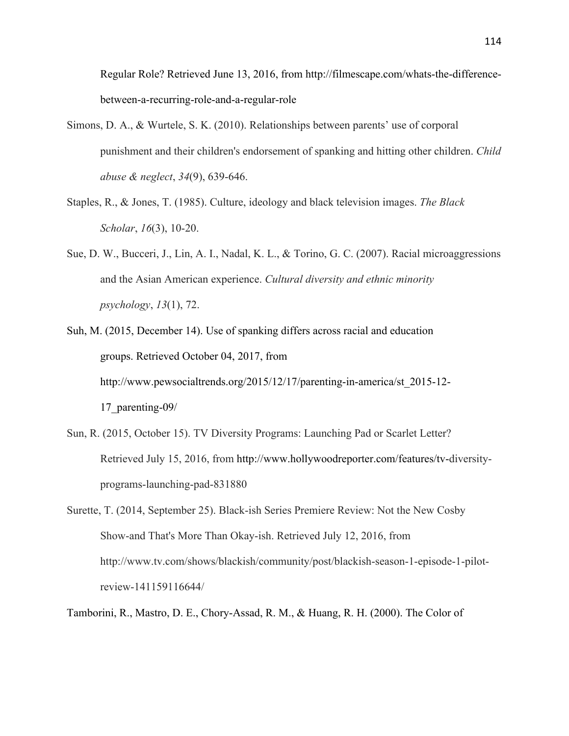Regular Role? Retrieved June 13, 2016, from http://filmescape.com/whats-the-difference-between-a-recurring-role-and-a-regular-role

Simons, D. A., & Wurtele, S. K. (2010). Relationships between parents' use of corporal punishment and their children's endorsement of spanking and hitting other children. *Child abuse & neglect*, *34*(9), 639-646.

Staples, R., & Jones, T. (1985). Culture, ideology and black television images. *The Black Scholar*, *16*(3), 10-20.

Sue, D. W., Bucceri, J., Lin, A. I., Nadal, K. L., & Torino, G. C. (2007). Racial microaggressions and the Asian American experience. *Cultural diversity and ethnic minority psychology*, *13*(1), 72.

Suh, M. (2015, December 14). Use of spanking differs across racial and education groups. Retrieved October 04, 2017, from http://www.pewsocialtrends.org/2015/12/17/parenting-in-america/st_2015-12-17_parenting-09/

Sun, R. (2015, October 15). TV Diversity Programs: Launching Pad or Scarlet Letter? Retrieved July 15, 2016, from http://www.hollywoodreporter.com/features/tv-diversity-programs-launching-pad-831880

Surette, T. (2014, September 25). Black-ish Series Premiere Review: Not the New Cosby Show-and That's More Than Okay-ish. Retrieved July 12, 2016, from http://www.tv.com/shows/blackish/community/post/blackish-season-1-episode-1-pilot-review-141159116644/

Tamborini, R., Mastro, D. E., Chory-Assad, R. M., & Huang, R. H. (2000). The Color of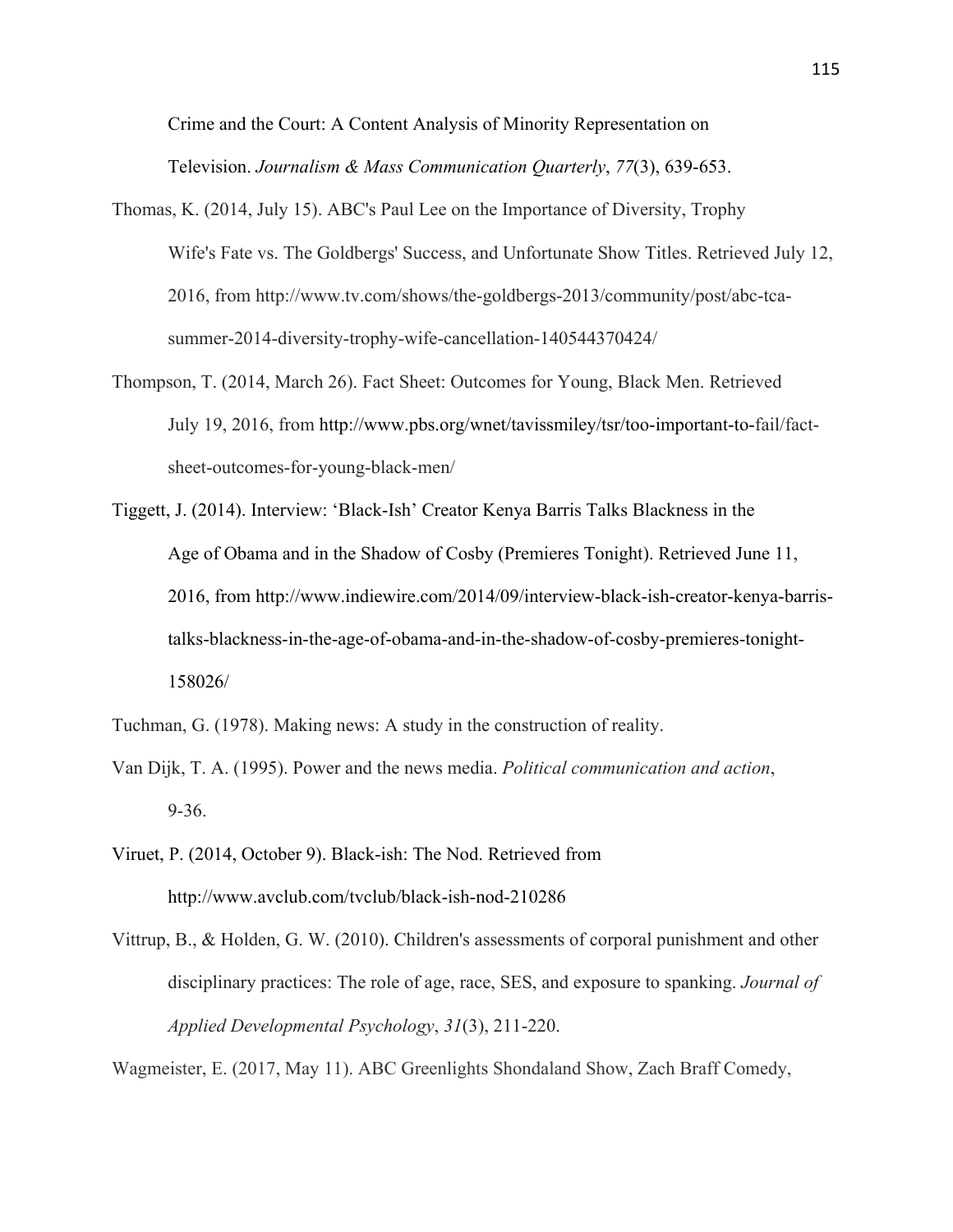Crime and the Court: A Content Analysis of Minority Representation on Television. *Journalism & Mass Communication Quarterly*, *77*(3), 639-653.

Thomas, K. (2014, July 15). ABC's Paul Lee on the Importance of Diversity, Trophy Wife's Fate vs. The Goldbergs' Success, and Unfortunate Show Titles. Retrieved July 12, 2016, from http://www.tv.com/shows/the-goldbergs-2013/community/post/abc-tca-summer-2014-diversity-trophy-wife-cancellation-140544370424/

Thompson, T. (2014, March 26). Fact Sheet: Outcomes for Young, Black Men. Retrieved July 19, 2016, from http://www.pbs.org/wnet/tavissmiley/tsr/too-important-to-fail/fact-sheet-outcomes-for-young-black-men/

Tiggett, J. (2014). Interview: 'Black-Ish' Creator Kenya Barris Talks Blackness in the Age of Obama and in the Shadow of Cosby (Premieres Tonight). Retrieved June 11, 2016, from http://www.indiewire.com/2014/09/interview-black-ish-creator-kenya-barris-talks-blackness-in-the-age-of-obama-and-in-the-shadow-of-cosby-premieres-tonight-158026/

Tuchman, G. (1978). Making news: A study in the construction of reality.

Van Dijk, T. A. (1995). Power and the news media. *Political communication and action*, 9-36.

Viruet, P. (2014, October 9). Black-ish: The Nod. Retrieved from http://www.avclub.com/tvclub/black-ish-nod-210286

Vittrup, B., & Holden, G. W. (2010). Children's assessments of corporal punishment and other disciplinary practices: The role of age, race, SES, and exposure to spanking. *Journal of Applied Developmental Psychology*, *31*(3), 211-220.

Wagmeister, E. (2017, May 11). ABC Greenlights Shondaland Show, Zach Braff Comedy,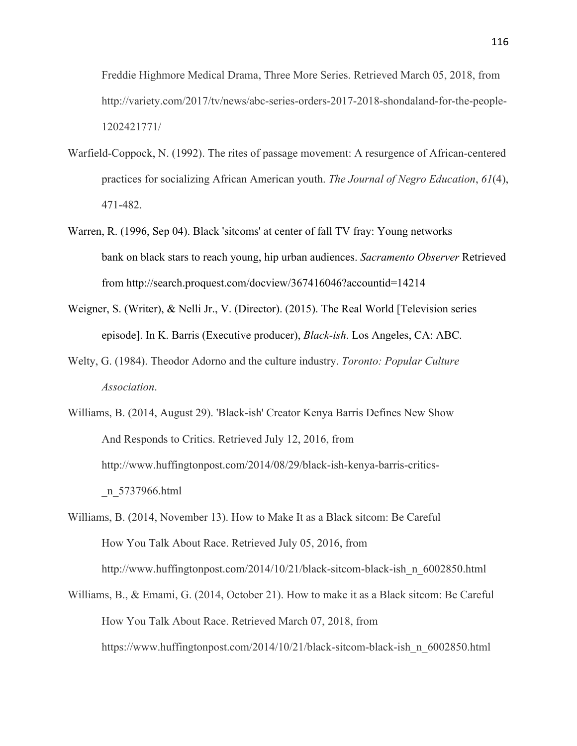Freddie Highmore Medical Drama, Three More Series. Retrieved March 05, 2018, from http://variety.com/2017/tv/news/abc-series-orders-2017-2018-shondaland-for-the-people-1202421771/

Warfield-Coppock, N. (1992). The rites of passage movement: A resurgence of African-centered practices for socializing African American youth. *The Journal of Negro Education*, *61*(4), 471-482.

Warren, R. (1996, Sep 04). Black 'sitcoms' at center of fall TV fray: Young networks bank on black stars to reach young, hip urban audiences. *Sacramento Observer* Retrieved from http://search.proquest.com/docview/367416046?accountid=14214

Weigner, S. (Writer), & Nelli Jr., V. (Director). (2015). The Real World [Television series episode]. In K. Barris (Executive producer), *Black-ish*. Los Angeles, CA: ABC.

Welty, G. (1984). Theodor Adorno and the culture industry. *Toronto: Popular Culture Association*.

Williams, B. (2014, August 29). 'Black-ish' Creator Kenya Barris Defines New Show And Responds to Critics. Retrieved July 12, 2016, from http://www.huffingtonpost.com/2014/08/29/black-ish-kenya-barris-critics-_n_5737966.html

Williams, B. (2014, November 13). How to Make It as a Black sitcom: Be Careful How You Talk About Race. Retrieved July 05, 2016, from http://www.huffingtonpost.com/2014/10/21/black-sitcom-black-ish_n_6002850.html

Williams, B., & Emami, G. (2014, October 21). How to make it as a Black sitcom: Be Careful How You Talk About Race. Retrieved March 07, 2018, from https://www.huffingtonpost.com/2014/10/21/black-sitcom-black-ish_n_6002850.html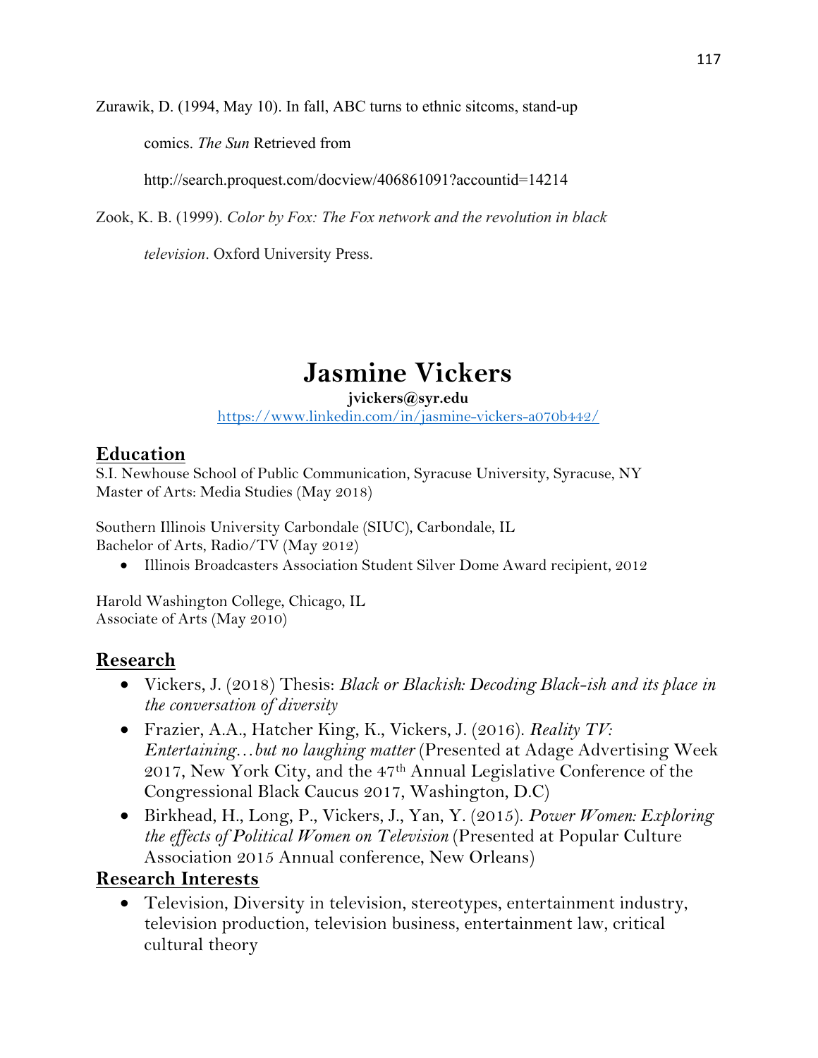Zurawik, D. (1994, May 10). In fall, ABC turns to ethnic sitcoms, stand-up comics. *The Sun* Retrieved from http://search.proquest.com/docview/406861091?accountid=14214

Zook, K. B. (1999). *Color by Fox: The Fox network and the revolution in black television*. Oxford University Press.

# Jasmine Vickers

**jvickers@syr.edu**

https://www.linkedin.com/in/jasmine-vickers-a070b442/

## Education

S.I. Newhouse School of Public Communication, Syracuse University, Syracuse, NY
Master of Arts: Media Studies (May 2018)

Southern Illinois University Carbondale (SIUC), Carbondale, IL
Bachelor of Arts, Radio/TV (May 2012)

- Illinois Broadcasters Association Student Silver Dome Award recipient, 2012

Harold Washington College, Chicago, IL
Associate of Arts (May 2010)

## Research

- Vickers, J. (2018) Thesis: *Black or Blackish: Decoding Black-ish and its place in the conversation of diversity*
- Frazier, A.A., Hatcher King, K., Vickers, J. (2016). *Reality TV: Entertaining…but no laughing matter* (Presented at Adage Advertising Week 2017, New York City, and the 47th Annual Legislative Conference of the Congressional Black Caucus 2017, Washington, D.C)
- Birkhead, H., Long, P., Vickers, J., Yan, Y. (2015). *Power Women: Exploring the effects of Political Women on Television* (Presented at Popular Culture Association 2015 Annual conference, New Orleans)

## Research Interests

- Television, Diversity in television, stereotypes, entertainment industry, television production, television business, entertainment law, critical cultural theory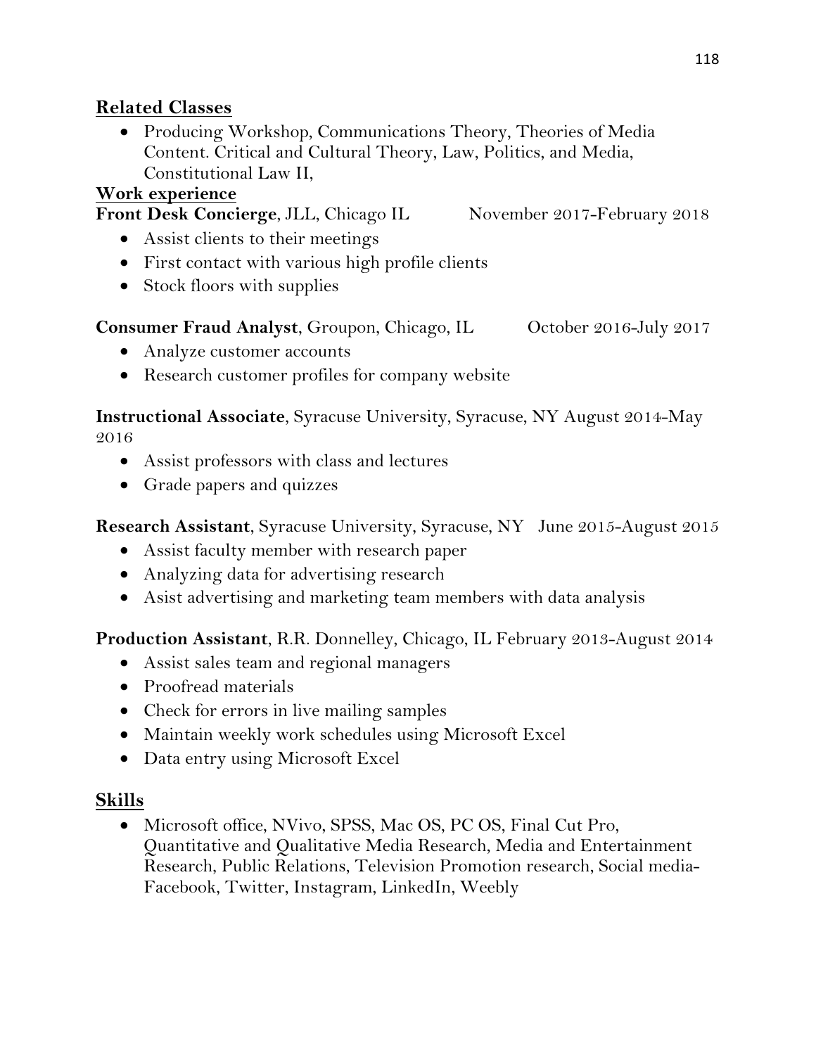## Related Classes

- Producing Workshop, Communications Theory, Theories of Media Content. Critical and Cultural Theory, Law, Politics, and Media, Constitutional Law II,

## Work experience

**Front Desk Concierge**, JLL, Chicago IL November 2017-February 2018

- Assist clients to their meetings
- First contact with various high profile clients
- Stock floors with supplies

**Consumer Fraud Analyst**, Groupon, Chicago, IL October 2016-July 2017

- Analyze customer accounts
- Research customer profiles for company website

**Instructional Associate**, Syracuse University, Syracuse, NY August 2014-May 2016

- Assist professors with class and lectures
- Grade papers and quizzes

**Research Assistant**, Syracuse University, Syracuse, NY June 2015-August 2015

- Assist faculty member with research paper
- Analyzing data for advertising research
- Asist advertising and marketing team members with data analysis

**Production Assistant**, R.R. Donnelley, Chicago, IL February 2013-August 2014

- Assist sales team and regional managers
- Proofread materials
- Check for errors in live mailing samples
- Maintain weekly work schedules using Microsoft Excel
- Data entry using Microsoft Excel

## Skills

- Microsoft office, NVivo, SPSS, Mac OS, PC OS, Final Cut Pro, Quantitative and Qualitative Media Research, Media and Entertainment Research, Public Relations, Television Promotion research, Social media- Facebook, Twitter, Instagram, LinkedIn, Weebly